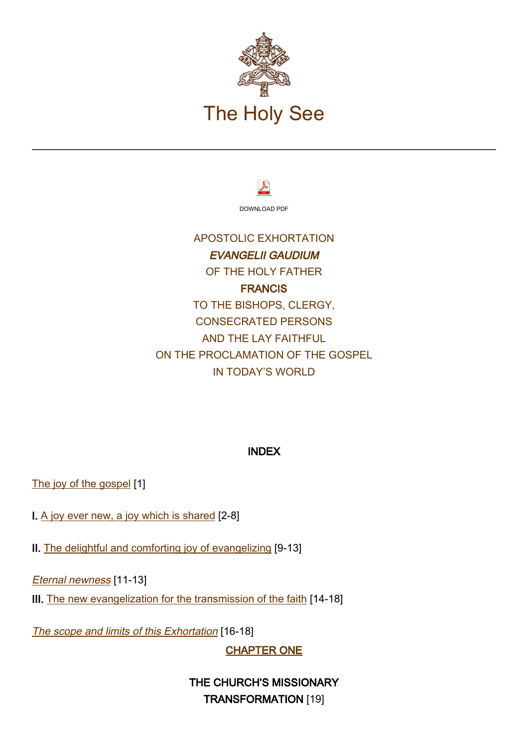# The Holy See

DOWNLOAD PDF

APOSTOLIC EXHORTATION
*EVANGELII GAUDIUM*
OF THE HOLY FATHER
**FRANCIS**
TO THE BISHOPS, CLERGY,
CONSECRATED PERSONS
AND THE LAY FAITHFUL
ON THE PROCLAMATION OF THE GOSPEL
IN TODAY'S WORLD

## INDEX

The joy of the gospel [1]

**I.** A joy ever new, a joy which is shared [2-8]

**II.** The delightful and comforting joy of evangelizing [9-13]

*Eternal newness* [11-13]

**III.** The new evangelization for the transmission of the faith [14-18]

*The scope and limits of this Exhortation* [16-18]

**CHAPTER ONE**

**THE CHURCH'S MISSIONARY TRANSFORMATION** [19]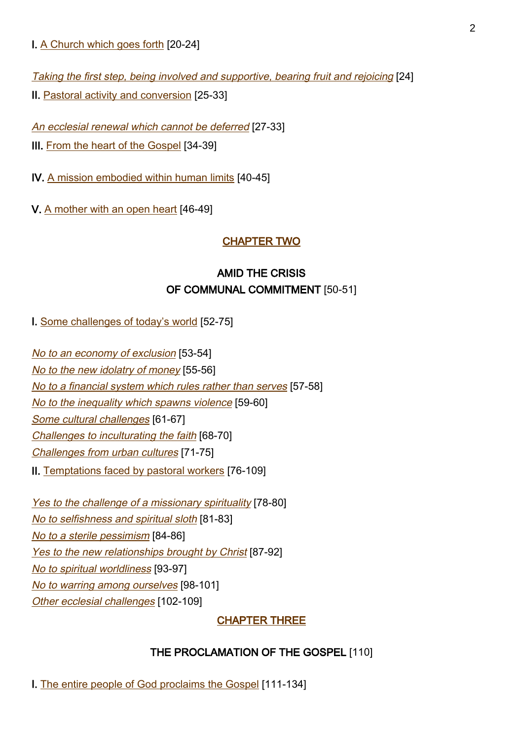I. A Church which goes forth [20-24]

*Taking the first step, being involved and supportive, bearing fruit and rejoicing* [24]

II. Pastoral activity and conversion [25-33]

*An ecclesial renewal which cannot be deferred* [27-33]

III. From the heart of the Gospel [34-39]

IV. A mission embodied within human limits [40-45]

V. A mother with an open heart [46-49]

## CHAPTER TWO

## AMID THE CRISIS OF COMMUNAL COMMITMENT [50-51]

I. Some challenges of today's world [52-75]

*No to an economy of exclusion* [53-54]
*No to the new idolatry of money* [55-56]
*No to a financial system which rules rather than serves* [57-58]
*No to the inequality which spawns violence* [59-60]
*Some cultural challenges* [61-67]
*Challenges to inculturating the faith* [68-70]
*Challenges from urban cultures* [71-75]

II. Temptations faced by pastoral workers [76-109]

*Yes to the challenge of a missionary spirituality* [78-80]
*No to selfishness and spiritual sloth* [81-83]
*No to a sterile pessimism* [84-86]
*Yes to the new relationships brought by Christ* [87-92]
*No to spiritual worldliness* [93-97]
*No to warring among ourselves* [98-101]
*Other ecclesial challenges* [102-109]

## CHAPTER THREE

## THE PROCLAMATION OF THE GOSPEL [110]

I. The entire people of God proclaims the Gospel [111-134]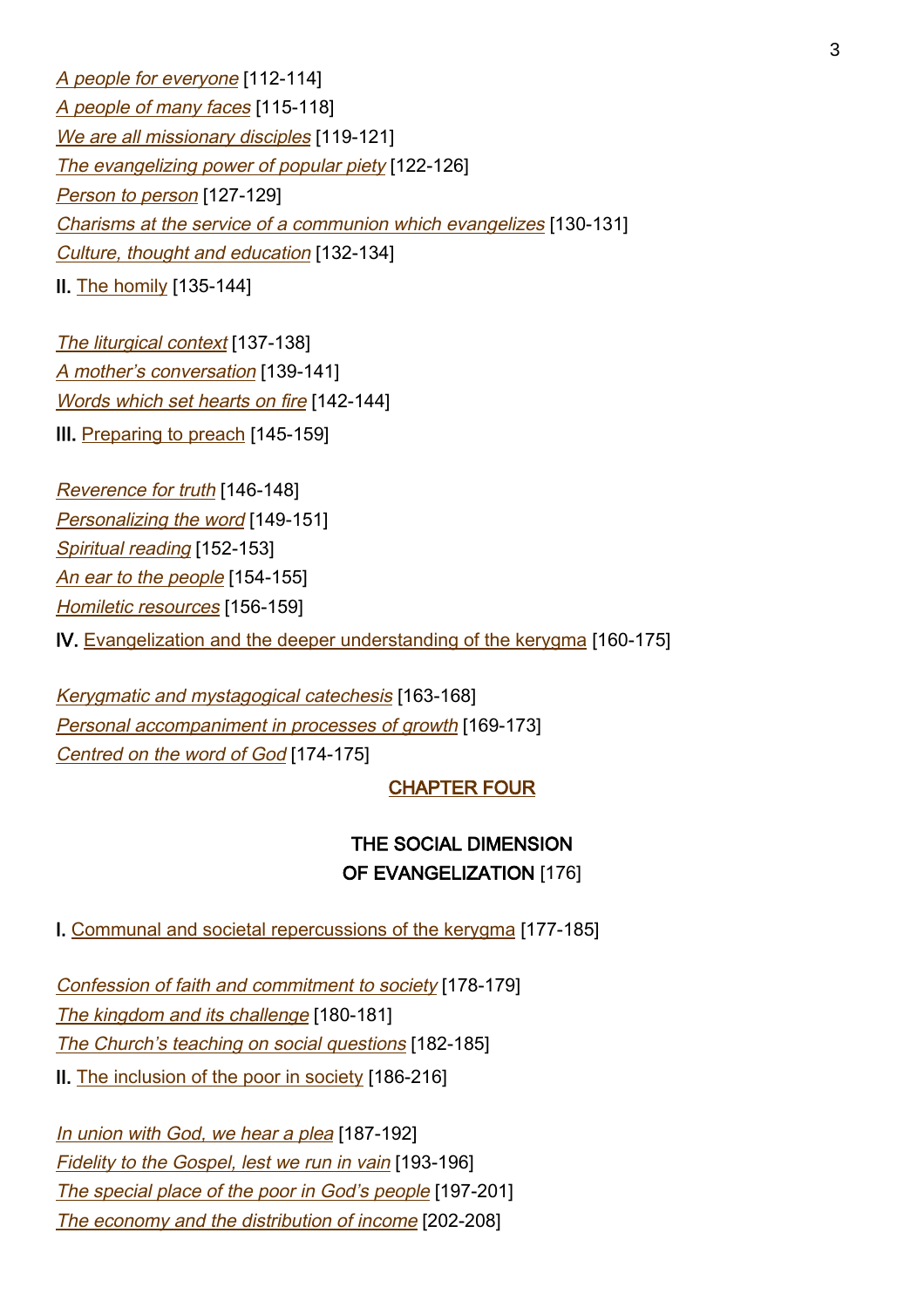*A people for everyone* [112-114]
*A people of many faces* [115-118]
*We are all missionary disciples* [119-121]
*The evangelizing power of popular piety* [122-126]
*Person to person* [127-129]
*Charisms at the service of a communion which evangelizes* [130-131]
*Culture, thought and education* [132-134]

II. The homily [135-144]

*The liturgical context* [137-138]
*A mother's conversation* [139-141]
*Words which set hearts on fire* [142-144]

III. Preparing to preach [145-159]

*Reverence for truth* [146-148]
*Personalizing the word* [149-151]
*Spiritual reading* [152-153]
*An ear to the people* [154-155]
*Homiletic resources* [156-159]

IV. Evangelization and the deeper understanding of the kerygma [160-175]

*Kerygmatic and mystagogical catechesis* [163-168]
*Personal accompaniment in processes of growth* [169-173]
*Centred on the word of God* [174-175]

## CHAPTER FOUR

## THE SOCIAL DIMENSION OF EVANGELIZATION [176]

I. Communal and societal repercussions of the kerygma [177-185]

*Confession of faith and commitment to society* [178-179]
*The kingdom and its challenge* [180-181]
*The Church's teaching on social questions* [182-185]

II. The inclusion of the poor in society [186-216]

*In union with God, we hear a plea* [187-192]
*Fidelity to the Gospel, lest we run in vain* [193-196]
*The special place of the poor in God's people* [197-201]
*The economy and the distribution of income* [202-208]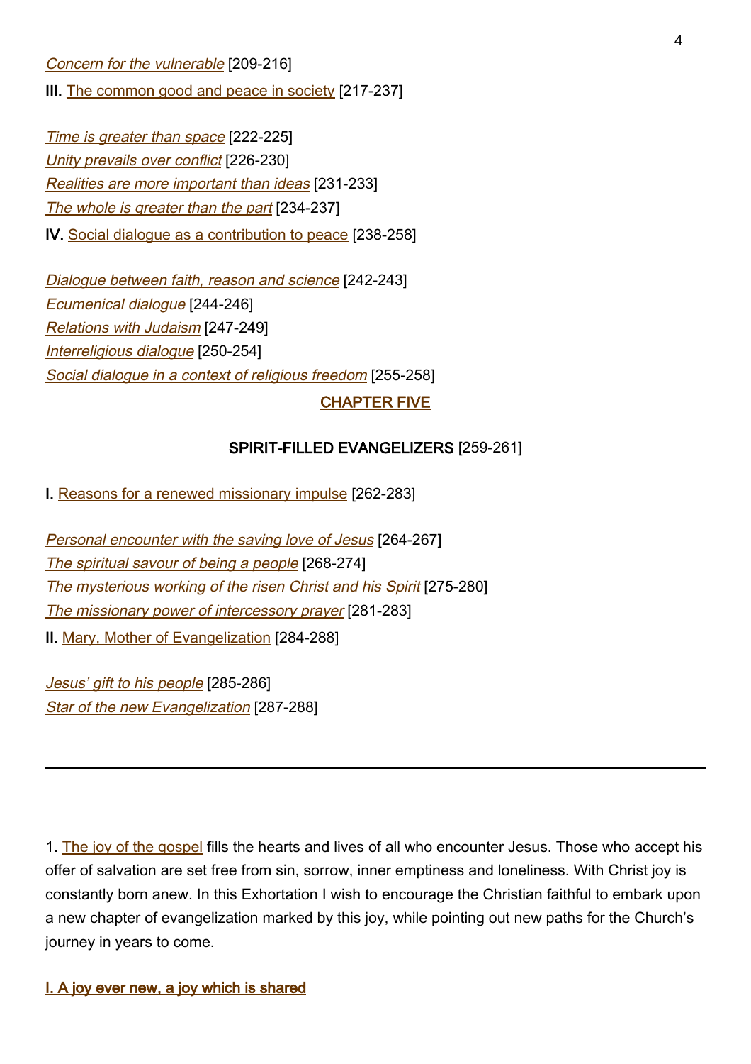*Concern for the vulnerable* [209-216]

**III.** The common good and peace in society [217-237]

*Time is greater than space* [222-225]
*Unity prevails over conflict* [226-230]
*Realities are more important than ideas* [231-233]
*The whole is greater than the part* [234-237]

**IV.** Social dialogue as a contribution to peace [238-258]

*Dialogue between faith, reason and science* [242-243]
*Ecumenical dialogue* [244-246]
*Relations with Judaism* [247-249]
*Interreligious dialogue* [250-254]
*Social dialogue in a context of religious freedom* [255-258]

## CHAPTER FIVE

## SPIRIT-FILLED EVANGELIZERS [259-261]

**I.** Reasons for a renewed missionary impulse [262-283]

*Personal encounter with the saving love of Jesus* [264-267]
*The spiritual savour of being a people* [268-274]
*The mysterious working of the risen Christ and his Spirit* [275-280]
*The missionary power of intercessory prayer* [281-283]

**II.** Mary, Mother of Evangelization [284-288]

*Jesus' gift to his people* [285-286]
*Star of the new Evangelization* [287-288]

---

1. The joy of the gospel fills the hearts and lives of all who encounter Jesus. Those who accept his offer of salvation are set free from sin, sorrow, inner emptiness and loneliness. With Christ joy is constantly born anew. In this Exhortation I wish to encourage the Christian faithful to embark upon a new chapter of evangelization marked by this joy, while pointing out new paths for the Church's journey in years to come.

## I. A joy ever new, a joy which is shared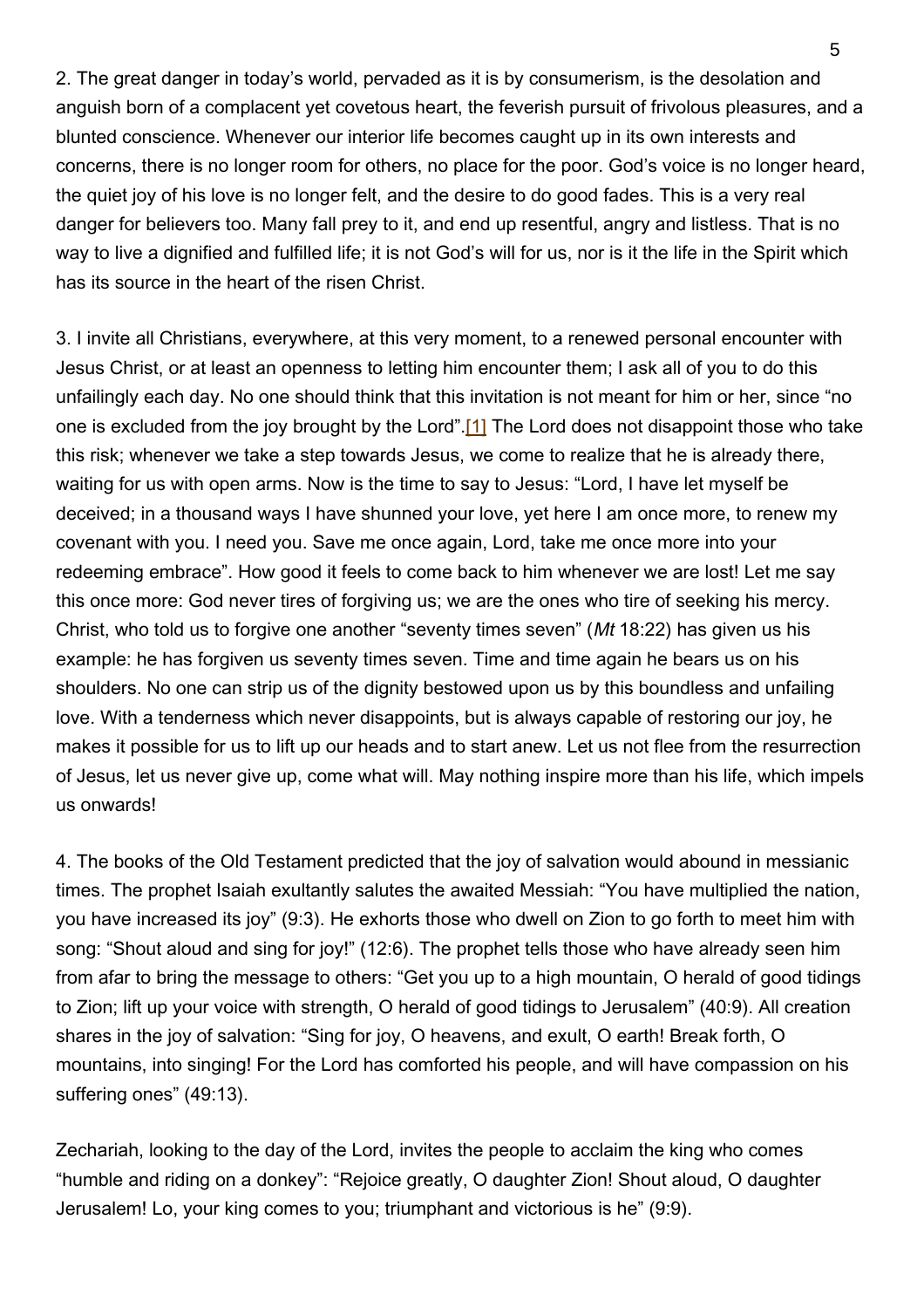2. The great danger in today's world, pervaded as it is by consumerism, is the desolation and anguish born of a complacent yet covetous heart, the feverish pursuit of frivolous pleasures, and a blunted conscience. Whenever our interior life becomes caught up in its own interests and concerns, there is no longer room for others, no place for the poor. God's voice is no longer heard, the quiet joy of his love is no longer felt, and the desire to do good fades. This is a very real danger for believers too. Many fall prey to it, and end up resentful, angry and listless. That is no way to live a dignified and fulfilled life; it is not God's will for us, nor is it the life in the Spirit which has its source in the heart of the risen Christ.

3. I invite all Christians, everywhere, at this very moment, to a renewed personal encounter with Jesus Christ, or at least an openness to letting him encounter them; I ask all of you to do this unfailingly each day. No one should think that this invitation is not meant for him or her, since "no one is excluded from the joy brought by the Lord".[1] The Lord does not disappoint those who take this risk; whenever we take a step towards Jesus, we come to realize that he is already there, waiting for us with open arms. Now is the time to say to Jesus: "Lord, I have let myself be deceived; in a thousand ways I have shunned your love, yet here I am once more, to renew my covenant with you. I need you. Save me once again, Lord, take me once more into your redeeming embrace". How good it feels to come back to him whenever we are lost! Let me say this once more: God never tires of forgiving us; we are the ones who tire of seeking his mercy. Christ, who told us to forgive one another "seventy times seven" (*Mt* 18:22) has given us his example: he has forgiven us seventy times seven. Time and time again he bears us on his shoulders. No one can strip us of the dignity bestowed upon us by this boundless and unfailing love. With a tenderness which never disappoints, but is always capable of restoring our joy, he makes it possible for us to lift up our heads and to start anew. Let us not flee from the resurrection of Jesus, let us never give up, come what will. May nothing inspire more than his life, which impels us onwards!

4. The books of the Old Testament predicted that the joy of salvation would abound in messianic times. The prophet Isaiah exultantly salutes the awaited Messiah: "You have multiplied the nation, you have increased its joy" (9:3). He exhorts those who dwell on Zion to go forth to meet him with song: "Shout aloud and sing for joy!" (12:6). The prophet tells those who have already seen him from afar to bring the message to others: "Get you up to a high mountain, O herald of good tidings to Zion; lift up your voice with strength, O herald of good tidings to Jerusalem" (40:9). All creation shares in the joy of salvation: "Sing for joy, O heavens, and exult, O earth! Break forth, O mountains, into singing! For the Lord has comforted his people, and will have compassion on his suffering ones" (49:13).

Zechariah, looking to the day of the Lord, invites the people to acclaim the king who comes "humble and riding on a donkey": "Rejoice greatly, O daughter Zion! Shout aloud, O daughter Jerusalem! Lo, your king comes to you; triumphant and victorious is he" (9:9).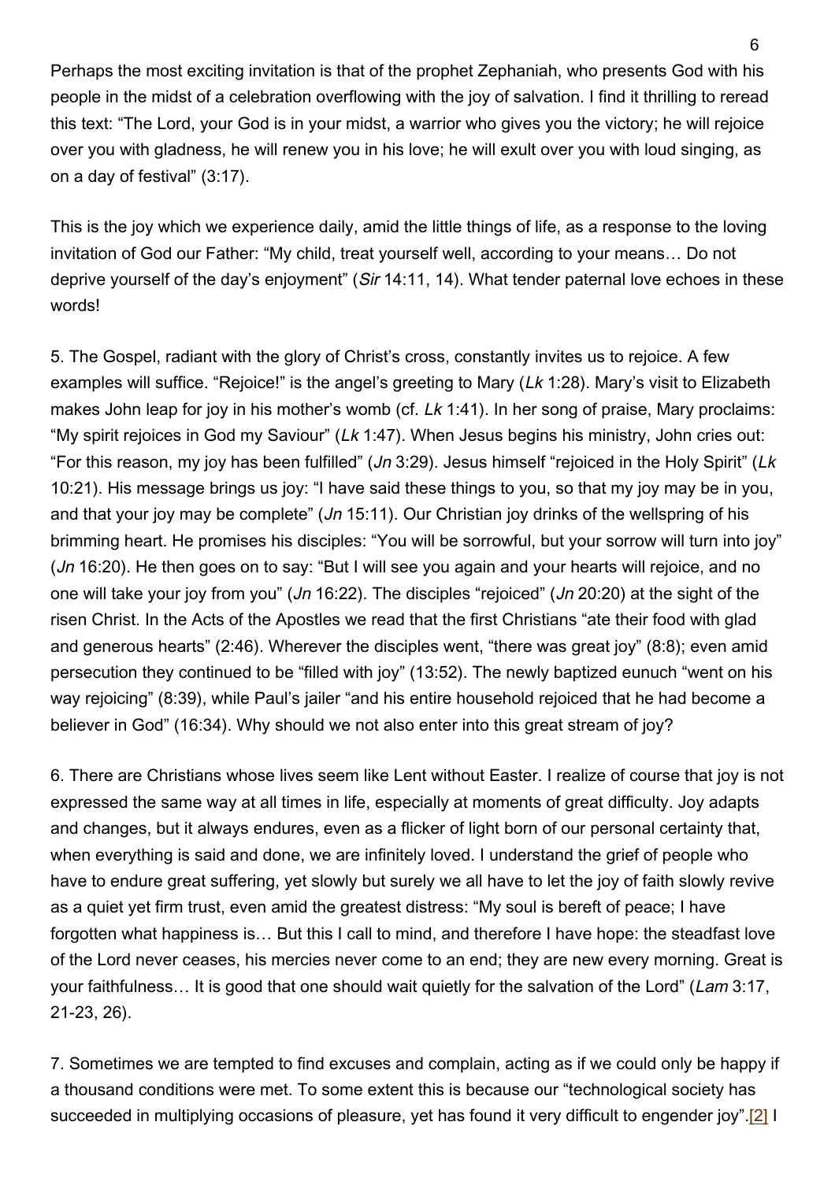Perhaps the most exciting invitation is that of the prophet Zephaniah, who presents God with his people in the midst of a celebration overflowing with the joy of salvation. I find it thrilling to reread this text: "The Lord, your God is in your midst, a warrior who gives you the victory; he will rejoice over you with gladness, he will renew you in his love; he will exult over you with loud singing, as on a day of festival" (3:17).

This is the joy which we experience daily, amid the little things of life, as a response to the loving invitation of God our Father: "My child, treat yourself well, according to your means… Do not deprive yourself of the day's enjoyment" (*Sir* 14:11, 14). What tender paternal love echoes in these words!

5. The Gospel, radiant with the glory of Christ's cross, constantly invites us to rejoice. A few examples will suffice. "Rejoice!" is the angel's greeting to Mary (*Lk* 1:28). Mary's visit to Elizabeth makes John leap for joy in his mother's womb (cf. *Lk* 1:41). In her song of praise, Mary proclaims: "My spirit rejoices in God my Saviour" (*Lk* 1:47). When Jesus begins his ministry, John cries out: "For this reason, my joy has been fulfilled" (*Jn* 3:29). Jesus himself "rejoiced in the Holy Spirit" (*Lk* 10:21). His message brings us joy: "I have said these things to you, so that my joy may be in you, and that your joy may be complete" (*Jn* 15:11). Our Christian joy drinks of the wellspring of his brimming heart. He promises his disciples: "You will be sorrowful, but your sorrow will turn into joy" (*Jn* 16:20). He then goes on to say: "But I will see you again and your hearts will rejoice, and no one will take your joy from you" (*Jn* 16:22). The disciples "rejoiced" (*Jn* 20:20) at the sight of the risen Christ. In the Acts of the Apostles we read that the first Christians "ate their food with glad and generous hearts" (2:46). Wherever the disciples went, "there was great joy" (8:8); even amid persecution they continued to be "filled with joy" (13:52). The newly baptized eunuch "went on his way rejoicing" (8:39), while Paul's jailer "and his entire household rejoiced that he had become a believer in God" (16:34). Why should we not also enter into this great stream of joy?

6. There are Christians whose lives seem like Lent without Easter. I realize of course that joy is not expressed the same way at all times in life, especially at moments of great difficulty. Joy adapts and changes, but it always endures, even as a flicker of light born of our personal certainty that, when everything is said and done, we are infinitely loved. I understand the grief of people who have to endure great suffering, yet slowly but surely we all have to let the joy of faith slowly revive as a quiet yet firm trust, even amid the greatest distress: "My soul is bereft of peace; I have forgotten what happiness is… But this I call to mind, and therefore I have hope: the steadfast love of the Lord never ceases, his mercies never come to an end; they are new every morning. Great is your faithfulness… It is good that one should wait quietly for the salvation of the Lord" (*Lam* 3:17, 21-23, 26).

7. Sometimes we are tempted to find excuses and complain, acting as if we could only be happy if a thousand conditions were met. To some extent this is because our "technological society has succeeded in multiplying occasions of pleasure, yet has found it very difficult to engender joy".[2] I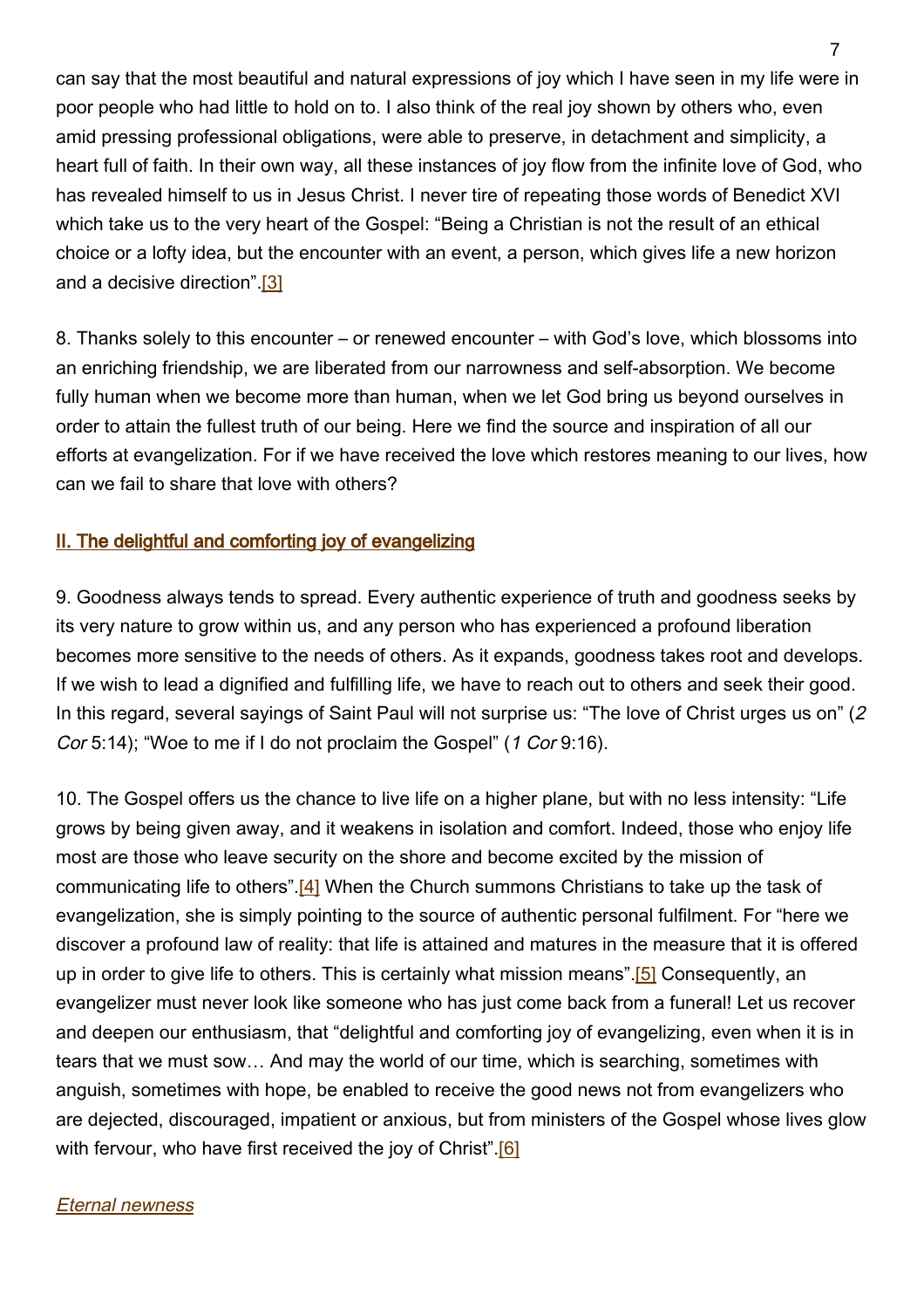can say that the most beautiful and natural expressions of joy which I have seen in my life were in poor people who had little to hold on to. I also think of the real joy shown by others who, even amid pressing professional obligations, were able to preserve, in detachment and simplicity, a heart full of faith. In their own way, all these instances of joy flow from the infinite love of God, who has revealed himself to us in Jesus Christ. I never tire of repeating those words of Benedict XVI which take us to the very heart of the Gospel: "Being a Christian is not the result of an ethical choice or a lofty idea, but the encounter with an event, a person, which gives life a new horizon and a decisive direction".[3]

8. Thanks solely to this encounter – or renewed encounter – with God's love, which blossoms into an enriching friendship, we are liberated from our narrowness and self-absorption. We become fully human when we become more than human, when we let God bring us beyond ourselves in order to attain the fullest truth of our being. Here we find the source and inspiration of all our efforts at evangelization. For if we have received the love which restores meaning to our lives, how can we fail to share that love with others?

## II. The delightful and comforting joy of evangelizing

9. Goodness always tends to spread. Every authentic experience of truth and goodness seeks by its very nature to grow within us, and any person who has experienced a profound liberation becomes more sensitive to the needs of others. As it expands, goodness takes root and develops. If we wish to lead a dignified and fulfilling life, we have to reach out to others and seek their good. In this regard, several sayings of Saint Paul will not surprise us: "The love of Christ urges us on" (*2 Cor* 5:14); "Woe to me if I do not proclaim the Gospel" (*1 Cor* 9:16).

10. The Gospel offers us the chance to live life on a higher plane, but with no less intensity: "Life grows by being given away, and it weakens in isolation and comfort. Indeed, those who enjoy life most are those who leave security on the shore and become excited by the mission of communicating life to others".[4] When the Church summons Christians to take up the task of evangelization, she is simply pointing to the source of authentic personal fulfilment. For "here we discover a profound law of reality: that life is attained and matures in the measure that it is offered up in order to give life to others. This is certainly what mission means".[5] Consequently, an evangelizer must never look like someone who has just come back from a funeral! Let us recover and deepen our enthusiasm, that "delightful and comforting joy of evangelizing, even when it is in tears that we must sow… And may the world of our time, which is searching, sometimes with anguish, sometimes with hope, be enabled to receive the good news not from evangelizers who are dejected, discouraged, impatient or anxious, but from ministers of the Gospel whose lives glow with fervour, who have first received the joy of Christ".[6]

### *Eternal newness*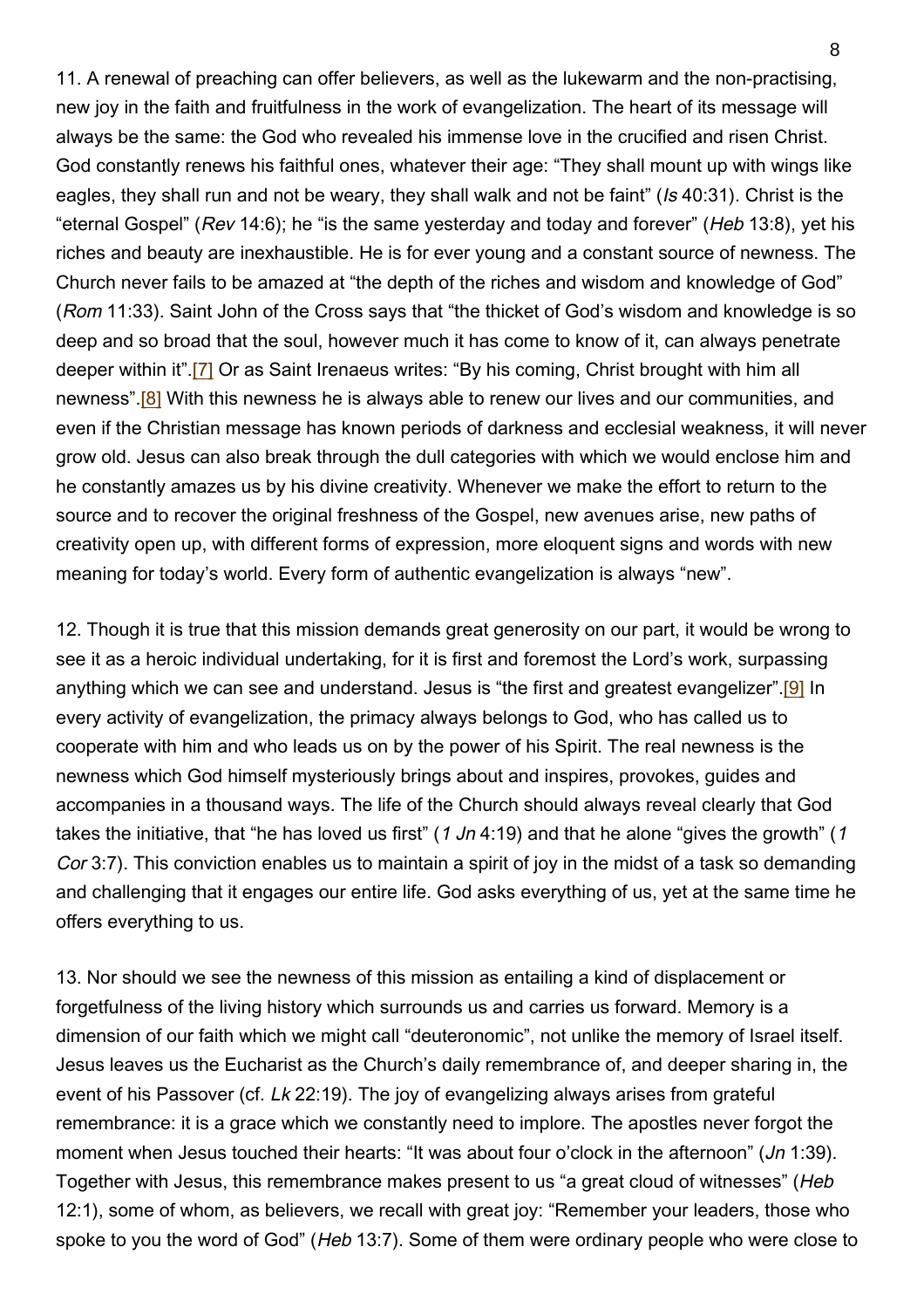11. A renewal of preaching can offer believers, as well as the lukewarm and the non-practising, new joy in the faith and fruitfulness in the work of evangelization. The heart of its message will always be the same: the God who revealed his immense love in the crucified and risen Christ. God constantly renews his faithful ones, whatever their age: "They shall mount up with wings like eagles, they shall run and not be weary, they shall walk and not be faint" (*Is* 40:31). Christ is the "eternal Gospel" (*Rev* 14:6); he "is the same yesterday and today and forever" (*Heb* 13:8), yet his riches and beauty are inexhaustible. He is for ever young and a constant source of newness. The Church never fails to be amazed at "the depth of the riches and wisdom and knowledge of God" (*Rom* 11:33). Saint John of the Cross says that "the thicket of God's wisdom and knowledge is so deep and so broad that the soul, however much it has come to know of it, can always penetrate deeper within it".[7] Or as Saint Irenaeus writes: "By his coming, Christ brought with him all newness".[8] With this newness he is always able to renew our lives and our communities, and even if the Christian message has known periods of darkness and ecclesial weakness, it will never grow old. Jesus can also break through the dull categories with which we would enclose him and he constantly amazes us by his divine creativity. Whenever we make the effort to return to the source and to recover the original freshness of the Gospel, new avenues arise, new paths of creativity open up, with different forms of expression, more eloquent signs and words with new meaning for today's world. Every form of authentic evangelization is always "new".

12. Though it is true that this mission demands great generosity on our part, it would be wrong to see it as a heroic individual undertaking, for it is first and foremost the Lord's work, surpassing anything which we can see and understand. Jesus is "the first and greatest evangelizer".[9] In every activity of evangelization, the primacy always belongs to God, who has called us to cooperate with him and who leads us on by the power of his Spirit. The real newness is the newness which God himself mysteriously brings about and inspires, provokes, guides and accompanies in a thousand ways. The life of the Church should always reveal clearly that God takes the initiative, that "he has loved us first" (*1 Jn* 4:19) and that he alone "gives the growth" (*1 Cor* 3:7). This conviction enables us to maintain a spirit of joy in the midst of a task so demanding and challenging that it engages our entire life. God asks everything of us, yet at the same time he offers everything to us.

13. Nor should we see the newness of this mission as entailing a kind of displacement or forgetfulness of the living history which surrounds us and carries us forward. Memory is a dimension of our faith which we might call "deuteronomic", not unlike the memory of Israel itself. Jesus leaves us the Eucharist as the Church's daily remembrance of, and deeper sharing in, the event of his Passover (cf. *Lk* 22:19). The joy of evangelizing always arises from grateful remembrance: it is a grace which we constantly need to implore. The apostles never forgot the moment when Jesus touched their hearts: "It was about four o'clock in the afternoon" (*Jn* 1:39). Together with Jesus, this remembrance makes present to us "a great cloud of witnesses" (*Heb* 12:1), some of whom, as believers, we recall with great joy: "Remember your leaders, those who spoke to you the word of God" (*Heb* 13:7). Some of them were ordinary people who were close to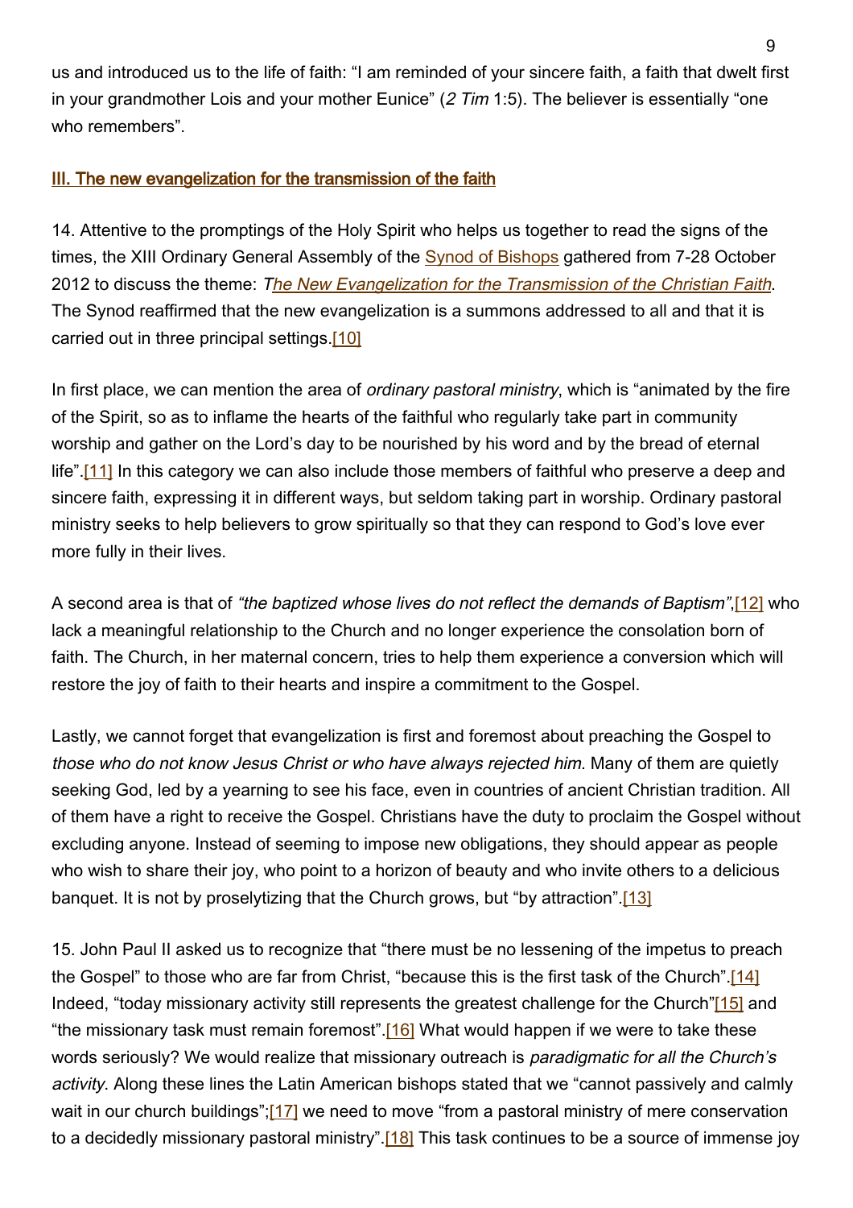us and introduced us to the life of faith: "I am reminded of your sincere faith, a faith that dwelt first in your grandmother Lois and your mother Eunice" (*2 Tim* 1:5). The believer is essentially "one who remembers".

## III. The new evangelization for the transmission of the faith

14. Attentive to the promptings of the Holy Spirit who helps us together to read the signs of the times, the XIII Ordinary General Assembly of the Synod of Bishops gathered from 7-28 October 2012 to discuss the theme: *The New Evangelization for the Transmission of the Christian Faith*. The Synod reaffirmed that the new evangelization is a summons addressed to all and that it is carried out in three principal settings.[10]

In first place, we can mention the area of *ordinary pastoral ministry*, which is "animated by the fire of the Spirit, so as to inflame the hearts of the faithful who regularly take part in community worship and gather on the Lord's day to be nourished by his word and by the bread of eternal life".[11] In this category we can also include those members of faithful who preserve a deep and sincere faith, expressing it in different ways, but seldom taking part in worship. Ordinary pastoral ministry seeks to help believers to grow spiritually so that they can respond to God's love ever more fully in their lives.

A second area is that of *"the baptized whose lives do not reflect the demands of Baptism"*,[12] who lack a meaningful relationship to the Church and no longer experience the consolation born of faith. The Church, in her maternal concern, tries to help them experience a conversion which will restore the joy of faith to their hearts and inspire a commitment to the Gospel.

Lastly, we cannot forget that evangelization is first and foremost about preaching the Gospel to *those who do not know Jesus Christ or who have always rejected him*. Many of them are quietly seeking God, led by a yearning to see his face, even in countries of ancient Christian tradition. All of them have a right to receive the Gospel. Christians have the duty to proclaim the Gospel without excluding anyone. Instead of seeming to impose new obligations, they should appear as people who wish to share their joy, who point to a horizon of beauty and who invite others to a delicious banquet. It is not by proselytizing that the Church grows, but "by attraction".[13]

15. John Paul II asked us to recognize that "there must be no lessening of the impetus to preach the Gospel" to those who are far from Christ, "because this is the first task of the Church".[14] Indeed, "today missionary activity still represents the greatest challenge for the Church"[15] and "the missionary task must remain foremost".[16] What would happen if we were to take these words seriously? We would realize that missionary outreach is *paradigmatic for all the Church's activity*. Along these lines the Latin American bishops stated that we "cannot passively and calmly wait in our church buildings";[17] we need to move "from a pastoral ministry of mere conservation to a decidedly missionary pastoral ministry".[18] This task continues to be a source of immense joy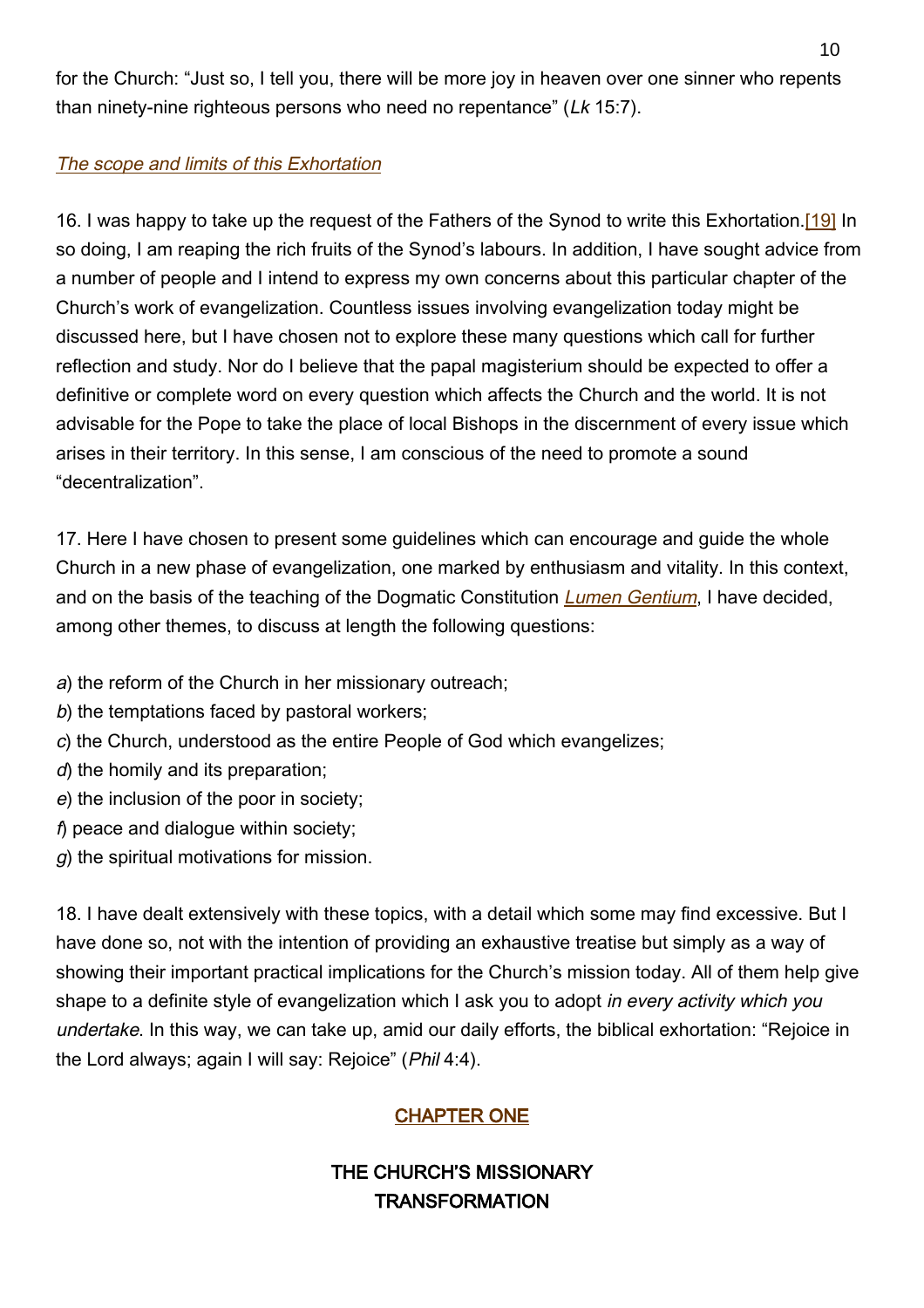for the Church: “Just so, I tell you, there will be more joy in heaven over one sinner who repents than ninety-nine righteous persons who need no repentance” (*Lk* 15:7).

### *The scope and limits of this Exhortation*

16. I was happy to take up the request of the Fathers of the Synod to write this Exhortation.[19] In so doing, I am reaping the rich fruits of the Synod’s labours. In addition, I have sought advice from a number of people and I intend to express my own concerns about this particular chapter of the Church’s work of evangelization. Countless issues involving evangelization today might be discussed here, but I have chosen not to explore these many questions which call for further reflection and study. Nor do I believe that the papal magisterium should be expected to offer a definitive or complete word on every question which affects the Church and the world. It is not advisable for the Pope to take the place of local Bishops in the discernment of every issue which arises in their territory. In this sense, I am conscious of the need to promote a sound “decentralization”.

17. Here I have chosen to present some guidelines which can encourage and guide the whole Church in a new phase of evangelization, one marked by enthusiasm and vitality. In this context, and on the basis of the teaching of the Dogmatic Constitution *Lumen Gentium*, I have decided, among other themes, to discuss at length the following questions:

*a*) the reform of the Church in her missionary outreach;
*b*) the temptations faced by pastoral workers;
*c*) the Church, understood as the entire People of God which evangelizes;
*d*) the homily and its preparation;
*e*) the inclusion of the poor in society;
*f*) peace and dialogue within society;
*g*) the spiritual motivations for mission.

18. I have dealt extensively with these topics, with a detail which some may find excessive. But I have done so, not with the intention of providing an exhaustive treatise but simply as a way of showing their important practical implications for the Church’s mission today. All of them help give shape to a definite style of evangelization which I ask you to adopt *in every activity which you undertake*. In this way, we can take up, amid our daily efforts, the biblical exhortation: “Rejoice in the Lord always; again I will say: Rejoice” (*Phil* 4:4).

## CHAPTER ONE

## THE CHURCH’S MISSIONARY TRANSFORMATION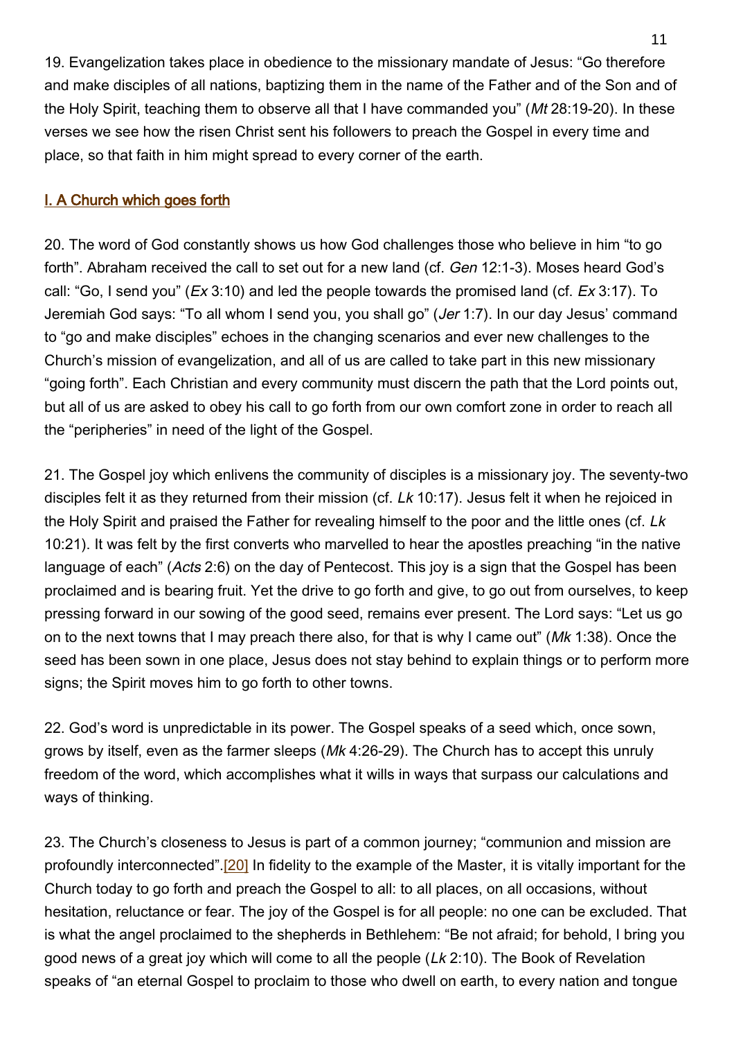19. Evangelization takes place in obedience to the missionary mandate of Jesus: “Go therefore and make disciples of all nations, baptizing them in the name of the Father and of the Son and of the Holy Spirit, teaching them to observe all that I have commanded you” (*Mt* 28:19-20). In these verses we see how the risen Christ sent his followers to preach the Gospel in every time and place, so that faith in him might spread to every corner of the earth.

## I. A Church which goes forth

20. The word of God constantly shows us how God challenges those who believe in him “to go forth”. Abraham received the call to set out for a new land (cf. *Gen* 12:1-3). Moses heard God’s call: “Go, I send you” (*Ex* 3:10) and led the people towards the promised land (cf. *Ex* 3:17). To Jeremiah God says: “To all whom I send you, you shall go” (*Jer* 1:7). In our day Jesus’ command to “go and make disciples” echoes in the changing scenarios and ever new challenges to the Church’s mission of evangelization, and all of us are called to take part in this new missionary “going forth”. Each Christian and every community must discern the path that the Lord points out, but all of us are asked to obey his call to go forth from our own comfort zone in order to reach all the “peripheries” in need of the light of the Gospel.

21. The Gospel joy which enlivens the community of disciples is a missionary joy. The seventy-two disciples felt it as they returned from their mission (cf. *Lk* 10:17). Jesus felt it when he rejoiced in the Holy Spirit and praised the Father for revealing himself to the poor and the little ones (cf. *Lk* 10:21). It was felt by the first converts who marvelled to hear the apostles preaching “in the native language of each” (*Acts* 2:6) on the day of Pentecost. This joy is a sign that the Gospel has been proclaimed and is bearing fruit. Yet the drive to go forth and give, to go out from ourselves, to keep pressing forward in our sowing of the good seed, remains ever present. The Lord says: “Let us go on to the next towns that I may preach there also, for that is why I came out” (*Mk* 1:38). Once the seed has been sown in one place, Jesus does not stay behind to explain things or to perform more signs; the Spirit moves him to go forth to other towns.

22. God’s word is unpredictable in its power. The Gospel speaks of a seed which, once sown, grows by itself, even as the farmer sleeps (*Mk* 4:26-29). The Church has to accept this unruly freedom of the word, which accomplishes what it wills in ways that surpass our calculations and ways of thinking.

23. The Church’s closeness to Jesus is part of a common journey; “communion and mission are profoundly interconnected”.[20] In fidelity to the example of the Master, it is vitally important for the Church today to go forth and preach the Gospel to all: to all places, on all occasions, without hesitation, reluctance or fear. The joy of the Gospel is for all people: no one can be excluded. That is what the angel proclaimed to the shepherds in Bethlehem: “Be not afraid; for behold, I bring you good news of a great joy which will come to all the people (*Lk* 2:10). The Book of Revelation speaks of “an eternal Gospel to proclaim to those who dwell on earth, to every nation and tongue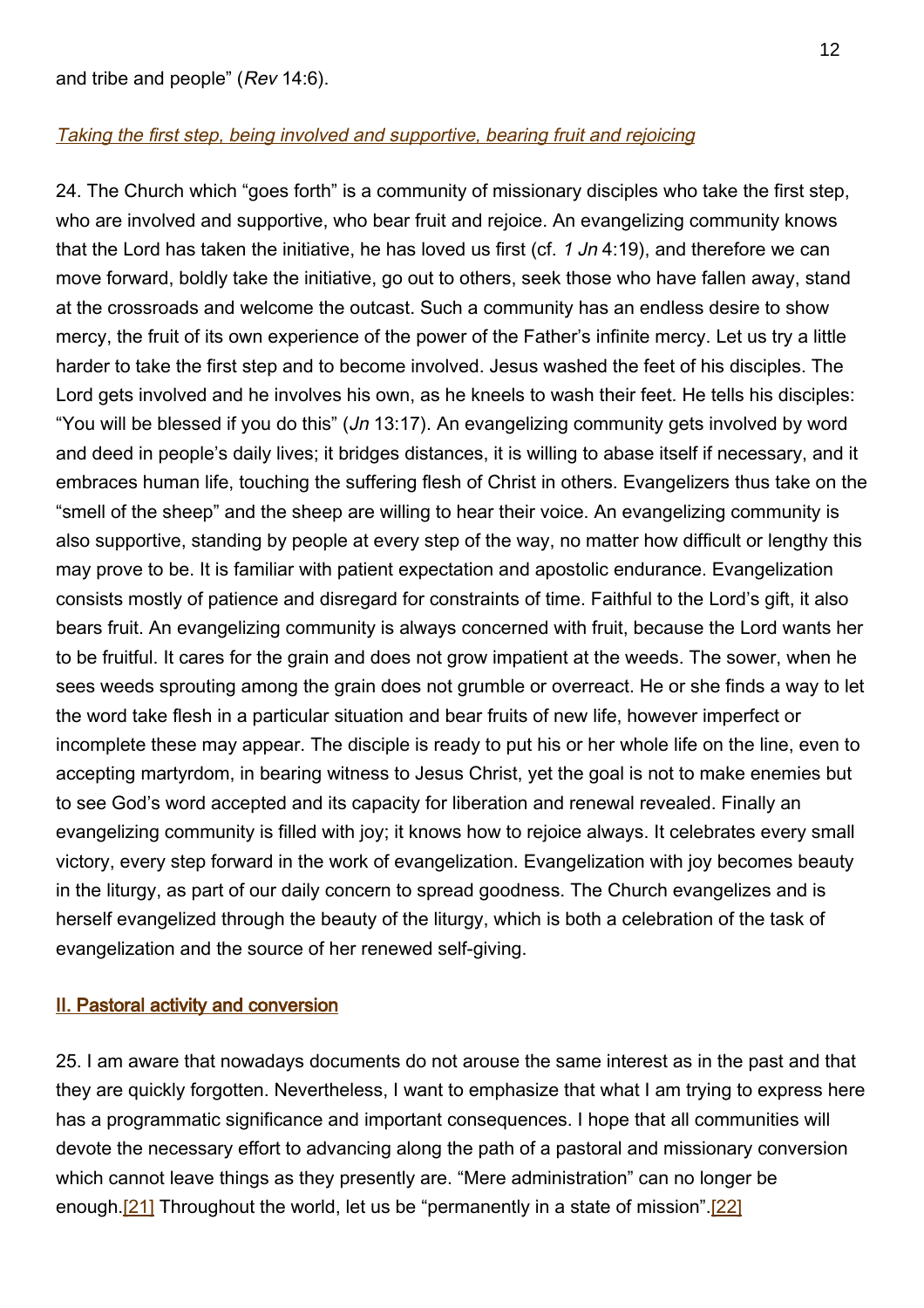and tribe and people" (*Rev* 14:6).

### *Taking the first step, being involved and supportive, bearing fruit and rejoicing*

24. The Church which "goes forth" is a community of missionary disciples who take the first step, who are involved and supportive, who bear fruit and rejoice. An evangelizing community knows that the Lord has taken the initiative, he has loved us first (cf. *1 Jn* 4:19), and therefore we can move forward, boldly take the initiative, go out to others, seek those who have fallen away, stand at the crossroads and welcome the outcast. Such a community has an endless desire to show mercy, the fruit of its own experience of the power of the Father's infinite mercy. Let us try a little harder to take the first step and to become involved. Jesus washed the feet of his disciples. The Lord gets involved and he involves his own, as he kneels to wash their feet. He tells his disciples: "You will be blessed if you do this" (*Jn* 13:17). An evangelizing community gets involved by word and deed in people's daily lives; it bridges distances, it is willing to abase itself if necessary, and it embraces human life, touching the suffering flesh of Christ in others. Evangelizers thus take on the "smell of the sheep" and the sheep are willing to hear their voice. An evangelizing community is also supportive, standing by people at every step of the way, no matter how difficult or lengthy this may prove to be. It is familiar with patient expectation and apostolic endurance. Evangelization consists mostly of patience and disregard for constraints of time. Faithful to the Lord's gift, it also bears fruit. An evangelizing community is always concerned with fruit, because the Lord wants her to be fruitful. It cares for the grain and does not grow impatient at the weeds. The sower, when he sees weeds sprouting among the grain does not grumble or overreact. He or she finds a way to let the word take flesh in a particular situation and bear fruits of new life, however imperfect or incomplete these may appear. The disciple is ready to put his or her whole life on the line, even to accepting martyrdom, in bearing witness to Jesus Christ, yet the goal is not to make enemies but to see God's word accepted and its capacity for liberation and renewal revealed. Finally an evangelizing community is filled with joy; it knows how to rejoice always. It celebrates every small victory, every step forward in the work of evangelization. Evangelization with joy becomes beauty in the liturgy, as part of our daily concern to spread goodness. The Church evangelizes and is herself evangelized through the beauty of the liturgy, which is both a celebration of the task of evangelization and the source of her renewed self-giving.

## II. Pastoral activity and conversion

25. I am aware that nowadays documents do not arouse the same interest as in the past and that they are quickly forgotten. Nevertheless, I want to emphasize that what I am trying to express here has a programmatic significance and important consequences. I hope that all communities will devote the necessary effort to advancing along the path of a pastoral and missionary conversion which cannot leave things as they presently are. "Mere administration" can no longer be enough.[21] Throughout the world, let us be "permanently in a state of mission".[22]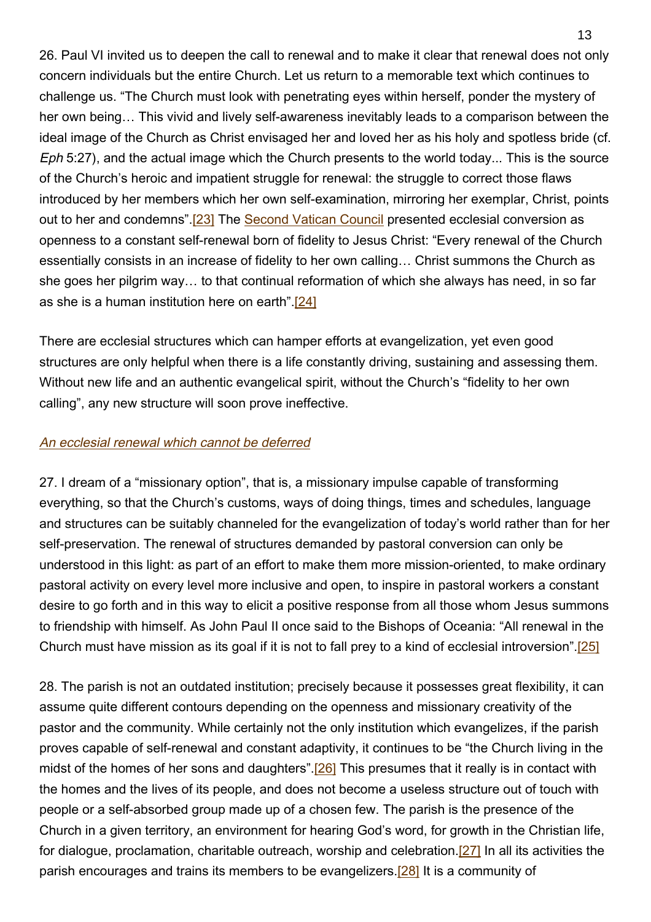26. Paul VI invited us to deepen the call to renewal and to make it clear that renewal does not only concern individuals but the entire Church. Let us return to a memorable text which continues to challenge us. "The Church must look with penetrating eyes within herself, ponder the mystery of her own being… This vivid and lively self-awareness inevitably leads to a comparison between the ideal image of the Church as Christ envisaged her and loved her as his holy and spotless bride (cf. *Eph* 5:27), and the actual image which the Church presents to the world today... This is the source of the Church's heroic and impatient struggle for renewal: the struggle to correct those flaws introduced by her members which her own self-examination, mirroring her exemplar, Christ, points out to her and condemns".[23] The Second Vatican Council presented ecclesial conversion as openness to a constant self-renewal born of fidelity to Jesus Christ: "Every renewal of the Church essentially consists in an increase of fidelity to her own calling… Christ summons the Church as she goes her pilgrim way… to that continual reformation of which she always has need, in so far as she is a human institution here on earth".[24]

There are ecclesial structures which can hamper efforts at evangelization, yet even good structures are only helpful when there is a life constantly driving, sustaining and assessing them. Without new life and an authentic evangelical spirit, without the Church's "fidelity to her own calling", any new structure will soon prove ineffective.

*An ecclesial renewal which cannot be deferred*

27. I dream of a "missionary option", that is, a missionary impulse capable of transforming everything, so that the Church's customs, ways of doing things, times and schedules, language and structures can be suitably channeled for the evangelization of today's world rather than for her self-preservation. The renewal of structures demanded by pastoral conversion can only be understood in this light: as part of an effort to make them more mission-oriented, to make ordinary pastoral activity on every level more inclusive and open, to inspire in pastoral workers a constant desire to go forth and in this way to elicit a positive response from all those whom Jesus summons to friendship with himself. As John Paul II once said to the Bishops of Oceania: "All renewal in the Church must have mission as its goal if it is not to fall prey to a kind of ecclesial introversion".[25]

28. The parish is not an outdated institution; precisely because it possesses great flexibility, it can assume quite different contours depending on the openness and missionary creativity of the pastor and the community. While certainly not the only institution which evangelizes, if the parish proves capable of self-renewal and constant adaptivity, it continues to be "the Church living in the midst of the homes of her sons and daughters".[26] This presumes that it really is in contact with the homes and the lives of its people, and does not become a useless structure out of touch with people or a self-absorbed group made up of a chosen few. The parish is the presence of the Church in a given territory, an environment for hearing God's word, for growth in the Christian life, for dialogue, proclamation, charitable outreach, worship and celebration.[27] In all its activities the parish encourages and trains its members to be evangelizers.[28] It is a community of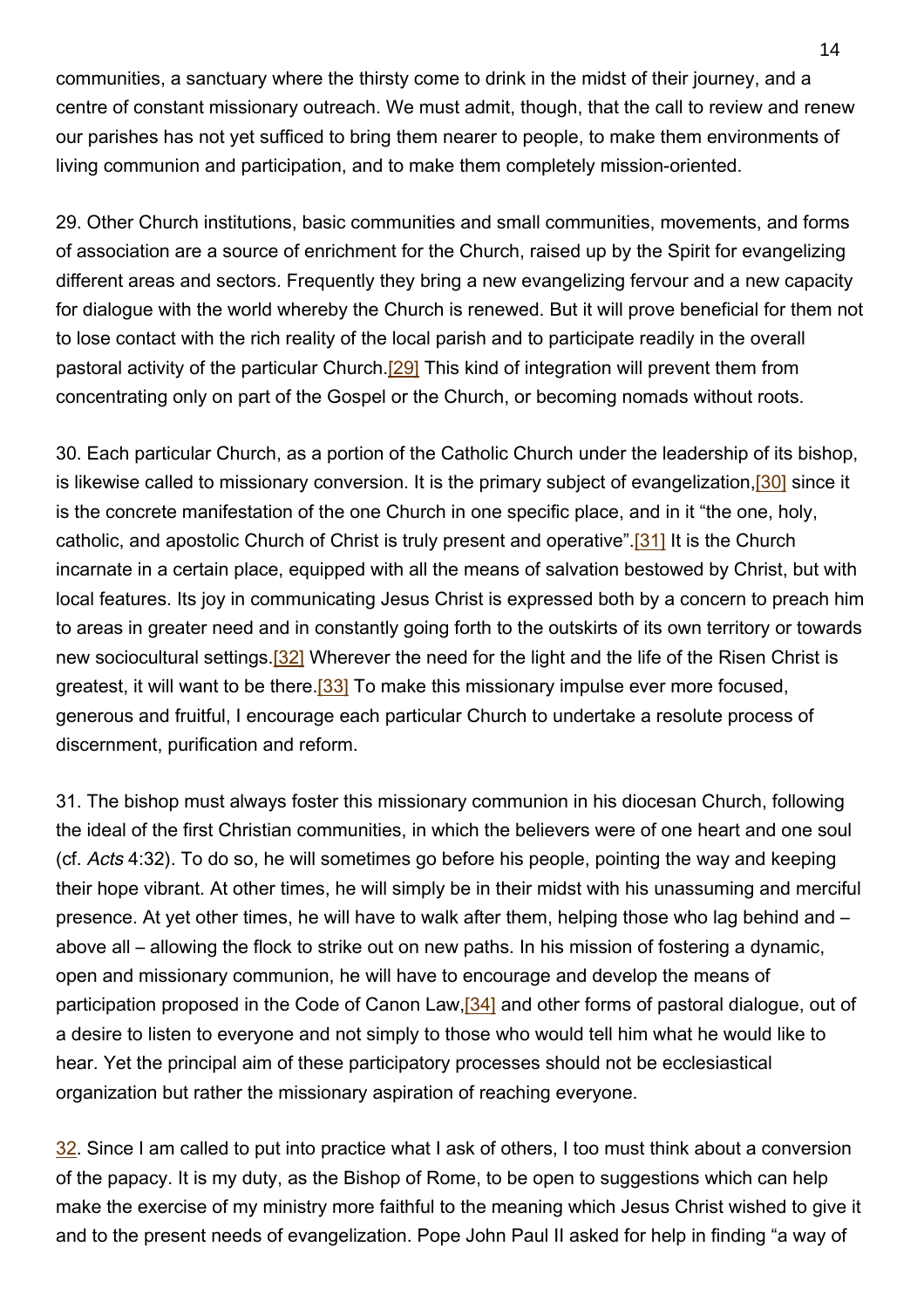communities, a sanctuary where the thirsty come to drink in the midst of their journey, and a centre of constant missionary outreach. We must admit, though, that the call to review and renew our parishes has not yet sufficed to bring them nearer to people, to make them environments of living communion and participation, and to make them completely mission-oriented.

29. Other Church institutions, basic communities and small communities, movements, and forms of association are a source of enrichment for the Church, raised up by the Spirit for evangelizing different areas and sectors. Frequently they bring a new evangelizing fervour and a new capacity for dialogue with the world whereby the Church is renewed. But it will prove beneficial for them not to lose contact with the rich reality of the local parish and to participate readily in the overall pastoral activity of the particular Church.[29] This kind of integration will prevent them from concentrating only on part of the Gospel or the Church, or becoming nomads without roots.

30. Each particular Church, as a portion of the Catholic Church under the leadership of its bishop, is likewise called to missionary conversion. It is the primary subject of evangelization,[30] since it is the concrete manifestation of the one Church in one specific place, and in it "the one, holy, catholic, and apostolic Church of Christ is truly present and operative".[31] It is the Church incarnate in a certain place, equipped with all the means of salvation bestowed by Christ, but with local features. Its joy in communicating Jesus Christ is expressed both by a concern to preach him to areas in greater need and in constantly going forth to the outskirts of its own territory or towards new sociocultural settings.[32] Wherever the need for the light and the life of the Risen Christ is greatest, it will want to be there.[33] To make this missionary impulse ever more focused, generous and fruitful, I encourage each particular Church to undertake a resolute process of discernment, purification and reform.

31. The bishop must always foster this missionary communion in his diocesan Church, following the ideal of the first Christian communities, in which the believers were of one heart and one soul (cf. *Acts* 4:32). To do so, he will sometimes go before his people, pointing the way and keeping their hope vibrant. At other times, he will simply be in their midst with his unassuming and merciful presence. At yet other times, he will have to walk after them, helping those who lag behind and – above all – allowing the flock to strike out on new paths. In his mission of fostering a dynamic, open and missionary communion, he will have to encourage and develop the means of participation proposed in the Code of Canon Law,[34] and other forms of pastoral dialogue, out of a desire to listen to everyone and not simply to those who would tell him what he would like to hear. Yet the principal aim of these participatory processes should not be ecclesiastical organization but rather the missionary aspiration of reaching everyone.

32. Since I am called to put into practice what I ask of others, I too must think about a conversion of the papacy. It is my duty, as the Bishop of Rome, to be open to suggestions which can help make the exercise of my ministry more faithful to the meaning which Jesus Christ wished to give it and to the present needs of evangelization. Pope John Paul II asked for help in finding "a way of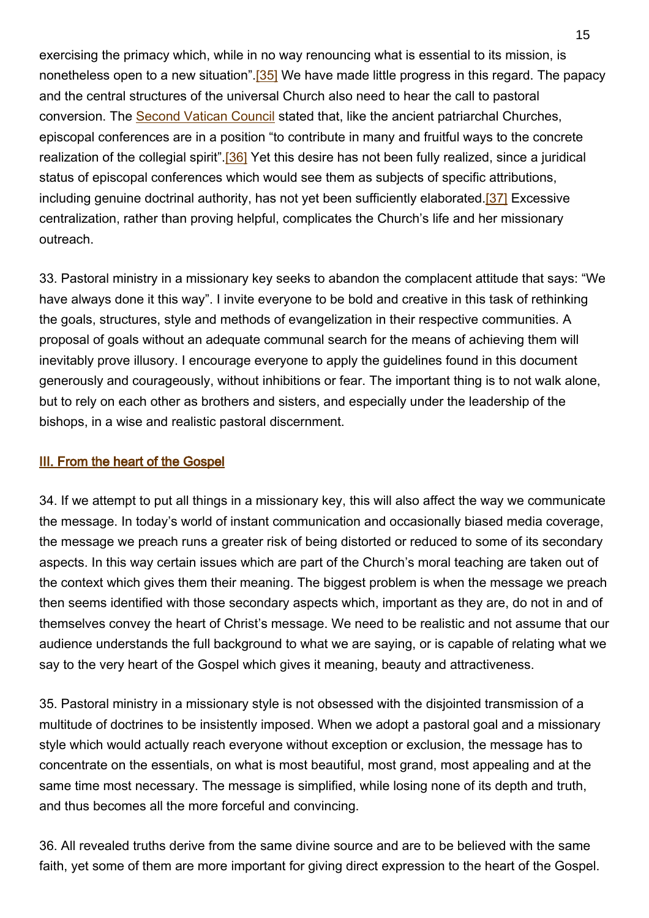exercising the primacy which, while in no way renouncing what is essential to its mission, is nonetheless open to a new situation".[35] We have made little progress in this regard. The papacy and the central structures of the universal Church also need to hear the call to pastoral conversion. The Second Vatican Council stated that, like the ancient patriarchal Churches, episcopal conferences are in a position "to contribute in many and fruitful ways to the concrete realization of the collegial spirit".[36] Yet this desire has not been fully realized, since a juridical status of episcopal conferences which would see them as subjects of specific attributions, including genuine doctrinal authority, has not yet been sufficiently elaborated.[37] Excessive centralization, rather than proving helpful, complicates the Church's life and her missionary outreach.

33. Pastoral ministry in a missionary key seeks to abandon the complacent attitude that says: "We have always done it this way". I invite everyone to be bold and creative in this task of rethinking the goals, structures, style and methods of evangelization in their respective communities. A proposal of goals without an adequate communal search for the means of achieving them will inevitably prove illusory. I encourage everyone to apply the guidelines found in this document generously and courageously, without inhibitions or fear. The important thing is to not walk alone, but to rely on each other as brothers and sisters, and especially under the leadership of the bishops, in a wise and realistic pastoral discernment.

## III. From the heart of the Gospel

34. If we attempt to put all things in a missionary key, this will also affect the way we communicate the message. In today's world of instant communication and occasionally biased media coverage, the message we preach runs a greater risk of being distorted or reduced to some of its secondary aspects. In this way certain issues which are part of the Church's moral teaching are taken out of the context which gives them their meaning. The biggest problem is when the message we preach then seems identified with those secondary aspects which, important as they are, do not in and of themselves convey the heart of Christ's message. We need to be realistic and not assume that our audience understands the full background to what we are saying, or is capable of relating what we say to the very heart of the Gospel which gives it meaning, beauty and attractiveness.

35. Pastoral ministry in a missionary style is not obsessed with the disjointed transmission of a multitude of doctrines to be insistently imposed. When we adopt a pastoral goal and a missionary style which would actually reach everyone without exception or exclusion, the message has to concentrate on the essentials, on what is most beautiful, most grand, most appealing and at the same time most necessary. The message is simplified, while losing none of its depth and truth, and thus becomes all the more forceful and convincing.

36. All revealed truths derive from the same divine source and are to be believed with the same faith, yet some of them are more important for giving direct expression to the heart of the Gospel.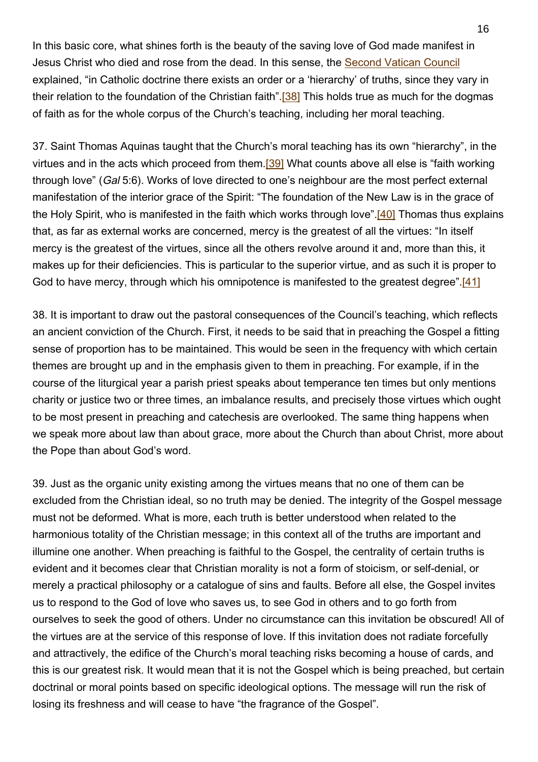In this basic core, what shines forth is the beauty of the saving love of God made manifest in Jesus Christ who died and rose from the dead. In this sense, the Second Vatican Council explained, "in Catholic doctrine there exists an order or a 'hierarchy' of truths, since they vary in their relation to the foundation of the Christian faith".[38] This holds true as much for the dogmas of faith as for the whole corpus of the Church's teaching, including her moral teaching.

37. Saint Thomas Aquinas taught that the Church's moral teaching has its own "hierarchy", in the virtues and in the acts which proceed from them.[39] What counts above all else is "faith working through love" (*Gal* 5:6). Works of love directed to one's neighbour are the most perfect external manifestation of the interior grace of the Spirit: "The foundation of the New Law is in the grace of the Holy Spirit, who is manifested in the faith which works through love".[40] Thomas thus explains that, as far as external works are concerned, mercy is the greatest of all the virtues: "In itself mercy is the greatest of the virtues, since all the others revolve around it and, more than this, it makes up for their deficiencies. This is particular to the superior virtue, and as such it is proper to God to have mercy, through which his omnipotence is manifested to the greatest degree".[41]

38. It is important to draw out the pastoral consequences of the Council's teaching, which reflects an ancient conviction of the Church. First, it needs to be said that in preaching the Gospel a fitting sense of proportion has to be maintained. This would be seen in the frequency with which certain themes are brought up and in the emphasis given to them in preaching. For example, if in the course of the liturgical year a parish priest speaks about temperance ten times but only mentions charity or justice two or three times, an imbalance results, and precisely those virtues which ought to be most present in preaching and catechesis are overlooked. The same thing happens when we speak more about law than about grace, more about the Church than about Christ, more about the Pope than about God's word.

39. Just as the organic unity existing among the virtues means that no one of them can be excluded from the Christian ideal, so no truth may be denied. The integrity of the Gospel message must not be deformed. What is more, each truth is better understood when related to the harmonious totality of the Christian message; in this context all of the truths are important and illumine one another. When preaching is faithful to the Gospel, the centrality of certain truths is evident and it becomes clear that Christian morality is not a form of stoicism, or self-denial, or merely a practical philosophy or a catalogue of sins and faults. Before all else, the Gospel invites us to respond to the God of love who saves us, to see God in others and to go forth from ourselves to seek the good of others. Under no circumstance can this invitation be obscured! All of the virtues are at the service of this response of love. If this invitation does not radiate forcefully and attractively, the edifice of the Church's moral teaching risks becoming a house of cards, and this is our greatest risk. It would mean that it is not the Gospel which is being preached, but certain doctrinal or moral points based on specific ideological options. The message will run the risk of losing its freshness and will cease to have "the fragrance of the Gospel".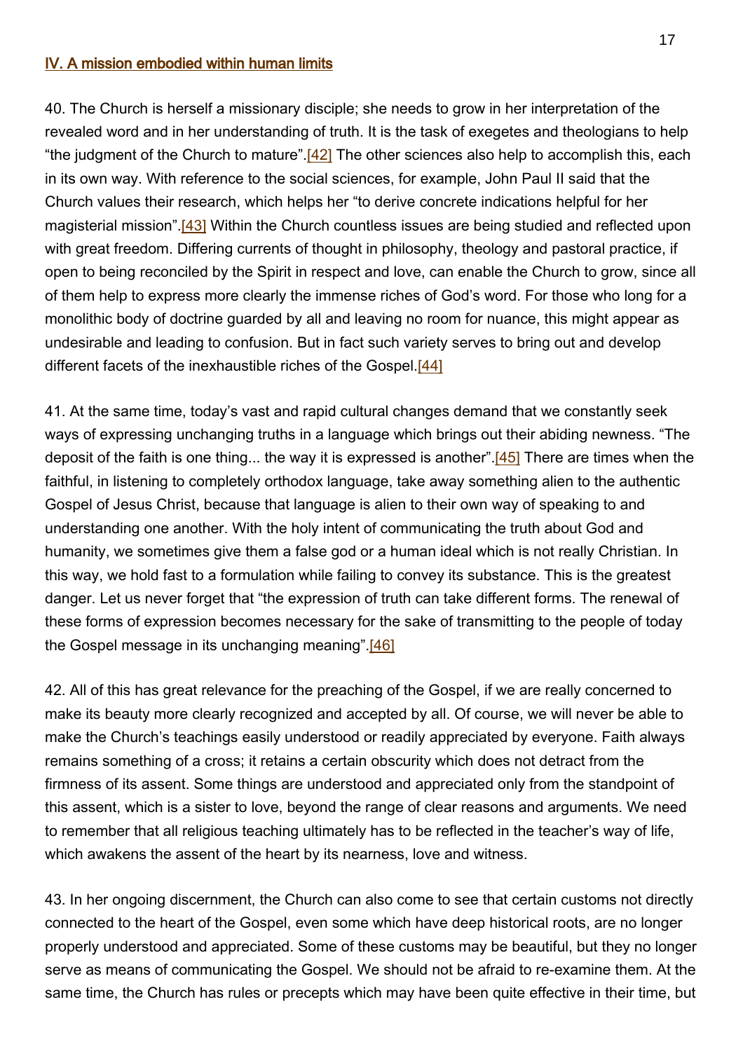## IV. A mission embodied within human limits

40. The Church is herself a missionary disciple; she needs to grow in her interpretation of the revealed word and in her understanding of truth. It is the task of exegetes and theologians to help "the judgment of the Church to mature".[42] The other sciences also help to accomplish this, each in its own way. With reference to the social sciences, for example, John Paul II said that the Church values their research, which helps her "to derive concrete indications helpful for her magisterial mission".[43] Within the Church countless issues are being studied and reflected upon with great freedom. Differing currents of thought in philosophy, theology and pastoral practice, if open to being reconciled by the Spirit in respect and love, can enable the Church to grow, since all of them help to express more clearly the immense riches of God's word. For those who long for a monolithic body of doctrine guarded by all and leaving no room for nuance, this might appear as undesirable and leading to confusion. But in fact such variety serves to bring out and develop different facets of the inexhaustible riches of the Gospel.[44]

41. At the same time, today's vast and rapid cultural changes demand that we constantly seek ways of expressing unchanging truths in a language which brings out their abiding newness. "The deposit of the faith is one thing... the way it is expressed is another".[45] There are times when the faithful, in listening to completely orthodox language, take away something alien to the authentic Gospel of Jesus Christ, because that language is alien to their own way of speaking to and understanding one another. With the holy intent of communicating the truth about God and humanity, we sometimes give them a false god or a human ideal which is not really Christian. In this way, we hold fast to a formulation while failing to convey its substance. This is the greatest danger. Let us never forget that "the expression of truth can take different forms. The renewal of these forms of expression becomes necessary for the sake of transmitting to the people of today the Gospel message in its unchanging meaning".[46]

42. All of this has great relevance for the preaching of the Gospel, if we are really concerned to make its beauty more clearly recognized and accepted by all. Of course, we will never be able to make the Church's teachings easily understood or readily appreciated by everyone. Faith always remains something of a cross; it retains a certain obscurity which does not detract from the firmness of its assent. Some things are understood and appreciated only from the standpoint of this assent, which is a sister to love, beyond the range of clear reasons and arguments. We need to remember that all religious teaching ultimately has to be reflected in the teacher's way of life, which awakens the assent of the heart by its nearness, love and witness.

43. In her ongoing discernment, the Church can also come to see that certain customs not directly connected to the heart of the Gospel, even some which have deep historical roots, are no longer properly understood and appreciated. Some of these customs may be beautiful, but they no longer serve as means of communicating the Gospel. We should not be afraid to re-examine them. At the same time, the Church has rules or precepts which may have been quite effective in their time, but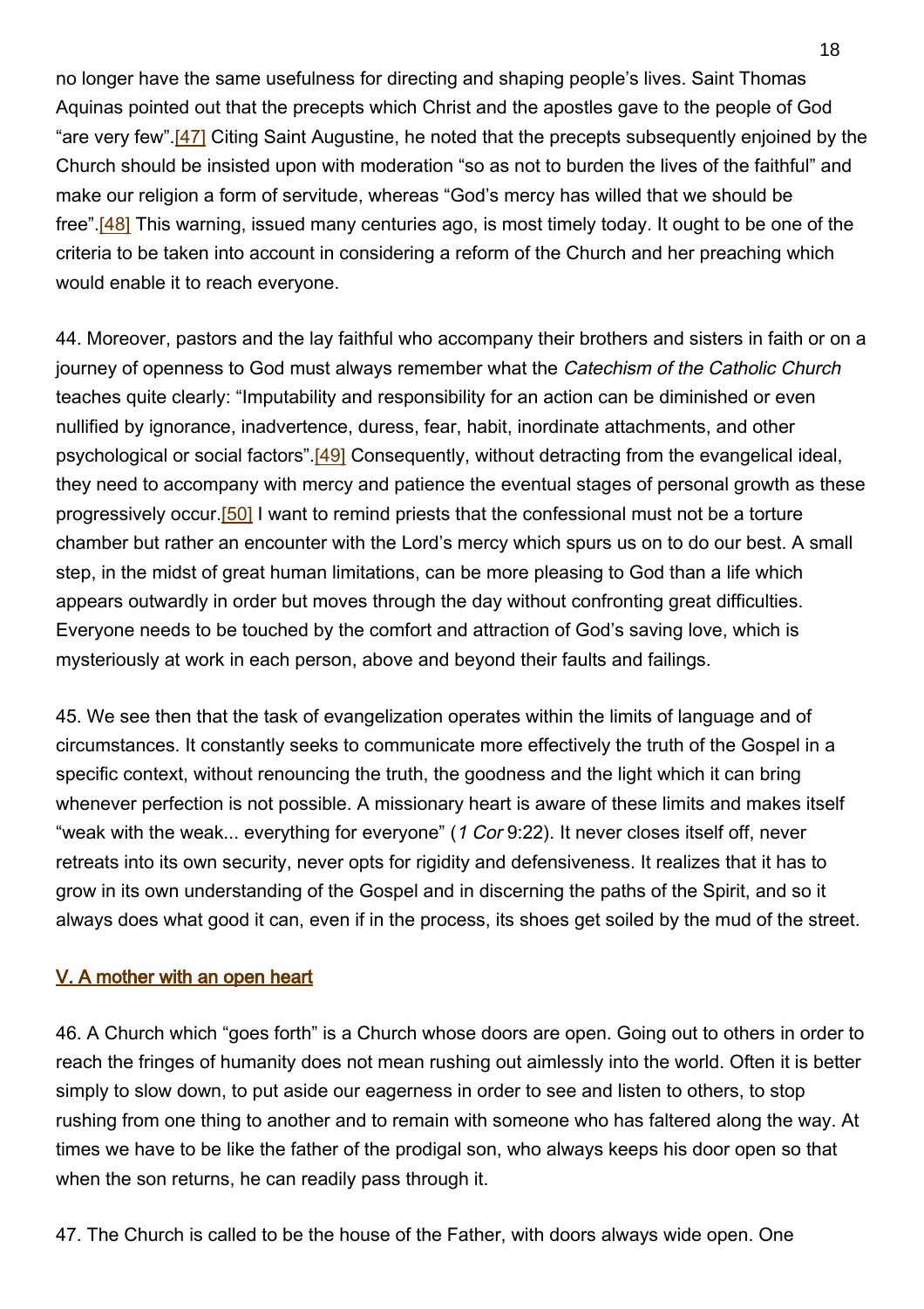no longer have the same usefulness for directing and shaping people's lives. Saint Thomas Aquinas pointed out that the precepts which Christ and the apostles gave to the people of God "are very few".[47] Citing Saint Augustine, he noted that the precepts subsequently enjoined by the Church should be insisted upon with moderation "so as not to burden the lives of the faithful" and make our religion a form of servitude, whereas "God's mercy has willed that we should be free".[48] This warning, issued many centuries ago, is most timely today. It ought to be one of the criteria to be taken into account in considering a reform of the Church and her preaching which would enable it to reach everyone.

44. Moreover, pastors and the lay faithful who accompany their brothers and sisters in faith or on a journey of openness to God must always remember what the *Catechism of the Catholic Church* teaches quite clearly: "Imputability and responsibility for an action can be diminished or even nullified by ignorance, inadvertence, duress, fear, habit, inordinate attachments, and other psychological or social factors".[49] Consequently, without detracting from the evangelical ideal, they need to accompany with mercy and patience the eventual stages of personal growth as these progressively occur.[50] I want to remind priests that the confessional must not be a torture chamber but rather an encounter with the Lord's mercy which spurs us on to do our best. A small step, in the midst of great human limitations, can be more pleasing to God than a life which appears outwardly in order but moves through the day without confronting great difficulties. Everyone needs to be touched by the comfort and attraction of God's saving love, which is mysteriously at work in each person, above and beyond their faults and failings.

45. We see then that the task of evangelization operates within the limits of language and of circumstances. It constantly seeks to communicate more effectively the truth of the Gospel in a specific context, without renouncing the truth, the goodness and the light which it can bring whenever perfection is not possible. A missionary heart is aware of these limits and makes itself "weak with the weak... everything for everyone" (*1 Cor* 9:22). It never closes itself off, never retreats into its own security, never opts for rigidity and defensiveness. It realizes that it has to grow in its own understanding of the Gospel and in discerning the paths of the Spirit, and so it always does what good it can, even if in the process, its shoes get soiled by the mud of the street.

## V. A mother with an open heart

46. A Church which "goes forth" is a Church whose doors are open. Going out to others in order to reach the fringes of humanity does not mean rushing out aimlessly into the world. Often it is better simply to slow down, to put aside our eagerness in order to see and listen to others, to stop rushing from one thing to another and to remain with someone who has faltered along the way. At times we have to be like the father of the prodigal son, who always keeps his door open so that when the son returns, he can readily pass through it.

47. The Church is called to be the house of the Father, with doors always wide open. One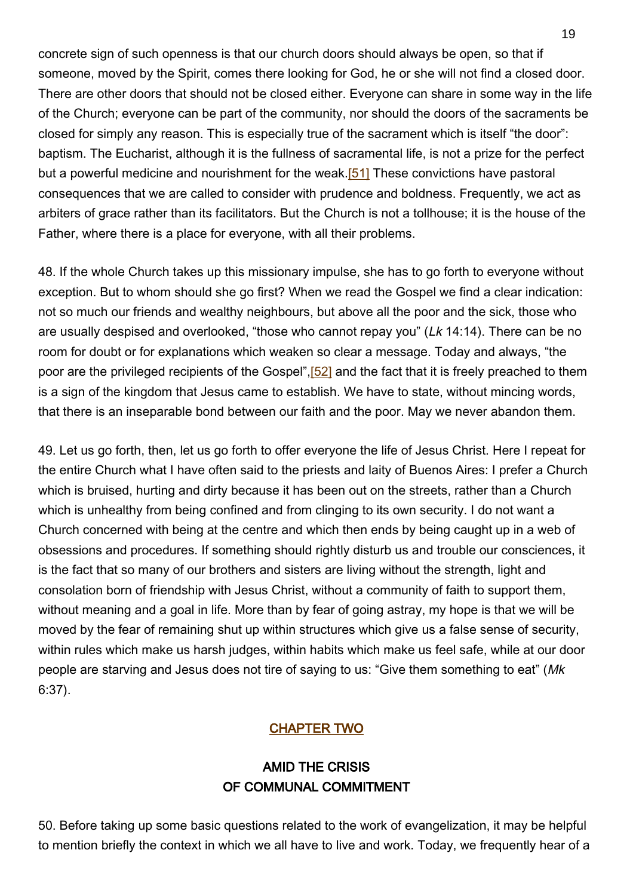concrete sign of such openness is that our church doors should always be open, so that if someone, moved by the Spirit, comes there looking for God, he or she will not find a closed door. There are other doors that should not be closed either. Everyone can share in some way in the life of the Church; everyone can be part of the community, nor should the doors of the sacraments be closed for simply any reason. This is especially true of the sacrament which is itself "the door": baptism. The Eucharist, although it is the fullness of sacramental life, is not a prize for the perfect but a powerful medicine and nourishment for the weak.[51] These convictions have pastoral consequences that we are called to consider with prudence and boldness. Frequently, we act as arbiters of grace rather than its facilitators. But the Church is not a tollhouse; it is the house of the Father, where there is a place for everyone, with all their problems.

48. If the whole Church takes up this missionary impulse, she has to go forth to everyone without exception. But to whom should she go first? When we read the Gospel we find a clear indication: not so much our friends and wealthy neighbours, but above all the poor and the sick, those who are usually despised and overlooked, "those who cannot repay you" (*Lk* 14:14). There can be no room for doubt or for explanations which weaken so clear a message. Today and always, "the poor are the privileged recipients of the Gospel",[52] and the fact that it is freely preached to them is a sign of the kingdom that Jesus came to establish. We have to state, without mincing words, that there is an inseparable bond between our faith and the poor. May we never abandon them.

49. Let us go forth, then, let us go forth to offer everyone the life of Jesus Christ. Here I repeat for the entire Church what I have often said to the priests and laity of Buenos Aires: I prefer a Church which is bruised, hurting and dirty because it has been out on the streets, rather than a Church which is unhealthy from being confined and from clinging to its own security. I do not want a Church concerned with being at the centre and which then ends by being caught up in a web of obsessions and procedures. If something should rightly disturb us and trouble our consciences, it is the fact that so many of our brothers and sisters are living without the strength, light and consolation born of friendship with Jesus Christ, without a community of faith to support them, without meaning and a goal in life. More than by fear of going astray, my hope is that we will be moved by the fear of remaining shut up within structures which give us a false sense of security, within rules which make us harsh judges, within habits which make us feel safe, while at our door people are starving and Jesus does not tire of saying to us: "Give them something to eat" (*Mk* 6:37).

## CHAPTER TWO

## AMID THE CRISIS OF COMMUNAL COMMITMENT

50. Before taking up some basic questions related to the work of evangelization, it may be helpful to mention briefly the context in which we all have to live and work. Today, we frequently hear of a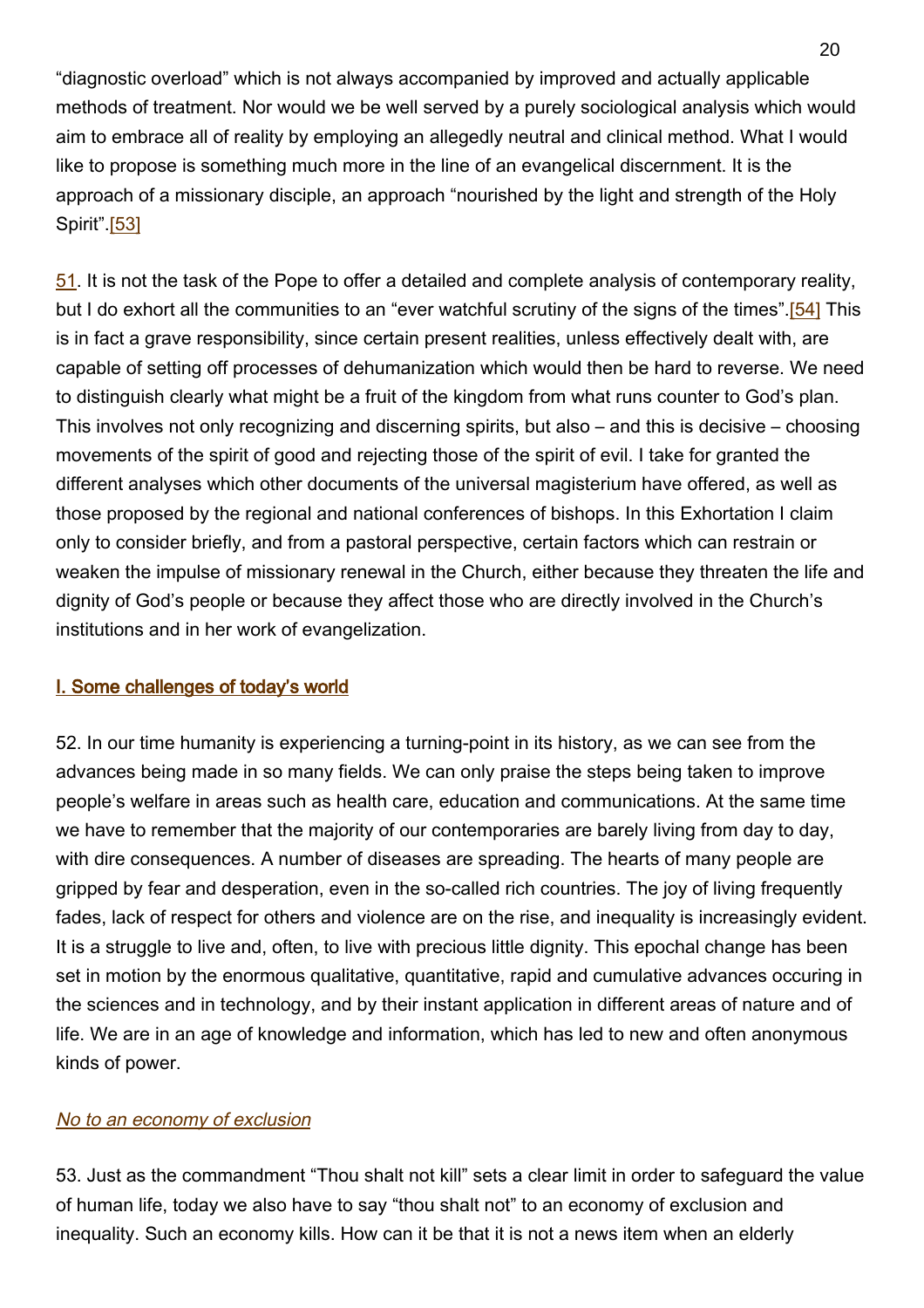"diagnostic overload" which is not always accompanied by improved and actually applicable methods of treatment. Nor would we be well served by a purely sociological analysis which would aim to embrace all of reality by employing an allegedly neutral and clinical method. What I would like to propose is something much more in the line of an evangelical discernment. It is the approach of a missionary disciple, an approach "nourished by the light and strength of the Holy Spirit".[53]

51. It is not the task of the Pope to offer a detailed and complete analysis of contemporary reality, but I do exhort all the communities to an "ever watchful scrutiny of the signs of the times".[54] This is in fact a grave responsibility, since certain present realities, unless effectively dealt with, are capable of setting off processes of dehumanization which would then be hard to reverse. We need to distinguish clearly what might be a fruit of the kingdom from what runs counter to God's plan. This involves not only recognizing and discerning spirits, but also – and this is decisive – choosing movements of the spirit of good and rejecting those of the spirit of evil. I take for granted the different analyses which other documents of the universal magisterium have offered, as well as those proposed by the regional and national conferences of bishops. In this Exhortation I claim only to consider briefly, and from a pastoral perspective, certain factors which can restrain or weaken the impulse of missionary renewal in the Church, either because they threaten the life and dignity of God's people or because they affect those who are directly involved in the Church's institutions and in her work of evangelization.

## I. Some challenges of today's world

52. In our time humanity is experiencing a turning-point in its history, as we can see from the advances being made in so many fields. We can only praise the steps being taken to improve people's welfare in areas such as health care, education and communications. At the same time we have to remember that the majority of our contemporaries are barely living from day to day, with dire consequences. A number of diseases are spreading. The hearts of many people are gripped by fear and desperation, even in the so-called rich countries. The joy of living frequently fades, lack of respect for others and violence are on the rise, and inequality is increasingly evident. It is a struggle to live and, often, to live with precious little dignity. This epochal change has been set in motion by the enormous qualitative, quantitative, rapid and cumulative advances occuring in the sciences and in technology, and by their instant application in different areas of nature and of life. We are in an age of knowledge and information, which has led to new and often anonymous kinds of power.

### *No to an economy of exclusion*

53. Just as the commandment "Thou shalt not kill" sets a clear limit in order to safeguard the value of human life, today we also have to say "thou shalt not" to an economy of exclusion and inequality. Such an economy kills. How can it be that it is not a news item when an elderly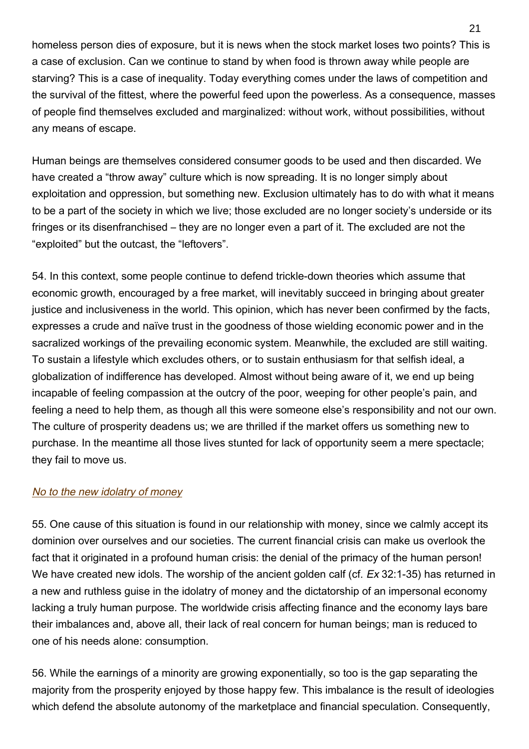homeless person dies of exposure, but it is news when the stock market loses two points? This is a case of exclusion. Can we continue to stand by when food is thrown away while people are starving? This is a case of inequality. Today everything comes under the laws of competition and the survival of the fittest, where the powerful feed upon the powerless. As a consequence, masses of people find themselves excluded and marginalized: without work, without possibilities, without any means of escape.

Human beings are themselves considered consumer goods to be used and then discarded. We have created a "throw away" culture which is now spreading. It is no longer simply about exploitation and oppression, but something new. Exclusion ultimately has to do with what it means to be a part of the society in which we live; those excluded are no longer society's underside or its fringes or its disenfranchised – they are no longer even a part of it. The excluded are not the "exploited" but the outcast, the "leftovers".

54. In this context, some people continue to defend trickle-down theories which assume that economic growth, encouraged by a free market, will inevitably succeed in bringing about greater justice and inclusiveness in the world. This opinion, which has never been confirmed by the facts, expresses a crude and naïve trust in the goodness of those wielding economic power and in the sacralized workings of the prevailing economic system. Meanwhile, the excluded are still waiting. To sustain a lifestyle which excludes others, or to sustain enthusiasm for that selfish ideal, a globalization of indifference has developed. Almost without being aware of it, we end up being incapable of feeling compassion at the outcry of the poor, weeping for other people's pain, and feeling a need to help them, as though all this were someone else's responsibility and not our own. The culture of prosperity deadens us; we are thrilled if the market offers us something new to purchase. In the meantime all those lives stunted for lack of opportunity seem a mere spectacle; they fail to move us.

### *No to the new idolatry of money*

55. One cause of this situation is found in our relationship with money, since we calmly accept its dominion over ourselves and our societies. The current financial crisis can make us overlook the fact that it originated in a profound human crisis: the denial of the primacy of the human person! We have created new idols. The worship of the ancient golden calf (cf. *Ex* 32:1-35) has returned in a new and ruthless guise in the idolatry of money and the dictatorship of an impersonal economy lacking a truly human purpose. The worldwide crisis affecting finance and the economy lays bare their imbalances and, above all, their lack of real concern for human beings; man is reduced to one of his needs alone: consumption.

56. While the earnings of a minority are growing exponentially, so too is the gap separating the majority from the prosperity enjoyed by those happy few. This imbalance is the result of ideologies which defend the absolute autonomy of the marketplace and financial speculation. Consequently,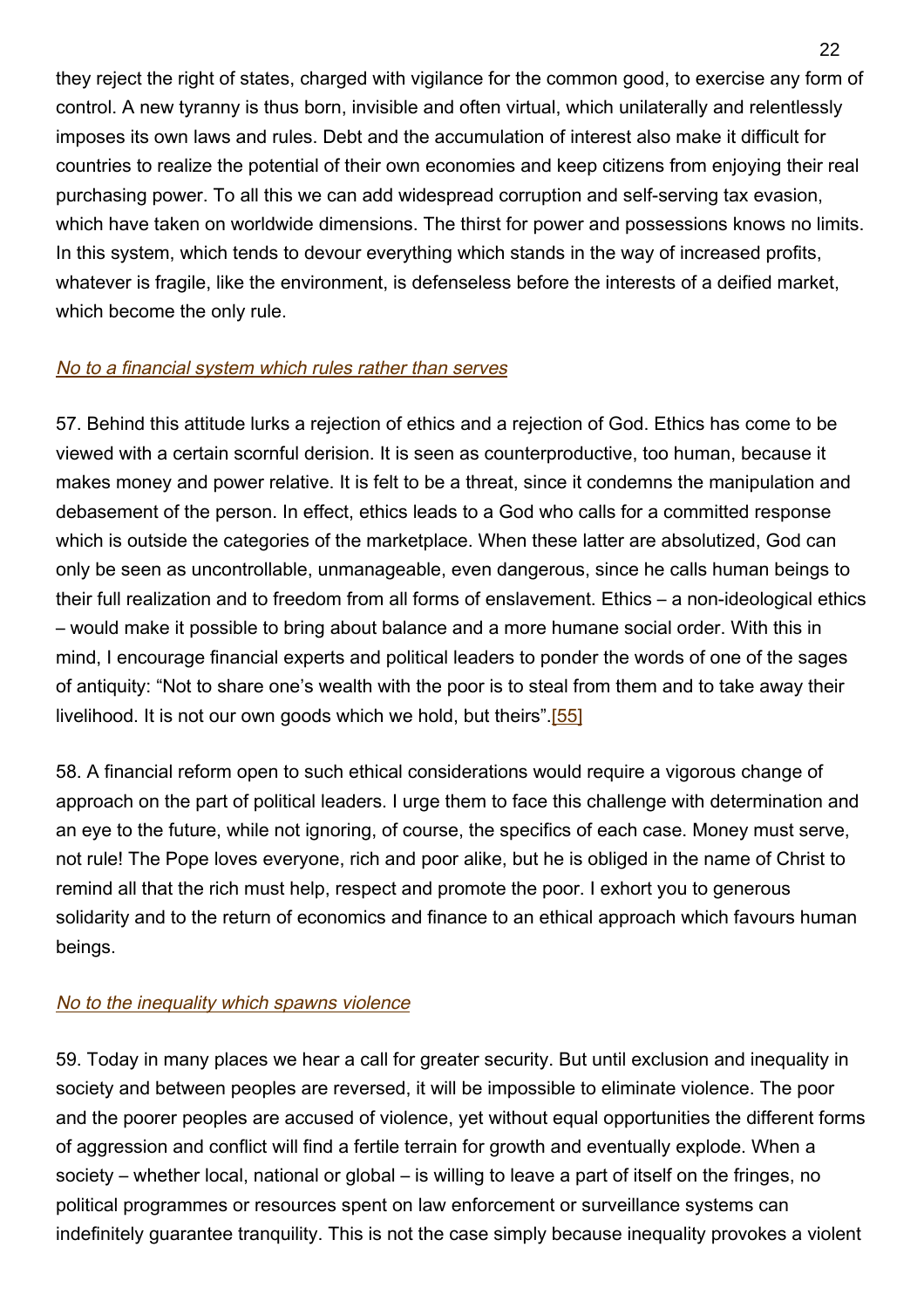they reject the right of states, charged with vigilance for the common good, to exercise any form of control. A new tyranny is thus born, invisible and often virtual, which unilaterally and relentlessly imposes its own laws and rules. Debt and the accumulation of interest also make it difficult for countries to realize the potential of their own economies and keep citizens from enjoying their real purchasing power. To all this we can add widespread corruption and self-serving tax evasion, which have taken on worldwide dimensions. The thirst for power and possessions knows no limits. In this system, which tends to devour everything which stands in the way of increased profits, whatever is fragile, like the environment, is defenseless before the interests of a deified market, which become the only rule.

### *No to a financial system which rules rather than serves*

57. Behind this attitude lurks a rejection of ethics and a rejection of God. Ethics has come to be viewed with a certain scornful derision. It is seen as counterproductive, too human, because it makes money and power relative. It is felt to be a threat, since it condemns the manipulation and debasement of the person. In effect, ethics leads to a God who calls for a committed response which is outside the categories of the marketplace. When these latter are absolutized, God can only be seen as uncontrollable, unmanageable, even dangerous, since he calls human beings to their full realization and to freedom from all forms of enslavement. Ethics – a non-ideological ethics – would make it possible to bring about balance and a more humane social order. With this in mind, I encourage financial experts and political leaders to ponder the words of one of the sages of antiquity: "Not to share one's wealth with the poor is to steal from them and to take away their livelihood. It is not our own goods which we hold, but theirs".[55]

58. A financial reform open to such ethical considerations would require a vigorous change of approach on the part of political leaders. I urge them to face this challenge with determination and an eye to the future, while not ignoring, of course, the specifics of each case. Money must serve, not rule! The Pope loves everyone, rich and poor alike, but he is obliged in the name of Christ to remind all that the rich must help, respect and promote the poor. I exhort you to generous solidarity and to the return of economics and finance to an ethical approach which favours human beings.

### *No to the inequality which spawns violence*

59. Today in many places we hear a call for greater security. But until exclusion and inequality in society and between peoples are reversed, it will be impossible to eliminate violence. The poor and the poorer peoples are accused of violence, yet without equal opportunities the different forms of aggression and conflict will find a fertile terrain for growth and eventually explode. When a society – whether local, national or global – is willing to leave a part of itself on the fringes, no political programmes or resources spent on law enforcement or surveillance systems can indefinitely guarantee tranquility. This is not the case simply because inequality provokes a violent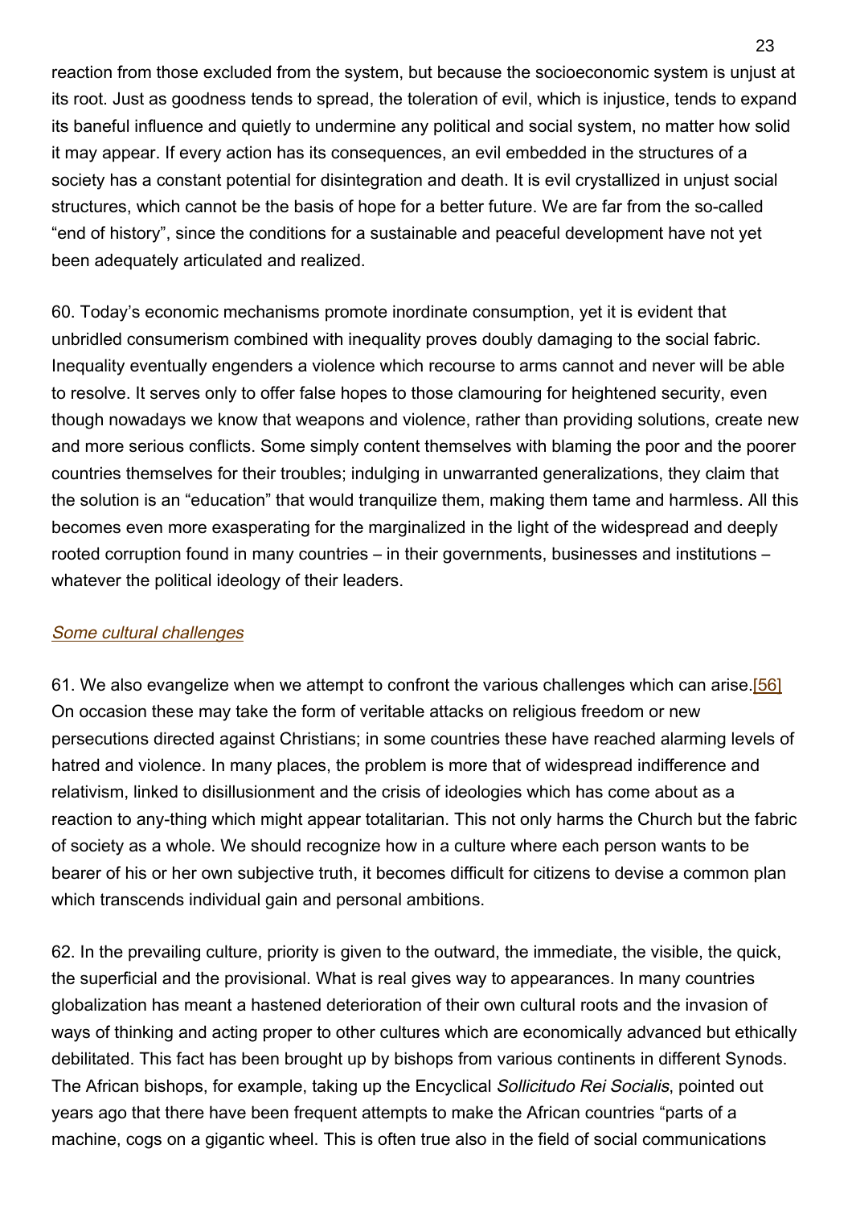reaction from those excluded from the system, but because the socioeconomic system is unjust at its root. Just as goodness tends to spread, the toleration of evil, which is injustice, tends to expand its baneful influence and quietly to undermine any political and social system, no matter how solid it may appear. If every action has its consequences, an evil embedded in the structures of a society has a constant potential for disintegration and death. It is evil crystallized in unjust social structures, which cannot be the basis of hope for a better future. We are far from the so-called "end of history", since the conditions for a sustainable and peaceful development have not yet been adequately articulated and realized.

60. Today's economic mechanisms promote inordinate consumption, yet it is evident that unbridled consumerism combined with inequality proves doubly damaging to the social fabric. Inequality eventually engenders a violence which recourse to arms cannot and never will be able to resolve. It serves only to offer false hopes to those clamouring for heightened security, even though nowadays we know that weapons and violence, rather than providing solutions, create new and more serious conflicts. Some simply content themselves with blaming the poor and the poorer countries themselves for their troubles; indulging in unwarranted generalizations, they claim that the solution is an "education" that would tranquilize them, making them tame and harmless. All this becomes even more exasperating for the marginalized in the light of the widespread and deeply rooted corruption found in many countries – in their governments, businesses and institutions – whatever the political ideology of their leaders.

### *Some cultural challenges*

61. We also evangelize when we attempt to confront the various challenges which can arise.[56] On occasion these may take the form of veritable attacks on religious freedom or new persecutions directed against Christians; in some countries these have reached alarming levels of hatred and violence. In many places, the problem is more that of widespread indifference and relativism, linked to disillusionment and the crisis of ideologies which has come about as a reaction to any-thing which might appear totalitarian. This not only harms the Church but the fabric of society as a whole. We should recognize how in a culture where each person wants to be bearer of his or her own subjective truth, it becomes difficult for citizens to devise a common plan which transcends individual gain and personal ambitions.

62. In the prevailing culture, priority is given to the outward, the immediate, the visible, the quick, the superficial and the provisional. What is real gives way to appearances. In many countries globalization has meant a hastened deterioration of their own cultural roots and the invasion of ways of thinking and acting proper to other cultures which are economically advanced but ethically debilitated. This fact has been brought up by bishops from various continents in different Synods. The African bishops, for example, taking up the Encyclical *Sollicitudo Rei Socialis*, pointed out years ago that there have been frequent attempts to make the African countries "parts of a machine, cogs on a gigantic wheel. This is often true also in the field of social communications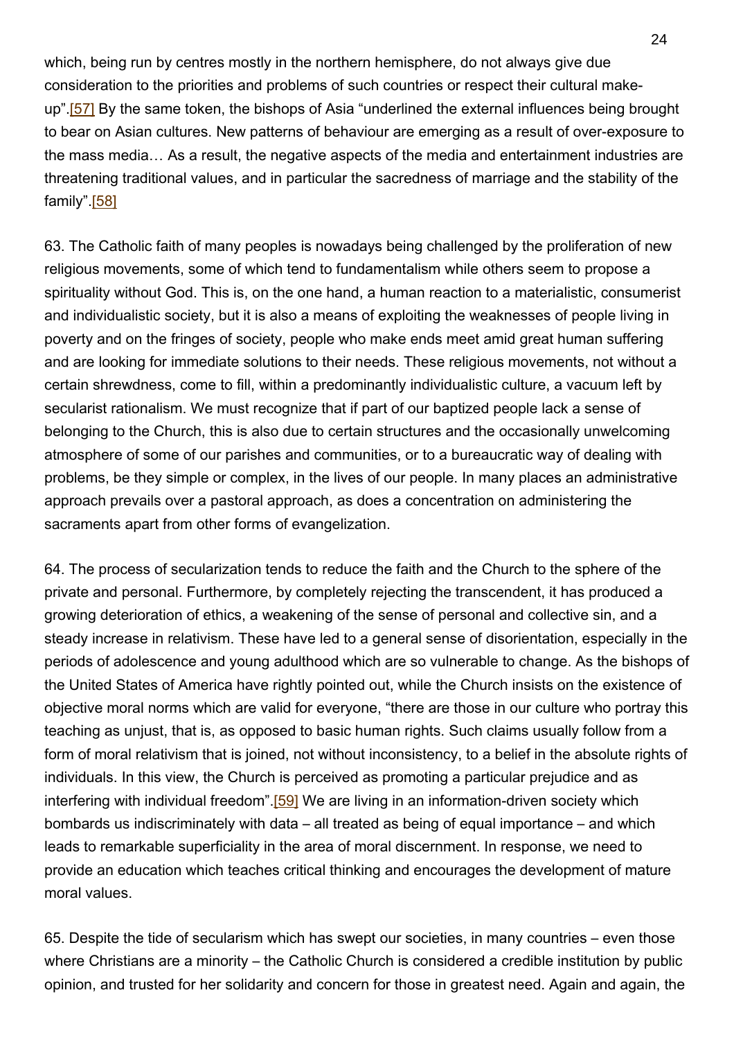which, being run by centres mostly in the northern hemisphere, do not always give due consideration to the priorities and problems of such countries or respect their cultural make-up”.[57] By the same token, the bishops of Asia “underlined the external influences being brought to bear on Asian cultures. New patterns of behaviour are emerging as a result of over-exposure to the mass media… As a result, the negative aspects of the media and entertainment industries are threatening traditional values, and in particular the sacredness of marriage and the stability of the family”.[58]

63. The Catholic faith of many peoples is nowadays being challenged by the proliferation of new religious movements, some of which tend to fundamentalism while others seem to propose a spirituality without God. This is, on the one hand, a human reaction to a materialistic, consumerist and individualistic society, but it is also a means of exploiting the weaknesses of people living in poverty and on the fringes of society, people who make ends meet amid great human suffering and are looking for immediate solutions to their needs. These religious movements, not without a certain shrewdness, come to fill, within a predominantly individualistic culture, a vacuum left by secularist rationalism. We must recognize that if part of our baptized people lack a sense of belonging to the Church, this is also due to certain structures and the occasionally unwelcoming atmosphere of some of our parishes and communities, or to a bureaucratic way of dealing with problems, be they simple or complex, in the lives of our people. In many places an administrative approach prevails over a pastoral approach, as does a concentration on administering the sacraments apart from other forms of evangelization.

64. The process of secularization tends to reduce the faith and the Church to the sphere of the private and personal. Furthermore, by completely rejecting the transcendent, it has produced a growing deterioration of ethics, a weakening of the sense of personal and collective sin, and a steady increase in relativism. These have led to a general sense of disorientation, especially in the periods of adolescence and young adulthood which are so vulnerable to change. As the bishops of the United States of America have rightly pointed out, while the Church insists on the existence of objective moral norms which are valid for everyone, “there are those in our culture who portray this teaching as unjust, that is, as opposed to basic human rights. Such claims usually follow from a form of moral relativism that is joined, not without inconsistency, to a belief in the absolute rights of individuals. In this view, the Church is perceived as promoting a particular prejudice and as interfering with individual freedom”.[59] We are living in an information-driven society which bombards us indiscriminately with data – all treated as being of equal importance – and which leads to remarkable superficiality in the area of moral discernment. In response, we need to provide an education which teaches critical thinking and encourages the development of mature moral values.

65. Despite the tide of secularism which has swept our societies, in many countries – even those where Christians are a minority – the Catholic Church is considered a credible institution by public opinion, and trusted for her solidarity and concern for those in greatest need. Again and again, the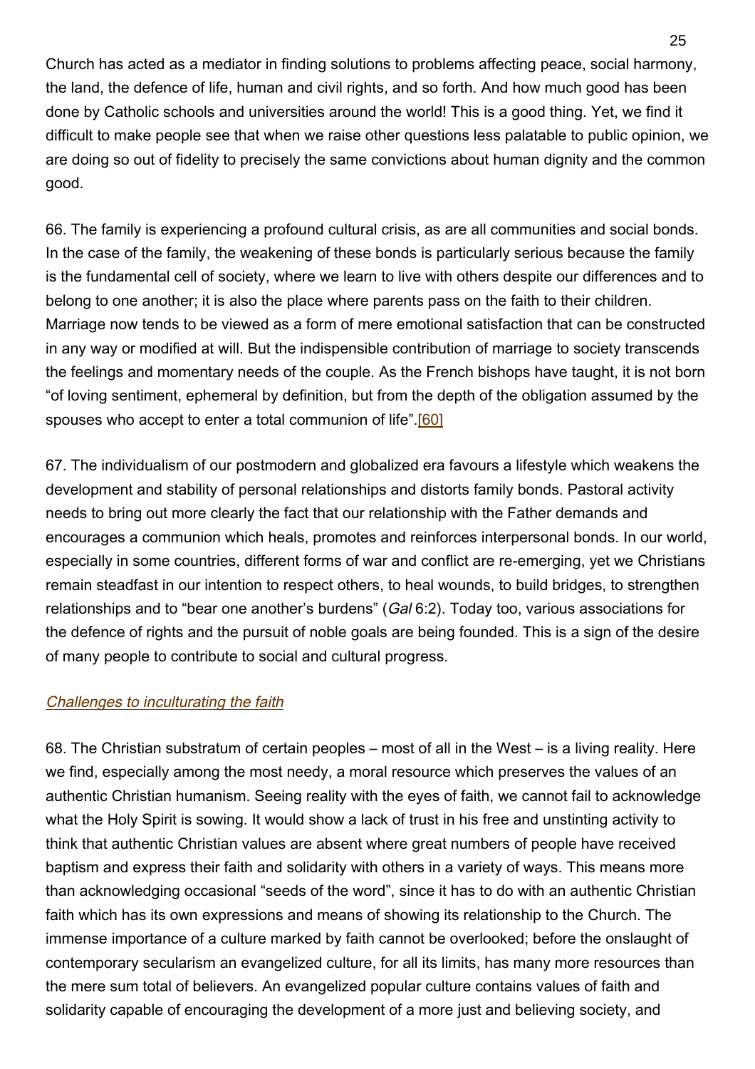Church has acted as a mediator in finding solutions to problems affecting peace, social harmony, the land, the defence of life, human and civil rights, and so forth. And how much good has been done by Catholic schools and universities around the world! This is a good thing. Yet, we find it difficult to make people see that when we raise other questions less palatable to public opinion, we are doing so out of fidelity to precisely the same convictions about human dignity and the common good.

66. The family is experiencing a profound cultural crisis, as are all communities and social bonds. In the case of the family, the weakening of these bonds is particularly serious because the family is the fundamental cell of society, where we learn to live with others despite our differences and to belong to one another; it is also the place where parents pass on the faith to their children. Marriage now tends to be viewed as a form of mere emotional satisfaction that can be constructed in any way or modified at will. But the indispensible contribution of marriage to society transcends the feelings and momentary needs of the couple. As the French bishops have taught, it is not born "of loving sentiment, ephemeral by definition, but from the depth of the obligation assumed by the spouses who accept to enter a total communion of life".[60]

67. The individualism of our postmodern and globalized era favours a lifestyle which weakens the development and stability of personal relationships and distorts family bonds. Pastoral activity needs to bring out more clearly the fact that our relationship with the Father demands and encourages a communion which heals, promotes and reinforces interpersonal bonds. In our world, especially in some countries, different forms of war and conflict are re-emerging, yet we Christians remain steadfast in our intention to respect others, to heal wounds, to build bridges, to strengthen relationships and to "bear one another's burdens" (*Gal* 6:2). Today too, various associations for the defence of rights and the pursuit of noble goals are being founded. This is a sign of the desire of many people to contribute to social and cultural progress.

### *Challenges to inculturating the faith*

68. The Christian substratum of certain peoples – most of all in the West – is a living reality. Here we find, especially among the most needy, a moral resource which preserves the values of an authentic Christian humanism. Seeing reality with the eyes of faith, we cannot fail to acknowledge what the Holy Spirit is sowing. It would show a lack of trust in his free and unstinting activity to think that authentic Christian values are absent where great numbers of people have received baptism and express their faith and solidarity with others in a variety of ways. This means more than acknowledging occasional "seeds of the word", since it has to do with an authentic Christian faith which has its own expressions and means of showing its relationship to the Church. The immense importance of a culture marked by faith cannot be overlooked; before the onslaught of contemporary secularism an evangelized culture, for all its limits, has many more resources than the mere sum total of believers. An evangelized popular culture contains values of faith and solidarity capable of encouraging the development of a more just and believing society, and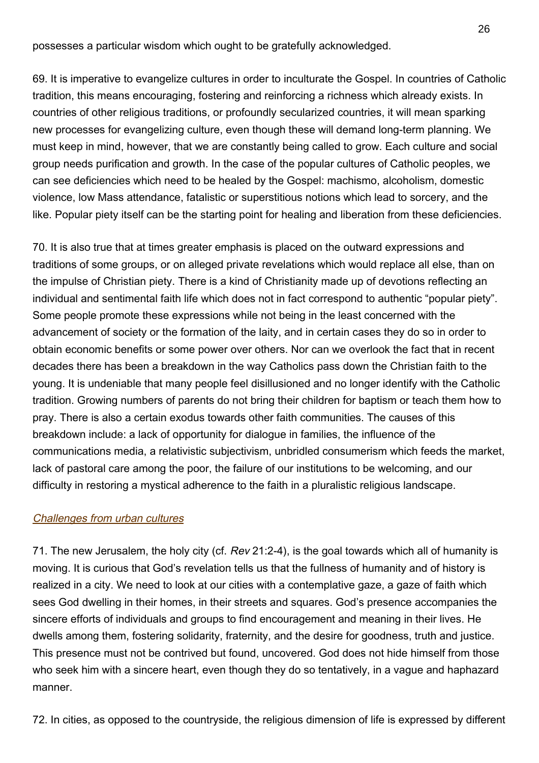possesses a particular wisdom which ought to be gratefully acknowledged.

69. It is imperative to evangelize cultures in order to inculturate the Gospel. In countries of Catholic tradition, this means encouraging, fostering and reinforcing a richness which already exists. In countries of other religious traditions, or profoundly secularized countries, it will mean sparking new processes for evangelizing culture, even though these will demand long-term planning. We must keep in mind, however, that we are constantly being called to grow. Each culture and social group needs purification and growth. In the case of the popular cultures of Catholic peoples, we can see deficiencies which need to be healed by the Gospel: machismo, alcoholism, domestic violence, low Mass attendance, fatalistic or superstitious notions which lead to sorcery, and the like. Popular piety itself can be the starting point for healing and liberation from these deficiencies.

70. It is also true that at times greater emphasis is placed on the outward expressions and traditions of some groups, or on alleged private revelations which would replace all else, than on the impulse of Christian piety. There is a kind of Christianity made up of devotions reflecting an individual and sentimental faith life which does not in fact correspond to authentic "popular piety". Some people promote these expressions while not being in the least concerned with the advancement of society or the formation of the laity, and in certain cases they do so in order to obtain economic benefits or some power over others. Nor can we overlook the fact that in recent decades there has been a breakdown in the way Catholics pass down the Christian faith to the young. It is undeniable that many people feel disillusioned and no longer identify with the Catholic tradition. Growing numbers of parents do not bring their children for baptism or teach them how to pray. There is also a certain exodus towards other faith communities. The causes of this breakdown include: a lack of opportunity for dialogue in families, the influence of the communications media, a relativistic subjectivism, unbridled consumerism which feeds the market, lack of pastoral care among the poor, the failure of our institutions to be welcoming, and our difficulty in restoring a mystical adherence to the faith in a pluralistic religious landscape.

## Challenges from urban cultures

71. The new Jerusalem, the holy city (cf. *Rev* 21:2-4), is the goal towards which all of humanity is moving. It is curious that God's revelation tells us that the fullness of humanity and of history is realized in a city. We need to look at our cities with a contemplative gaze, a gaze of faith which sees God dwelling in their homes, in their streets and squares. God's presence accompanies the sincere efforts of individuals and groups to find encouragement and meaning in their lives. He dwells among them, fostering solidarity, fraternity, and the desire for goodness, truth and justice. This presence must not be contrived but found, uncovered. God does not hide himself from those who seek him with a sincere heart, even though they do so tentatively, in a vague and haphazard manner.

72. In cities, as opposed to the countryside, the religious dimension of life is expressed by different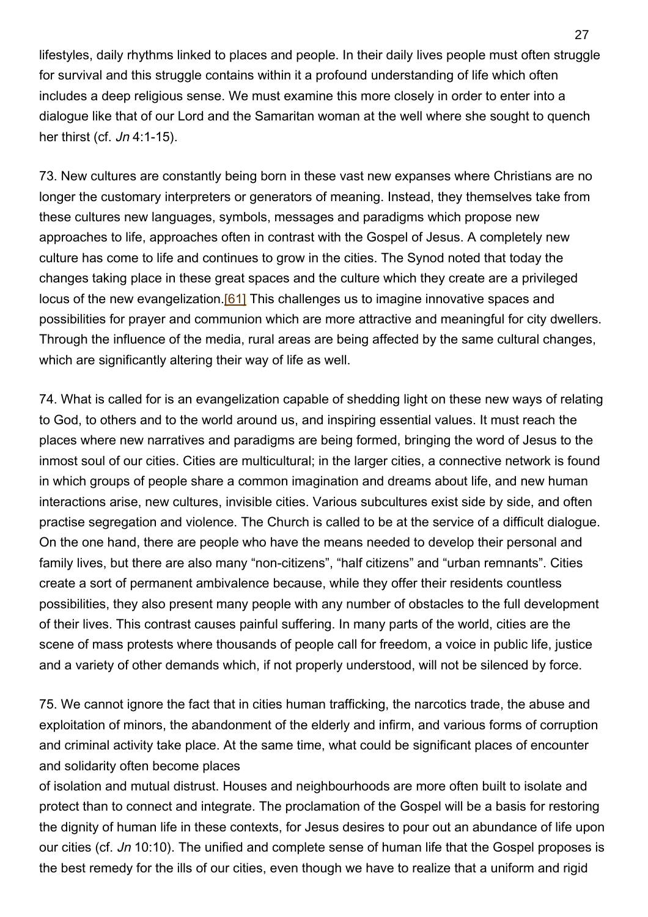lifestyles, daily rhythms linked to places and people. In their daily lives people must often struggle for survival and this struggle contains within it a profound understanding of life which often includes a deep religious sense. We must examine this more closely in order to enter into a dialogue like that of our Lord and the Samaritan woman at the well where she sought to quench her thirst (cf. *Jn* 4:1-15).

73. New cultures are constantly being born in these vast new expanses where Christians are no longer the customary interpreters or generators of meaning. Instead, they themselves take from these cultures new languages, symbols, messages and paradigms which propose new approaches to life, approaches often in contrast with the Gospel of Jesus. A completely new culture has come to life and continues to grow in the cities. The Synod noted that today the changes taking place in these great spaces and the culture which they create are a privileged locus of the new evangelization.[61] This challenges us to imagine innovative spaces and possibilities for prayer and communion which are more attractive and meaningful for city dwellers. Through the influence of the media, rural areas are being affected by the same cultural changes, which are significantly altering their way of life as well.

74. What is called for is an evangelization capable of shedding light on these new ways of relating to God, to others and to the world around us, and inspiring essential values. It must reach the places where new narratives and paradigms are being formed, bringing the word of Jesus to the inmost soul of our cities. Cities are multicultural; in the larger cities, a connective network is found in which groups of people share a common imagination and dreams about life, and new human interactions arise, new cultures, invisible cities. Various subcultures exist side by side, and often practise segregation and violence. The Church is called to be at the service of a difficult dialogue. On the one hand, there are people who have the means needed to develop their personal and family lives, but there are also many "non-citizens", "half citizens" and "urban remnants". Cities create a sort of permanent ambivalence because, while they offer their residents countless possibilities, they also present many people with any number of obstacles to the full development of their lives. This contrast causes painful suffering. In many parts of the world, cities are the scene of mass protests where thousands of people call for freedom, a voice in public life, justice and a variety of other demands which, if not properly understood, will not be silenced by force.

75. We cannot ignore the fact that in cities human trafficking, the narcotics trade, the abuse and exploitation of minors, the abandonment of the elderly and infirm, and various forms of corruption and criminal activity take place. At the same time, what could be significant places of encounter and solidarity often become places of isolation and mutual distrust. Houses and neighbourhoods are more often built to isolate and protect than to connect and integrate. The proclamation of the Gospel will be a basis for restoring the dignity of human life in these contexts, for Jesus desires to pour out an abundance of life upon our cities (cf. *Jn* 10:10). The unified and complete sense of human life that the Gospel proposes is the best remedy for the ills of our cities, even though we have to realize that a uniform and rigid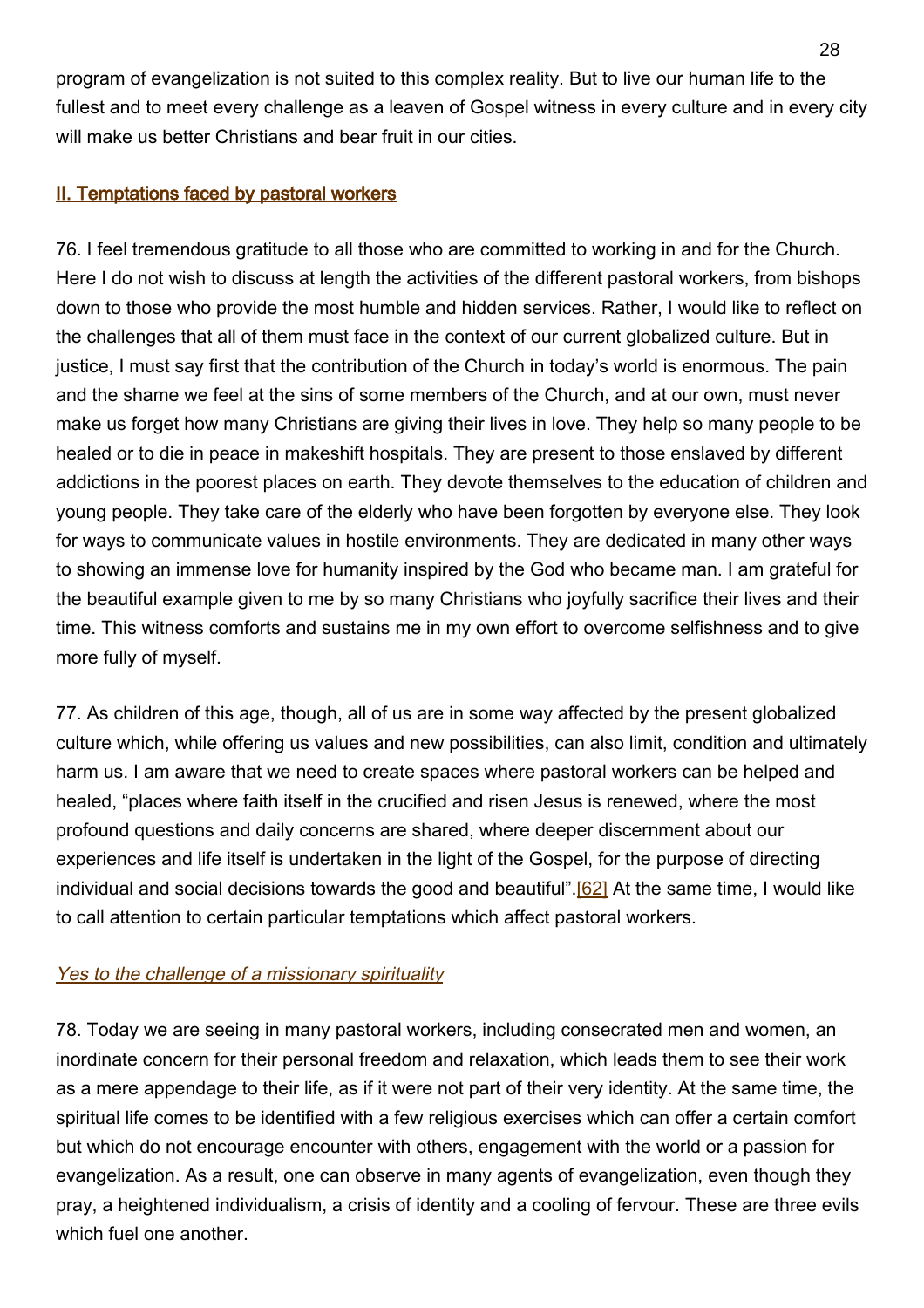program of evangelization is not suited to this complex reality. But to live our human life to the fullest and to meet every challenge as a leaven of Gospel witness in every culture and in every city will make us better Christians and bear fruit in our cities.

## II. Temptations faced by pastoral workers

76. I feel tremendous gratitude to all those who are committed to working in and for the Church. Here I do not wish to discuss at length the activities of the different pastoral workers, from bishops down to those who provide the most humble and hidden services. Rather, I would like to reflect on the challenges that all of them must face in the context of our current globalized culture. But in justice, I must say first that the contribution of the Church in today's world is enormous. The pain and the shame we feel at the sins of some members of the Church, and at our own, must never make us forget how many Christians are giving their lives in love. They help so many people to be healed or to die in peace in makeshift hospitals. They are present to those enslaved by different addictions in the poorest places on earth. They devote themselves to the education of children and young people. They take care of the elderly who have been forgotten by everyone else. They look for ways to communicate values in hostile environments. They are dedicated in many other ways to showing an immense love for humanity inspired by the God who became man. I am grateful for the beautiful example given to me by so many Christians who joyfully sacrifice their lives and their time. This witness comforts and sustains me in my own effort to overcome selfishness and to give more fully of myself.

77. As children of this age, though, all of us are in some way affected by the present globalized culture which, while offering us values and new possibilities, can also limit, condition and ultimately harm us. I am aware that we need to create spaces where pastoral workers can be helped and healed, "places where faith itself in the crucified and risen Jesus is renewed, where the most profound questions and daily concerns are shared, where deeper discernment about our experiences and life itself is undertaken in the light of the Gospel, for the purpose of directing individual and social decisions towards the good and beautiful".[62] At the same time, I would like to call attention to certain particular temptations which affect pastoral workers.

### *Yes to the challenge of a missionary spirituality*

78. Today we are seeing in many pastoral workers, including consecrated men and women, an inordinate concern for their personal freedom and relaxation, which leads them to see their work as a mere appendage to their life, as if it were not part of their very identity. At the same time, the spiritual life comes to be identified with a few religious exercises which can offer a certain comfort but which do not encourage encounter with others, engagement with the world or a passion for evangelization. As a result, one can observe in many agents of evangelization, even though they pray, a heightened individualism, a crisis of identity and a cooling of fervour. These are three evils which fuel one another.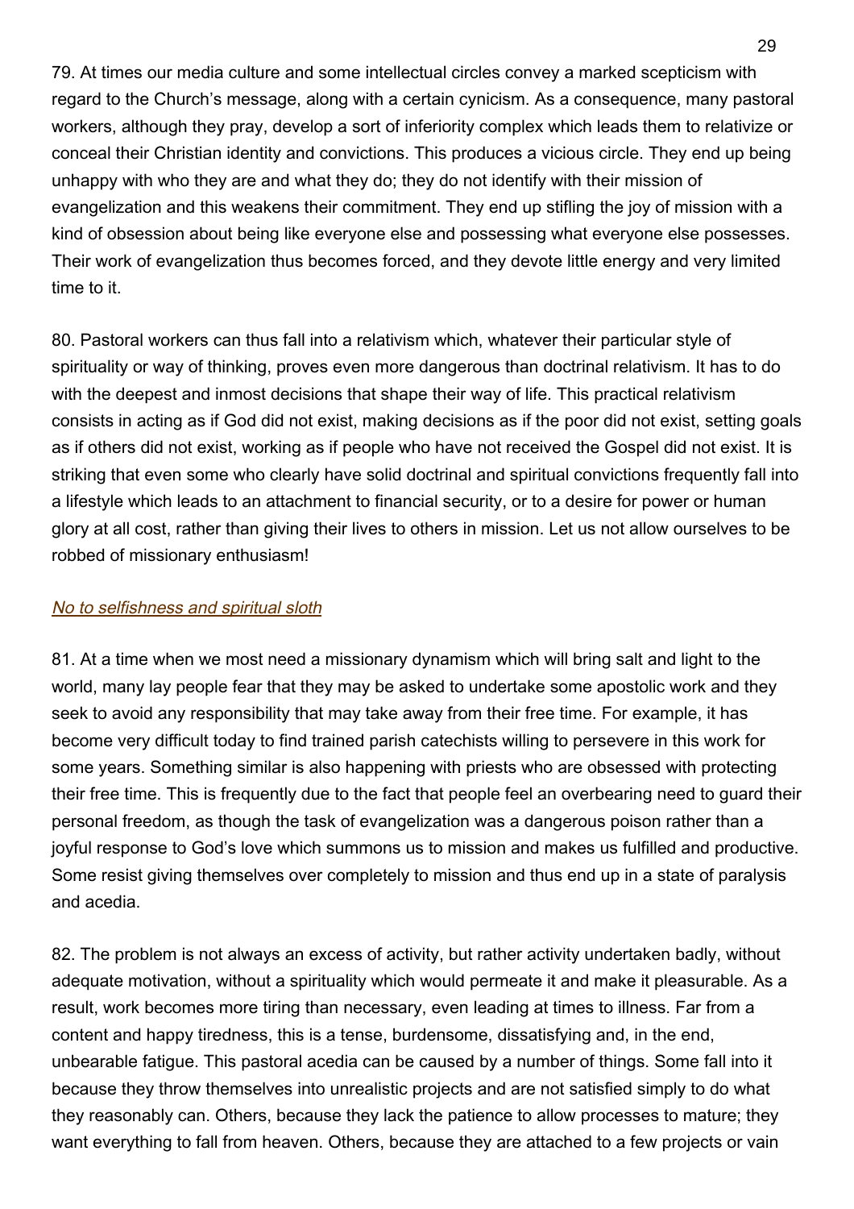79. At times our media culture and some intellectual circles convey a marked scepticism with regard to the Church's message, along with a certain cynicism. As a consequence, many pastoral workers, although they pray, develop a sort of inferiority complex which leads them to relativize or conceal their Christian identity and convictions. This produces a vicious circle. They end up being unhappy with who they are and what they do; they do not identify with their mission of evangelization and this weakens their commitment. They end up stifling the joy of mission with a kind of obsession about being like everyone else and possessing what everyone else possesses. Their work of evangelization thus becomes forced, and they devote little energy and very limited time to it.

80. Pastoral workers can thus fall into a relativism which, whatever their particular style of spirituality or way of thinking, proves even more dangerous than doctrinal relativism. It has to do with the deepest and inmost decisions that shape their way of life. This practical relativism consists in acting as if God did not exist, making decisions as if the poor did not exist, setting goals as if others did not exist, working as if people who have not received the Gospel did not exist. It is striking that even some who clearly have solid doctrinal and spiritual convictions frequently fall into a lifestyle which leads to an attachment to financial security, or to a desire for power or human glory at all cost, rather than giving their lives to others in mission. Let us not allow ourselves to be robbed of missionary enthusiasm!

### *No to selfishness and spiritual sloth*

81. At a time when we most need a missionary dynamism which will bring salt and light to the world, many lay people fear that they may be asked to undertake some apostolic work and they seek to avoid any responsibility that may take away from their free time. For example, it has become very difficult today to find trained parish catechists willing to persevere in this work for some years. Something similar is also happening with priests who are obsessed with protecting their free time. This is frequently due to the fact that people feel an overbearing need to guard their personal freedom, as though the task of evangelization was a dangerous poison rather than a joyful response to God's love which summons us to mission and makes us fulfilled and productive. Some resist giving themselves over completely to mission and thus end up in a state of paralysis and acedia.

82. The problem is not always an excess of activity, but rather activity undertaken badly, without adequate motivation, without a spirituality which would permeate it and make it pleasurable. As a result, work becomes more tiring than necessary, even leading at times to illness. Far from a content and happy tiredness, this is a tense, burdensome, dissatisfying and, in the end, unbearable fatigue. This pastoral acedia can be caused by a number of things. Some fall into it because they throw themselves into unrealistic projects and are not satisfied simply to do what they reasonably can. Others, because they lack the patience to allow processes to mature; they want everything to fall from heaven. Others, because they are attached to a few projects or vain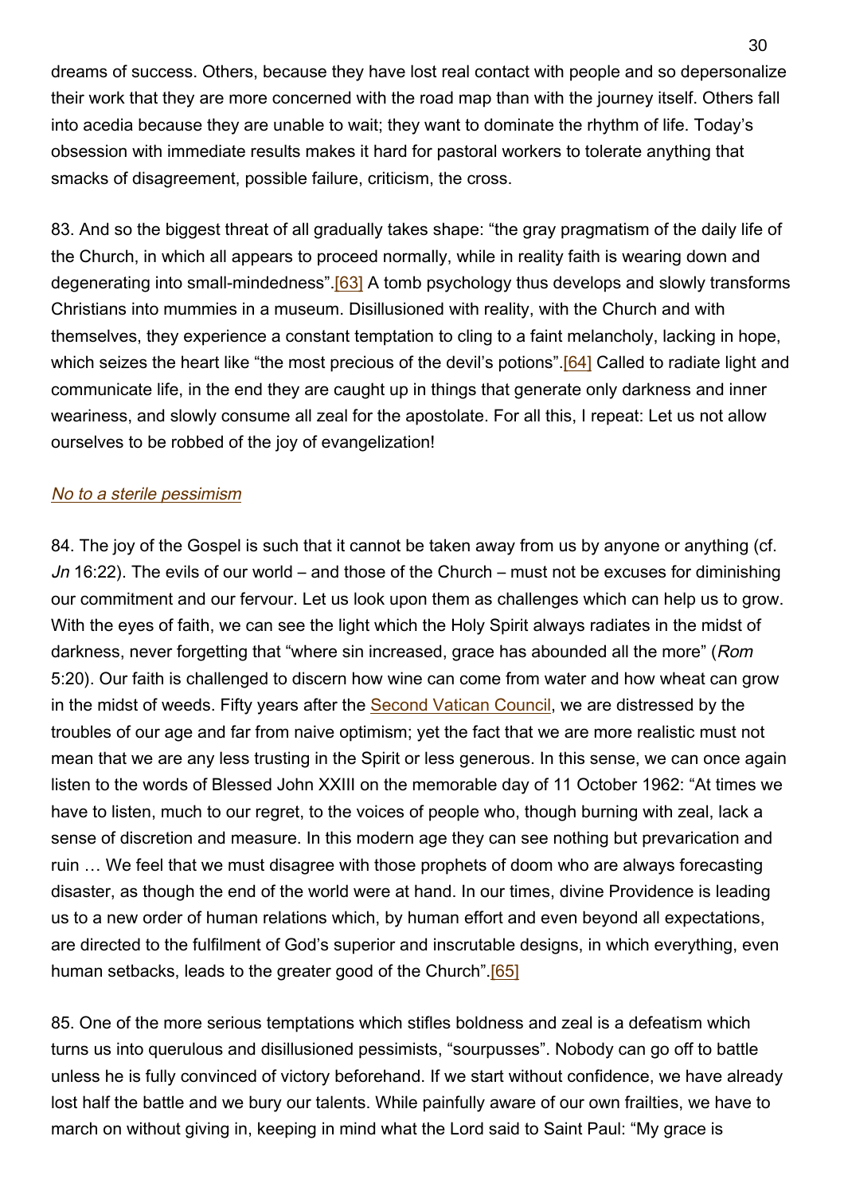dreams of success. Others, because they have lost real contact with people and so depersonalize their work that they are more concerned with the road map than with the journey itself. Others fall into acedia because they are unable to wait; they want to dominate the rhythm of life. Today's obsession with immediate results makes it hard for pastoral workers to tolerate anything that smacks of disagreement, possible failure, criticism, the cross.

83. And so the biggest threat of all gradually takes shape: "the gray pragmatism of the daily life of the Church, in which all appears to proceed normally, while in reality faith is wearing down and degenerating into small-mindedness".[63] A tomb psychology thus develops and slowly transforms Christians into mummies in a museum. Disillusioned with reality, with the Church and with themselves, they experience a constant temptation to cling to a faint melancholy, lacking in hope, which seizes the heart like "the most precious of the devil's potions".[64] Called to radiate light and communicate life, in the end they are caught up in things that generate only darkness and inner weariness, and slowly consume all zeal for the apostolate. For all this, I repeat: Let us not allow ourselves to be robbed of the joy of evangelization!

### *No to a sterile pessimism*

84. The joy of the Gospel is such that it cannot be taken away from us by anyone or anything (cf. *Jn* 16:22). The evils of our world – and those of the Church – must not be excuses for diminishing our commitment and our fervour. Let us look upon them as challenges which can help us to grow. With the eyes of faith, we can see the light which the Holy Spirit always radiates in the midst of darkness, never forgetting that "where sin increased, grace has abounded all the more" (*Rom* 5:20). Our faith is challenged to discern how wine can come from water and how wheat can grow in the midst of weeds. Fifty years after the Second Vatican Council, we are distressed by the troubles of our age and far from naive optimism; yet the fact that we are more realistic must not mean that we are any less trusting in the Spirit or less generous. In this sense, we can once again listen to the words of Blessed John XXIII on the memorable day of 11 October 1962: "At times we have to listen, much to our regret, to the voices of people who, though burning with zeal, lack a sense of discretion and measure. In this modern age they can see nothing but prevarication and ruin … We feel that we must disagree with those prophets of doom who are always forecasting disaster, as though the end of the world were at hand. In our times, divine Providence is leading us to a new order of human relations which, by human effort and even beyond all expectations, are directed to the fulfilment of God's superior and inscrutable designs, in which everything, even human setbacks, leads to the greater good of the Church".[65]

85. One of the more serious temptations which stifles boldness and zeal is a defeatism which turns us into querulous and disillusioned pessimists, "sourpusses". Nobody can go off to battle unless he is fully convinced of victory beforehand. If we start without confidence, we have already lost half the battle and we bury our talents. While painfully aware of our own frailties, we have to march on without giving in, keeping in mind what the Lord said to Saint Paul: "My grace is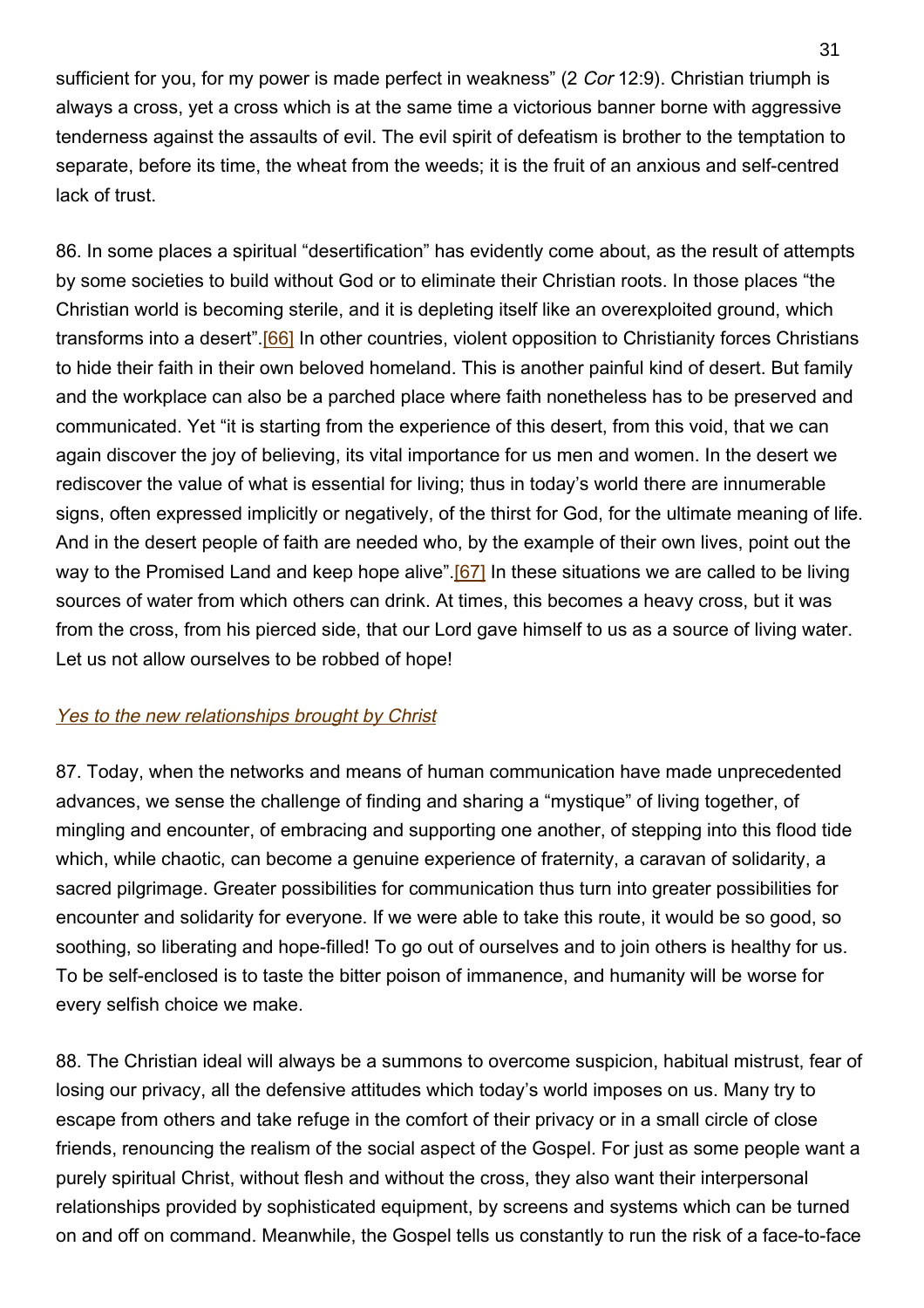sufficient for you, for my power is made perfect in weakness" (2 *Cor* 12:9). Christian triumph is always a cross, yet a cross which is at the same time a victorious banner borne with aggressive tenderness against the assaults of evil. The evil spirit of defeatism is brother to the temptation to separate, before its time, the wheat from the weeds; it is the fruit of an anxious and self-centred lack of trust.

86. In some places a spiritual "desertification" has evidently come about, as the result of attempts by some societies to build without God or to eliminate their Christian roots. In those places "the Christian world is becoming sterile, and it is depleting itself like an overexploited ground, which transforms into a desert".[66] In other countries, violent opposition to Christianity forces Christians to hide their faith in their own beloved homeland. This is another painful kind of desert. But family and the workplace can also be a parched place where faith nonetheless has to be preserved and communicated. Yet "it is starting from the experience of this desert, from this void, that we can again discover the joy of believing, its vital importance for us men and women. In the desert we rediscover the value of what is essential for living; thus in today's world there are innumerable signs, often expressed implicitly or negatively, of the thirst for God, for the ultimate meaning of life. And in the desert people of faith are needed who, by the example of their own lives, point out the way to the Promised Land and keep hope alive".[67] In these situations we are called to be living sources of water from which others can drink. At times, this becomes a heavy cross, but it was from the cross, from his pierced side, that our Lord gave himself to us as a source of living water. Let us not allow ourselves to be robbed of hope!

### *Yes to the new relationships brought by Christ*

87. Today, when the networks and means of human communication have made unprecedented advances, we sense the challenge of finding and sharing a "mystique" of living together, of mingling and encounter, of embracing and supporting one another, of stepping into this flood tide which, while chaotic, can become a genuine experience of fraternity, a caravan of solidarity, a sacred pilgrimage. Greater possibilities for communication thus turn into greater possibilities for encounter and solidarity for everyone. If we were able to take this route, it would be so good, so soothing, so liberating and hope-filled! To go out of ourselves and to join others is healthy for us. To be self-enclosed is to taste the bitter poison of immanence, and humanity will be worse for every selfish choice we make.

88. The Christian ideal will always be a summons to overcome suspicion, habitual mistrust, fear of losing our privacy, all the defensive attitudes which today's world imposes on us. Many try to escape from others and take refuge in the comfort of their privacy or in a small circle of close friends, renouncing the realism of the social aspect of the Gospel. For just as some people want a purely spiritual Christ, without flesh and without the cross, they also want their interpersonal relationships provided by sophisticated equipment, by screens and systems which can be turned on and off on command. Meanwhile, the Gospel tells us constantly to run the risk of a face-to-face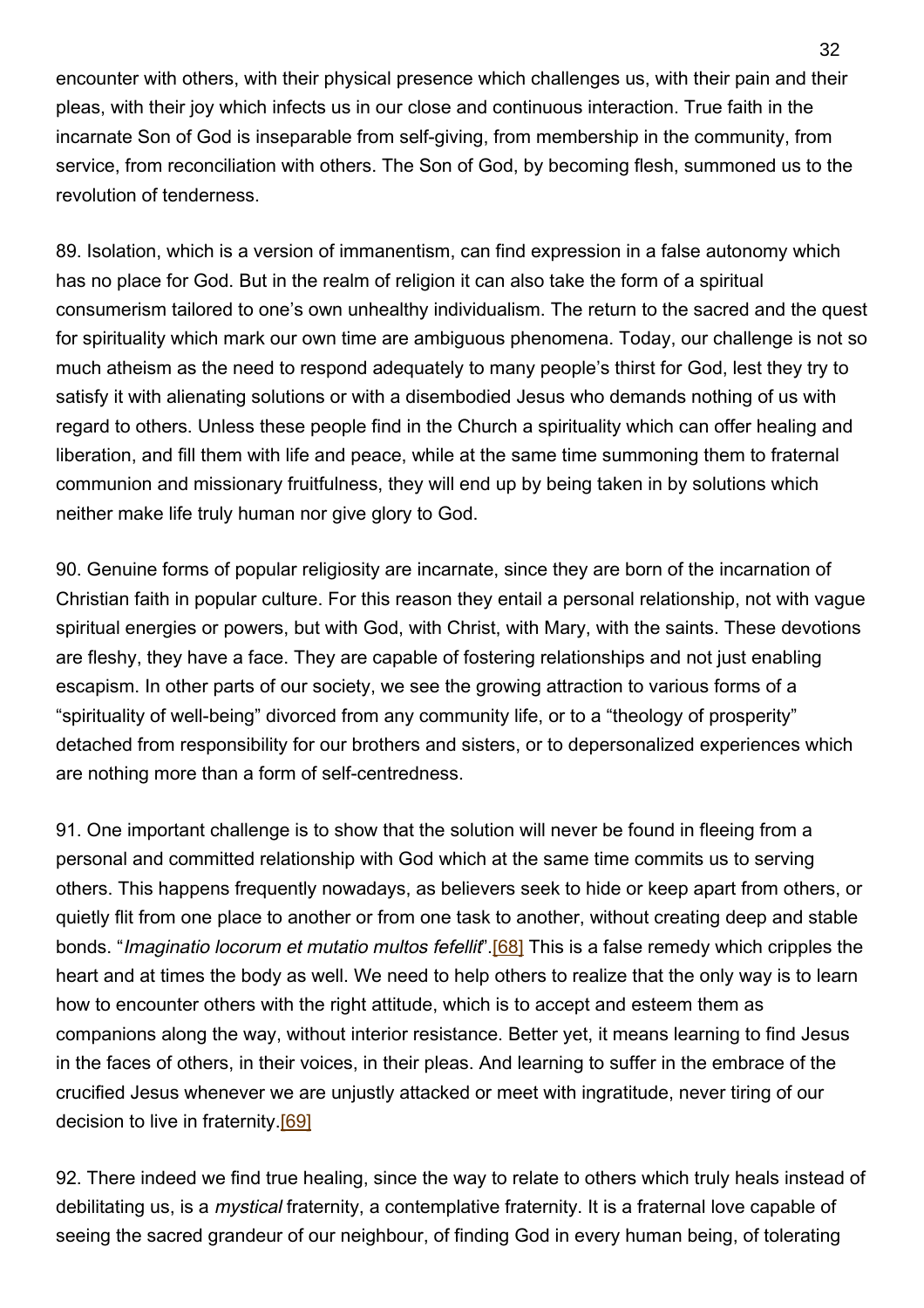encounter with others, with their physical presence which challenges us, with their pain and their pleas, with their joy which infects us in our close and continuous interaction. True faith in the incarnate Son of God is inseparable from self-giving, from membership in the community, from service, from reconciliation with others. The Son of God, by becoming flesh, summoned us to the revolution of tenderness.

89. Isolation, which is a version of immanentism, can find expression in a false autonomy which has no place for God. But in the realm of religion it can also take the form of a spiritual consumerism tailored to one's own unhealthy individualism. The return to the sacred and the quest for spirituality which mark our own time are ambiguous phenomena. Today, our challenge is not so much atheism as the need to respond adequately to many people's thirst for God, lest they try to satisfy it with alienating solutions or with a disembodied Jesus who demands nothing of us with regard to others. Unless these people find in the Church a spirituality which can offer healing and liberation, and fill them with life and peace, while at the same time summoning them to fraternal communion and missionary fruitfulness, they will end up by being taken in by solutions which neither make life truly human nor give glory to God.

90. Genuine forms of popular religiosity are incarnate, since they are born of the incarnation of Christian faith in popular culture. For this reason they entail a personal relationship, not with vague spiritual energies or powers, but with God, with Christ, with Mary, with the saints. These devotions are fleshy, they have a face. They are capable of fostering relationships and not just enabling escapism. In other parts of our society, we see the growing attraction to various forms of a "spirituality of well-being" divorced from any community life, or to a "theology of prosperity" detached from responsibility for our brothers and sisters, or to depersonalized experiences which are nothing more than a form of self-centredness.

91. One important challenge is to show that the solution will never be found in fleeing from a personal and committed relationship with God which at the same time commits us to serving others. This happens frequently nowadays, as believers seek to hide or keep apart from others, or quietly flit from one place to another or from one task to another, without creating deep and stable bonds. "*Imaginatio locorum et mutatio multos fefellit*".[68] This is a false remedy which cripples the heart and at times the body as well. We need to help others to realize that the only way is to learn how to encounter others with the right attitude, which is to accept and esteem them as companions along the way, without interior resistance. Better yet, it means learning to find Jesus in the faces of others, in their voices, in their pleas. And learning to suffer in the embrace of the crucified Jesus whenever we are unjustly attacked or meet with ingratitude, never tiring of our decision to live in fraternity.[69]

92. There indeed we find true healing, since the way to relate to others which truly heals instead of debilitating us, is a *mystical* fraternity, a contemplative fraternity. It is a fraternal love capable of seeing the sacred grandeur of our neighbour, of finding God in every human being, of tolerating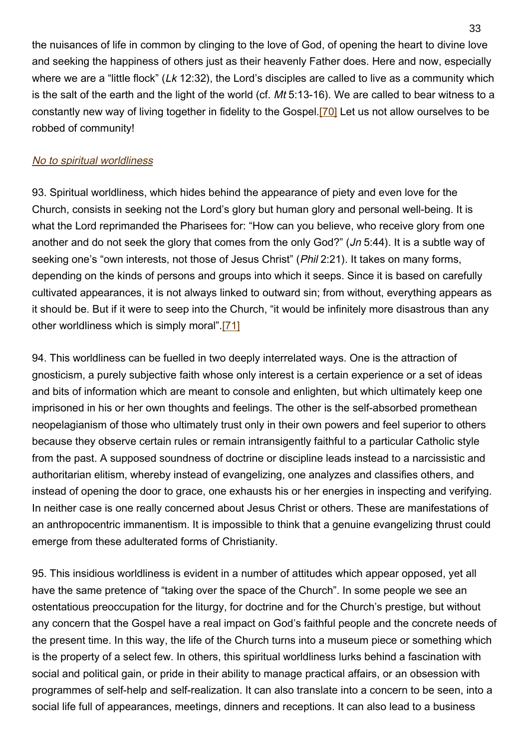the nuisances of life in common by clinging to the love of God, of opening the heart to divine love and seeking the happiness of others just as their heavenly Father does. Here and now, especially where we are a "little flock" (*Lk* 12:32), the Lord's disciples are called to live as a community which is the salt of the earth and the light of the world (cf. *Mt* 5:13-16). We are called to bear witness to a constantly new way of living together in fidelity to the Gospel.[70] Let us not allow ourselves to be robbed of community!

### *No to spiritual worldliness*

93. Spiritual worldliness, which hides behind the appearance of piety and even love for the Church, consists in seeking not the Lord's glory but human glory and personal well-being. It is what the Lord reprimanded the Pharisees for: "How can you believe, who receive glory from one another and do not seek the glory that comes from the only God?" (*Jn* 5:44). It is a subtle way of seeking one's "own interests, not those of Jesus Christ" (*Phil* 2:21). It takes on many forms, depending on the kinds of persons and groups into which it seeps. Since it is based on carefully cultivated appearances, it is not always linked to outward sin; from without, everything appears as it should be. But if it were to seep into the Church, "it would be infinitely more disastrous than any other worldliness which is simply moral".[71]

94. This worldliness can be fuelled in two deeply interrelated ways. One is the attraction of gnosticism, a purely subjective faith whose only interest is a certain experience or a set of ideas and bits of information which are meant to console and enlighten, but which ultimately keep one imprisoned in his or her own thoughts and feelings. The other is the self-absorbed promethean neopelagianism of those who ultimately trust only in their own powers and feel superior to others because they observe certain rules or remain intransigently faithful to a particular Catholic style from the past. A supposed soundness of doctrine or discipline leads instead to a narcissistic and authoritarian elitism, whereby instead of evangelizing, one analyzes and classifies others, and instead of opening the door to grace, one exhausts his or her energies in inspecting and verifying. In neither case is one really concerned about Jesus Christ or others. These are manifestations of an anthropocentric immanentism. It is impossible to think that a genuine evangelizing thrust could emerge from these adulterated forms of Christianity.

95. This insidious worldliness is evident in a number of attitudes which appear opposed, yet all have the same pretence of "taking over the space of the Church". In some people we see an ostentatious preoccupation for the liturgy, for doctrine and for the Church's prestige, but without any concern that the Gospel have a real impact on God's faithful people and the concrete needs of the present time. In this way, the life of the Church turns into a museum piece or something which is the property of a select few. In others, this spiritual worldliness lurks behind a fascination with social and political gain, or pride in their ability to manage practical affairs, or an obsession with programmes of self-help and self-realization. It can also translate into a concern to be seen, into a social life full of appearances, meetings, dinners and receptions. It can also lead to a business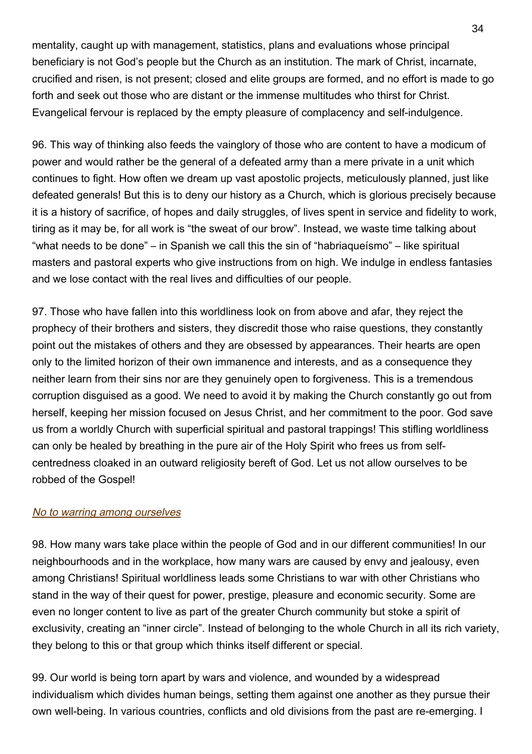mentality, caught up with management, statistics, plans and evaluations whose principal beneficiary is not God's people but the Church as an institution. The mark of Christ, incarnate, crucified and risen, is not present; closed and elite groups are formed, and no effort is made to go forth and seek out those who are distant or the immense multitudes who thirst for Christ. Evangelical fervour is replaced by the empty pleasure of complacency and self-indulgence.

96. This way of thinking also feeds the vainglory of those who are content to have a modicum of power and would rather be the general of a defeated army than a mere private in a unit which continues to fight. How often we dream up vast apostolic projects, meticulously planned, just like defeated generals! But this is to deny our history as a Church, which is glorious precisely because it is a history of sacrifice, of hopes and daily struggles, of lives spent in service and fidelity to work, tiring as it may be, for all work is "the sweat of our brow". Instead, we waste time talking about "what needs to be done" – in Spanish we call this the sin of "habriaqueísmo" – like spiritual masters and pastoral experts who give instructions from on high. We indulge in endless fantasies and we lose contact with the real lives and difficulties of our people.

97. Those who have fallen into this worldliness look on from above and afar, they reject the prophecy of their brothers and sisters, they discredit those who raise questions, they constantly point out the mistakes of others and they are obsessed by appearances. Their hearts are open only to the limited horizon of their own immanence and interests, and as a consequence they neither learn from their sins nor are they genuinely open to forgiveness. This is a tremendous corruption disguised as a good. We need to avoid it by making the Church constantly go out from herself, keeping her mission focused on Jesus Christ, and her commitment to the poor. God save us from a worldly Church with superficial spiritual and pastoral trappings! This stifling worldliness can only be healed by breathing in the pure air of the Holy Spirit who frees us from self-centredness cloaked in an outward religiosity bereft of God. Let us not allow ourselves to be robbed of the Gospel!

### *No to warring among ourselves*

98. How many wars take place within the people of God and in our different communities! In our neighbourhoods and in the workplace, how many wars are caused by envy and jealousy, even among Christians! Spiritual worldliness leads some Christians to war with other Christians who stand in the way of their quest for power, prestige, pleasure and economic security. Some are even no longer content to live as part of the greater Church community but stoke a spirit of exclusivity, creating an "inner circle". Instead of belonging to the whole Church in all its rich variety, they belong to this or that group which thinks itself different or special.

99. Our world is being torn apart by wars and violence, and wounded by a widespread individualism which divides human beings, setting them against one another as they pursue their own well-being. In various countries, conflicts and old divisions from the past are re-emerging. I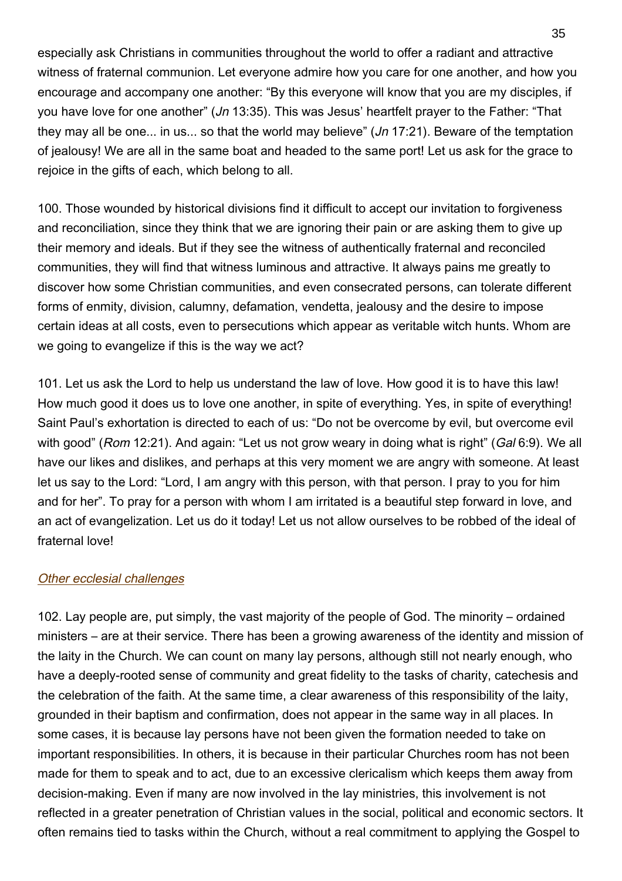especially ask Christians in communities throughout the world to offer a radiant and attractive witness of fraternal communion. Let everyone admire how you care for one another, and how you encourage and accompany one another: "By this everyone will know that you are my disciples, if you have love for one another" (*Jn* 13:35). This was Jesus' heartfelt prayer to the Father: "That they may all be one... in us... so that the world may believe" (*Jn* 17:21). Beware of the temptation of jealousy! We are all in the same boat and headed to the same port! Let us ask for the grace to rejoice in the gifts of each, which belong to all.

100. Those wounded by historical divisions find it difficult to accept our invitation to forgiveness and reconciliation, since they think that we are ignoring their pain or are asking them to give up their memory and ideals. But if they see the witness of authentically fraternal and reconciled communities, they will find that witness luminous and attractive. It always pains me greatly to discover how some Christian communities, and even consecrated persons, can tolerate different forms of enmity, division, calumny, defamation, vendetta, jealousy and the desire to impose certain ideas at all costs, even to persecutions which appear as veritable witch hunts. Whom are we going to evangelize if this is the way we act?

101. Let us ask the Lord to help us understand the law of love. How good it is to have this law! How much good it does us to love one another, in spite of everything. Yes, in spite of everything! Saint Paul's exhortation is directed to each of us: "Do not be overcome by evil, but overcome evil with good" (*Rom* 12:21). And again: "Let us not grow weary in doing what is right" (*Gal* 6:9). We all have our likes and dislikes, and perhaps at this very moment we are angry with someone. At least let us say to the Lord: "Lord, I am angry with this person, with that person. I pray to you for him and for her". To pray for a person with whom I am irritated is a beautiful step forward in love, and an act of evangelization. Let us do it today! Let us not allow ourselves to be robbed of the ideal of fraternal love!

### *Other ecclesial challenges*

102. Lay people are, put simply, the vast majority of the people of God. The minority – ordained ministers – are at their service. There has been a growing awareness of the identity and mission of the laity in the Church. We can count on many lay persons, although still not nearly enough, who have a deeply-rooted sense of community and great fidelity to the tasks of charity, catechesis and the celebration of the faith. At the same time, a clear awareness of this responsibility of the laity, grounded in their baptism and confirmation, does not appear in the same way in all places. In some cases, it is because lay persons have not been given the formation needed to take on important responsibilities. In others, it is because in their particular Churches room has not been made for them to speak and to act, due to an excessive clericalism which keeps them away from decision-making. Even if many are now involved in the lay ministries, this involvement is not reflected in a greater penetration of Christian values in the social, political and economic sectors. It often remains tied to tasks within the Church, without a real commitment to applying the Gospel to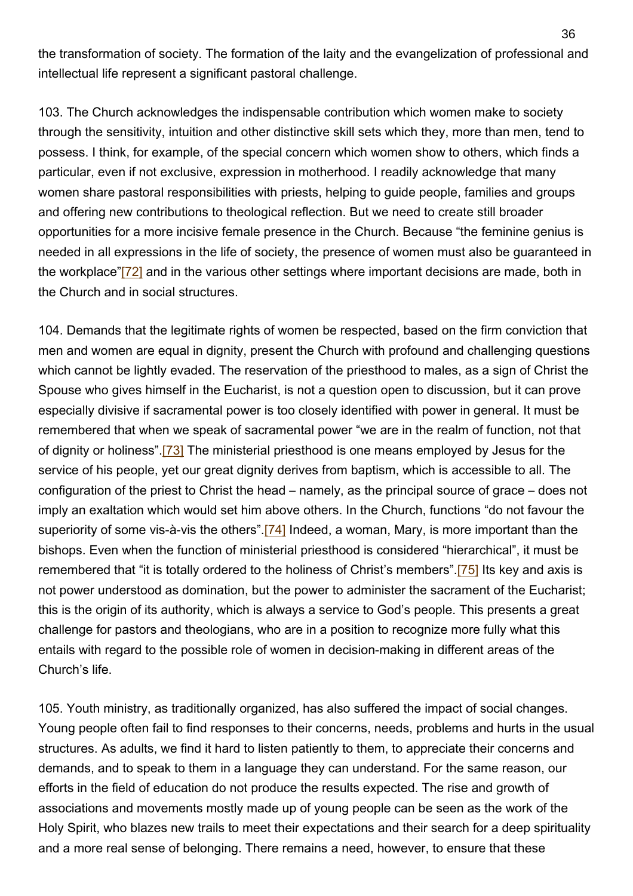the transformation of society. The formation of the laity and the evangelization of professional and intellectual life represent a significant pastoral challenge.

103. The Church acknowledges the indispensable contribution which women make to society through the sensitivity, intuition and other distinctive skill sets which they, more than men, tend to possess. I think, for example, of the special concern which women show to others, which finds a particular, even if not exclusive, expression in motherhood. I readily acknowledge that many women share pastoral responsibilities with priests, helping to guide people, families and groups and offering new contributions to theological reflection. But we need to create still broader opportunities for a more incisive female presence in the Church. Because "the feminine genius is needed in all expressions in the life of society, the presence of women must also be guaranteed in the workplace"[72] and in the various other settings where important decisions are made, both in the Church and in social structures.

104. Demands that the legitimate rights of women be respected, based on the firm conviction that men and women are equal in dignity, present the Church with profound and challenging questions which cannot be lightly evaded. The reservation of the priesthood to males, as a sign of Christ the Spouse who gives himself in the Eucharist, is not a question open to discussion, but it can prove especially divisive if sacramental power is too closely identified with power in general. It must be remembered that when we speak of sacramental power "we are in the realm of function, not that of dignity or holiness".[73] The ministerial priesthood is one means employed by Jesus for the service of his people, yet our great dignity derives from baptism, which is accessible to all. The configuration of the priest to Christ the head – namely, as the principal source of grace – does not imply an exaltation which would set him above others. In the Church, functions "do not favour the superiority of some vis-à-vis the others".[74] Indeed, a woman, Mary, is more important than the bishops. Even when the function of ministerial priesthood is considered "hierarchical", it must be remembered that "it is totally ordered to the holiness of Christ's members".[75] Its key and axis is not power understood as domination, but the power to administer the sacrament of the Eucharist; this is the origin of its authority, which is always a service to God's people. This presents a great challenge for pastors and theologians, who are in a position to recognize more fully what this entails with regard to the possible role of women in decision-making in different areas of the Church's life.

105. Youth ministry, as traditionally organized, has also suffered the impact of social changes. Young people often fail to find responses to their concerns, needs, problems and hurts in the usual structures. As adults, we find it hard to listen patiently to them, to appreciate their concerns and demands, and to speak to them in a language they can understand. For the same reason, our efforts in the field of education do not produce the results expected. The rise and growth of associations and movements mostly made up of young people can be seen as the work of the Holy Spirit, who blazes new trails to meet their expectations and their search for a deep spirituality and a more real sense of belonging. There remains a need, however, to ensure that these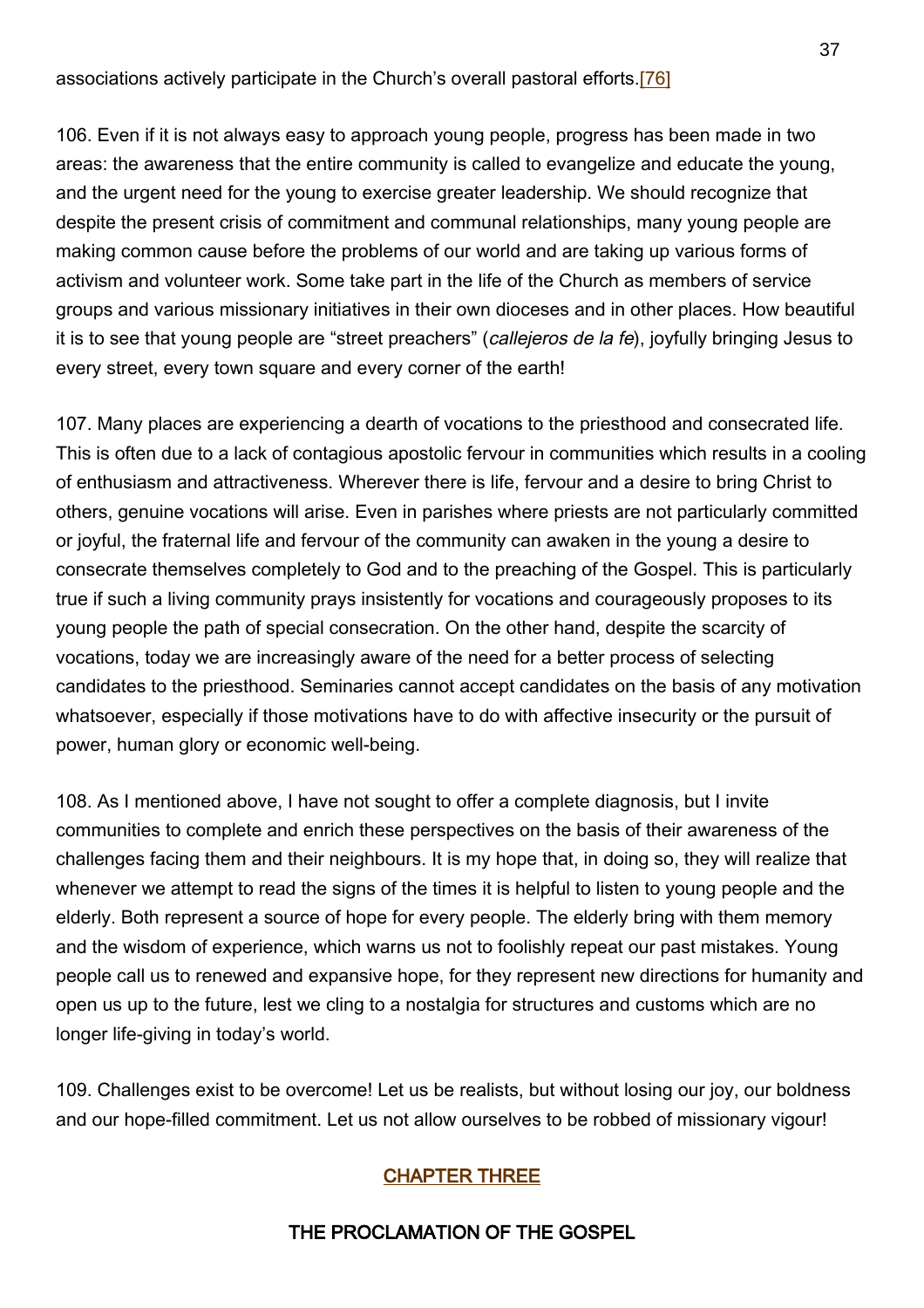associations actively participate in the Church's overall pastoral efforts.[76]

106. Even if it is not always easy to approach young people, progress has been made in two areas: the awareness that the entire community is called to evangelize and educate the young, and the urgent need for the young to exercise greater leadership. We should recognize that despite the present crisis of commitment and communal relationships, many young people are making common cause before the problems of our world and are taking up various forms of activism and volunteer work. Some take part in the life of the Church as members of service groups and various missionary initiatives in their own dioceses and in other places. How beautiful it is to see that young people are "street preachers" (*callejeros de la fe*), joyfully bringing Jesus to every street, every town square and every corner of the earth!

107. Many places are experiencing a dearth of vocations to the priesthood and consecrated life. This is often due to a lack of contagious apostolic fervour in communities which results in a cooling of enthusiasm and attractiveness. Wherever there is life, fervour and a desire to bring Christ to others, genuine vocations will arise. Even in parishes where priests are not particularly committed or joyful, the fraternal life and fervour of the community can awaken in the young a desire to consecrate themselves completely to God and to the preaching of the Gospel. This is particularly true if such a living community prays insistently for vocations and courageously proposes to its young people the path of special consecration. On the other hand, despite the scarcity of vocations, today we are increasingly aware of the need for a better process of selecting candidates to the priesthood. Seminaries cannot accept candidates on the basis of any motivation whatsoever, especially if those motivations have to do with affective insecurity or the pursuit of power, human glory or economic well-being.

108. As I mentioned above, I have not sought to offer a complete diagnosis, but I invite communities to complete and enrich these perspectives on the basis of their awareness of the challenges facing them and their neighbours. It is my hope that, in doing so, they will realize that whenever we attempt to read the signs of the times it is helpful to listen to young people and the elderly. Both represent a source of hope for every people. The elderly bring with them memory and the wisdom of experience, which warns us not to foolishly repeat our past mistakes. Young people call us to renewed and expansive hope, for they represent new directions for humanity and open us up to the future, lest we cling to a nostalgia for structures and customs which are no longer life-giving in today's world.

109. Challenges exist to be overcome! Let us be realists, but without losing our joy, our boldness and our hope-filled commitment. Let us not allow ourselves to be robbed of missionary vigour!

## CHAPTER THREE

## THE PROCLAMATION OF THE GOSPEL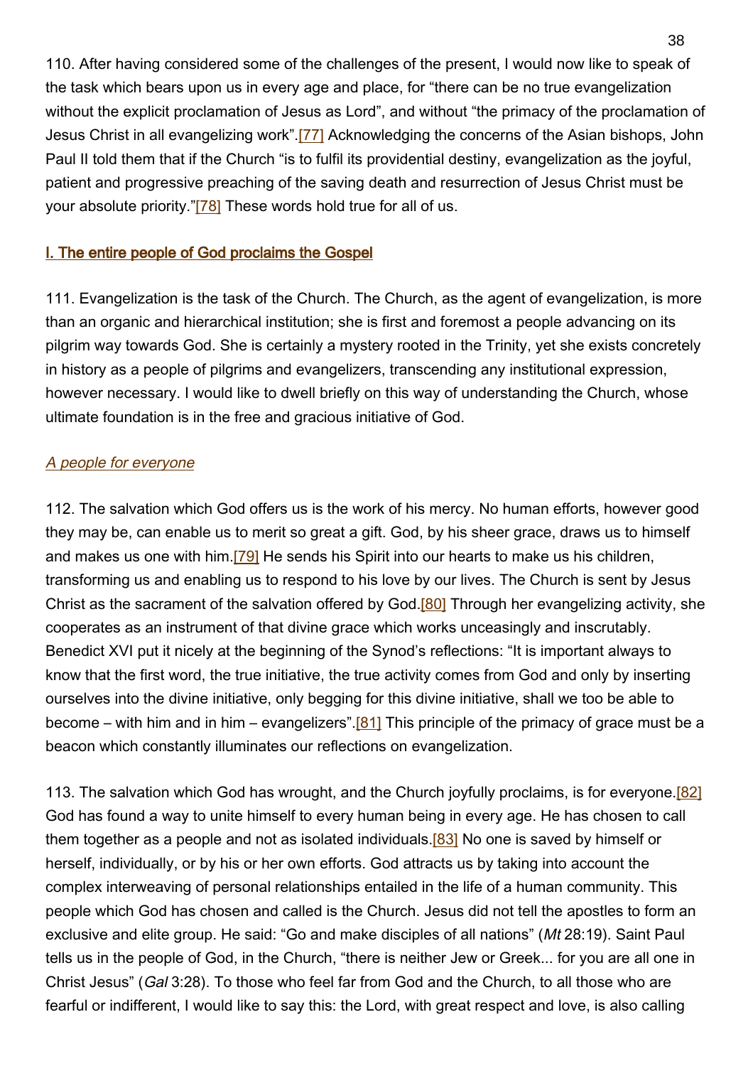110. After having considered some of the challenges of the present, I would now like to speak of the task which bears upon us in every age and place, for “there can be no true evangelization without the explicit proclamation of Jesus as Lord”, and without “the primacy of the proclamation of Jesus Christ in all evangelizing work”.[77] Acknowledging the concerns of the Asian bishops, John Paul II told them that if the Church “is to fulfil its providential destiny, evangelization as the joyful, patient and progressive preaching of the saving death and resurrection of Jesus Christ must be your absolute priority.”[78] These words hold true for all of us.

## I. The entire people of God proclaims the Gospel

111. Evangelization is the task of the Church. The Church, as the agent of evangelization, is more than an organic and hierarchical institution; she is first and foremost a people advancing on its pilgrim way towards God. She is certainly a mystery rooted in the Trinity, yet she exists concretely in history as a people of pilgrims and evangelizers, transcending any institutional expression, however necessary. I would like to dwell briefly on this way of understanding the Church, whose ultimate foundation is in the free and gracious initiative of God.

### *A people for everyone*

112. The salvation which God offers us is the work of his mercy. No human efforts, however good they may be, can enable us to merit so great a gift. God, by his sheer grace, draws us to himself and makes us one with him.[79] He sends his Spirit into our hearts to make us his children, transforming us and enabling us to respond to his love by our lives. The Church is sent by Jesus Christ as the sacrament of the salvation offered by God.[80] Through her evangelizing activity, she cooperates as an instrument of that divine grace which works unceasingly and inscrutably. Benedict XVI put it nicely at the beginning of the Synod’s reflections: “It is important always to know that the first word, the true initiative, the true activity comes from God and only by inserting ourselves into the divine initiative, only begging for this divine initiative, shall we too be able to become – with him and in him – evangelizers”.[81] This principle of the primacy of grace must be a beacon which constantly illuminates our reflections on evangelization.

113. The salvation which God has wrought, and the Church joyfully proclaims, is for everyone.[82] God has found a way to unite himself to every human being in every age. He has chosen to call them together as a people and not as isolated individuals.[83] No one is saved by himself or herself, individually, or by his or her own efforts. God attracts us by taking into account the complex interweaving of personal relationships entailed in the life of a human community. This people which God has chosen and called is the Church. Jesus did not tell the apostles to form an exclusive and elite group. He said: “Go and make disciples of all nations” (*Mt* 28:19). Saint Paul tells us in the people of God, in the Church, “there is neither Jew or Greek... for you are all one in Christ Jesus” (*Gal* 3:28). To those who feel far from God and the Church, to all those who are fearful or indifferent, I would like to say this: the Lord, with great respect and love, is also calling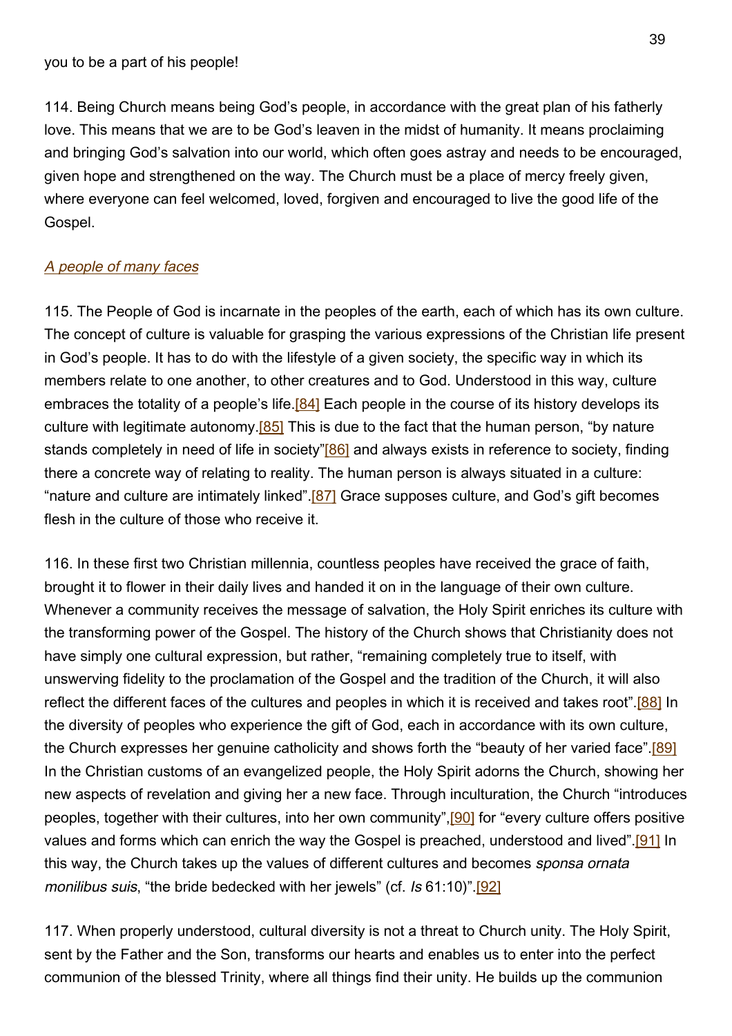you to be a part of his people!

114. Being Church means being God's people, in accordance with the great plan of his fatherly love. This means that we are to be God's leaven in the midst of humanity. It means proclaiming and bringing God's salvation into our world, which often goes astray and needs to be encouraged, given hope and strengthened on the way. The Church must be a place of mercy freely given, where everyone can feel welcomed, loved, forgiven and encouraged to live the good life of the Gospel.

### *A people of many faces*

115. The People of God is incarnate in the peoples of the earth, each of which has its own culture. The concept of culture is valuable for grasping the various expressions of the Christian life present in God's people. It has to do with the lifestyle of a given society, the specific way in which its members relate to one another, to other creatures and to God. Understood in this way, culture embraces the totality of a people's life.[84] Each people in the course of its history develops its culture with legitimate autonomy.[85] This is due to the fact that the human person, "by nature stands completely in need of life in society"[86] and always exists in reference to society, finding there a concrete way of relating to reality. The human person is always situated in a culture: "nature and culture are intimately linked".[87] Grace supposes culture, and God's gift becomes flesh in the culture of those who receive it.

116. In these first two Christian millennia, countless peoples have received the grace of faith, brought it to flower in their daily lives and handed it on in the language of their own culture. Whenever a community receives the message of salvation, the Holy Spirit enriches its culture with the transforming power of the Gospel. The history of the Church shows that Christianity does not have simply one cultural expression, but rather, "remaining completely true to itself, with unswerving fidelity to the proclamation of the Gospel and the tradition of the Church, it will also reflect the different faces of the cultures and peoples in which it is received and takes root".[88] In the diversity of peoples who experience the gift of God, each in accordance with its own culture, the Church expresses her genuine catholicity and shows forth the "beauty of her varied face".[89] In the Christian customs of an evangelized people, the Holy Spirit adorns the Church, showing her new aspects of revelation and giving her a new face. Through inculturation, the Church "introduces peoples, together with their cultures, into her own community",[90] for "every culture offers positive values and forms which can enrich the way the Gospel is preached, understood and lived".[91] In this way, the Church takes up the values of different cultures and becomes *sponsa ornata monilibus suis*, "the bride bedecked with her jewels" (cf. *Is* 61:10)".[92]

117. When properly understood, cultural diversity is not a threat to Church unity. The Holy Spirit, sent by the Father and the Son, transforms our hearts and enables us to enter into the perfect communion of the blessed Trinity, where all things find their unity. He builds up the communion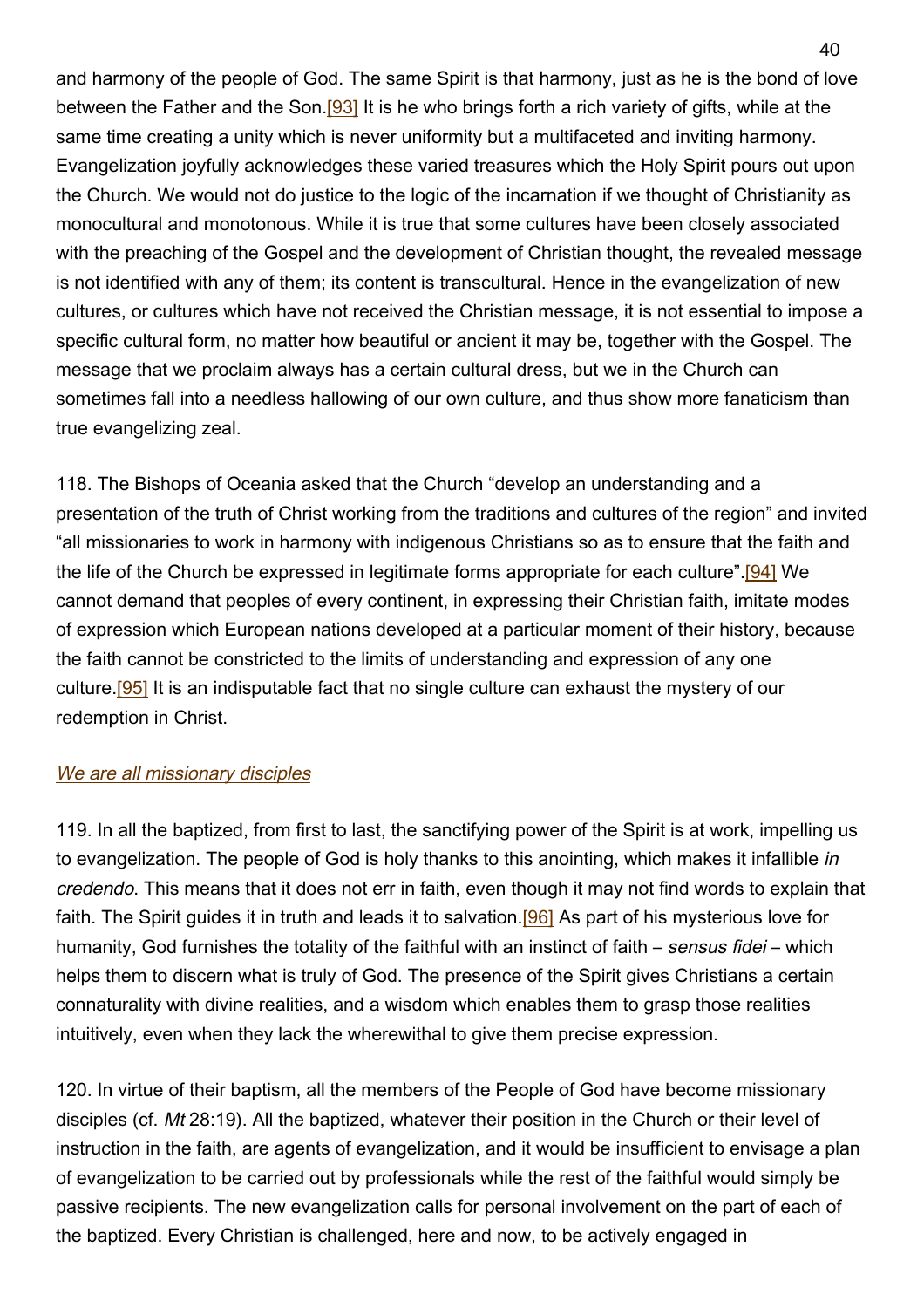and harmony of the people of God. The same Spirit is that harmony, just as he is the bond of love between the Father and the Son.[93] It is he who brings forth a rich variety of gifts, while at the same time creating a unity which is never uniformity but a multifaceted and inviting harmony. Evangelization joyfully acknowledges these varied treasures which the Holy Spirit pours out upon the Church. We would not do justice to the logic of the incarnation if we thought of Christianity as monocultural and monotonous. While it is true that some cultures have been closely associated with the preaching of the Gospel and the development of Christian thought, the revealed message is not identified with any of them; its content is transcultural. Hence in the evangelization of new cultures, or cultures which have not received the Christian message, it is not essential to impose a specific cultural form, no matter how beautiful or ancient it may be, together with the Gospel. The message that we proclaim always has a certain cultural dress, but we in the Church can sometimes fall into a needless hallowing of our own culture, and thus show more fanaticism than true evangelizing zeal.

118. The Bishops of Oceania asked that the Church "develop an understanding and a presentation of the truth of Christ working from the traditions and cultures of the region" and invited "all missionaries to work in harmony with indigenous Christians so as to ensure that the faith and the life of the Church be expressed in legitimate forms appropriate for each culture".[94] We cannot demand that peoples of every continent, in expressing their Christian faith, imitate modes of expression which European nations developed at a particular moment of their history, because the faith cannot be constricted to the limits of understanding and expression of any one culture.[95] It is an indisputable fact that no single culture can exhaust the mystery of our redemption in Christ.

### *We are all missionary disciples*

119. In all the baptized, from first to last, the sanctifying power of the Spirit is at work, impelling us to evangelization. The people of God is holy thanks to this anointing, which makes it infallible *in credendo*. This means that it does not err in faith, even though it may not find words to explain that faith. The Spirit guides it in truth and leads it to salvation.[96] As part of his mysterious love for humanity, God furnishes the totality of the faithful with an instinct of faith – *sensus fidei* – which helps them to discern what is truly of God. The presence of the Spirit gives Christians a certain connaturality with divine realities, and a wisdom which enables them to grasp those realities intuitively, even when they lack the wherewithal to give them precise expression.

120. In virtue of their baptism, all the members of the People of God have become missionary disciples (cf. *Mt* 28:19). All the baptized, whatever their position in the Church or their level of instruction in the faith, are agents of evangelization, and it would be insufficient to envisage a plan of evangelization to be carried out by professionals while the rest of the faithful would simply be passive recipients. The new evangelization calls for personal involvement on the part of each of the baptized. Every Christian is challenged, here and now, to be actively engaged in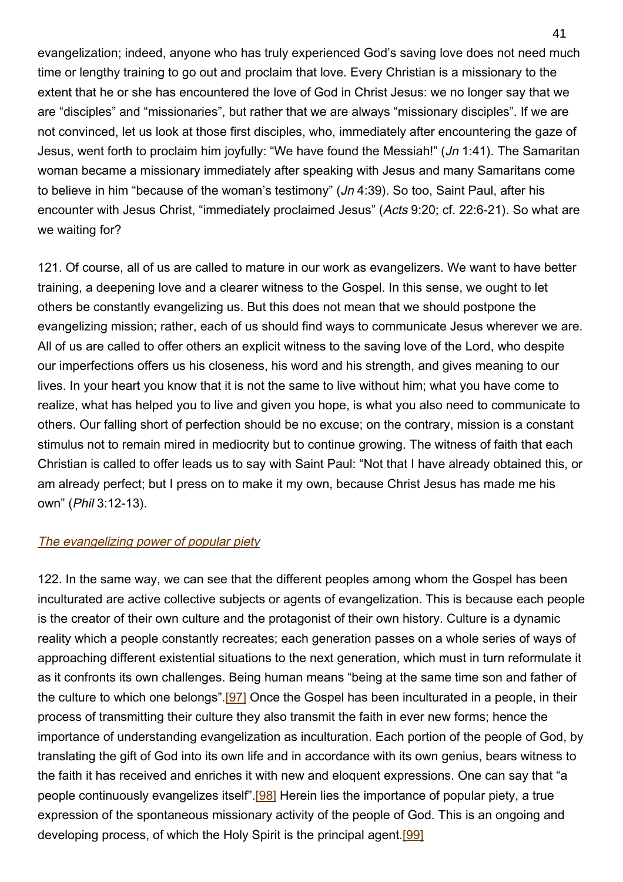evangelization; indeed, anyone who has truly experienced God's saving love does not need much time or lengthy training to go out and proclaim that love. Every Christian is a missionary to the extent that he or she has encountered the love of God in Christ Jesus: we no longer say that we are "disciples" and "missionaries", but rather that we are always "missionary disciples". If we are not convinced, let us look at those first disciples, who, immediately after encountering the gaze of Jesus, went forth to proclaim him joyfully: "We have found the Messiah!" (*Jn* 1:41). The Samaritan woman became a missionary immediately after speaking with Jesus and many Samaritans come to believe in him "because of the woman's testimony" (*Jn* 4:39). So too, Saint Paul, after his encounter with Jesus Christ, "immediately proclaimed Jesus" (*Acts* 9:20; cf. 22:6-21). So what are we waiting for?

121. Of course, all of us are called to mature in our work as evangelizers. We want to have better training, a deepening love and a clearer witness to the Gospel. In this sense, we ought to let others be constantly evangelizing us. But this does not mean that we should postpone the evangelizing mission; rather, each of us should find ways to communicate Jesus wherever we are. All of us are called to offer others an explicit witness to the saving love of the Lord, who despite our imperfections offers us his closeness, his word and his strength, and gives meaning to our lives. In your heart you know that it is not the same to live without him; what you have come to realize, what has helped you to live and given you hope, is what you also need to communicate to others. Our falling short of perfection should be no excuse; on the contrary, mission is a constant stimulus not to remain mired in mediocrity but to continue growing. The witness of faith that each Christian is called to offer leads us to say with Saint Paul: "Not that I have already obtained this, or am already perfect; but I press on to make it my own, because Christ Jesus has made me his own" (*Phil* 3:12-13).

### *The evangelizing power of popular piety*

122. In the same way, we can see that the different peoples among whom the Gospel has been inculturated are active collective subjects or agents of evangelization. This is because each people is the creator of their own culture and the protagonist of their own history. Culture is a dynamic reality which a people constantly recreates; each generation passes on a whole series of ways of approaching different existential situations to the next generation, which must in turn reformulate it as it confronts its own challenges. Being human means "being at the same time son and father of the culture to which one belongs".[97] Once the Gospel has been inculturated in a people, in their process of transmitting their culture they also transmit the faith in ever new forms; hence the importance of understanding evangelization as inculturation. Each portion of the people of God, by translating the gift of God into its own life and in accordance with its own genius, bears witness to the faith it has received and enriches it with new and eloquent expressions. One can say that "a people continuously evangelizes itself".[98] Herein lies the importance of popular piety, a true expression of the spontaneous missionary activity of the people of God. This is an ongoing and developing process, of which the Holy Spirit is the principal agent.[99]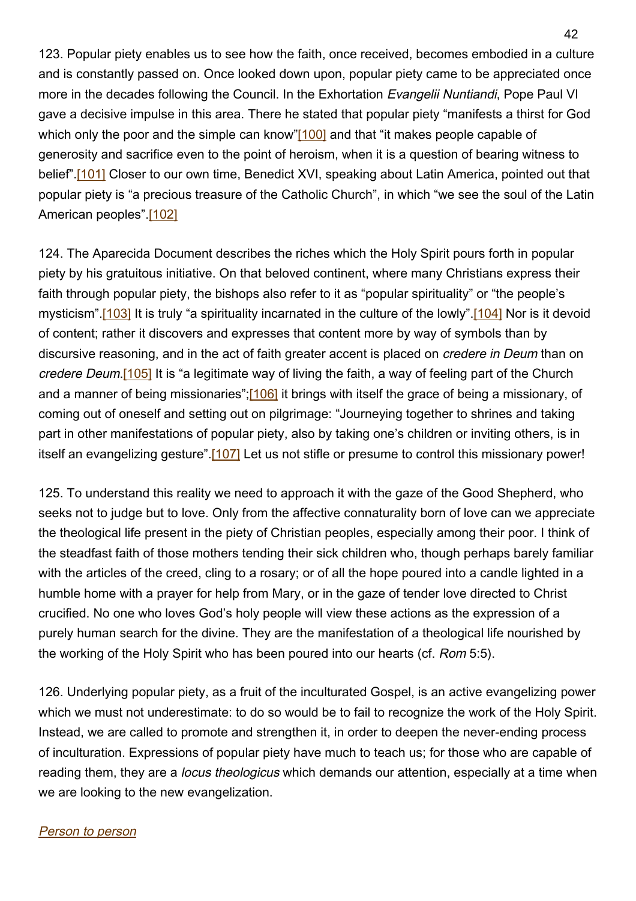123. Popular piety enables us to see how the faith, once received, becomes embodied in a culture and is constantly passed on. Once looked down upon, popular piety came to be appreciated once more in the decades following the Council. In the Exhortation *Evangelii Nuntiandi*, Pope Paul VI gave a decisive impulse in this area. There he stated that popular piety "manifests a thirst for God which only the poor and the simple can know"[100] and that "it makes people capable of generosity and sacrifice even to the point of heroism, when it is a question of bearing witness to belief".[101] Closer to our own time, Benedict XVI, speaking about Latin America, pointed out that popular piety is "a precious treasure of the Catholic Church", in which "we see the soul of the Latin American peoples".[102]

124. The Aparecida Document describes the riches which the Holy Spirit pours forth in popular piety by his gratuitous initiative. On that beloved continent, where many Christians express their faith through popular piety, the bishops also refer to it as "popular spirituality" or "the people's mysticism".[103] It is truly "a spirituality incarnated in the culture of the lowly".[104] Nor is it devoid of content; rather it discovers and expresses that content more by way of symbols than by discursive reasoning, and in the act of faith greater accent is placed on *credere in Deum* than on *credere Deum*.[105] It is "a legitimate way of living the faith, a way of feeling part of the Church and a manner of being missionaries";[106] it brings with itself the grace of being a missionary, of coming out of oneself and setting out on pilgrimage: "Journeying together to shrines and taking part in other manifestations of popular piety, also by taking one's children or inviting others, is in itself an evangelizing gesture".[107] Let us not stifle or presume to control this missionary power!

125. To understand this reality we need to approach it with the gaze of the Good Shepherd, who seeks not to judge but to love. Only from the affective connaturality born of love can we appreciate the theological life present in the piety of Christian peoples, especially among their poor. I think of the steadfast faith of those mothers tending their sick children who, though perhaps barely familiar with the articles of the creed, cling to a rosary; or of all the hope poured into a candle lighted in a humble home with a prayer for help from Mary, or in the gaze of tender love directed to Christ crucified. No one who loves God's holy people will view these actions as the expression of a purely human search for the divine. They are the manifestation of a theological life nourished by the working of the Holy Spirit who has been poured into our hearts (cf. *Rom* 5:5).

126. Underlying popular piety, as a fruit of the inculturated Gospel, is an active evangelizing power which we must not underestimate: to do so would be to fail to recognize the work of the Holy Spirit. Instead, we are called to promote and strengthen it, in order to deepen the never-ending process of inculturation. Expressions of popular piety have much to teach us; for those who are capable of reading them, they are a *locus theologicus* which demands our attention, especially at a time when we are looking to the new evangelization.

### *Person to person*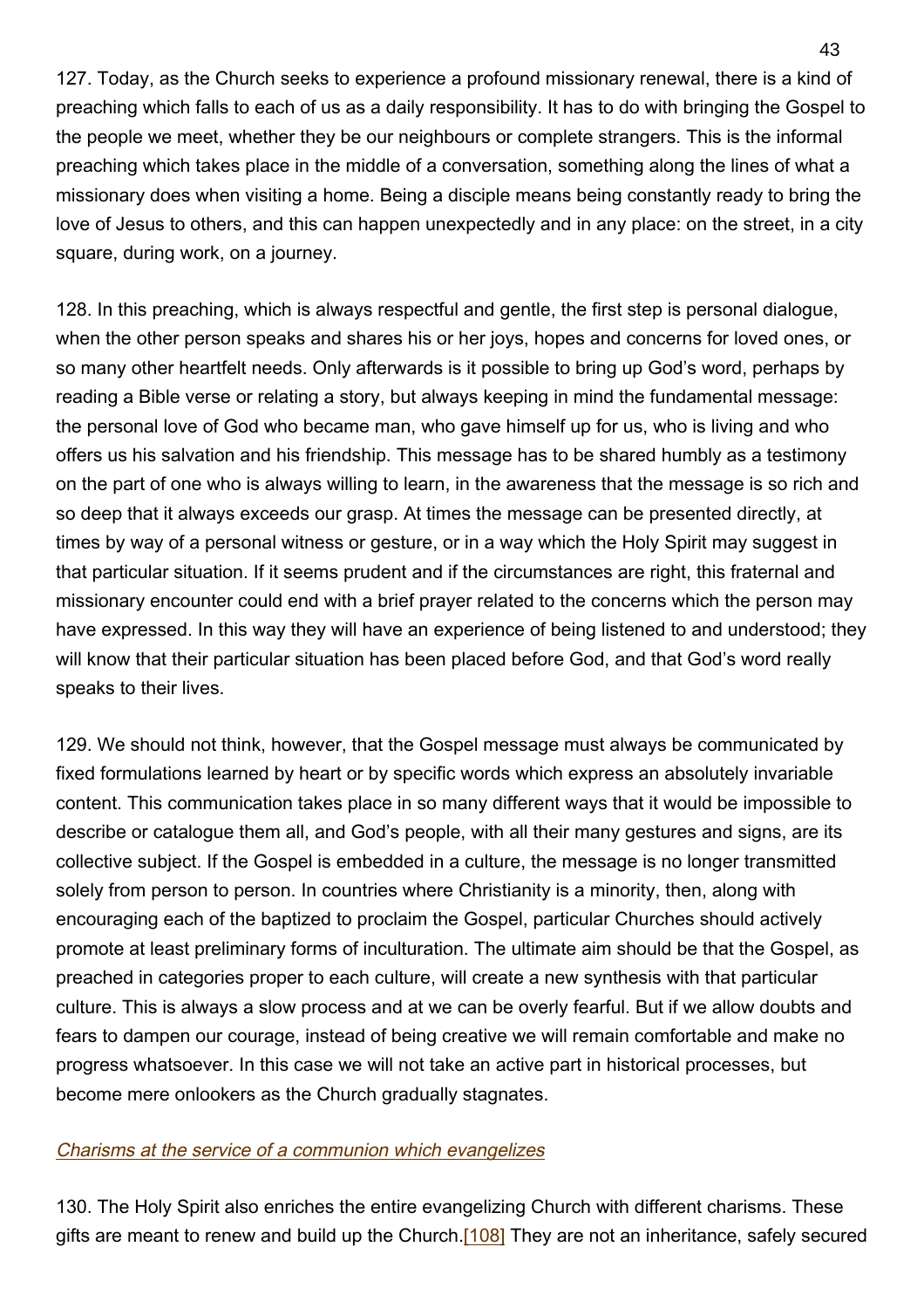127. Today, as the Church seeks to experience a profound missionary renewal, there is a kind of preaching which falls to each of us as a daily responsibility. It has to do with bringing the Gospel to the people we meet, whether they be our neighbours or complete strangers. This is the informal preaching which takes place in the middle of a conversation, something along the lines of what a missionary does when visiting a home. Being a disciple means being constantly ready to bring the love of Jesus to others, and this can happen unexpectedly and in any place: on the street, in a city square, during work, on a journey.

128. In this preaching, which is always respectful and gentle, the first step is personal dialogue, when the other person speaks and shares his or her joys, hopes and concerns for loved ones, or so many other heartfelt needs. Only afterwards is it possible to bring up God's word, perhaps by reading a Bible verse or relating a story, but always keeping in mind the fundamental message: the personal love of God who became man, who gave himself up for us, who is living and who offers us his salvation and his friendship. This message has to be shared humbly as a testimony on the part of one who is always willing to learn, in the awareness that the message is so rich and so deep that it always exceeds our grasp. At times the message can be presented directly, at times by way of a personal witness or gesture, or in a way which the Holy Spirit may suggest in that particular situation. If it seems prudent and if the circumstances are right, this fraternal and missionary encounter could end with a brief prayer related to the concerns which the person may have expressed. In this way they will have an experience of being listened to and understood; they will know that their particular situation has been placed before God, and that God's word really speaks to their lives.

129. We should not think, however, that the Gospel message must always be communicated by fixed formulations learned by heart or by specific words which express an absolutely invariable content. This communication takes place in so many different ways that it would be impossible to describe or catalogue them all, and God's people, with all their many gestures and signs, are its collective subject. If the Gospel is embedded in a culture, the message is no longer transmitted solely from person to person. In countries where Christianity is a minority, then, along with encouraging each of the baptized to proclaim the Gospel, particular Churches should actively promote at least preliminary forms of inculturation. The ultimate aim should be that the Gospel, as preached in categories proper to each culture, will create a new synthesis with that particular culture. This is always a slow process and at we can be overly fearful. But if we allow doubts and fears to dampen our courage, instead of being creative we will remain comfortable and make no progress whatsoever. In this case we will not take an active part in historical processes, but become mere onlookers as the Church gradually stagnates.

### *Charisms at the service of a communion which evangelizes*

130. The Holy Spirit also enriches the entire evangelizing Church with different charisms. These gifts are meant to renew and build up the Church.[108] They are not an inheritance, safely secured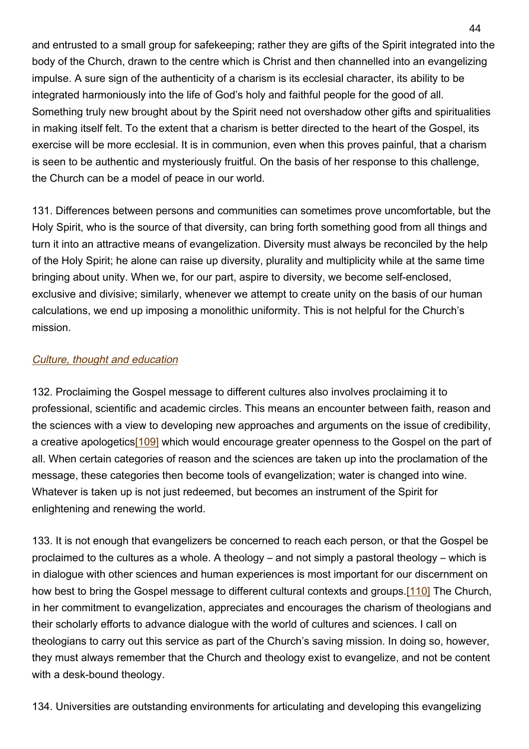and entrusted to a small group for safekeeping; rather they are gifts of the Spirit integrated into the body of the Church, drawn to the centre which is Christ and then channelled into an evangelizing impulse. A sure sign of the authenticity of a charism is its ecclesial character, its ability to be integrated harmoniously into the life of God's holy and faithful people for the good of all. Something truly new brought about by the Spirit need not overshadow other gifts and spiritualities in making itself felt. To the extent that a charism is better directed to the heart of the Gospel, its exercise will be more ecclesial. It is in communion, even when this proves painful, that a charism is seen to be authentic and mysteriously fruitful. On the basis of her response to this challenge, the Church can be a model of peace in our world.

131. Differences between persons and communities can sometimes prove uncomfortable, but the Holy Spirit, who is the source of that diversity, can bring forth something good from all things and turn it into an attractive means of evangelization. Diversity must always be reconciled by the help of the Holy Spirit; he alone can raise up diversity, plurality and multiplicity while at the same time bringing about unity. When we, for our part, aspire to diversity, we become self-enclosed, exclusive and divisive; similarly, whenever we attempt to create unity on the basis of our human calculations, we end up imposing a monolithic uniformity. This is not helpful for the Church's mission.

### *Culture, thought and education*

132. Proclaiming the Gospel message to different cultures also involves proclaiming it to professional, scientific and academic circles. This means an encounter between faith, reason and the sciences with a view to developing new approaches and arguments on the issue of credibility, a creative apologetics[109] which would encourage greater openness to the Gospel on the part of all. When certain categories of reason and the sciences are taken up into the proclamation of the message, these categories then become tools of evangelization; water is changed into wine. Whatever is taken up is not just redeemed, but becomes an instrument of the Spirit for enlightening and renewing the world.

133. It is not enough that evangelizers be concerned to reach each person, or that the Gospel be proclaimed to the cultures as a whole. A theology – and not simply a pastoral theology – which is in dialogue with other sciences and human experiences is most important for our discernment on how best to bring the Gospel message to different cultural contexts and groups.[110] The Church, in her commitment to evangelization, appreciates and encourages the charism of theologians and their scholarly efforts to advance dialogue with the world of cultures and sciences. I call on theologians to carry out this service as part of the Church's saving mission. In doing so, however, they must always remember that the Church and theology exist to evangelize, and not be content with a desk-bound theology.

134. Universities are outstanding environments for articulating and developing this evangelizing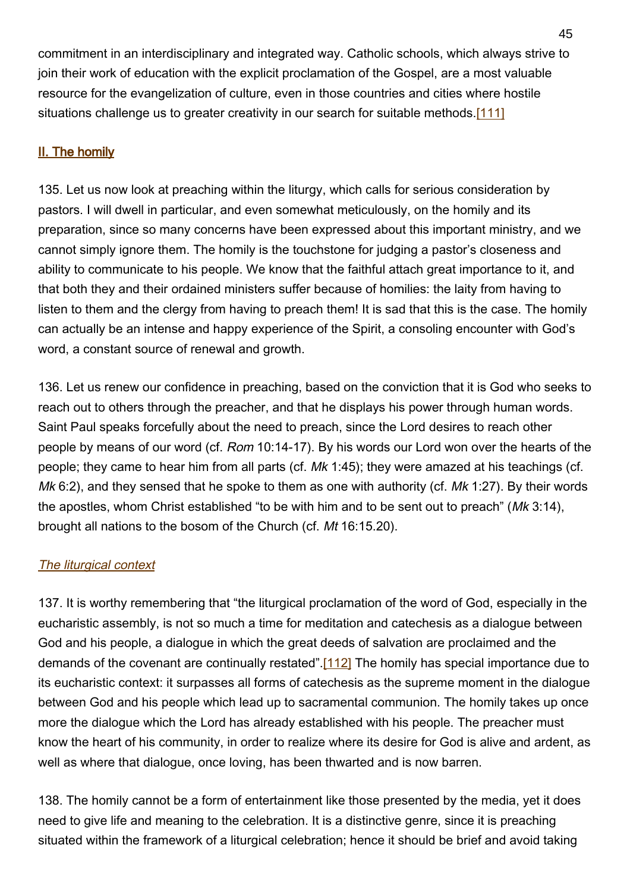commitment in an interdisciplinary and integrated way. Catholic schools, which always strive to join their work of education with the explicit proclamation of the Gospel, are a most valuable resource for the evangelization of culture, even in those countries and cities where hostile situations challenge us to greater creativity in our search for suitable methods.[111]

## II. The homily

135. Let us now look at preaching within the liturgy, which calls for serious consideration by pastors. I will dwell in particular, and even somewhat meticulously, on the homily and its preparation, since so many concerns have been expressed about this important ministry, and we cannot simply ignore them. The homily is the touchstone for judging a pastor's closeness and ability to communicate to his people. We know that the faithful attach great importance to it, and that both they and their ordained ministers suffer because of homilies: the laity from having to listen to them and the clergy from having to preach them! It is sad that this is the case. The homily can actually be an intense and happy experience of the Spirit, a consoling encounter with God's word, a constant source of renewal and growth.

136. Let us renew our confidence in preaching, based on the conviction that it is God who seeks to reach out to others through the preacher, and that he displays his power through human words. Saint Paul speaks forcefully about the need to preach, since the Lord desires to reach other people by means of our word (cf. *Rom* 10:14-17). By his words our Lord won over the hearts of the people; they came to hear him from all parts (cf. *Mk* 1:45); they were amazed at his teachings (cf. *Mk* 6:2), and they sensed that he spoke to them as one with authority (cf. *Mk* 1:27). By their words the apostles, whom Christ established "to be with him and to be sent out to preach" (*Mk* 3:14), brought all nations to the bosom of the Church (cf. *Mt* 16:15.20).

### *The liturgical context*

137. It is worthy remembering that "the liturgical proclamation of the word of God, especially in the eucharistic assembly, is not so much a time for meditation and catechesis as a dialogue between God and his people, a dialogue in which the great deeds of salvation are proclaimed and the demands of the covenant are continually restated".[112] The homily has special importance due to its eucharistic context: it surpasses all forms of catechesis as the supreme moment in the dialogue between God and his people which lead up to sacramental communion. The homily takes up once more the dialogue which the Lord has already established with his people. The preacher must know the heart of his community, in order to realize where its desire for God is alive and ardent, as well as where that dialogue, once loving, has been thwarted and is now barren.

138. The homily cannot be a form of entertainment like those presented by the media, yet it does need to give life and meaning to the celebration. It is a distinctive genre, since it is preaching situated within the framework of a liturgical celebration; hence it should be brief and avoid taking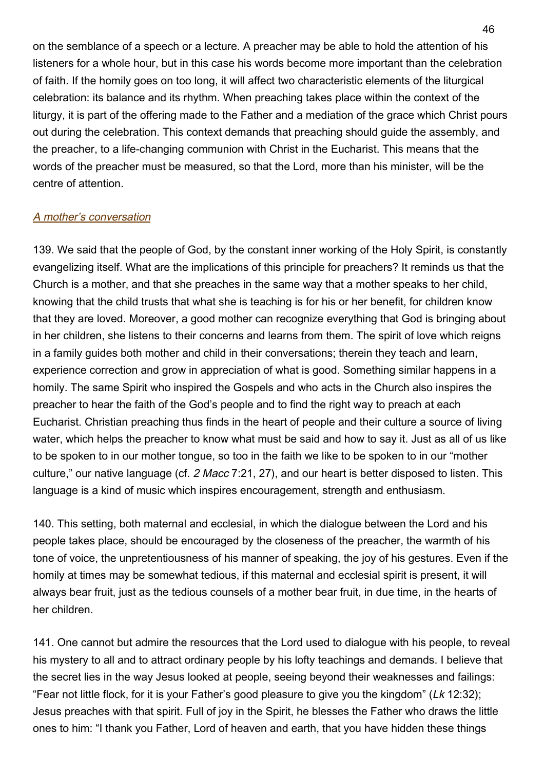on the semblance of a speech or a lecture. A preacher may be able to hold the attention of his listeners for a whole hour, but in this case his words become more important than the celebration of faith. If the homily goes on too long, it will affect two characteristic elements of the liturgical celebration: its balance and its rhythm. When preaching takes place within the context of the liturgy, it is part of the offering made to the Father and a mediation of the grace which Christ pours out during the celebration. This context demands that preaching should guide the assembly, and the preacher, to a life-changing communion with Christ in the Eucharist. This means that the words of the preacher must be measured, so that the Lord, more than his minister, will be the centre of attention.

### *A mother's conversation*

139. We said that the people of God, by the constant inner working of the Holy Spirit, is constantly evangelizing itself. What are the implications of this principle for preachers? It reminds us that the Church is a mother, and that she preaches in the same way that a mother speaks to her child, knowing that the child trusts that what she is teaching is for his or her benefit, for children know that they are loved. Moreover, a good mother can recognize everything that God is bringing about in her children, she listens to their concerns and learns from them. The spirit of love which reigns in a family guides both mother and child in their conversations; therein they teach and learn, experience correction and grow in appreciation of what is good. Something similar happens in a homily. The same Spirit who inspired the Gospels and who acts in the Church also inspires the preacher to hear the faith of the God's people and to find the right way to preach at each Eucharist. Christian preaching thus finds in the heart of people and their culture a source of living water, which helps the preacher to know what must be said and how to say it. Just as all of us like to be spoken to in our mother tongue, so too in the faith we like to be spoken to in our "mother culture," our native language (cf. *2 Macc* 7:21, 27), and our heart is better disposed to listen. This language is a kind of music which inspires encouragement, strength and enthusiasm.

140. This setting, both maternal and ecclesial, in which the dialogue between the Lord and his people takes place, should be encouraged by the closeness of the preacher, the warmth of his tone of voice, the unpretentiousness of his manner of speaking, the joy of his gestures. Even if the homily at times may be somewhat tedious, if this maternal and ecclesial spirit is present, it will always bear fruit, just as the tedious counsels of a mother bear fruit, in due time, in the hearts of her children.

141. One cannot but admire the resources that the Lord used to dialogue with his people, to reveal his mystery to all and to attract ordinary people by his lofty teachings and demands. I believe that the secret lies in the way Jesus looked at people, seeing beyond their weaknesses and failings: "Fear not little flock, for it is your Father's good pleasure to give you the kingdom" (*Lk* 12:32); Jesus preaches with that spirit. Full of joy in the Spirit, he blesses the Father who draws the little ones to him: "I thank you Father, Lord of heaven and earth, that you have hidden these things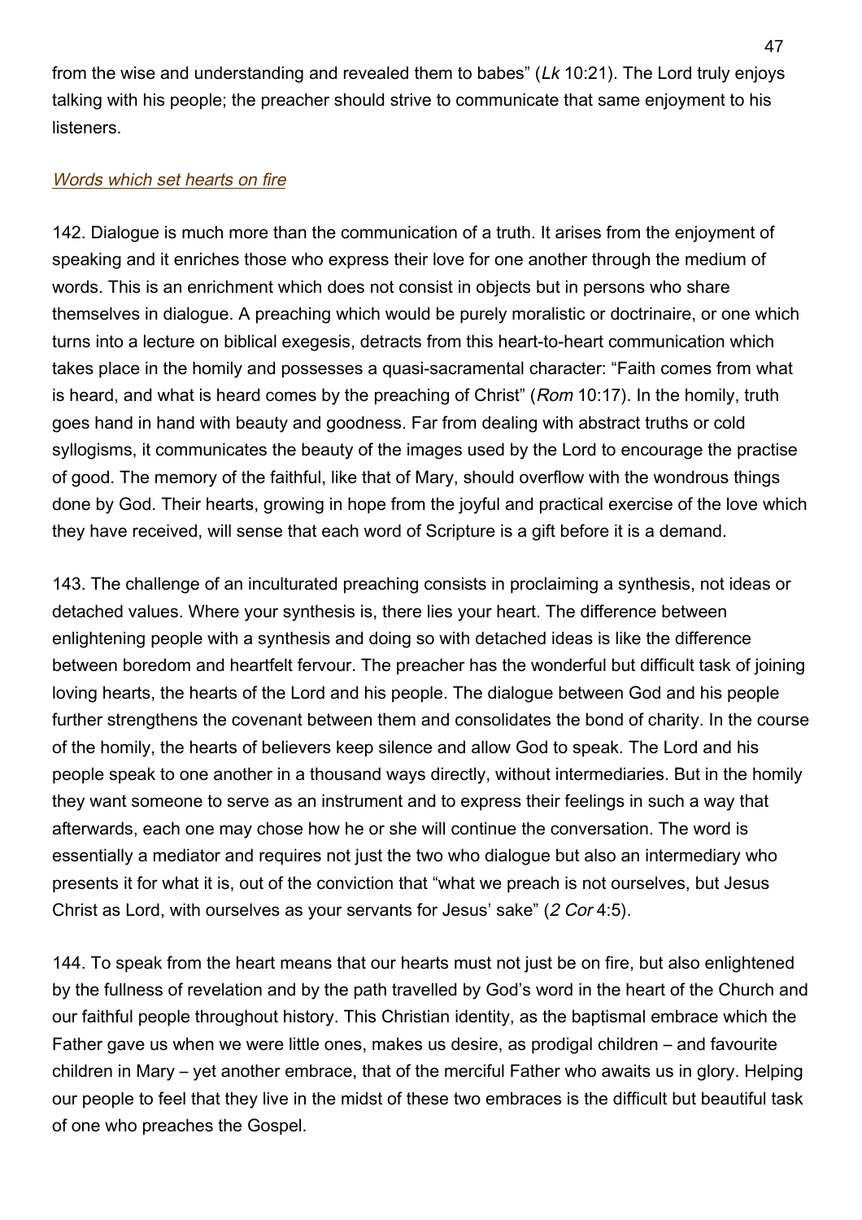from the wise and understanding and revealed them to babes" (*Lk* 10:21). The Lord truly enjoys talking with his people; the preacher should strive to communicate that same enjoyment to his listeners.

### *Words which set hearts on fire*

142. Dialogue is much more than the communication of a truth. It arises from the enjoyment of speaking and it enriches those who express their love for one another through the medium of words. This is an enrichment which does not consist in objects but in persons who share themselves in dialogue. A preaching which would be purely moralistic or doctrinaire, or one which turns into a lecture on biblical exegesis, detracts from this heart-to-heart communication which takes place in the homily and possesses a quasi-sacramental character: "Faith comes from what is heard, and what is heard comes by the preaching of Christ" (*Rom* 10:17). In the homily, truth goes hand in hand with beauty and goodness. Far from dealing with abstract truths or cold syllogisms, it communicates the beauty of the images used by the Lord to encourage the practise of good. The memory of the faithful, like that of Mary, should overflow with the wondrous things done by God. Their hearts, growing in hope from the joyful and practical exercise of the love which they have received, will sense that each word of Scripture is a gift before it is a demand.

143. The challenge of an inculturated preaching consists in proclaiming a synthesis, not ideas or detached values. Where your synthesis is, there lies your heart. The difference between enlightening people with a synthesis and doing so with detached ideas is like the difference between boredom and heartfelt fervour. The preacher has the wonderful but difficult task of joining loving hearts, the hearts of the Lord and his people. The dialogue between God and his people further strengthens the covenant between them and consolidates the bond of charity. In the course of the homily, the hearts of believers keep silence and allow God to speak. The Lord and his people speak to one another in a thousand ways directly, without intermediaries. But in the homily they want someone to serve as an instrument and to express their feelings in such a way that afterwards, each one may chose how he or she will continue the conversation. The word is essentially a mediator and requires not just the two who dialogue but also an intermediary who presents it for what it is, out of the conviction that "what we preach is not ourselves, but Jesus Christ as Lord, with ourselves as your servants for Jesus' sake" (*2 Cor* 4:5).

144. To speak from the heart means that our hearts must not just be on fire, but also enlightened by the fullness of revelation and by the path travelled by God's word in the heart of the Church and our faithful people throughout history. This Christian identity, as the baptismal embrace which the Father gave us when we were little ones, makes us desire, as prodigal children – and favourite children in Mary – yet another embrace, that of the merciful Father who awaits us in glory. Helping our people to feel that they live in the midst of these two embraces is the difficult but beautiful task of one who preaches the Gospel.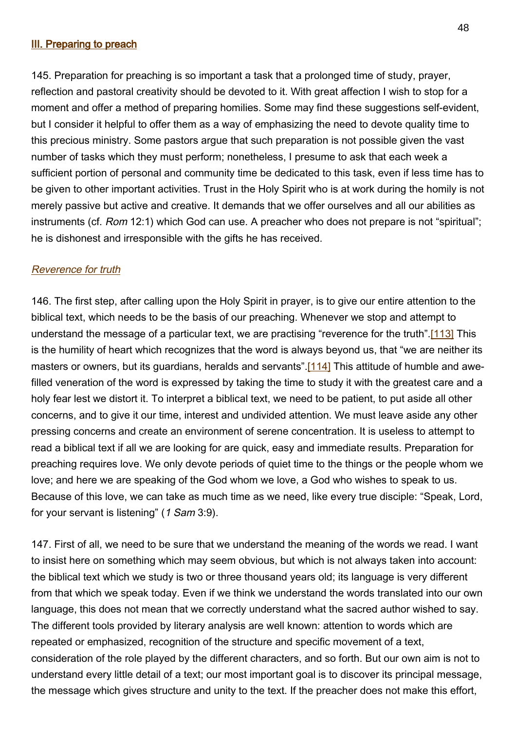## III. Preparing to preach

145. Preparation for preaching is so important a task that a prolonged time of study, prayer, reflection and pastoral creativity should be devoted to it. With great affection I wish to stop for a moment and offer a method of preparing homilies. Some may find these suggestions self-evident, but I consider it helpful to offer them as a way of emphasizing the need to devote quality time to this precious ministry. Some pastors argue that such preparation is not possible given the vast number of tasks which they must perform; nonetheless, I presume to ask that each week a sufficient portion of personal and community time be dedicated to this task, even if less time has to be given to other important activities. Trust in the Holy Spirit who is at work during the homily is not merely passive but active and creative. It demands that we offer ourselves and all our abilities as instruments (cf. *Rom* 12:1) which God can use. A preacher who does not prepare is not "spiritual"; he is dishonest and irresponsible with the gifts he has received.

### *Reverence for truth*

146. The first step, after calling upon the Holy Spirit in prayer, is to give our entire attention to the biblical text, which needs to be the basis of our preaching. Whenever we stop and attempt to understand the message of a particular text, we are practising "reverence for the truth".[113] This is the humility of heart which recognizes that the word is always beyond us, that "we are neither its masters or owners, but its guardians, heralds and servants".[114] This attitude of humble and awe-filled veneration of the word is expressed by taking the time to study it with the greatest care and a holy fear lest we distort it. To interpret a biblical text, we need to be patient, to put aside all other concerns, and to give it our time, interest and undivided attention. We must leave aside any other pressing concerns and create an environment of serene concentration. It is useless to attempt to read a biblical text if all we are looking for are quick, easy and immediate results. Preparation for preaching requires love. We only devote periods of quiet time to the things or the people whom we love; and here we are speaking of the God whom we love, a God who wishes to speak to us. Because of this love, we can take as much time as we need, like every true disciple: "Speak, Lord, for your servant is listening" (*1 Sam* 3:9).

147. First of all, we need to be sure that we understand the meaning of the words we read. I want to insist here on something which may seem obvious, but which is not always taken into account: the biblical text which we study is two or three thousand years old; its language is very different from that which we speak today. Even if we think we understand the words translated into our own language, this does not mean that we correctly understand what the sacred author wished to say. The different tools provided by literary analysis are well known: attention to words which are repeated or emphasized, recognition of the structure and specific movement of a text, consideration of the role played by the different characters, and so forth. But our own aim is not to understand every little detail of a text; our most important goal is to discover its principal message, the message which gives structure and unity to the text. If the preacher does not make this effort,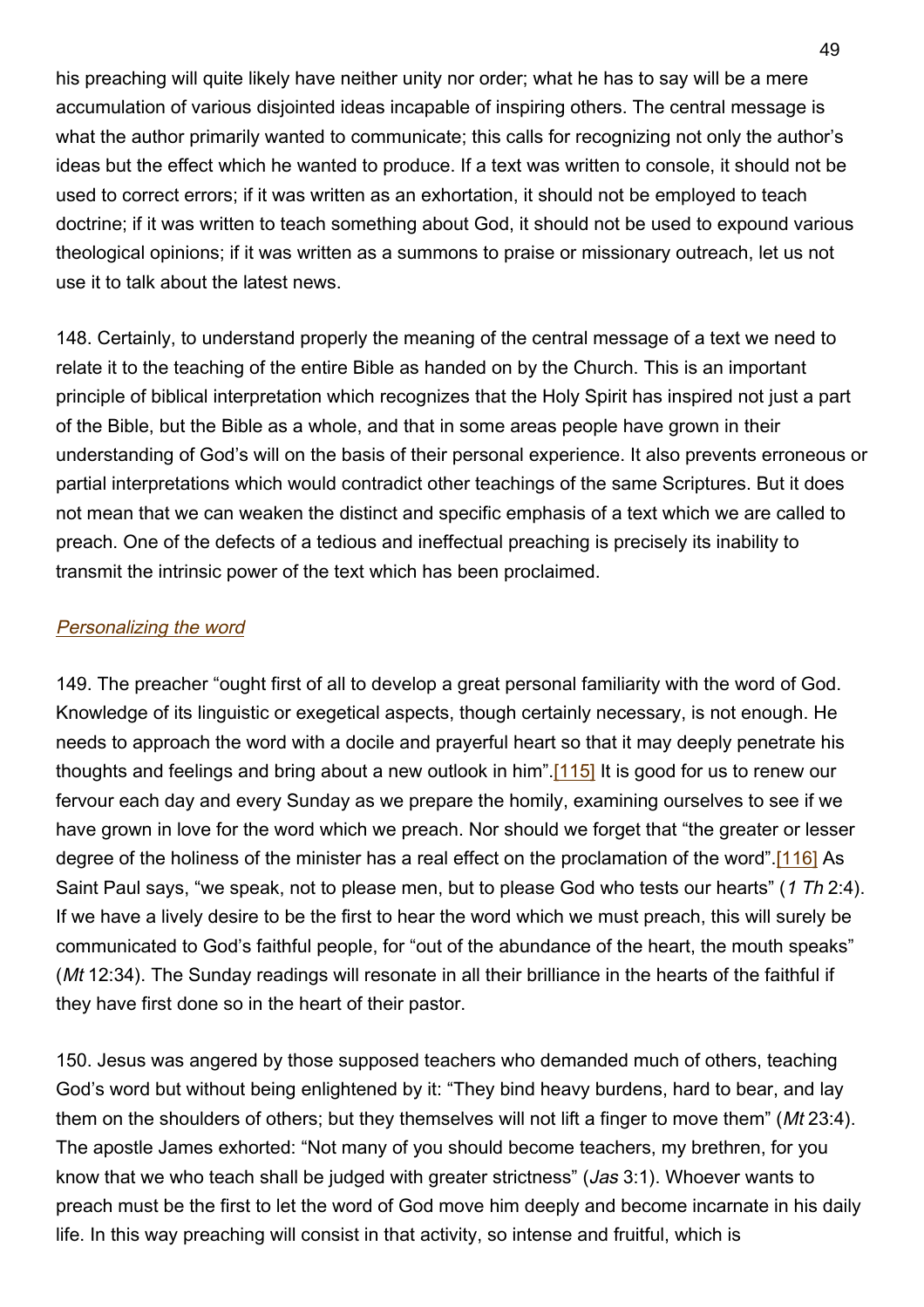his preaching will quite likely have neither unity nor order; what he has to say will be a mere accumulation of various disjointed ideas incapable of inspiring others. The central message is what the author primarily wanted to communicate; this calls for recognizing not only the author's ideas but the effect which he wanted to produce. If a text was written to console, it should not be used to correct errors; if it was written as an exhortation, it should not be employed to teach doctrine; if it was written to teach something about God, it should not be used to expound various theological opinions; if it was written as a summons to praise or missionary outreach, let us not use it to talk about the latest news.

148. Certainly, to understand properly the meaning of the central message of a text we need to relate it to the teaching of the entire Bible as handed on by the Church. This is an important principle of biblical interpretation which recognizes that the Holy Spirit has inspired not just a part of the Bible, but the Bible as a whole, and that in some areas people have grown in their understanding of God's will on the basis of their personal experience. It also prevents erroneous or partial interpretations which would contradict other teachings of the same Scriptures. But it does not mean that we can weaken the distinct and specific emphasis of a text which we are called to preach. One of the defects of a tedious and ineffectual preaching is precisely its inability to transmit the intrinsic power of the text which has been proclaimed.

### *Personalizing the word*

149. The preacher "ought first of all to develop a great personal familiarity with the word of God. Knowledge of its linguistic or exegetical aspects, though certainly necessary, is not enough. He needs to approach the word with a docile and prayerful heart so that it may deeply penetrate his thoughts and feelings and bring about a new outlook in him".[115] It is good for us to renew our fervour each day and every Sunday as we prepare the homily, examining ourselves to see if we have grown in love for the word which we preach. Nor should we forget that "the greater or lesser degree of the holiness of the minister has a real effect on the proclamation of the word".[116] As Saint Paul says, "we speak, not to please men, but to please God who tests our hearts" (*1 Th* 2:4). If we have a lively desire to be the first to hear the word which we must preach, this will surely be communicated to God's faithful people, for "out of the abundance of the heart, the mouth speaks" (*Mt* 12:34). The Sunday readings will resonate in all their brilliance in the hearts of the faithful if they have first done so in the heart of their pastor.

150. Jesus was angered by those supposed teachers who demanded much of others, teaching God's word but without being enlightened by it: "They bind heavy burdens, hard to bear, and lay them on the shoulders of others; but they themselves will not lift a finger to move them" (*Mt* 23:4). The apostle James exhorted: "Not many of you should become teachers, my brethren, for you know that we who teach shall be judged with greater strictness" (*Jas* 3:1). Whoever wants to preach must be the first to let the word of God move him deeply and become incarnate in his daily life. In this way preaching will consist in that activity, so intense and fruitful, which is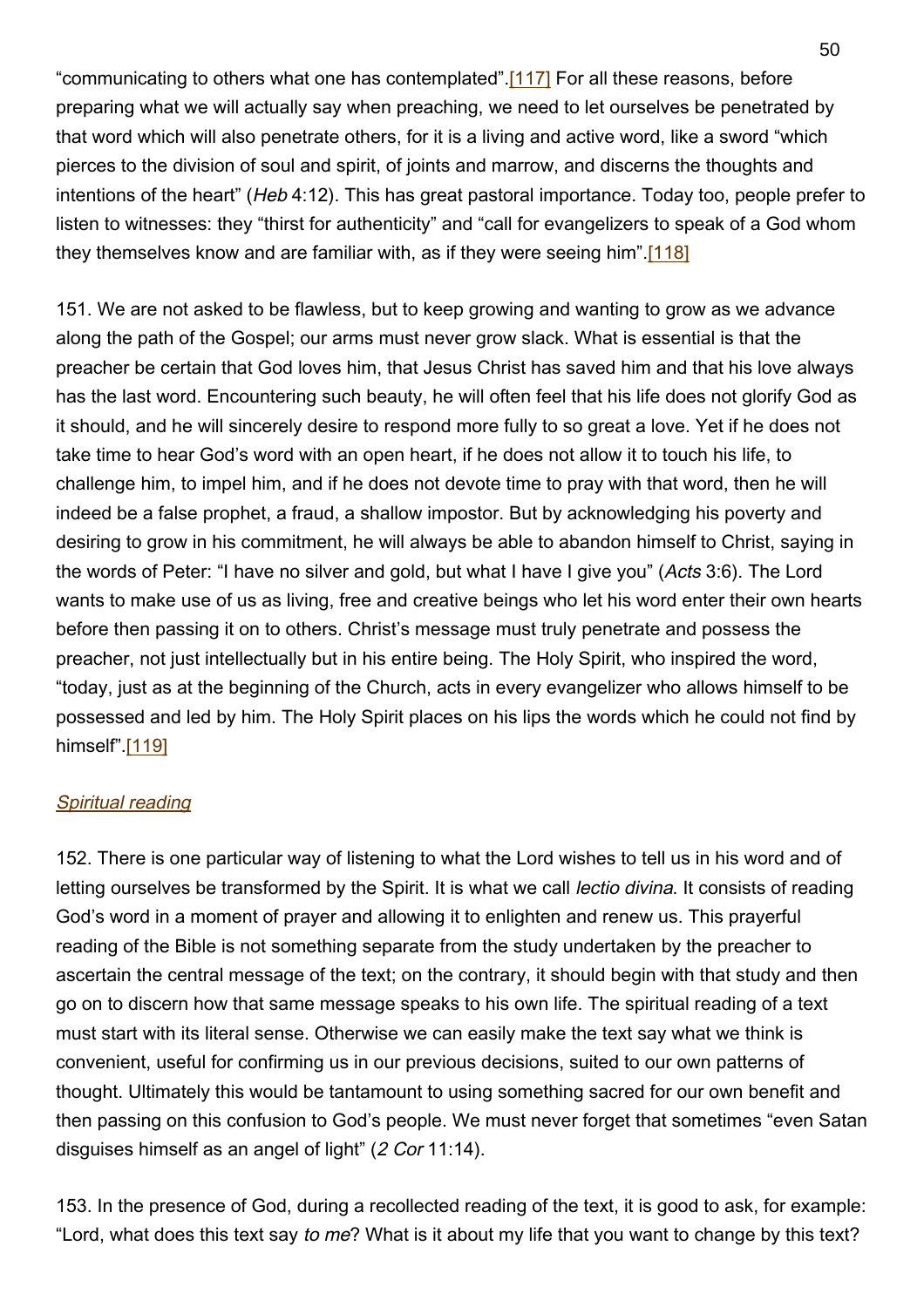“communicating to others what one has contemplated”.[117] For all these reasons, before preparing what we will actually say when preaching, we need to let ourselves be penetrated by that word which will also penetrate others, for it is a living and active word, like a sword “which pierces to the division of soul and spirit, of joints and marrow, and discerns the thoughts and intentions of the heart” (*Heb* 4:12). This has great pastoral importance. Today too, people prefer to listen to witnesses: they “thirst for authenticity” and “call for evangelizers to speak of a God whom they themselves know and are familiar with, as if they were seeing him”.[118]

151. We are not asked to be flawless, but to keep growing and wanting to grow as we advance along the path of the Gospel; our arms must never grow slack. What is essential is that the preacher be certain that God loves him, that Jesus Christ has saved him and that his love always has the last word. Encountering such beauty, he will often feel that his life does not glorify God as it should, and he will sincerely desire to respond more fully to so great a love. Yet if he does not take time to hear God’s word with an open heart, if he does not allow it to touch his life, to challenge him, to impel him, and if he does not devote time to pray with that word, then he will indeed be a false prophet, a fraud, a shallow impostor. But by acknowledging his poverty and desiring to grow in his commitment, he will always be able to abandon himself to Christ, saying in the words of Peter: “I have no silver and gold, but what I have I give you” (*Acts* 3:6). The Lord wants to make use of us as living, free and creative beings who let his word enter their own hearts before then passing it on to others. Christ’s message must truly penetrate and possess the preacher, not just intellectually but in his entire being. The Holy Spirit, who inspired the word, “today, just as at the beginning of the Church, acts in every evangelizer who allows himself to be possessed and led by him. The Holy Spirit places on his lips the words which he could not find by himself”.[119]

### *Spiritual reading*

152. There is one particular way of listening to what the Lord wishes to tell us in his word and of letting ourselves be transformed by the Spirit. It is what we call *lectio divina*. It consists of reading God’s word in a moment of prayer and allowing it to enlighten and renew us. This prayerful reading of the Bible is not something separate from the study undertaken by the preacher to ascertain the central message of the text; on the contrary, it should begin with that study and then go on to discern how that same message speaks to his own life. The spiritual reading of a text must start with its literal sense. Otherwise we can easily make the text say what we think is convenient, useful for confirming us in our previous decisions, suited to our own patterns of thought. Ultimately this would be tantamount to using something sacred for our own benefit and then passing on this confusion to God’s people. We must never forget that sometimes “even Satan disguises himself as an angel of light” (*2 Cor* 11:14).

153. In the presence of God, during a recollected reading of the text, it is good to ask, for example: “Lord, what does this text say *to me*? What is it about my life that you want to change by this text?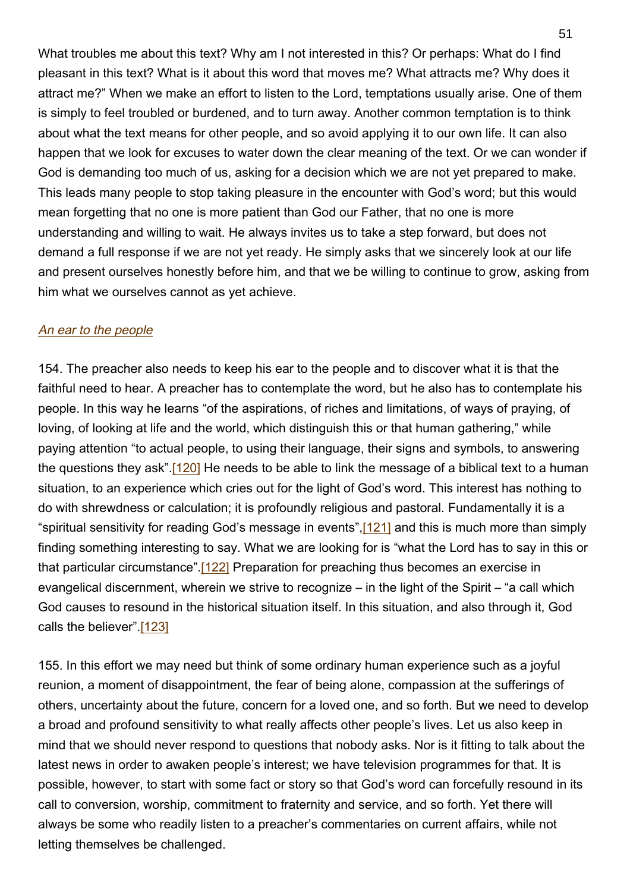What troubles me about this text? Why am I not interested in this? Or perhaps: What do I find pleasant in this text? What is it about this word that moves me? What attracts me? Why does it attract me?" When we make an effort to listen to the Lord, temptations usually arise. One of them is simply to feel troubled or burdened, and to turn away. Another common temptation is to think about what the text means for other people, and so avoid applying it to our own life. It can also happen that we look for excuses to water down the clear meaning of the text. Or we can wonder if God is demanding too much of us, asking for a decision which we are not yet prepared to make. This leads many people to stop taking pleasure in the encounter with God's word; but this would mean forgetting that no one is more patient than God our Father, that no one is more understanding and willing to wait. He always invites us to take a step forward, but does not demand a full response if we are not yet ready. He simply asks that we sincerely look at our life and present ourselves honestly before him, and that we be willing to continue to grow, asking from him what we ourselves cannot as yet achieve.

### *An ear to the people*

154. The preacher also needs to keep his ear to the people and to discover what it is that the faithful need to hear. A preacher has to contemplate the word, but he also has to contemplate his people. In this way he learns "of the aspirations, of riches and limitations, of ways of praying, of loving, of looking at life and the world, which distinguish this or that human gathering," while paying attention "to actual people, to using their language, their signs and symbols, to answering the questions they ask".[120] He needs to be able to link the message of a biblical text to a human situation, to an experience which cries out for the light of God's word. This interest has nothing to do with shrewdness or calculation; it is profoundly religious and pastoral. Fundamentally it is a "spiritual sensitivity for reading God's message in events",[121] and this is much more than simply finding something interesting to say. What we are looking for is "what the Lord has to say in this or that particular circumstance".[122] Preparation for preaching thus becomes an exercise in evangelical discernment, wherein we strive to recognize – in the light of the Spirit – "a call which God causes to resound in the historical situation itself. In this situation, and also through it, God calls the believer".[123]

155. In this effort we may need but think of some ordinary human experience such as a joyful reunion, a moment of disappointment, the fear of being alone, compassion at the sufferings of others, uncertainty about the future, concern for a loved one, and so forth. But we need to develop a broad and profound sensitivity to what really affects other people's lives. Let us also keep in mind that we should never respond to questions that nobody asks. Nor is it fitting to talk about the latest news in order to awaken people's interest; we have television programmes for that. It is possible, however, to start with some fact or story so that God's word can forcefully resound in its call to conversion, worship, commitment to fraternity and service, and so forth. Yet there will always be some who readily listen to a preacher's commentaries on current affairs, while not letting themselves be challenged.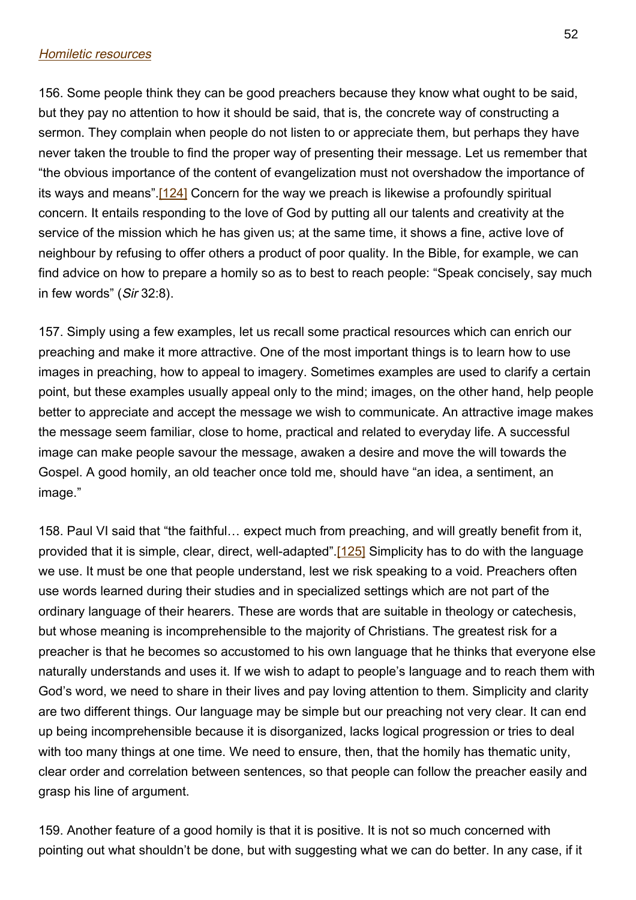### *Homiletic resources*

156. Some people think they can be good preachers because they know what ought to be said, but they pay no attention to how it should be said, that is, the concrete way of constructing a sermon. They complain when people do not listen to or appreciate them, but perhaps they have never taken the trouble to find the proper way of presenting their message. Let us remember that "the obvious importance of the content of evangelization must not overshadow the importance of its ways and means".[124] Concern for the way we preach is likewise a profoundly spiritual concern. It entails responding to the love of God by putting all our talents and creativity at the service of the mission which he has given us; at the same time, it shows a fine, active love of neighbour by refusing to offer others a product of poor quality. In the Bible, for example, we can find advice on how to prepare a homily so as to best to reach people: "Speak concisely, say much in few words" (*Sir* 32:8).

157. Simply using a few examples, let us recall some practical resources which can enrich our preaching and make it more attractive. One of the most important things is to learn how to use images in preaching, how to appeal to imagery. Sometimes examples are used to clarify a certain point, but these examples usually appeal only to the mind; images, on the other hand, help people better to appreciate and accept the message we wish to communicate. An attractive image makes the message seem familiar, close to home, practical and related to everyday life. A successful image can make people savour the message, awaken a desire and move the will towards the Gospel. A good homily, an old teacher once told me, should have "an idea, a sentiment, an image."

158. Paul VI said that "the faithful… expect much from preaching, and will greatly benefit from it, provided that it is simple, clear, direct, well-adapted".[125] Simplicity has to do with the language we use. It must be one that people understand, lest we risk speaking to a void. Preachers often use words learned during their studies and in specialized settings which are not part of the ordinary language of their hearers. These are words that are suitable in theology or catechesis, but whose meaning is incomprehensible to the majority of Christians. The greatest risk for a preacher is that he becomes so accustomed to his own language that he thinks that everyone else naturally understands and uses it. If we wish to adapt to people's language and to reach them with God's word, we need to share in their lives and pay loving attention to them. Simplicity and clarity are two different things. Our language may be simple but our preaching not very clear. It can end up being incomprehensible because it is disorganized, lacks logical progression or tries to deal with too many things at one time. We need to ensure, then, that the homily has thematic unity, clear order and correlation between sentences, so that people can follow the preacher easily and grasp his line of argument.

159. Another feature of a good homily is that it is positive. It is not so much concerned with pointing out what shouldn't be done, but with suggesting what we can do better. In any case, if it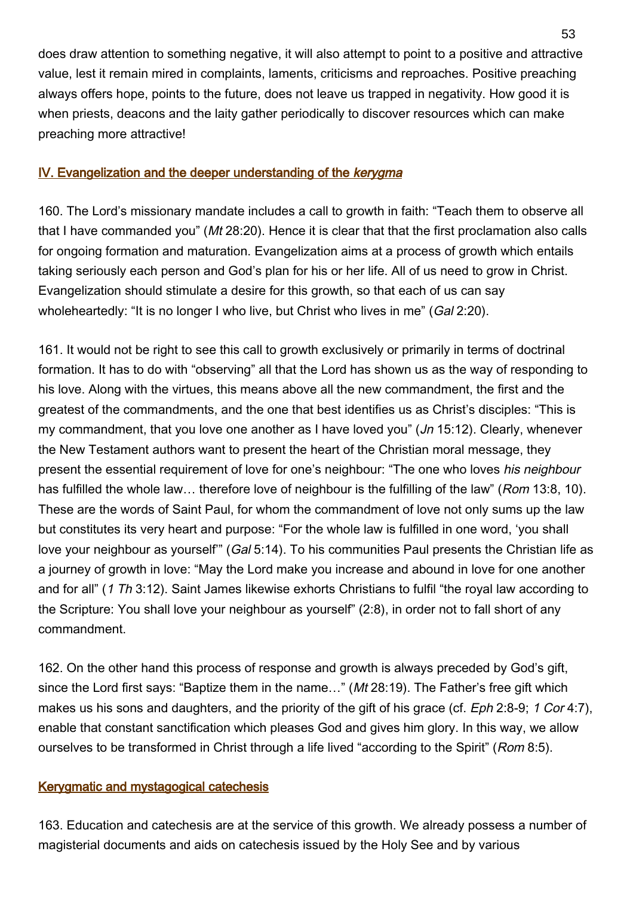does draw attention to something negative, it will also attempt to point to a positive and attractive value, lest it remain mired in complaints, laments, criticisms and reproaches. Positive preaching always offers hope, points to the future, does not leave us trapped in negativity. How good it is when priests, deacons and the laity gather periodically to discover resources which can make preaching more attractive!

## IV. Evangelization and the deeper understanding of the *kerygma*

160. The Lord's missionary mandate includes a call to growth in faith: "Teach them to observe all that I have commanded you" (*Mt* 28:20). Hence it is clear that that the first proclamation also calls for ongoing formation and maturation. Evangelization aims at a process of growth which entails taking seriously each person and God's plan for his or her life. All of us need to grow in Christ. Evangelization should stimulate a desire for this growth, so that each of us can say wholeheartedly: "It is no longer I who live, but Christ who lives in me" (*Gal* 2:20).

161. It would not be right to see this call to growth exclusively or primarily in terms of doctrinal formation. It has to do with "observing" all that the Lord has shown us as the way of responding to his love. Along with the virtues, this means above all the new commandment, the first and the greatest of the commandments, and the one that best identifies us as Christ's disciples: "This is my commandment, that you love one another as I have loved you" (*Jn* 15:12). Clearly, whenever the New Testament authors want to present the heart of the Christian moral message, they present the essential requirement of love for one's neighbour: "The one who loves *his neighbour* has fulfilled the whole law… therefore love of neighbour is the fulfilling of the law" (*Rom* 13:8, 10). These are the words of Saint Paul, for whom the commandment of love not only sums up the law but constitutes its very heart and purpose: "For the whole law is fulfilled in one word, 'you shall love your neighbour as yourself'" (*Gal* 5:14). To his communities Paul presents the Christian life as a journey of growth in love: "May the Lord make you increase and abound in love for one another and for all" (*1 Th* 3:12). Saint James likewise exhorts Christians to fulfil "the royal law according to the Scripture: You shall love your neighbour as yourself" (2:8), in order not to fall short of any commandment.

162. On the other hand this process of response and growth is always preceded by God's gift, since the Lord first says: "Baptize them in the name…" (*Mt* 28:19). The Father's free gift which makes us his sons and daughters, and the priority of the gift of his grace (cf. *Eph* 2:8-9; *1 Cor* 4:7), enable that constant sanctification which pleases God and gives him glory. In this way, we allow ourselves to be transformed in Christ through a life lived "according to the Spirit" (*Rom* 8:5).

### Kerygmatic and mystagogical catechesis

163. Education and catechesis are at the service of this growth. We already possess a number of magisterial documents and aids on catechesis issued by the Holy See and by various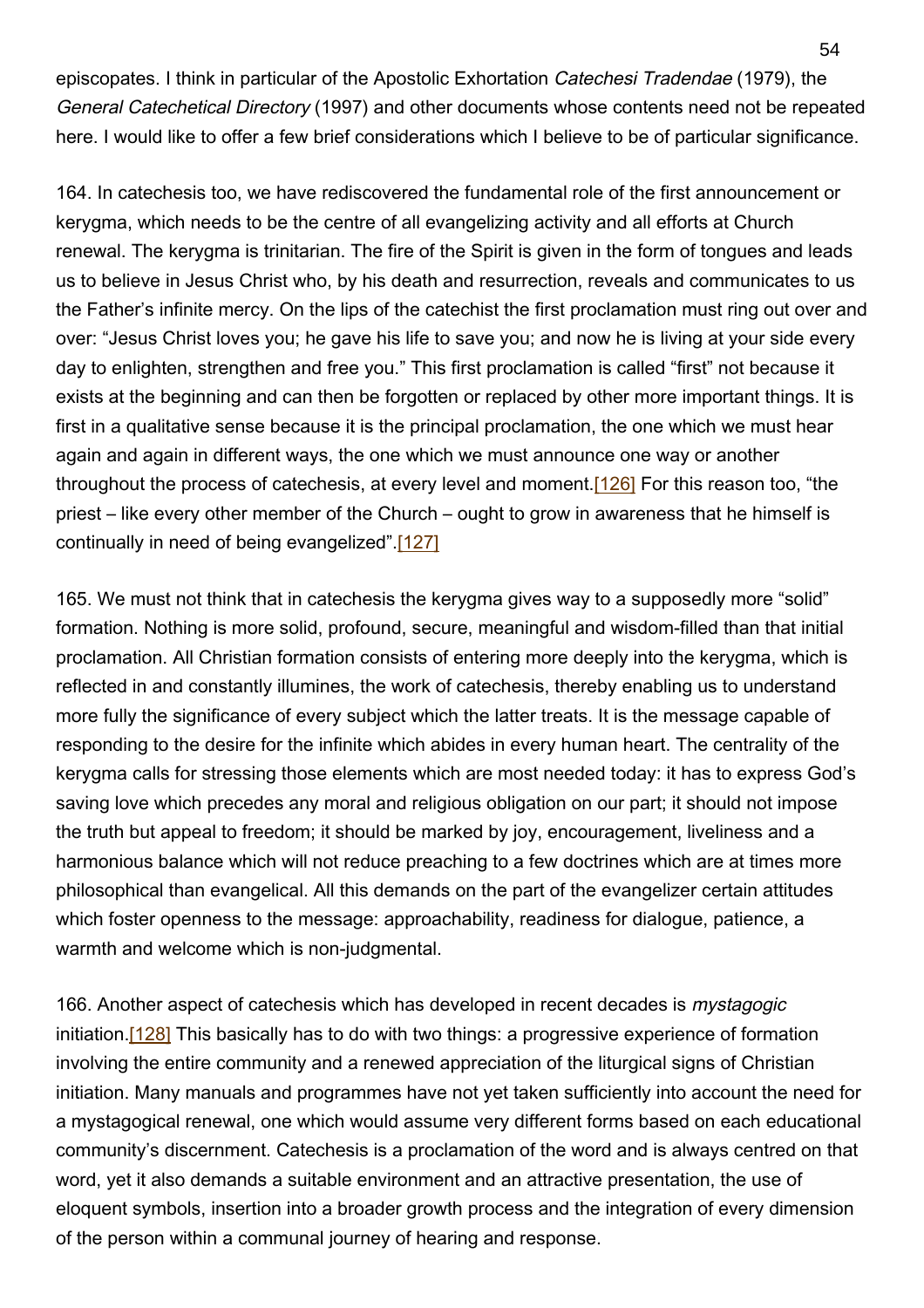episcopates. I think in particular of the Apostolic Exhortation *Catechesi Tradendae* (1979), the *General Catechetical Directory* (1997) and other documents whose contents need not be repeated here. I would like to offer a few brief considerations which I believe to be of particular significance.

164. In catechesis too, we have rediscovered the fundamental role of the first announcement or kerygma, which needs to be the centre of all evangelizing activity and all efforts at Church renewal. The kerygma is trinitarian. The fire of the Spirit is given in the form of tongues and leads us to believe in Jesus Christ who, by his death and resurrection, reveals and communicates to us the Father's infinite mercy. On the lips of the catechist the first proclamation must ring out over and over: "Jesus Christ loves you; he gave his life to save you; and now he is living at your side every day to enlighten, strengthen and free you." This first proclamation is called "first" not because it exists at the beginning and can then be forgotten or replaced by other more important things. It is first in a qualitative sense because it is the principal proclamation, the one which we must hear again and again in different ways, the one which we must announce one way or another throughout the process of catechesis, at every level and moment.[126] For this reason too, "the priest – like every other member of the Church – ought to grow in awareness that he himself is continually in need of being evangelized".[127]

165. We must not think that in catechesis the kerygma gives way to a supposedly more "solid" formation. Nothing is more solid, profound, secure, meaningful and wisdom-filled than that initial proclamation. All Christian formation consists of entering more deeply into the kerygma, which is reflected in and constantly illumines, the work of catechesis, thereby enabling us to understand more fully the significance of every subject which the latter treats. It is the message capable of responding to the desire for the infinite which abides in every human heart. The centrality of the kerygma calls for stressing those elements which are most needed today: it has to express God's saving love which precedes any moral and religious obligation on our part; it should not impose the truth but appeal to freedom; it should be marked by joy, encouragement, liveliness and a harmonious balance which will not reduce preaching to a few doctrines which are at times more philosophical than evangelical. All this demands on the part of the evangelizer certain attitudes which foster openness to the message: approachability, readiness for dialogue, patience, a warmth and welcome which is non-judgmental.

166. Another aspect of catechesis which has developed in recent decades is *mystagogic* initiation.[128] This basically has to do with two things: a progressive experience of formation involving the entire community and a renewed appreciation of the liturgical signs of Christian initiation. Many manuals and programmes have not yet taken sufficiently into account the need for a mystagogical renewal, one which would assume very different forms based on each educational community's discernment. Catechesis is a proclamation of the word and is always centred on that word, yet it also demands a suitable environment and an attractive presentation, the use of eloquent symbols, insertion into a broader growth process and the integration of every dimension of the person within a communal journey of hearing and response.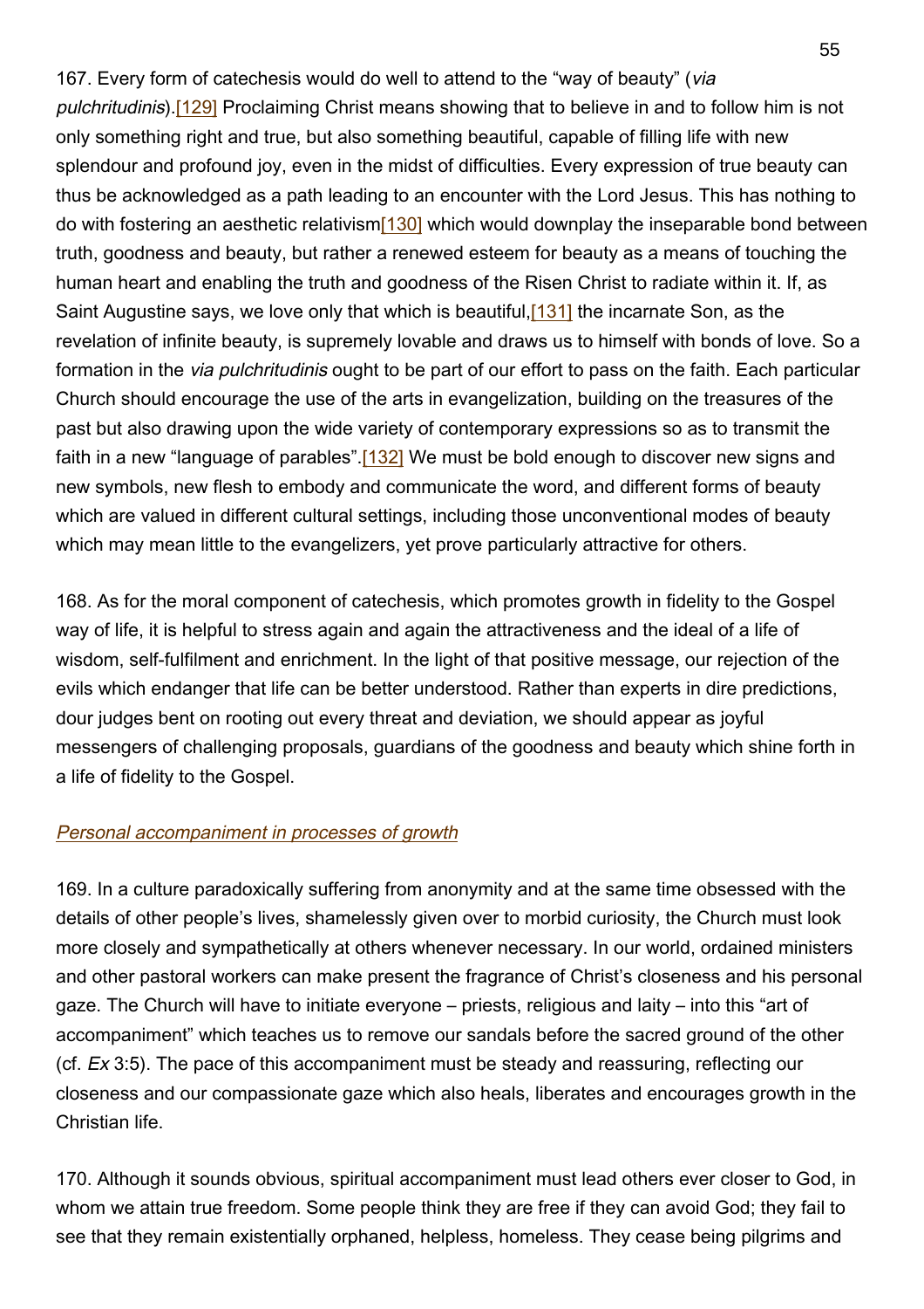167. Every form of catechesis would do well to attend to the “way of beauty” (*via pulchritudinis*).[129] Proclaiming Christ means showing that to believe in and to follow him is not only something right and true, but also something beautiful, capable of filling life with new splendour and profound joy, even in the midst of difficulties. Every expression of true beauty can thus be acknowledged as a path leading to an encounter with the Lord Jesus. This has nothing to do with fostering an aesthetic relativism[130] which would downplay the inseparable bond between truth, goodness and beauty, but rather a renewed esteem for beauty as a means of touching the human heart and enabling the truth and goodness of the Risen Christ to radiate within it. If, as Saint Augustine says, we love only that which is beautiful,[131] the incarnate Son, as the revelation of infinite beauty, is supremely lovable and draws us to himself with bonds of love. So a formation in the *via pulchritudinis* ought to be part of our effort to pass on the faith. Each particular Church should encourage the use of the arts in evangelization, building on the treasures of the past but also drawing upon the wide variety of contemporary expressions so as to transmit the faith in a new “language of parables”.[132] We must be bold enough to discover new signs and new symbols, new flesh to embody and communicate the word, and different forms of beauty which are valued in different cultural settings, including those unconventional modes of beauty which may mean little to the evangelizers, yet prove particularly attractive for others.

168. As for the moral component of catechesis, which promotes growth in fidelity to the Gospel way of life, it is helpful to stress again and again the attractiveness and the ideal of a life of wisdom, self-fulfilment and enrichment. In the light of that positive message, our rejection of the evils which endanger that life can be better understood. Rather than experts in dire predictions, dour judges bent on rooting out every threat and deviation, we should appear as joyful messengers of challenging proposals, guardians of the goodness and beauty which shine forth in a life of fidelity to the Gospel.

### *Personal accompaniment in processes of growth*

169. In a culture paradoxically suffering from anonymity and at the same time obsessed with the details of other people’s lives, shamelessly given over to morbid curiosity, the Church must look more closely and sympathetically at others whenever necessary. In our world, ordained ministers and other pastoral workers can make present the fragrance of Christ’s closeness and his personal gaze. The Church will have to initiate everyone – priests, religious and laity – into this “art of accompaniment” which teaches us to remove our sandals before the sacred ground of the other (cf. *Ex* 3:5). The pace of this accompaniment must be steady and reassuring, reflecting our closeness and our compassionate gaze which also heals, liberates and encourages growth in the Christian life.

170. Although it sounds obvious, spiritual accompaniment must lead others ever closer to God, in whom we attain true freedom. Some people think they are free if they can avoid God; they fail to see that they remain existentially orphaned, helpless, homeless. They cease being pilgrims and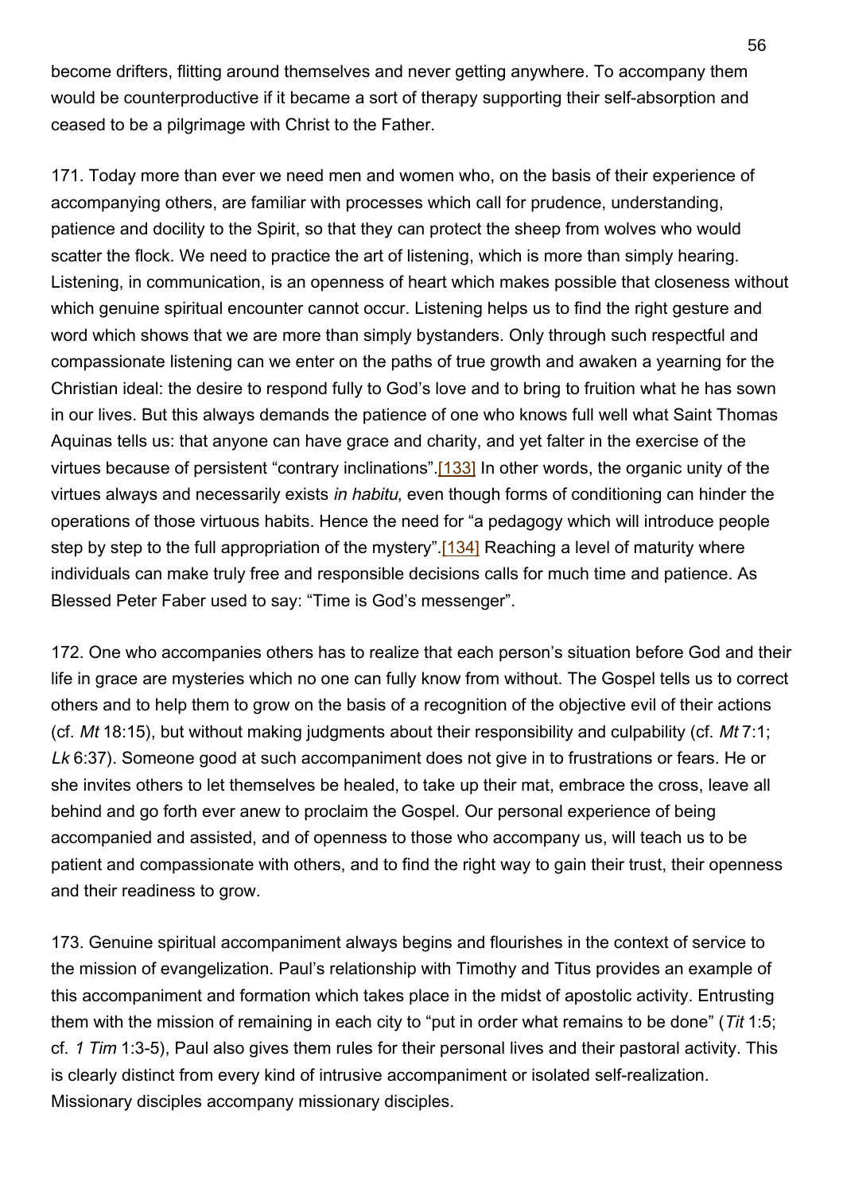become drifters, flitting around themselves and never getting anywhere. To accompany them would be counterproductive if it became a sort of therapy supporting their self-absorption and ceased to be a pilgrimage with Christ to the Father.

171. Today more than ever we need men and women who, on the basis of their experience of accompanying others, are familiar with processes which call for prudence, understanding, patience and docility to the Spirit, so that they can protect the sheep from wolves who would scatter the flock. We need to practice the art of listening, which is more than simply hearing. Listening, in communication, is an openness of heart which makes possible that closeness without which genuine spiritual encounter cannot occur. Listening helps us to find the right gesture and word which shows that we are more than simply bystanders. Only through such respectful and compassionate listening can we enter on the paths of true growth and awaken a yearning for the Christian ideal: the desire to respond fully to God's love and to bring to fruition what he has sown in our lives. But this always demands the patience of one who knows full well what Saint Thomas Aquinas tells us: that anyone can have grace and charity, and yet falter in the exercise of the virtues because of persistent "contrary inclinations".[133] In other words, the organic unity of the virtues always and necessarily exists *in habitu*, even though forms of conditioning can hinder the operations of those virtuous habits. Hence the need for "a pedagogy which will introduce people step by step to the full appropriation of the mystery".[134] Reaching a level of maturity where individuals can make truly free and responsible decisions calls for much time and patience. As Blessed Peter Faber used to say: "Time is God's messenger".

172. One who accompanies others has to realize that each person's situation before God and their life in grace are mysteries which no one can fully know from without. The Gospel tells us to correct others and to help them to grow on the basis of a recognition of the objective evil of their actions (cf. *Mt* 18:15), but without making judgments about their responsibility and culpability (cf. *Mt* 7:1; *Lk* 6:37). Someone good at such accompaniment does not give in to frustrations or fears. He or she invites others to let themselves be healed, to take up their mat, embrace the cross, leave all behind and go forth ever anew to proclaim the Gospel. Our personal experience of being accompanied and assisted, and of openness to those who accompany us, will teach us to be patient and compassionate with others, and to find the right way to gain their trust, their openness and their readiness to grow.

173. Genuine spiritual accompaniment always begins and flourishes in the context of service to the mission of evangelization. Paul's relationship with Timothy and Titus provides an example of this accompaniment and formation which takes place in the midst of apostolic activity. Entrusting them with the mission of remaining in each city to "put in order what remains to be done" (*Tit* 1:5; cf. *1 Tim* 1:3-5), Paul also gives them rules for their personal lives and their pastoral activity. This is clearly distinct from every kind of intrusive accompaniment or isolated self-realization. Missionary disciples accompany missionary disciples.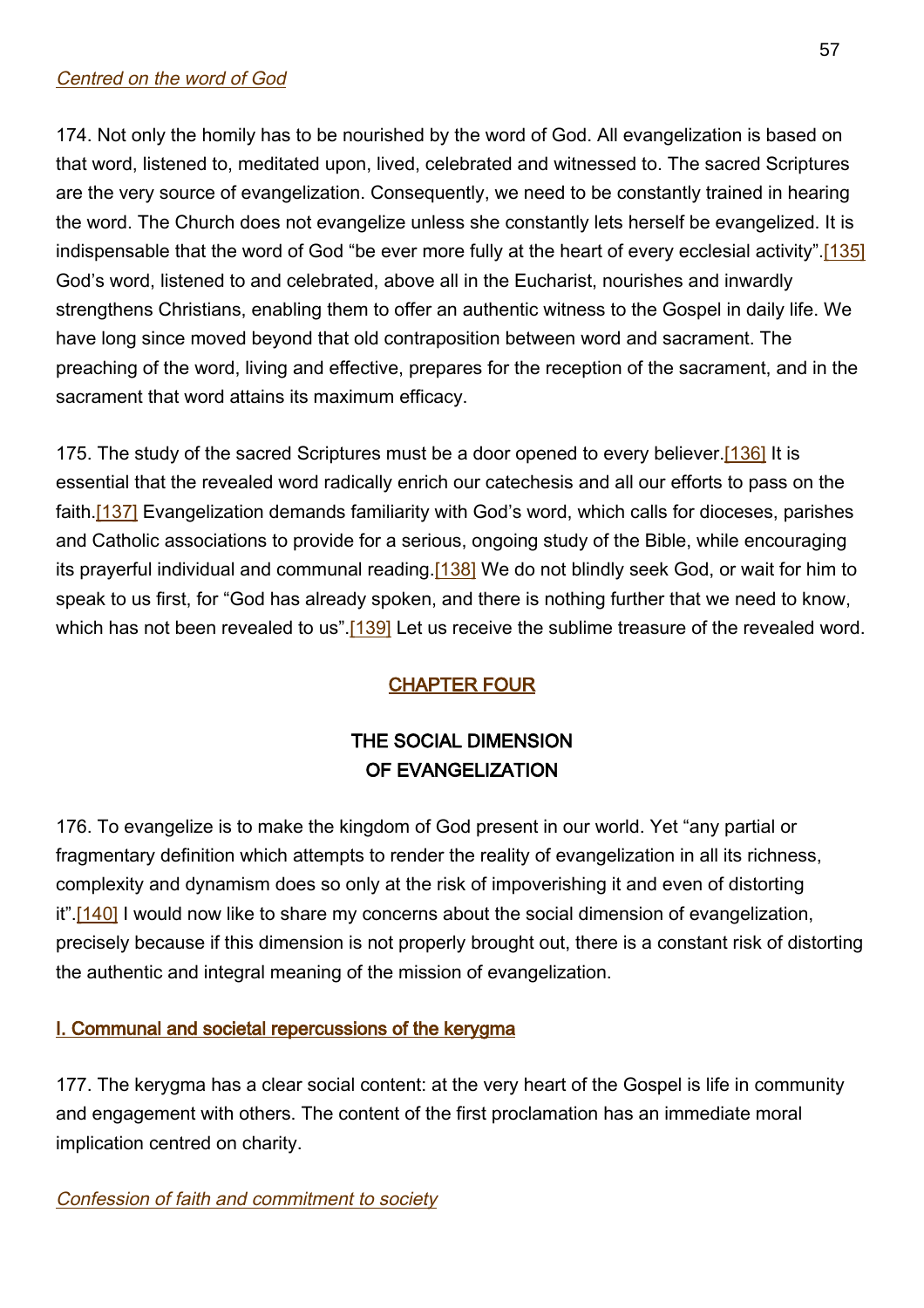*Centred on the word of God*

174. Not only the homily has to be nourished by the word of God. All evangelization is based on that word, listened to, meditated upon, lived, celebrated and witnessed to. The sacred Scriptures are the very source of evangelization. Consequently, we need to be constantly trained in hearing the word. The Church does not evangelize unless she constantly lets herself be evangelized. It is indispensable that the word of God “be ever more fully at the heart of every ecclesial activity”.[135] God’s word, listened to and celebrated, above all in the Eucharist, nourishes and inwardly strengthens Christians, enabling them to offer an authentic witness to the Gospel in daily life. We have long since moved beyond that old contraposition between word and sacrament. The preaching of the word, living and effective, prepares for the reception of the sacrament, and in the sacrament that word attains its maximum efficacy.

175. The study of the sacred Scriptures must be a door opened to every believer.[136] It is essential that the revealed word radically enrich our catechesis and all our efforts to pass on the faith.[137] Evangelization demands familiarity with God’s word, which calls for dioceses, parishes and Catholic associations to provide for a serious, ongoing study of the Bible, while encouraging its prayerful individual and communal reading.[138] We do not blindly seek God, or wait for him to speak to us first, for “God has already spoken, and there is nothing further that we need to know, which has not been revealed to us”.[139] Let us receive the sublime treasure of the revealed word.

## CHAPTER FOUR

## THE SOCIAL DIMENSION OF EVANGELIZATION

176. To evangelize is to make the kingdom of God present in our world. Yet “any partial or fragmentary definition which attempts to render the reality of evangelization in all its richness, complexity and dynamism does so only at the risk of impoverishing it and even of distorting it”.[140] I would now like to share my concerns about the social dimension of evangelization, precisely because if this dimension is not properly brought out, there is a constant risk of distorting the authentic and integral meaning of the mission of evangelization.

### I. Communal and societal repercussions of the kerygma

177. The kerygma has a clear social content: at the very heart of the Gospel is life in community and engagement with others. The content of the first proclamation has an immediate moral implication centred on charity.

*Confession of faith and commitment to society*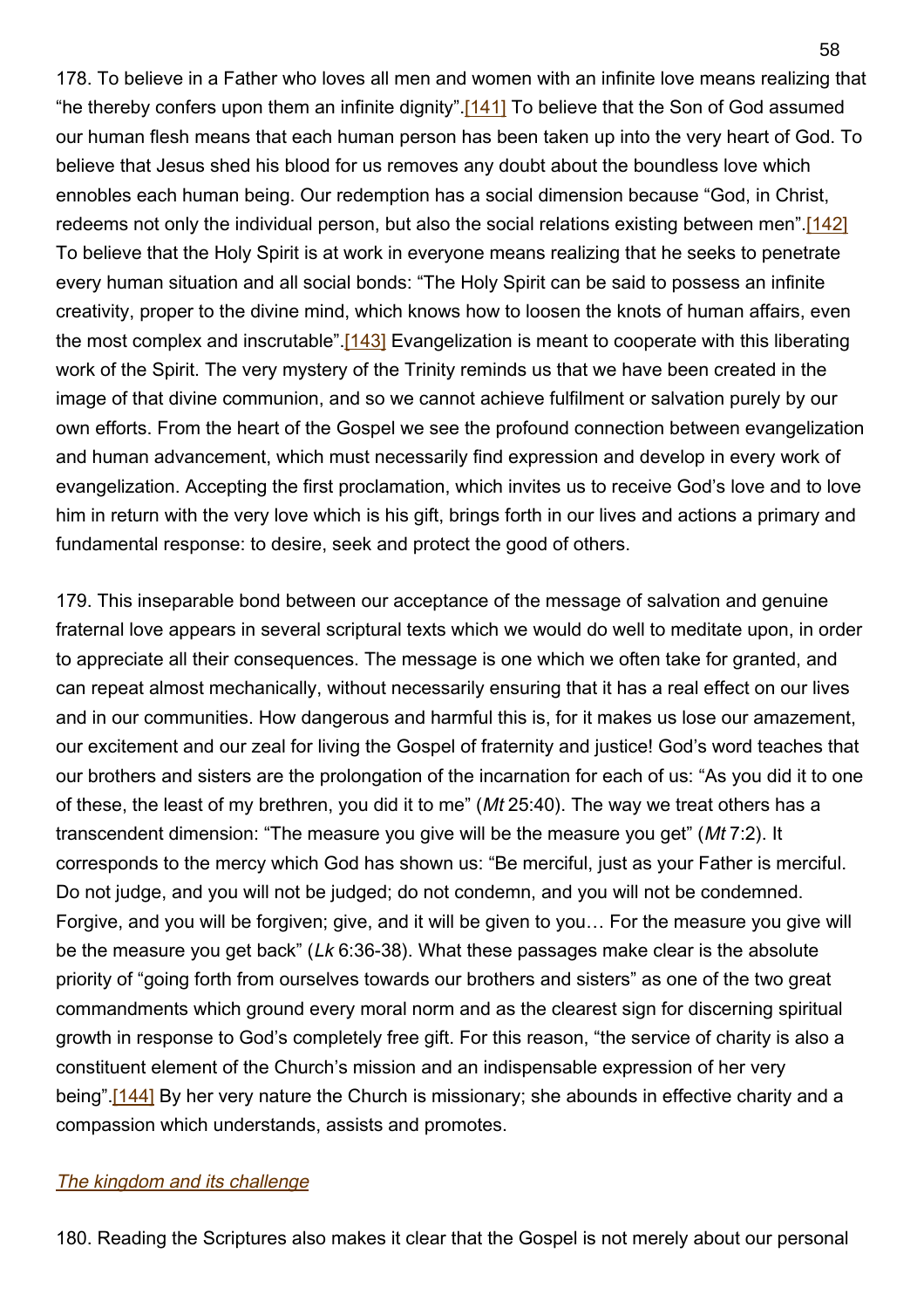178. To believe in a Father who loves all men and women with an infinite love means realizing that "he thereby confers upon them an infinite dignity".[141] To believe that the Son of God assumed our human flesh means that each human person has been taken up into the very heart of God. To believe that Jesus shed his blood for us removes any doubt about the boundless love which ennobles each human being. Our redemption has a social dimension because "God, in Christ, redeems not only the individual person, but also the social relations existing between men".[142] To believe that the Holy Spirit is at work in everyone means realizing that he seeks to penetrate every human situation and all social bonds: "The Holy Spirit can be said to possess an infinite creativity, proper to the divine mind, which knows how to loosen the knots of human affairs, even the most complex and inscrutable".[143] Evangelization is meant to cooperate with this liberating work of the Spirit. The very mystery of the Trinity reminds us that we have been created in the image of that divine communion, and so we cannot achieve fulfilment or salvation purely by our own efforts. From the heart of the Gospel we see the profound connection between evangelization and human advancement, which must necessarily find expression and develop in every work of evangelization. Accepting the first proclamation, which invites us to receive God's love and to love him in return with the very love which is his gift, brings forth in our lives and actions a primary and fundamental response: to desire, seek and protect the good of others.

179. This inseparable bond between our acceptance of the message of salvation and genuine fraternal love appears in several scriptural texts which we would do well to meditate upon, in order to appreciate all their consequences. The message is one which we often take for granted, and can repeat almost mechanically, without necessarily ensuring that it has a real effect on our lives and in our communities. How dangerous and harmful this is, for it makes us lose our amazement, our excitement and our zeal for living the Gospel of fraternity and justice! God's word teaches that our brothers and sisters are the prolongation of the incarnation for each of us: "As you did it to one of these, the least of my brethren, you did it to me" (*Mt* 25:40). The way we treat others has a transcendent dimension: "The measure you give will be the measure you get" (*Mt* 7:2). It corresponds to the mercy which God has shown us: "Be merciful, just as your Father is merciful. Do not judge, and you will not be judged; do not condemn, and you will not be condemned. Forgive, and you will be forgiven; give, and it will be given to you… For the measure you give will be the measure you get back" (*Lk* 6:36-38). What these passages make clear is the absolute priority of "going forth from ourselves towards our brothers and sisters" as one of the two great commandments which ground every moral norm and as the clearest sign for discerning spiritual growth in response to God's completely free gift. For this reason, "the service of charity is also a constituent element of the Church's mission and an indispensable expression of her very being".[144] By her very nature the Church is missionary; she abounds in effective charity and a compassion which understands, assists and promotes.

### *The kingdom and its challenge*

180. Reading the Scriptures also makes it clear that the Gospel is not merely about our personal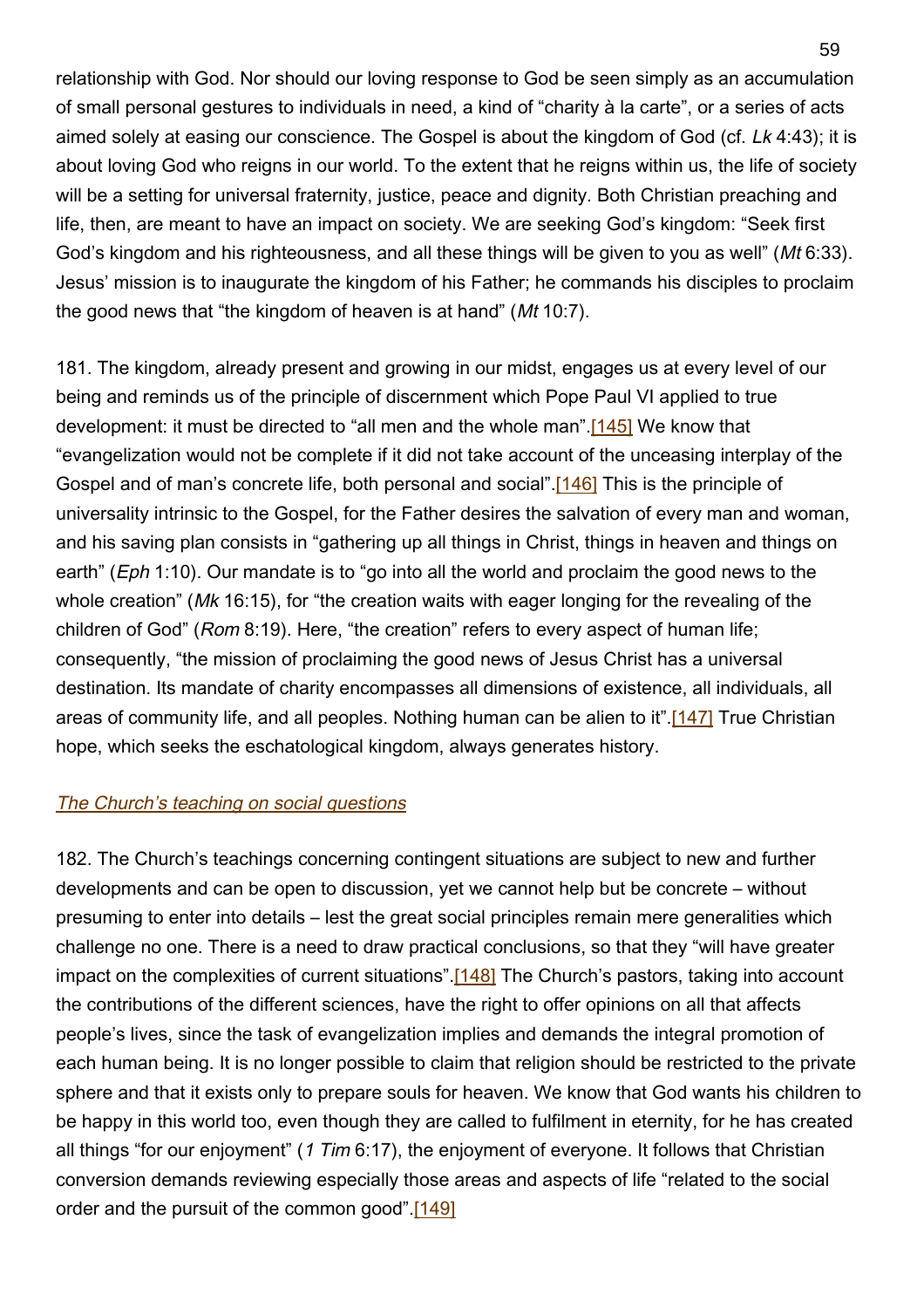relationship with God. Nor should our loving response to God be seen simply as an accumulation of small personal gestures to individuals in need, a kind of "charity à la carte", or a series of acts aimed solely at easing our conscience. The Gospel is about the kingdom of God (cf. *Lk* 4:43); it is about loving God who reigns in our world. To the extent that he reigns within us, the life of society will be a setting for universal fraternity, justice, peace and dignity. Both Christian preaching and life, then, are meant to have an impact on society. We are seeking God's kingdom: "Seek first God's kingdom and his righteousness, and all these things will be given to you as well" (*Mt* 6:33). Jesus' mission is to inaugurate the kingdom of his Father; he commands his disciples to proclaim the good news that "the kingdom of heaven is at hand" (*Mt* 10:7).

181. The kingdom, already present and growing in our midst, engages us at every level of our being and reminds us of the principle of discernment which Pope Paul VI applied to true development: it must be directed to "all men and the whole man".[145] We know that "evangelization would not be complete if it did not take account of the unceasing interplay of the Gospel and of man's concrete life, both personal and social".[146] This is the principle of universality intrinsic to the Gospel, for the Father desires the salvation of every man and woman, and his saving plan consists in "gathering up all things in Christ, things in heaven and things on earth" (*Eph* 1:10). Our mandate is to "go into all the world and proclaim the good news to the whole creation" (*Mk* 16:15), for "the creation waits with eager longing for the revealing of the children of God" (*Rom* 8:19). Here, "the creation" refers to every aspect of human life; consequently, "the mission of proclaiming the good news of Jesus Christ has a universal destination. Its mandate of charity encompasses all dimensions of existence, all individuals, all areas of community life, and all peoples. Nothing human can be alien to it".[147] True Christian hope, which seeks the eschatological kingdom, always generates history.

### *The Church's teaching on social questions*

182. The Church's teachings concerning contingent situations are subject to new and further developments and can be open to discussion, yet we cannot help but be concrete – without presuming to enter into details – lest the great social principles remain mere generalities which challenge no one. There is a need to draw practical conclusions, so that they "will have greater impact on the complexities of current situations".[148] The Church's pastors, taking into account the contributions of the different sciences, have the right to offer opinions on all that affects people's lives, since the task of evangelization implies and demands the integral promotion of each human being. It is no longer possible to claim that religion should be restricted to the private sphere and that it exists only to prepare souls for heaven. We know that God wants his children to be happy in this world too, even though they are called to fulfilment in eternity, for he has created all things "for our enjoyment" (*1 Tim* 6:17), the enjoyment of everyone. It follows that Christian conversion demands reviewing especially those areas and aspects of life "related to the social order and the pursuit of the common good".[149]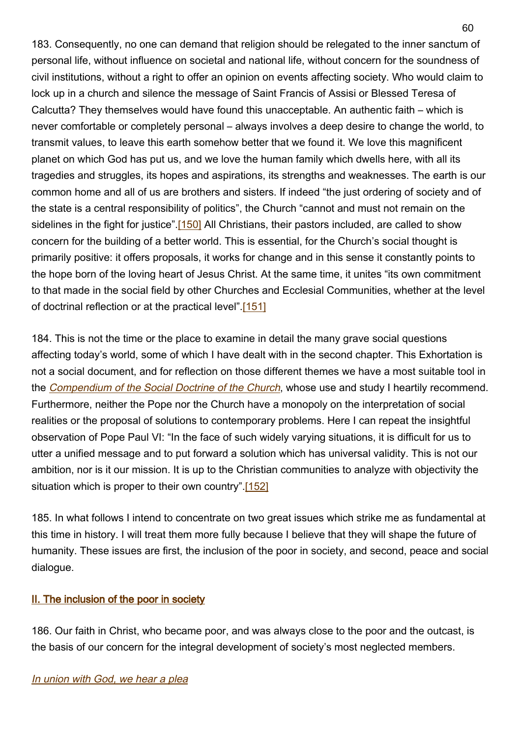183. Consequently, no one can demand that religion should be relegated to the inner sanctum of personal life, without influence on societal and national life, without concern for the soundness of civil institutions, without a right to offer an opinion on events affecting society. Who would claim to lock up in a church and silence the message of Saint Francis of Assisi or Blessed Teresa of Calcutta? They themselves would have found this unacceptable. An authentic faith – which is never comfortable or completely personal – always involves a deep desire to change the world, to transmit values, to leave this earth somehow better that we found it. We love this magnificent planet on which God has put us, and we love the human family which dwells here, with all its tragedies and struggles, its hopes and aspirations, its strengths and weaknesses. The earth is our common home and all of us are brothers and sisters. If indeed "the just ordering of society and of the state is a central responsibility of politics", the Church "cannot and must not remain on the sidelines in the fight for justice".[150] All Christians, their pastors included, are called to show concern for the building of a better world. This is essential, for the Church's social thought is primarily positive: it offers proposals, it works for change and in this sense it constantly points to the hope born of the loving heart of Jesus Christ. At the same time, it unites "its own commitment to that made in the social field by other Churches and Ecclesial Communities, whether at the level of doctrinal reflection or at the practical level".[151]

184. This is not the time or the place to examine in detail the many grave social questions affecting today's world, some of which I have dealt with in the second chapter. This Exhortation is not a social document, and for reflection on those different themes we have a most suitable tool in the *Compendium of the Social Doctrine of the Church*, whose use and study I heartily recommend. Furthermore, neither the Pope nor the Church have a monopoly on the interpretation of social realities or the proposal of solutions to contemporary problems. Here I can repeat the insightful observation of Pope Paul VI: "In the face of such widely varying situations, it is difficult for us to utter a unified message and to put forward a solution which has universal validity. This is not our ambition, nor is it our mission. It is up to the Christian communities to analyze with objectivity the situation which is proper to their own country".[152]

185. In what follows I intend to concentrate on two great issues which strike me as fundamental at this time in history. I will treat them more fully because I believe that they will shape the future of humanity. These issues are first, the inclusion of the poor in society, and second, peace and social dialogue.

## II. The inclusion of the poor in society

186. Our faith in Christ, who became poor, and was always close to the poor and the outcast, is the basis of our concern for the integral development of society's most neglected members.

### *In union with God, we hear a plea*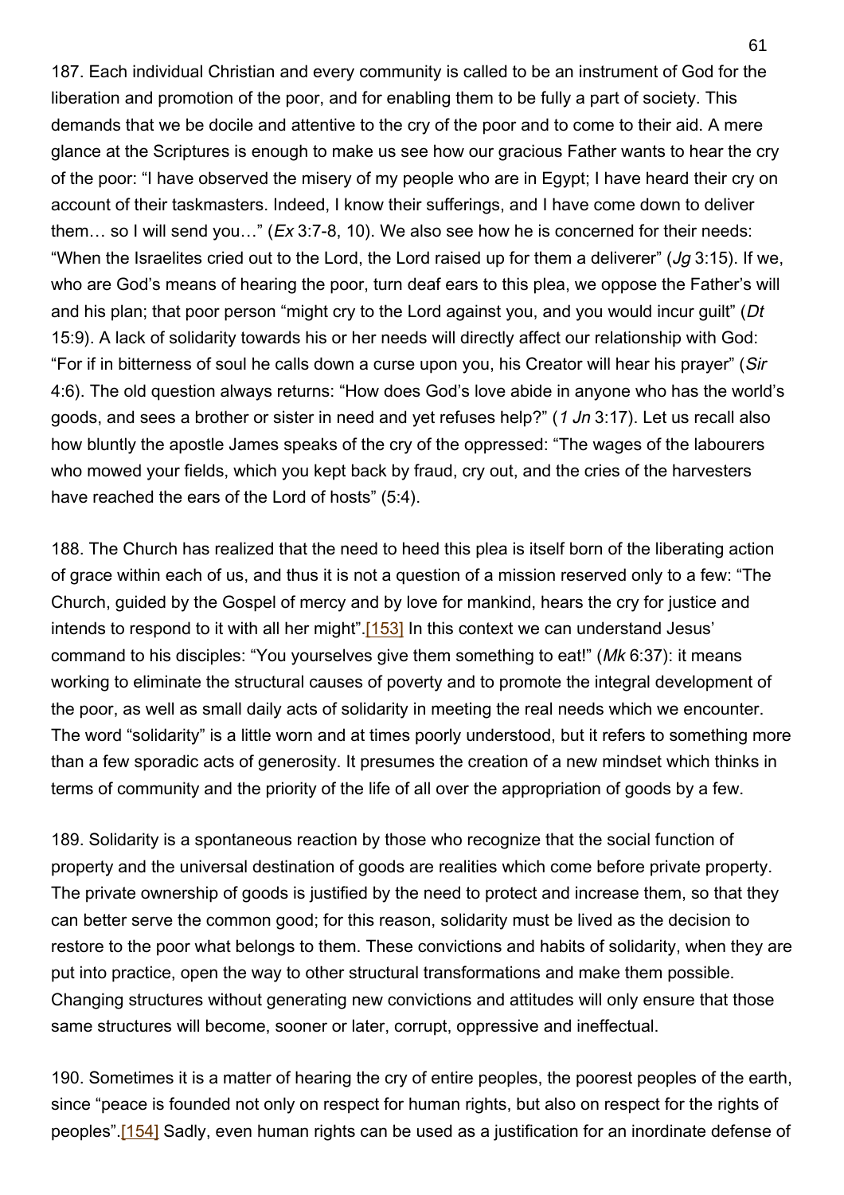187. Each individual Christian and every community is called to be an instrument of God for the liberation and promotion of the poor, and for enabling them to be fully a part of society. This demands that we be docile and attentive to the cry of the poor and to come to their aid. A mere glance at the Scriptures is enough to make us see how our gracious Father wants to hear the cry of the poor: “I have observed the misery of my people who are in Egypt; I have heard their cry on account of their taskmasters. Indeed, I know their sufferings, and I have come down to deliver them… so I will send you…” (*Ex* 3:7-8, 10). We also see how he is concerned for their needs: “When the Israelites cried out to the Lord, the Lord raised up for them a deliverer” (*Jg* 3:15). If we, who are God’s means of hearing the poor, turn deaf ears to this plea, we oppose the Father’s will and his plan; that poor person “might cry to the Lord against you, and you would incur guilt” (*Dt* 15:9). A lack of solidarity towards his or her needs will directly affect our relationship with God: “For if in bitterness of soul he calls down a curse upon you, his Creator will hear his prayer” (*Sir* 4:6). The old question always returns: “How does God’s love abide in anyone who has the world’s goods, and sees a brother or sister in need and yet refuses help?” (*1 Jn* 3:17). Let us recall also how bluntly the apostle James speaks of the cry of the oppressed: “The wages of the labourers who mowed your fields, which you kept back by fraud, cry out, and the cries of the harvesters have reached the ears of the Lord of hosts” (5:4).

188. The Church has realized that the need to heed this plea is itself born of the liberating action of grace within each of us, and thus it is not a question of a mission reserved only to a few: “The Church, guided by the Gospel of mercy and by love for mankind, hears the cry for justice and intends to respond to it with all her might”.[153] In this context we can understand Jesus’ command to his disciples: “You yourselves give them something to eat!” (*Mk* 6:37): it means working to eliminate the structural causes of poverty and to promote the integral development of the poor, as well as small daily acts of solidarity in meeting the real needs which we encounter. The word “solidarity” is a little worn and at times poorly understood, but it refers to something more than a few sporadic acts of generosity. It presumes the creation of a new mindset which thinks in terms of community and the priority of the life of all over the appropriation of goods by a few.

189. Solidarity is a spontaneous reaction by those who recognize that the social function of property and the universal destination of goods are realities which come before private property. The private ownership of goods is justified by the need to protect and increase them, so that they can better serve the common good; for this reason, solidarity must be lived as the decision to restore to the poor what belongs to them. These convictions and habits of solidarity, when they are put into practice, open the way to other structural transformations and make them possible. Changing structures without generating new convictions and attitudes will only ensure that those same structures will become, sooner or later, corrupt, oppressive and ineffectual.

190. Sometimes it is a matter of hearing the cry of entire peoples, the poorest peoples of the earth, since “peace is founded not only on respect for human rights, but also on respect for the rights of peoples”.[154] Sadly, even human rights can be used as a justification for an inordinate defense of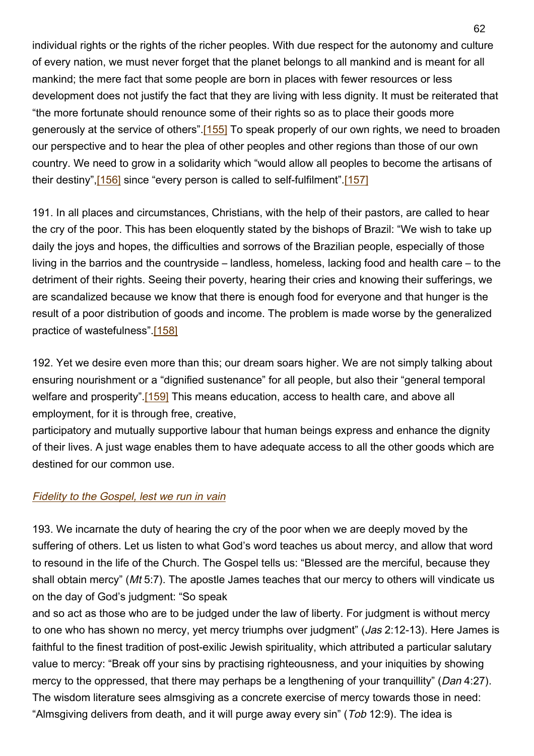individual rights or the rights of the richer peoples. With due respect for the autonomy and culture of every nation, we must never forget that the planet belongs to all mankind and is meant for all mankind; the mere fact that some people are born in places with fewer resources or less development does not justify the fact that they are living with less dignity. It must be reiterated that "the more fortunate should renounce some of their rights so as to place their goods more generously at the service of others".[155] To speak properly of our own rights, we need to broaden our perspective and to hear the plea of other peoples and other regions than those of our own country. We need to grow in a solidarity which "would allow all peoples to become the artisans of their destiny",[156] since "every person is called to self-fulfilment".[157]

191. In all places and circumstances, Christians, with the help of their pastors, are called to hear the cry of the poor. This has been eloquently stated by the bishops of Brazil: "We wish to take up daily the joys and hopes, the difficulties and sorrows of the Brazilian people, especially of those living in the barrios and the countryside – landless, homeless, lacking food and health care – to the detriment of their rights. Seeing their poverty, hearing their cries and knowing their sufferings, we are scandalized because we know that there is enough food for everyone and that hunger is the result of a poor distribution of goods and income. The problem is made worse by the generalized practice of wastefulness".[158]

192. Yet we desire even more than this; our dream soars higher. We are not simply talking about ensuring nourishment or a "dignified sustenance" for all people, but also their "general temporal welfare and prosperity".[159] This means education, access to health care, and above all employment, for it is through free, creative, participatory and mutually supportive labour that human beings express and enhance the dignity of their lives. A just wage enables them to have adequate access to all the other goods which are destined for our common use.

### *Fidelity to the Gospel, lest we run in vain*

193. We incarnate the duty of hearing the cry of the poor when we are deeply moved by the suffering of others. Let us listen to what God's word teaches us about mercy, and allow that word to resound in the life of the Church. The Gospel tells us: "Blessed are the merciful, because they shall obtain mercy" (*Mt* 5:7). The apostle James teaches that our mercy to others will vindicate us on the day of God's judgment: "So speak and so act as those who are to be judged under the law of liberty. For judgment is without mercy to one who has shown no mercy, yet mercy triumphs over judgment" (*Jas* 2:12-13). Here James is faithful to the finest tradition of post-exilic Jewish spirituality, which attributed a particular salutary value to mercy: "Break off your sins by practising righteousness, and your iniquities by showing mercy to the oppressed, that there may perhaps be a lengthening of your tranquillity" (*Dan* 4:27). The wisdom literature sees almsgiving as a concrete exercise of mercy towards those in need: "Almsgiving delivers from death, and it will purge away every sin" (*Tob* 12:9). The idea is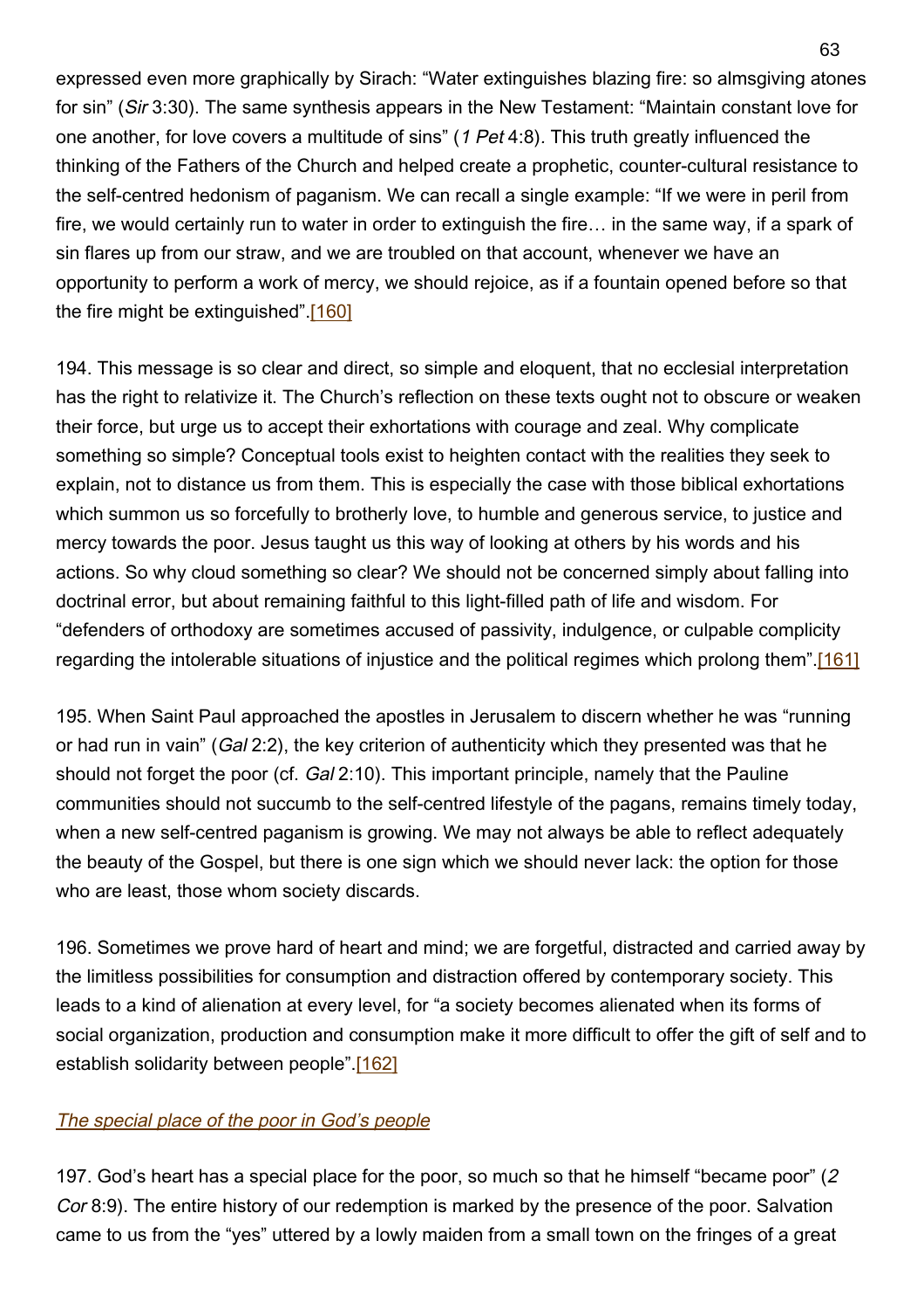expressed even more graphically by Sirach: “Water extinguishes blazing fire: so almsgiving atones for sin” (*Sir* 3:30). The same synthesis appears in the New Testament: “Maintain constant love for one another, for love covers a multitude of sins” (*1 Pet* 4:8). This truth greatly influenced the thinking of the Fathers of the Church and helped create a prophetic, counter-cultural resistance to the self-centred hedonism of paganism. We can recall a single example: “If we were in peril from fire, we would certainly run to water in order to extinguish the fire… in the same way, if a spark of sin flares up from our straw, and we are troubled on that account, whenever we have an opportunity to perform a work of mercy, we should rejoice, as if a fountain opened before so that the fire might be extinguished”.[160]

194. This message is so clear and direct, so simple and eloquent, that no ecclesial interpretation has the right to relativize it. The Church’s reflection on these texts ought not to obscure or weaken their force, but urge us to accept their exhortations with courage and zeal. Why complicate something so simple? Conceptual tools exist to heighten contact with the realities they seek to explain, not to distance us from them. This is especially the case with those biblical exhortations which summon us so forcefully to brotherly love, to humble and generous service, to justice and mercy towards the poor. Jesus taught us this way of looking at others by his words and his actions. So why cloud something so clear? We should not be concerned simply about falling into doctrinal error, but about remaining faithful to this light-filled path of life and wisdom. For “defenders of orthodoxy are sometimes accused of passivity, indulgence, or culpable complicity regarding the intolerable situations of injustice and the political regimes which prolong them”.[161]

195. When Saint Paul approached the apostles in Jerusalem to discern whether he was “running or had run in vain” (*Gal* 2:2), the key criterion of authenticity which they presented was that he should not forget the poor (cf. *Gal* 2:10). This important principle, namely that the Pauline communities should not succumb to the self-centred lifestyle of the pagans, remains timely today, when a new self-centred paganism is growing. We may not always be able to reflect adequately the beauty of the Gospel, but there is one sign which we should never lack: the option for those who are least, those whom society discards.

196. Sometimes we prove hard of heart and mind; we are forgetful, distracted and carried away by the limitless possibilities for consumption and distraction offered by contemporary society. This leads to a kind of alienation at every level, for “a society becomes alienated when its forms of social organization, production and consumption make it more difficult to offer the gift of self and to establish solidarity between people”.[162]

### *The special place of the poor in God’s people*

197. God’s heart has a special place for the poor, so much so that he himself “became poor” (*2 Cor* 8:9). The entire history of our redemption is marked by the presence of the poor. Salvation came to us from the “yes” uttered by a lowly maiden from a small town on the fringes of a great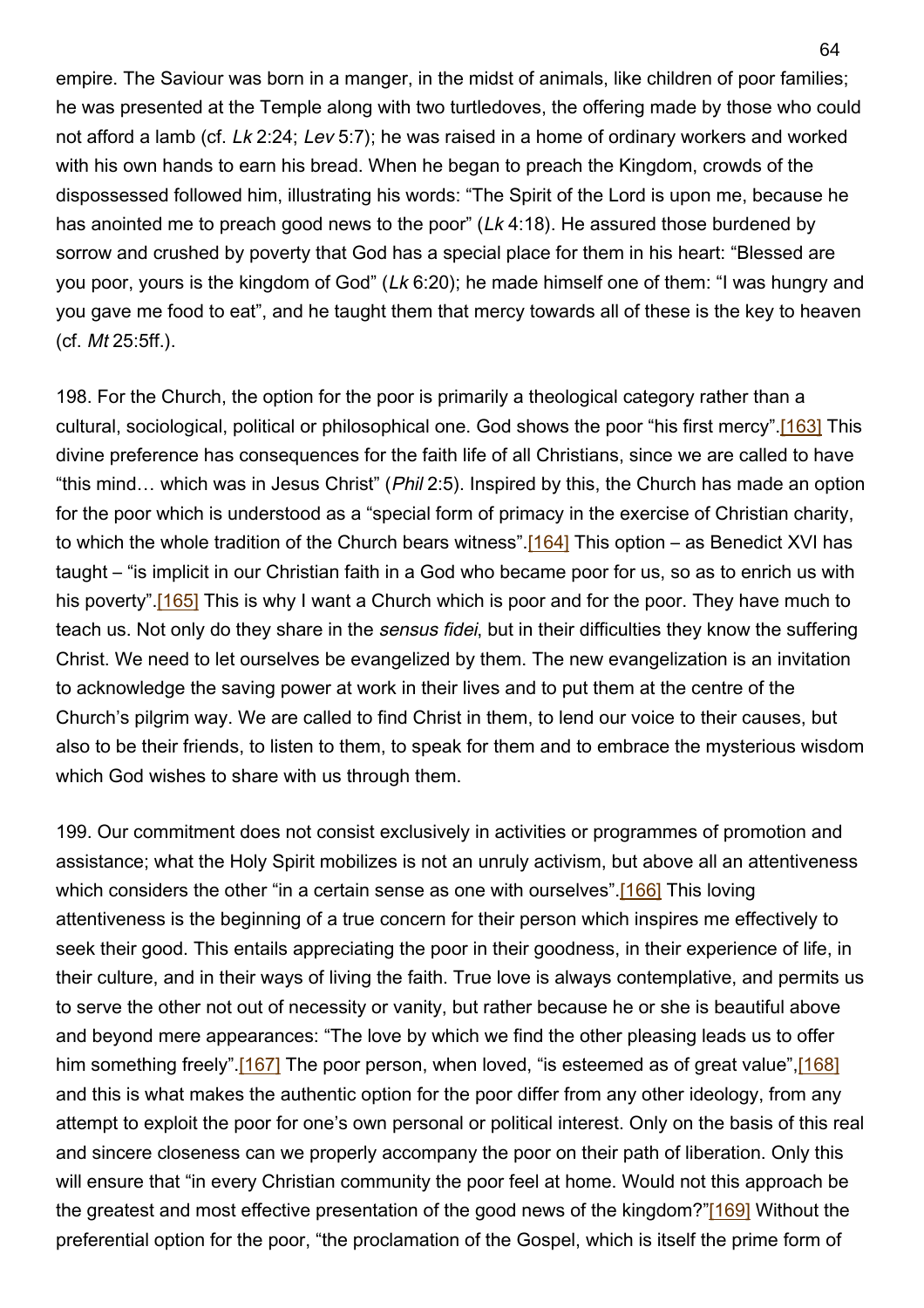empire. The Saviour was born in a manger, in the midst of animals, like children of poor families; he was presented at the Temple along with two turtledoves, the offering made by those who could not afford a lamb (cf. *Lk* 2:24; *Lev* 5:7); he was raised in a home of ordinary workers and worked with his own hands to earn his bread. When he began to preach the Kingdom, crowds of the dispossessed followed him, illustrating his words: "The Spirit of the Lord is upon me, because he has anointed me to preach good news to the poor" (*Lk* 4:18). He assured those burdened by sorrow and crushed by poverty that God has a special place for them in his heart: "Blessed are you poor, yours is the kingdom of God" (*Lk* 6:20); he made himself one of them: "I was hungry and you gave me food to eat", and he taught them that mercy towards all of these is the key to heaven (cf. *Mt* 25:5ff.).

198. For the Church, the option for the poor is primarily a theological category rather than a cultural, sociological, political or philosophical one. God shows the poor "his first mercy".[163] This divine preference has consequences for the faith life of all Christians, since we are called to have "this mind… which was in Jesus Christ" (*Phil* 2:5). Inspired by this, the Church has made an option for the poor which is understood as a "special form of primacy in the exercise of Christian charity, to which the whole tradition of the Church bears witness".[164] This option – as Benedict XVI has taught – "is implicit in our Christian faith in a God who became poor for us, so as to enrich us with his poverty".[165] This is why I want a Church which is poor and for the poor. They have much to teach us. Not only do they share in the *sensus fidei*, but in their difficulties they know the suffering Christ. We need to let ourselves be evangelized by them. The new evangelization is an invitation to acknowledge the saving power at work in their lives and to put them at the centre of the Church's pilgrim way. We are called to find Christ in them, to lend our voice to their causes, but also to be their friends, to listen to them, to speak for them and to embrace the mysterious wisdom which God wishes to share with us through them.

199. Our commitment does not consist exclusively in activities or programmes of promotion and assistance; what the Holy Spirit mobilizes is not an unruly activism, but above all an attentiveness which considers the other "in a certain sense as one with ourselves".[166] This loving attentiveness is the beginning of a true concern for their person which inspires me effectively to seek their good. This entails appreciating the poor in their goodness, in their experience of life, in their culture, and in their ways of living the faith. True love is always contemplative, and permits us to serve the other not out of necessity or vanity, but rather because he or she is beautiful above and beyond mere appearances: "The love by which we find the other pleasing leads us to offer him something freely".[167] The poor person, when loved, "is esteemed as of great value",[168] and this is what makes the authentic option for the poor differ from any other ideology, from any attempt to exploit the poor for one's own personal or political interest. Only on the basis of this real and sincere closeness can we properly accompany the poor on their path of liberation. Only this will ensure that "in every Christian community the poor feel at home. Would not this approach be the greatest and most effective presentation of the good news of the kingdom?"[169] Without the preferential option for the poor, "the proclamation of the Gospel, which is itself the prime form of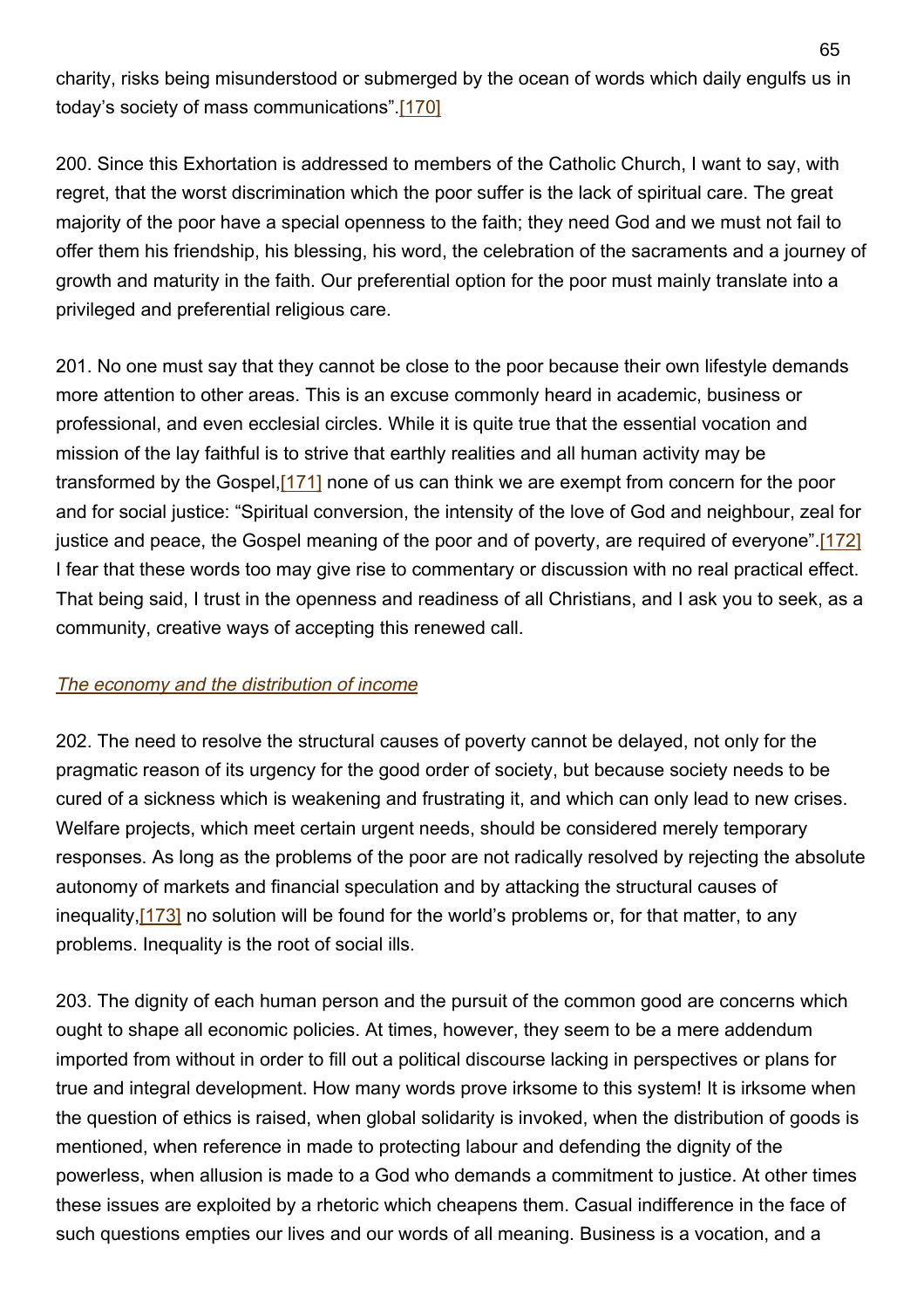charity, risks being misunderstood or submerged by the ocean of words which daily engulfs us in today's society of mass communications".[170]

200. Since this Exhortation is addressed to members of the Catholic Church, I want to say, with regret, that the worst discrimination which the poor suffer is the lack of spiritual care. The great majority of the poor have a special openness to the faith; they need God and we must not fail to offer them his friendship, his blessing, his word, the celebration of the sacraments and a journey of growth and maturity in the faith. Our preferential option for the poor must mainly translate into a privileged and preferential religious care.

201. No one must say that they cannot be close to the poor because their own lifestyle demands more attention to other areas. This is an excuse commonly heard in academic, business or professional, and even ecclesial circles. While it is quite true that the essential vocation and mission of the lay faithful is to strive that earthly realities and all human activity may be transformed by the Gospel,[171] none of us can think we are exempt from concern for the poor and for social justice: "Spiritual conversion, the intensity of the love of God and neighbour, zeal for justice and peace, the Gospel meaning of the poor and of poverty, are required of everyone".[172] I fear that these words too may give rise to commentary or discussion with no real practical effect. That being said, I trust in the openness and readiness of all Christians, and I ask you to seek, as a community, creative ways of accepting this renewed call.

### *The economy and the distribution of income*

202. The need to resolve the structural causes of poverty cannot be delayed, not only for the pragmatic reason of its urgency for the good order of society, but because society needs to be cured of a sickness which is weakening and frustrating it, and which can only lead to new crises. Welfare projects, which meet certain urgent needs, should be considered merely temporary responses. As long as the problems of the poor are not radically resolved by rejecting the absolute autonomy of markets and financial speculation and by attacking the structural causes of inequality,[173] no solution will be found for the world's problems or, for that matter, to any problems. Inequality is the root of social ills.

203. The dignity of each human person and the pursuit of the common good are concerns which ought to shape all economic policies. At times, however, they seem to be a mere addendum imported from without in order to fill out a political discourse lacking in perspectives or plans for true and integral development. How many words prove irksome to this system! It is irksome when the question of ethics is raised, when global solidarity is invoked, when the distribution of goods is mentioned, when reference in made to protecting labour and defending the dignity of the powerless, when allusion is made to a God who demands a commitment to justice. At other times these issues are exploited by a rhetoric which cheapens them. Casual indifference in the face of such questions empties our lives and our words of all meaning. Business is a vocation, and a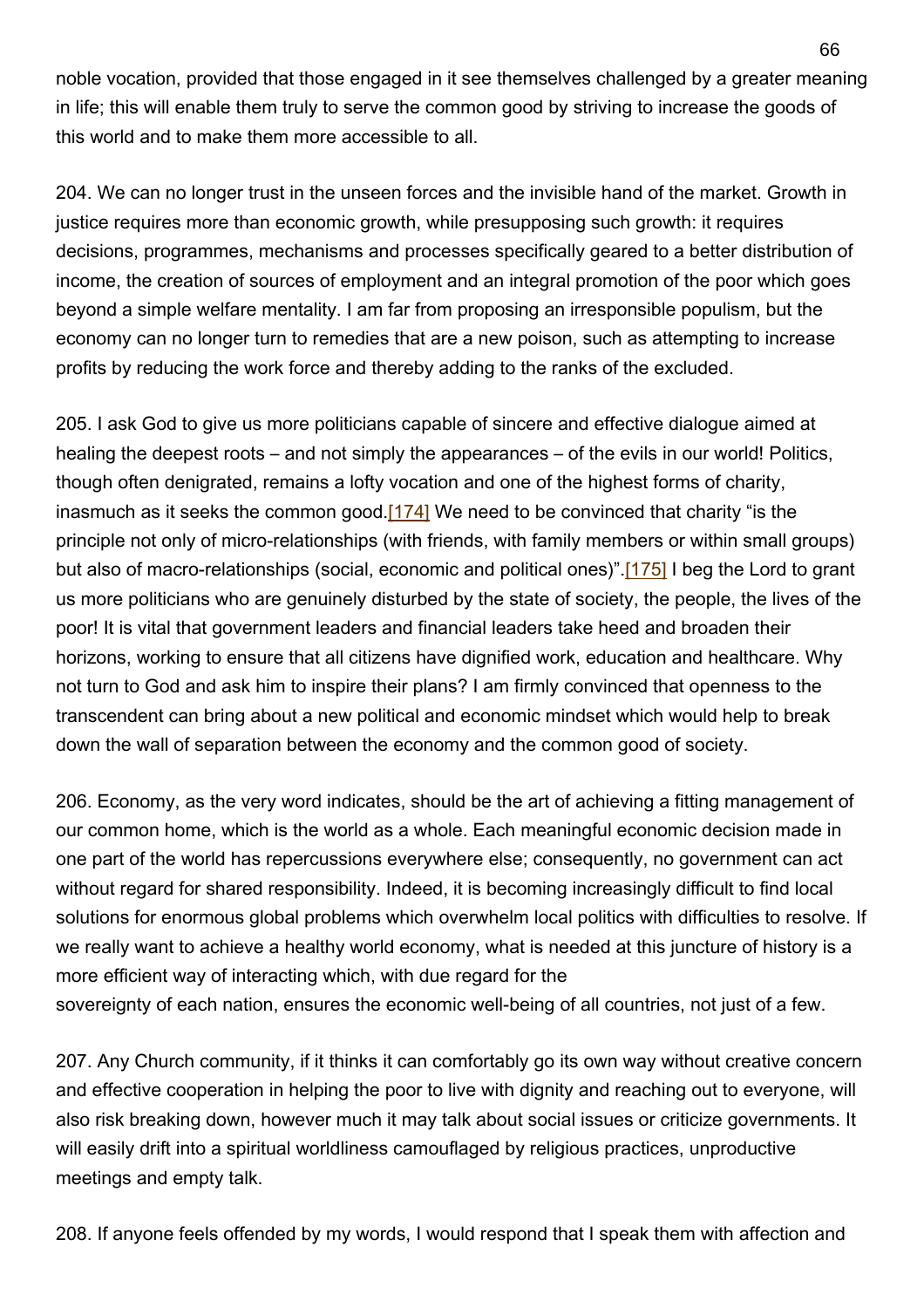noble vocation, provided that those engaged in it see themselves challenged by a greater meaning in life; this will enable them truly to serve the common good by striving to increase the goods of this world and to make them more accessible to all.

204. We can no longer trust in the unseen forces and the invisible hand of the market. Growth in justice requires more than economic growth, while presupposing such growth: it requires decisions, programmes, mechanisms and processes specifically geared to a better distribution of income, the creation of sources of employment and an integral promotion of the poor which goes beyond a simple welfare mentality. I am far from proposing an irresponsible populism, but the economy can no longer turn to remedies that are a new poison, such as attempting to increase profits by reducing the work force and thereby adding to the ranks of the excluded.

205. I ask God to give us more politicians capable of sincere and effective dialogue aimed at healing the deepest roots – and not simply the appearances – of the evils in our world! Politics, though often denigrated, remains a lofty vocation and one of the highest forms of charity, inasmuch as it seeks the common good.[174] We need to be convinced that charity "is the principle not only of micro-relationships (with friends, with family members or within small groups) but also of macro-relationships (social, economic and political ones)".[175] I beg the Lord to grant us more politicians who are genuinely disturbed by the state of society, the people, the lives of the poor! It is vital that government leaders and financial leaders take heed and broaden their horizons, working to ensure that all citizens have dignified work, education and healthcare. Why not turn to God and ask him to inspire their plans? I am firmly convinced that openness to the transcendent can bring about a new political and economic mindset which would help to break down the wall of separation between the economy and the common good of society.

206. Economy, as the very word indicates, should be the art of achieving a fitting management of our common home, which is the world as a whole. Each meaningful economic decision made in one part of the world has repercussions everywhere else; consequently, no government can act without regard for shared responsibility. Indeed, it is becoming increasingly difficult to find local solutions for enormous global problems which overwhelm local politics with difficulties to resolve. If we really want to achieve a healthy world economy, what is needed at this juncture of history is a more efficient way of interacting which, with due regard for the sovereignty of each nation, ensures the economic well-being of all countries, not just of a few.

207. Any Church community, if it thinks it can comfortably go its own way without creative concern and effective cooperation in helping the poor to live with dignity and reaching out to everyone, will also risk breaking down, however much it may talk about social issues or criticize governments. It will easily drift into a spiritual worldliness camouflaged by religious practices, unproductive meetings and empty talk.

208. If anyone feels offended by my words, I would respond that I speak them with affection and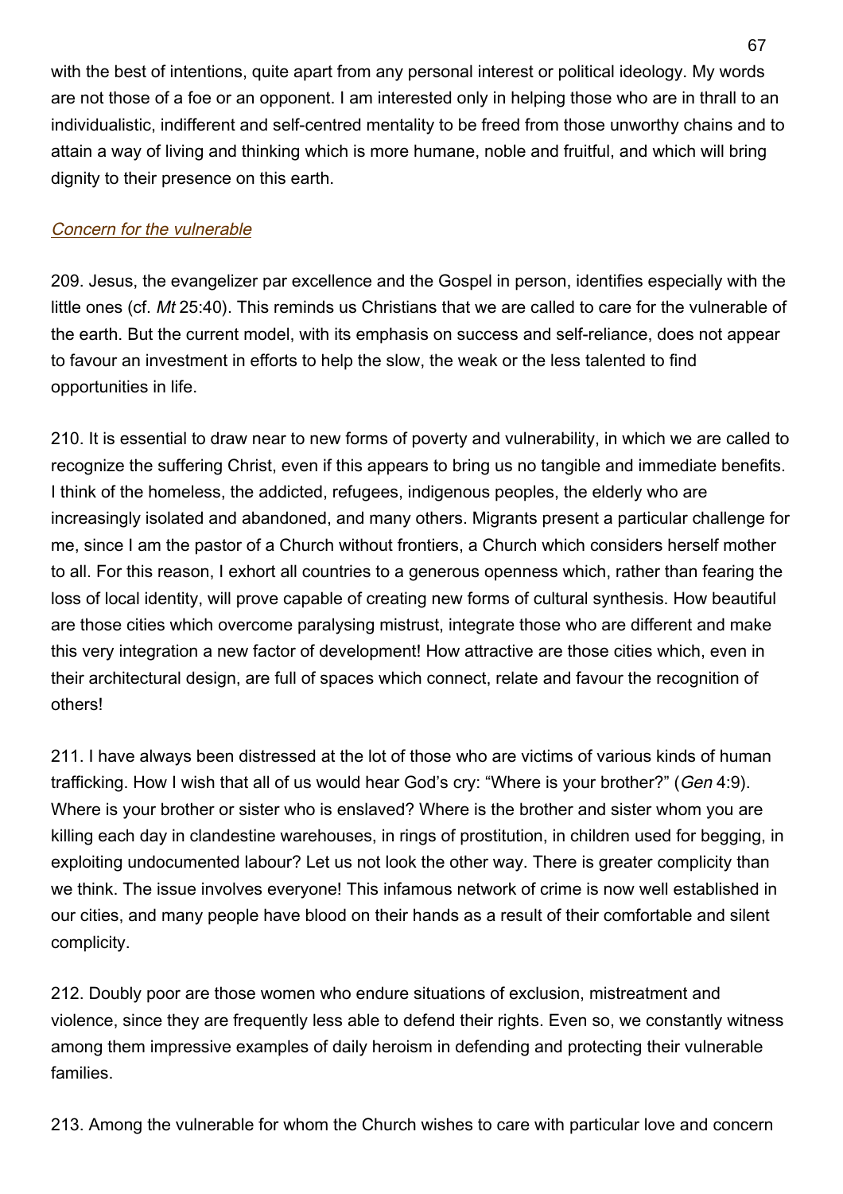with the best of intentions, quite apart from any personal interest or political ideology. My words are not those of a foe or an opponent. I am interested only in helping those who are in thrall to an individualistic, indifferent and self-centred mentality to be freed from those unworthy chains and to attain a way of living and thinking which is more humane, noble and fruitful, and which will bring dignity to their presence on this earth.

### *Concern for the vulnerable*

209. Jesus, the evangelizer par excellence and the Gospel in person, identifies especially with the little ones (cf. *Mt* 25:40). This reminds us Christians that we are called to care for the vulnerable of the earth. But the current model, with its emphasis on success and self-reliance, does not appear to favour an investment in efforts to help the slow, the weak or the less talented to find opportunities in life.

210. It is essential to draw near to new forms of poverty and vulnerability, in which we are called to recognize the suffering Christ, even if this appears to bring us no tangible and immediate benefits. I think of the homeless, the addicted, refugees, indigenous peoples, the elderly who are increasingly isolated and abandoned, and many others. Migrants present a particular challenge for me, since I am the pastor of a Church without frontiers, a Church which considers herself mother to all. For this reason, I exhort all countries to a generous openness which, rather than fearing the loss of local identity, will prove capable of creating new forms of cultural synthesis. How beautiful are those cities which overcome paralysing mistrust, integrate those who are different and make this very integration a new factor of development! How attractive are those cities which, even in their architectural design, are full of spaces which connect, relate and favour the recognition of others!

211. I have always been distressed at the lot of those who are victims of various kinds of human trafficking. How I wish that all of us would hear God's cry: "Where is your brother?" (*Gen* 4:9). Where is your brother or sister who is enslaved? Where is the brother and sister whom you are killing each day in clandestine warehouses, in rings of prostitution, in children used for begging, in exploiting undocumented labour? Let us not look the other way. There is greater complicity than we think. The issue involves everyone! This infamous network of crime is now well established in our cities, and many people have blood on their hands as a result of their comfortable and silent complicity.

212. Doubly poor are those women who endure situations of exclusion, mistreatment and violence, since they are frequently less able to defend their rights. Even so, we constantly witness among them impressive examples of daily heroism in defending and protecting their vulnerable families.

213. Among the vulnerable for whom the Church wishes to care with particular love and concern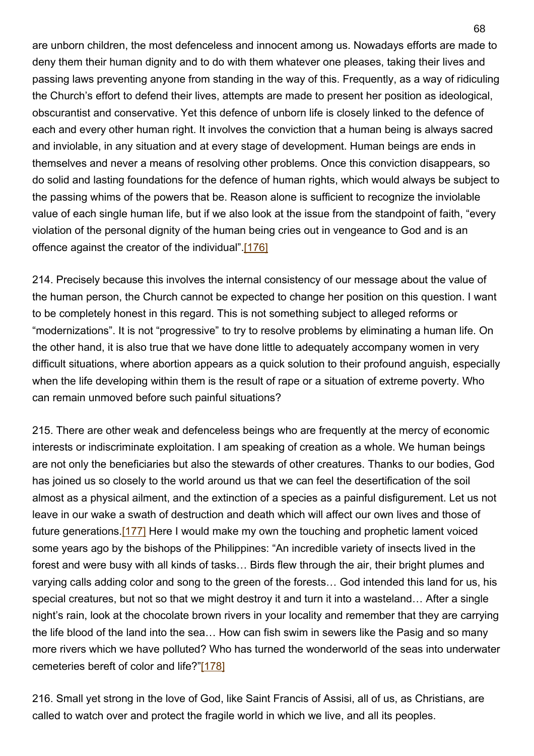are unborn children, the most defenceless and innocent among us. Nowadays efforts are made to deny them their human dignity and to do with them whatever one pleases, taking their lives and passing laws preventing anyone from standing in the way of this. Frequently, as a way of ridiculing the Church's effort to defend their lives, attempts are made to present her position as ideological, obscurantist and conservative. Yet this defence of unborn life is closely linked to the defence of each and every other human right. It involves the conviction that a human being is always sacred and inviolable, in any situation and at every stage of development. Human beings are ends in themselves and never a means of resolving other problems. Once this conviction disappears, so do solid and lasting foundations for the defence of human rights, which would always be subject to the passing whims of the powers that be. Reason alone is sufficient to recognize the inviolable value of each single human life, but if we also look at the issue from the standpoint of faith, "every violation of the personal dignity of the human being cries out in vengeance to God and is an offence against the creator of the individual".[176]

214. Precisely because this involves the internal consistency of our message about the value of the human person, the Church cannot be expected to change her position on this question. I want to be completely honest in this regard. This is not something subject to alleged reforms or "modernizations". It is not "progressive" to try to resolve problems by eliminating a human life. On the other hand, it is also true that we have done little to adequately accompany women in very difficult situations, where abortion appears as a quick solution to their profound anguish, especially when the life developing within them is the result of rape or a situation of extreme poverty. Who can remain unmoved before such painful situations?

215. There are other weak and defenceless beings who are frequently at the mercy of economic interests or indiscriminate exploitation. I am speaking of creation as a whole. We human beings are not only the beneficiaries but also the stewards of other creatures. Thanks to our bodies, God has joined us so closely to the world around us that we can feel the desertification of the soil almost as a physical ailment, and the extinction of a species as a painful disfigurement. Let us not leave in our wake a swath of destruction and death which will affect our own lives and those of future generations.[177] Here I would make my own the touching and prophetic lament voiced some years ago by the bishops of the Philippines: "An incredible variety of insects lived in the forest and were busy with all kinds of tasks… Birds flew through the air, their bright plumes and varying calls adding color and song to the green of the forests… God intended this land for us, his special creatures, but not so that we might destroy it and turn it into a wasteland… After a single night's rain, look at the chocolate brown rivers in your locality and remember that they are carrying the life blood of the land into the sea… How can fish swim in sewers like the Pasig and so many more rivers which we have polluted? Who has turned the wonderworld of the seas into underwater cemeteries bereft of color and life?"[178]

216. Small yet strong in the love of God, like Saint Francis of Assisi, all of us, as Christians, are called to watch over and protect the fragile world in which we live, and all its peoples.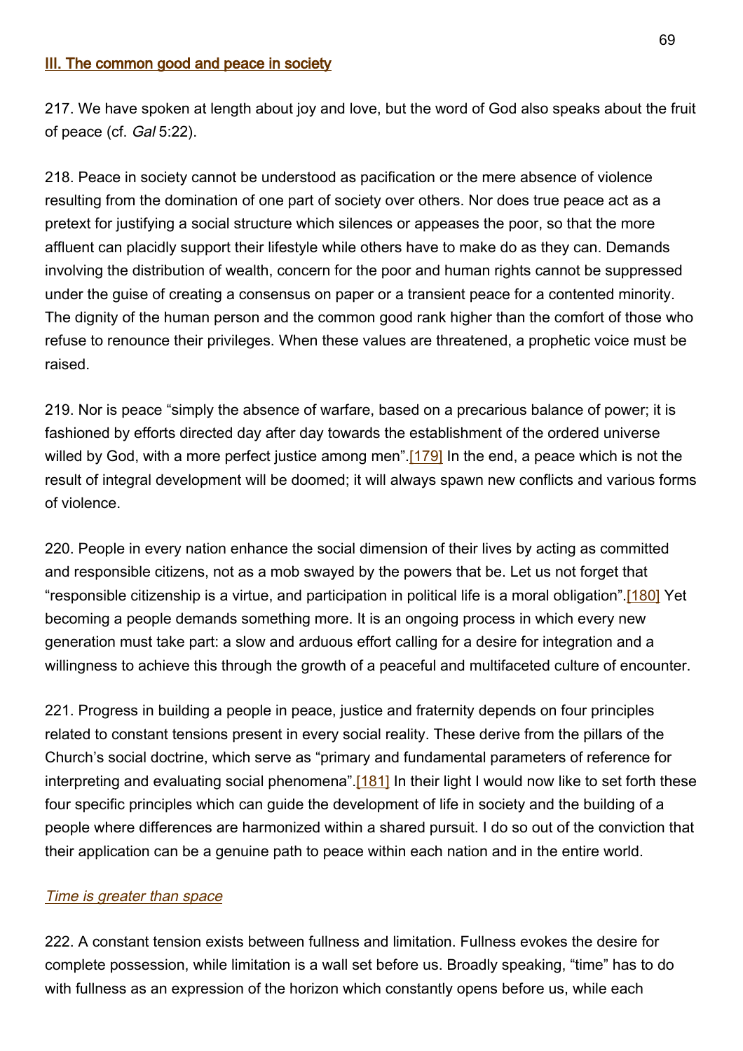## III. The common good and peace in society

217. We have spoken at length about joy and love, but the word of God also speaks about the fruit of peace (cf. *Gal* 5:22).

218. Peace in society cannot be understood as pacification or the mere absence of violence resulting from the domination of one part of society over others. Nor does true peace act as a pretext for justifying a social structure which silences or appeases the poor, so that the more affluent can placidly support their lifestyle while others have to make do as they can. Demands involving the distribution of wealth, concern for the poor and human rights cannot be suppressed under the guise of creating a consensus on paper or a transient peace for a contented minority. The dignity of the human person and the common good rank higher than the comfort of those who refuse to renounce their privileges. When these values are threatened, a prophetic voice must be raised.

219. Nor is peace "simply the absence of warfare, based on a precarious balance of power; it is fashioned by efforts directed day after day towards the establishment of the ordered universe willed by God, with a more perfect justice among men".[179] In the end, a peace which is not the result of integral development will be doomed; it will always spawn new conflicts and various forms of violence.

220. People in every nation enhance the social dimension of their lives by acting as committed and responsible citizens, not as a mob swayed by the powers that be. Let us not forget that "responsible citizenship is a virtue, and participation in political life is a moral obligation".[180] Yet becoming a people demands something more. It is an ongoing process in which every new generation must take part: a slow and arduous effort calling for a desire for integration and a willingness to achieve this through the growth of a peaceful and multifaceted culture of encounter.

221. Progress in building a people in peace, justice and fraternity depends on four principles related to constant tensions present in every social reality. These derive from the pillars of the Church's social doctrine, which serve as "primary and fundamental parameters of reference for interpreting and evaluating social phenomena".[181] In their light I would now like to set forth these four specific principles which can guide the development of life in society and the building of a people where differences are harmonized within a shared pursuit. I do so out of the conviction that their application can be a genuine path to peace within each nation and in the entire world.

### *Time is greater than space*

222. A constant tension exists between fullness and limitation. Fullness evokes the desire for complete possession, while limitation is a wall set before us. Broadly speaking, "time" has to do with fullness as an expression of the horizon which constantly opens before us, while each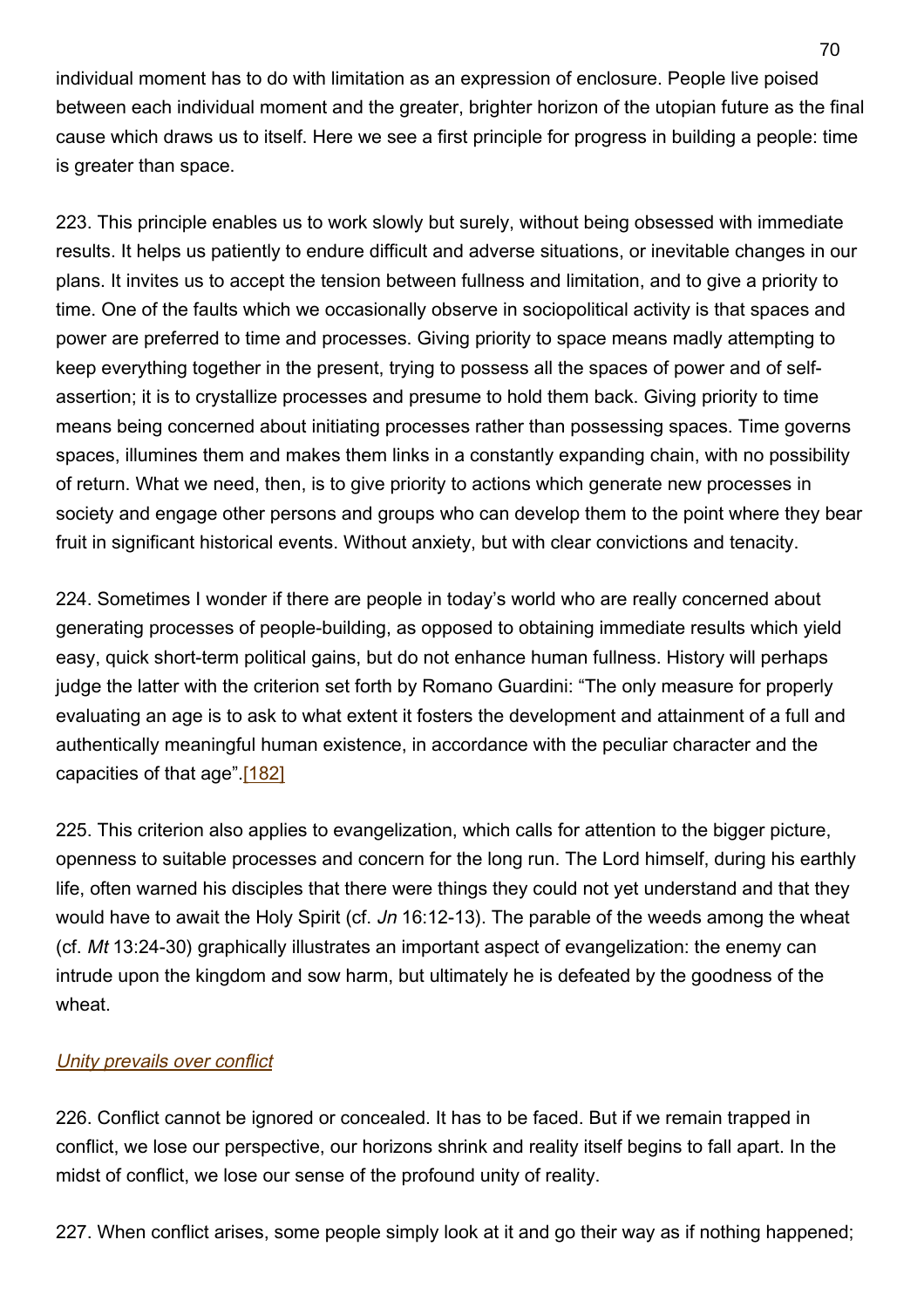individual moment has to do with limitation as an expression of enclosure. People live poised between each individual moment and the greater, brighter horizon of the utopian future as the final cause which draws us to itself. Here we see a first principle for progress in building a people: time is greater than space.

223. This principle enables us to work slowly but surely, without being obsessed with immediate results. It helps us patiently to endure difficult and adverse situations, or inevitable changes in our plans. It invites us to accept the tension between fullness and limitation, and to give a priority to time. One of the faults which we occasionally observe in sociopolitical activity is that spaces and power are preferred to time and processes. Giving priority to space means madly attempting to keep everything together in the present, trying to possess all the spaces of power and of self-assertion; it is to crystallize processes and presume to hold them back. Giving priority to time means being concerned about initiating processes rather than possessing spaces. Time governs spaces, illumines them and makes them links in a constantly expanding chain, with no possibility of return. What we need, then, is to give priority to actions which generate new processes in society and engage other persons and groups who can develop them to the point where they bear fruit in significant historical events. Without anxiety, but with clear convictions and tenacity.

224. Sometimes I wonder if there are people in today's world who are really concerned about generating processes of people-building, as opposed to obtaining immediate results which yield easy, quick short-term political gains, but do not enhance human fullness. History will perhaps judge the latter with the criterion set forth by Romano Guardini: "The only measure for properly evaluating an age is to ask to what extent it fosters the development and attainment of a full and authentically meaningful human existence, in accordance with the peculiar character and the capacities of that age".[182]

225. This criterion also applies to evangelization, which calls for attention to the bigger picture, openness to suitable processes and concern for the long run. The Lord himself, during his earthly life, often warned his disciples that there were things they could not yet understand and that they would have to await the Holy Spirit (cf. *Jn* 16:12-13). The parable of the weeds among the wheat (cf. *Mt* 13:24-30) graphically illustrates an important aspect of evangelization: the enemy can intrude upon the kingdom and sow harm, but ultimately he is defeated by the goodness of the wheat.

*Unity prevails over conflict*

226. Conflict cannot be ignored or concealed. It has to be faced. But if we remain trapped in conflict, we lose our perspective, our horizons shrink and reality itself begins to fall apart. In the midst of conflict, we lose our sense of the profound unity of reality.

227. When conflict arises, some people simply look at it and go their way as if nothing happened;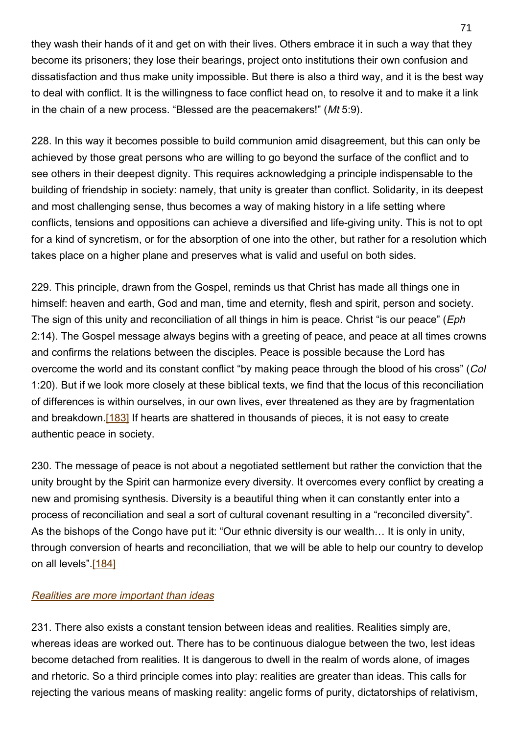they wash their hands of it and get on with their lives. Others embrace it in such a way that they become its prisoners; they lose their bearings, project onto institutions their own confusion and dissatisfaction and thus make unity impossible. But there is also a third way, and it is the best way to deal with conflict. It is the willingness to face conflict head on, to resolve it and to make it a link in the chain of a new process. "Blessed are the peacemakers!" (*Mt* 5:9).

228. In this way it becomes possible to build communion amid disagreement, but this can only be achieved by those great persons who are willing to go beyond the surface of the conflict and to see others in their deepest dignity. This requires acknowledging a principle indispensable to the building of friendship in society: namely, that unity is greater than conflict. Solidarity, in its deepest and most challenging sense, thus becomes a way of making history in a life setting where conflicts, tensions and oppositions can achieve a diversified and life-giving unity. This is not to opt for a kind of syncretism, or for the absorption of one into the other, but rather for a resolution which takes place on a higher plane and preserves what is valid and useful on both sides.

229. This principle, drawn from the Gospel, reminds us that Christ has made all things one in himself: heaven and earth, God and man, time and eternity, flesh and spirit, person and society. The sign of this unity and reconciliation of all things in him is peace. Christ "is our peace" (*Eph* 2:14). The Gospel message always begins with a greeting of peace, and peace at all times crowns and confirms the relations between the disciples. Peace is possible because the Lord has overcome the world and its constant conflict "by making peace through the blood of his cross" (*Col* 1:20). But if we look more closely at these biblical texts, we find that the locus of this reconciliation of differences is within ourselves, in our own lives, ever threatened as they are by fragmentation and breakdown.[183] If hearts are shattered in thousands of pieces, it is not easy to create authentic peace in society.

230. The message of peace is not about a negotiated settlement but rather the conviction that the unity brought by the Spirit can harmonize every diversity. It overcomes every conflict by creating a new and promising synthesis. Diversity is a beautiful thing when it can constantly enter into a process of reconciliation and seal a sort of cultural covenant resulting in a "reconciled diversity". As the bishops of the Congo have put it: "Our ethnic diversity is our wealth… It is only in unity, through conversion of hearts and reconciliation, that we will be able to help our country to develop on all levels".[184]

### *Realities are more important than ideas*

231. There also exists a constant tension between ideas and realities. Realities simply are, whereas ideas are worked out. There has to be continuous dialogue between the two, lest ideas become detached from realities. It is dangerous to dwell in the realm of words alone, of images and rhetoric. So a third principle comes into play: realities are greater than ideas. This calls for rejecting the various means of masking reality: angelic forms of purity, dictatorships of relativism,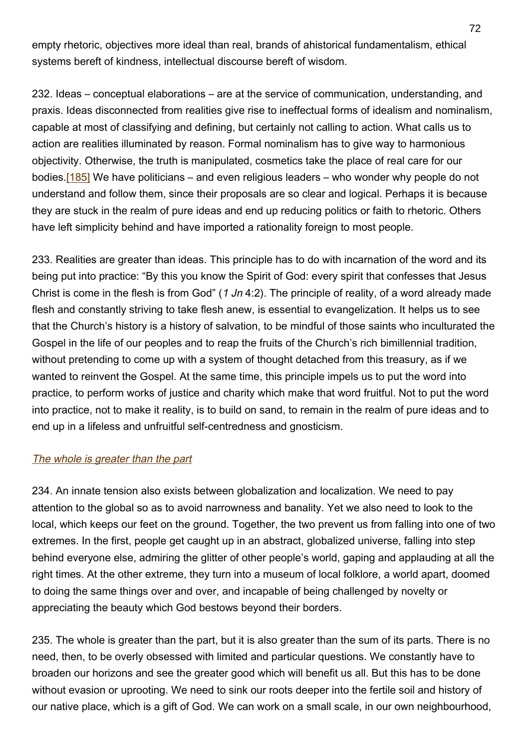empty rhetoric, objectives more ideal than real, brands of ahistorical fundamentalism, ethical systems bereft of kindness, intellectual discourse bereft of wisdom.

232. Ideas – conceptual elaborations – are at the service of communication, understanding, and praxis. Ideas disconnected from realities give rise to ineffectual forms of idealism and nominalism, capable at most of classifying and defining, but certainly not calling to action. What calls us to action are realities illuminated by reason. Formal nominalism has to give way to harmonious objectivity. Otherwise, the truth is manipulated, cosmetics take the place of real care for our bodies.[185] We have politicians – and even religious leaders – who wonder why people do not understand and follow them, since their proposals are so clear and logical. Perhaps it is because they are stuck in the realm of pure ideas and end up reducing politics or faith to rhetoric. Others have left simplicity behind and have imported a rationality foreign to most people.

233. Realities are greater than ideas. This principle has to do with incarnation of the word and its being put into practice: "By this you know the Spirit of God: every spirit that confesses that Jesus Christ is come in the flesh is from God" (*1 Jn* 4:2). The principle of reality, of a word already made flesh and constantly striving to take flesh anew, is essential to evangelization. It helps us to see that the Church's history is a history of salvation, to be mindful of those saints who inculturated the Gospel in the life of our peoples and to reap the fruits of the Church's rich bimillennial tradition, without pretending to come up with a system of thought detached from this treasury, as if we wanted to reinvent the Gospel. At the same time, this principle impels us to put the word into practice, to perform works of justice and charity which make that word fruitful. Not to put the word into practice, not to make it reality, is to build on sand, to remain in the realm of pure ideas and to end up in a lifeless and unfruitful self-centredness and gnosticism.

### *The whole is greater than the part*

234. An innate tension also exists between globalization and localization. We need to pay attention to the global so as to avoid narrowness and banality. Yet we also need to look to the local, which keeps our feet on the ground. Together, the two prevent us from falling into one of two extremes. In the first, people get caught up in an abstract, globalized universe, falling into step behind everyone else, admiring the glitter of other people's world, gaping and applauding at all the right times. At the other extreme, they turn into a museum of local folklore, a world apart, doomed to doing the same things over and over, and incapable of being challenged by novelty or appreciating the beauty which God bestows beyond their borders.

235. The whole is greater than the part, but it is also greater than the sum of its parts. There is no need, then, to be overly obsessed with limited and particular questions. We constantly have to broaden our horizons and see the greater good which will benefit us all. But this has to be done without evasion or uprooting. We need to sink our roots deeper into the fertile soil and history of our native place, which is a gift of God. We can work on a small scale, in our own neighbourhood,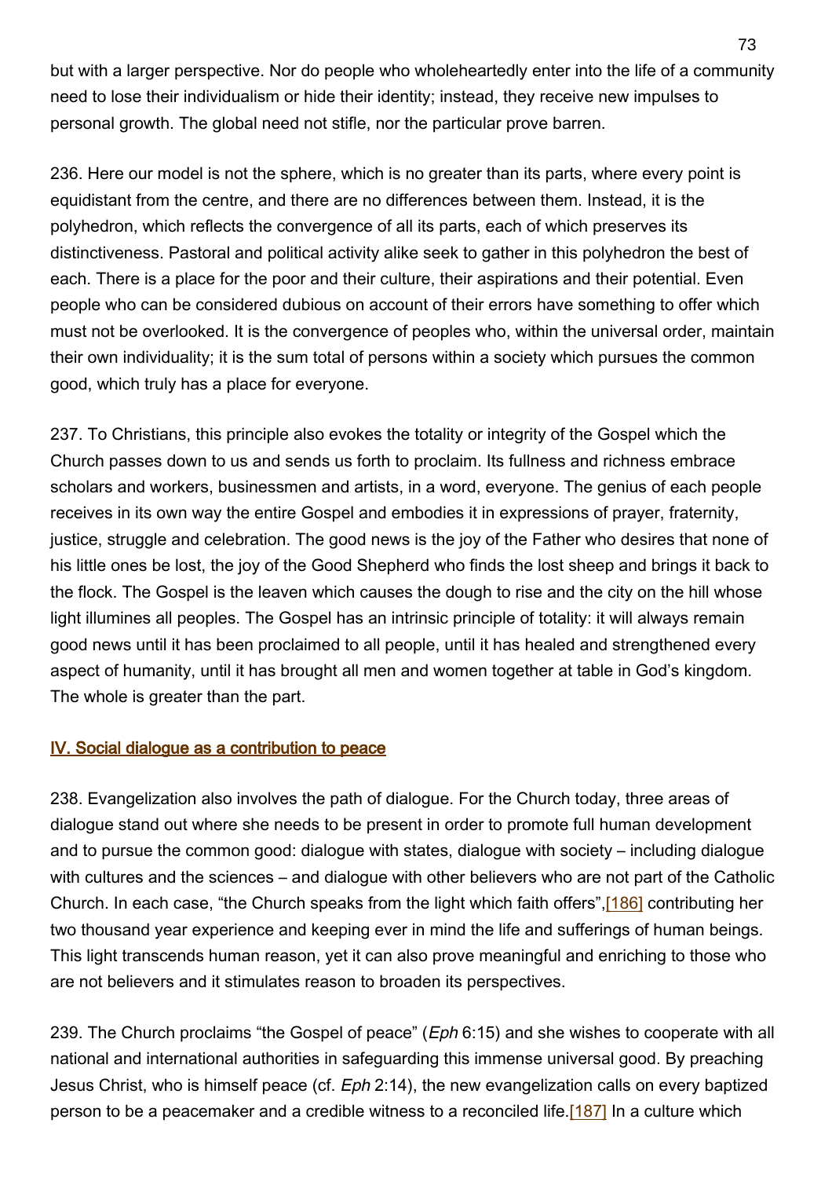but with a larger perspective. Nor do people who wholeheartedly enter into the life of a community need to lose their individualism or hide their identity; instead, they receive new impulses to personal growth. The global need not stifle, nor the particular prove barren.

236. Here our model is not the sphere, which is no greater than its parts, where every point is equidistant from the centre, and there are no differences between them. Instead, it is the polyhedron, which reflects the convergence of all its parts, each of which preserves its distinctiveness. Pastoral and political activity alike seek to gather in this polyhedron the best of each. There is a place for the poor and their culture, their aspirations and their potential. Even people who can be considered dubious on account of their errors have something to offer which must not be overlooked. It is the convergence of peoples who, within the universal order, maintain their own individuality; it is the sum total of persons within a society which pursues the common good, which truly has a place for everyone.

237. To Christians, this principle also evokes the totality or integrity of the Gospel which the Church passes down to us and sends us forth to proclaim. Its fullness and richness embrace scholars and workers, businessmen and artists, in a word, everyone. The genius of each people receives in its own way the entire Gospel and embodies it in expressions of prayer, fraternity, justice, struggle and celebration. The good news is the joy of the Father who desires that none of his little ones be lost, the joy of the Good Shepherd who finds the lost sheep and brings it back to the flock. The Gospel is the leaven which causes the dough to rise and the city on the hill whose light illumines all peoples. The Gospel has an intrinsic principle of totality: it will always remain good news until it has been proclaimed to all people, until it has healed and strengthened every aspect of humanity, until it has brought all men and women together at table in God's kingdom. The whole is greater than the part.

## IV. Social dialogue as a contribution to peace

238. Evangelization also involves the path of dialogue. For the Church today, three areas of dialogue stand out where she needs to be present in order to promote full human development and to pursue the common good: dialogue with states, dialogue with society – including dialogue with cultures and the sciences – and dialogue with other believers who are not part of the Catholic Church. In each case, "the Church speaks from the light which faith offers",[186] contributing her two thousand year experience and keeping ever in mind the life and sufferings of human beings. This light transcends human reason, yet it can also prove meaningful and enriching to those who are not believers and it stimulates reason to broaden its perspectives.

239. The Church proclaims "the Gospel of peace" (*Eph* 6:15) and she wishes to cooperate with all national and international authorities in safeguarding this immense universal good. By preaching Jesus Christ, who is himself peace (cf. *Eph* 2:14), the new evangelization calls on every baptized person to be a peacemaker and a credible witness to a reconciled life.[187] In a culture which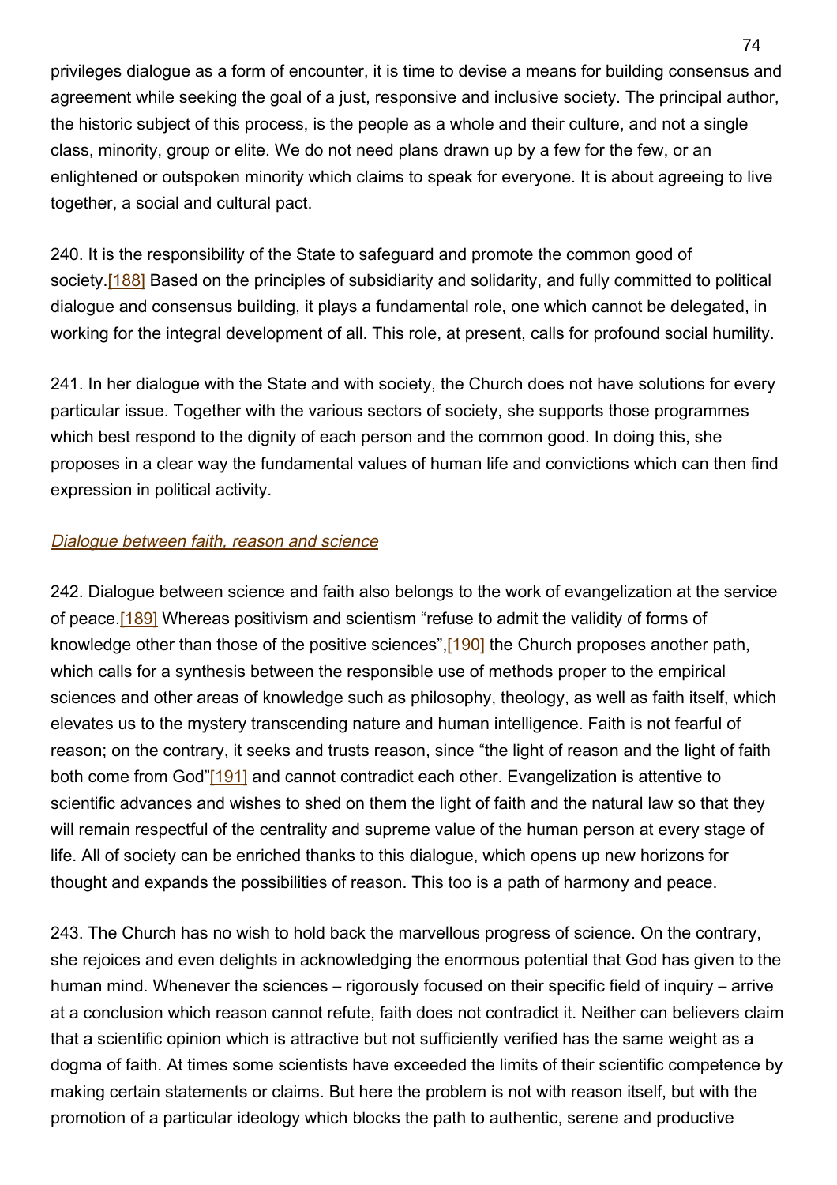privileges dialogue as a form of encounter, it is time to devise a means for building consensus and agreement while seeking the goal of a just, responsive and inclusive society. The principal author, the historic subject of this process, is the people as a whole and their culture, and not a single class, minority, group or elite. We do not need plans drawn up by a few for the few, or an enlightened or outspoken minority which claims to speak for everyone. It is about agreeing to live together, a social and cultural pact.

240. It is the responsibility of the State to safeguard and promote the common good of society.[188] Based on the principles of subsidiarity and solidarity, and fully committed to political dialogue and consensus building, it plays a fundamental role, one which cannot be delegated, in working for the integral development of all. This role, at present, calls for profound social humility.

241. In her dialogue with the State and with society, the Church does not have solutions for every particular issue. Together with the various sectors of society, she supports those programmes which best respond to the dignity of each person and the common good. In doing this, she proposes in a clear way the fundamental values of human life and convictions which can then find expression in political activity.

## *Dialogue between faith, reason and science*

242. Dialogue between science and faith also belongs to the work of evangelization at the service of peace.[189] Whereas positivism and scientism "refuse to admit the validity of forms of knowledge other than those of the positive sciences",[190] the Church proposes another path, which calls for a synthesis between the responsible use of methods proper to the empirical sciences and other areas of knowledge such as philosophy, theology, as well as faith itself, which elevates us to the mystery transcending nature and human intelligence. Faith is not fearful of reason; on the contrary, it seeks and trusts reason, since "the light of reason and the light of faith both come from God"[191] and cannot contradict each other. Evangelization is attentive to scientific advances and wishes to shed on them the light of faith and the natural law so that they will remain respectful of the centrality and supreme value of the human person at every stage of life. All of society can be enriched thanks to this dialogue, which opens up new horizons for thought and expands the possibilities of reason. This too is a path of harmony and peace.

243. The Church has no wish to hold back the marvellous progress of science. On the contrary, she rejoices and even delights in acknowledging the enormous potential that God has given to the human mind. Whenever the sciences – rigorously focused on their specific field of inquiry – arrive at a conclusion which reason cannot refute, faith does not contradict it. Neither can believers claim that a scientific opinion which is attractive but not sufficiently verified has the same weight as a dogma of faith. At times some scientists have exceeded the limits of their scientific competence by making certain statements or claims. But here the problem is not with reason itself, but with the promotion of a particular ideology which blocks the path to authentic, serene and productive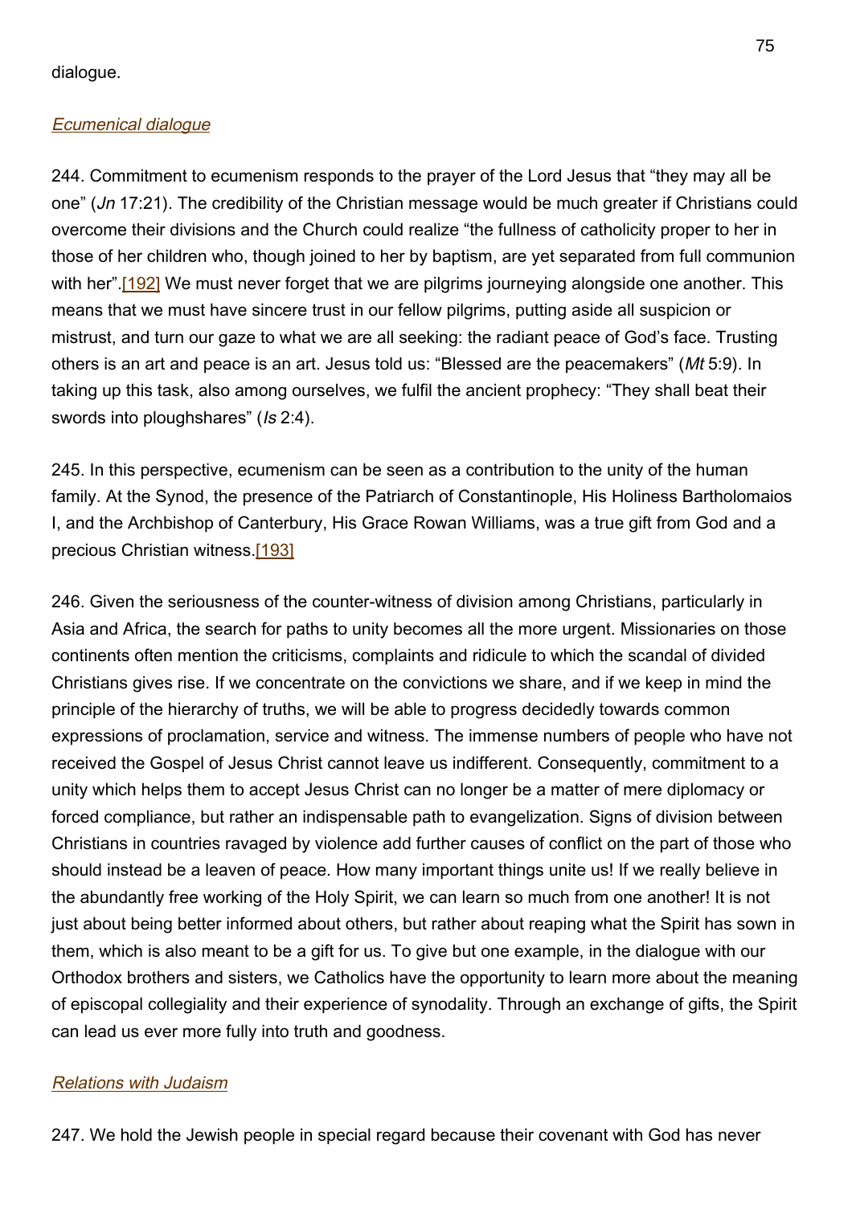dialogue.

## *Ecumenical dialogue*

244. Commitment to ecumenism responds to the prayer of the Lord Jesus that "they may all be one" (*Jn* 17:21). The credibility of the Christian message would be much greater if Christians could overcome their divisions and the Church could realize "the fullness of catholicity proper to her in those of her children who, though joined to her by baptism, are yet separated from full communion with her".[192] We must never forget that we are pilgrims journeying alongside one another. This means that we must have sincere trust in our fellow pilgrims, putting aside all suspicion or mistrust, and turn our gaze to what we are all seeking: the radiant peace of God's face. Trusting others is an art and peace is an art. Jesus told us: "Blessed are the peacemakers" (*Mt* 5:9). In taking up this task, also among ourselves, we fulfil the ancient prophecy: "They shall beat their swords into ploughshares" (*Is* 2:4).

245. In this perspective, ecumenism can be seen as a contribution to the unity of the human family. At the Synod, the presence of the Patriarch of Constantinople, His Holiness Bartholomaios I, and the Archbishop of Canterbury, His Grace Rowan Williams, was a true gift from God and a precious Christian witness.[193]

246. Given the seriousness of the counter-witness of division among Christians, particularly in Asia and Africa, the search for paths to unity becomes all the more urgent. Missionaries on those continents often mention the criticisms, complaints and ridicule to which the scandal of divided Christians gives rise. If we concentrate on the convictions we share, and if we keep in mind the principle of the hierarchy of truths, we will be able to progress decidedly towards common expressions of proclamation, service and witness. The immense numbers of people who have not received the Gospel of Jesus Christ cannot leave us indifferent. Consequently, commitment to a unity which helps them to accept Jesus Christ can no longer be a matter of mere diplomacy or forced compliance, but rather an indispensable path to evangelization. Signs of division between Christians in countries ravaged by violence add further causes of conflict on the part of those who should instead be a leaven of peace. How many important things unite us! If we really believe in the abundantly free working of the Holy Spirit, we can learn so much from one another! It is not just about being better informed about others, but rather about reaping what the Spirit has sown in them, which is also meant to be a gift for us. To give but one example, in the dialogue with our Orthodox brothers and sisters, we Catholics have the opportunity to learn more about the meaning of episcopal collegiality and their experience of synodality. Through an exchange of gifts, the Spirit can lead us ever more fully into truth and goodness.

## *Relations with Judaism*

247. We hold the Jewish people in special regard because their covenant with God has never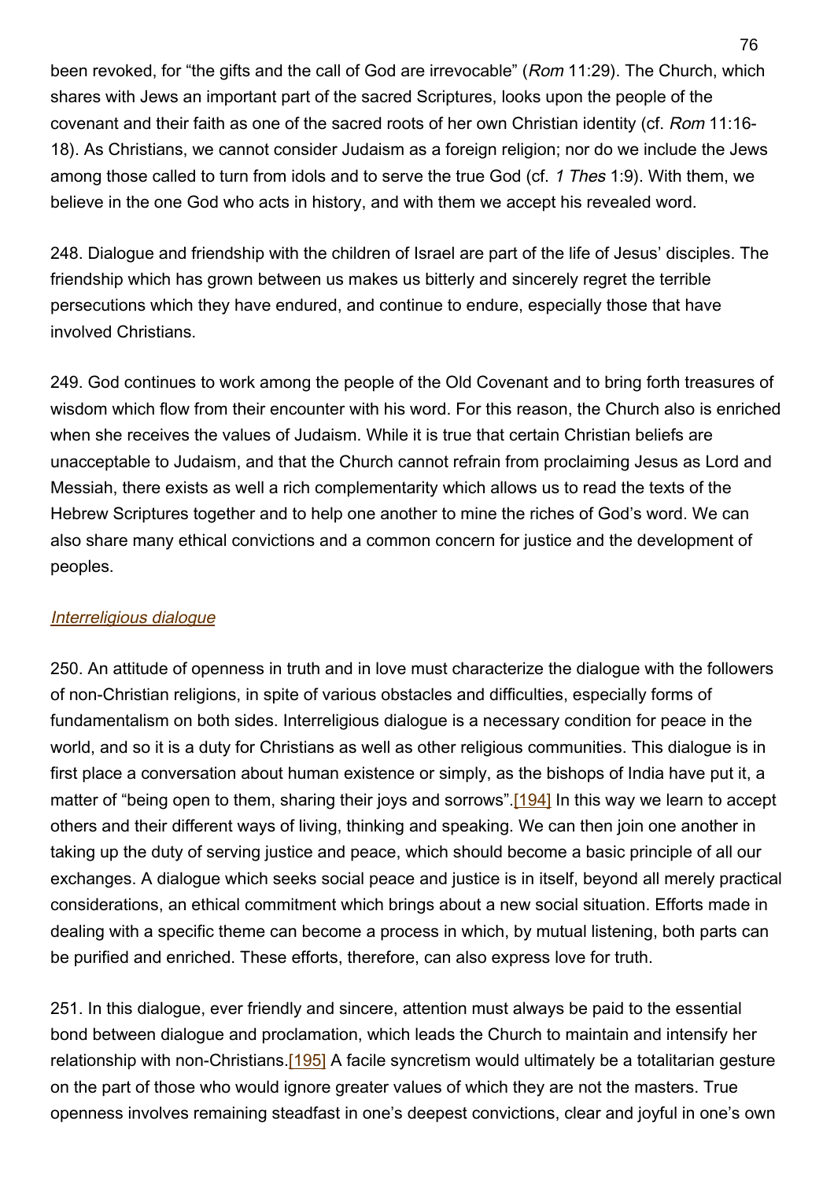been revoked, for "the gifts and the call of God are irrevocable" (*Rom* 11:29). The Church, which shares with Jews an important part of the sacred Scriptures, looks upon the people of the covenant and their faith as one of the sacred roots of her own Christian identity (cf. *Rom* 11:16-18). As Christians, we cannot consider Judaism as a foreign religion; nor do we include the Jews among those called to turn from idols and to serve the true God (cf. *1 Thes* 1:9). With them, we believe in the one God who acts in history, and with them we accept his revealed word.

248. Dialogue and friendship with the children of Israel are part of the life of Jesus' disciples. The friendship which has grown between us makes us bitterly and sincerely regret the terrible persecutions which they have endured, and continue to endure, especially those that have involved Christians.

249. God continues to work among the people of the Old Covenant and to bring forth treasures of wisdom which flow from their encounter with his word. For this reason, the Church also is enriched when she receives the values of Judaism. While it is true that certain Christian beliefs are unacceptable to Judaism, and that the Church cannot refrain from proclaiming Jesus as Lord and Messiah, there exists as well a rich complementarity which allows us to read the texts of the Hebrew Scriptures together and to help one another to mine the riches of God's word. We can also share many ethical convictions and a common concern for justice and the development of peoples.

### *Interreligious dialogue*

250. An attitude of openness in truth and in love must characterize the dialogue with the followers of non-Christian religions, in spite of various obstacles and difficulties, especially forms of fundamentalism on both sides. Interreligious dialogue is a necessary condition for peace in the world, and so it is a duty for Christians as well as other religious communities. This dialogue is in first place a conversation about human existence or simply, as the bishops of India have put it, a matter of "being open to them, sharing their joys and sorrows".[194] In this way we learn to accept others and their different ways of living, thinking and speaking. We can then join one another in taking up the duty of serving justice and peace, which should become a basic principle of all our exchanges. A dialogue which seeks social peace and justice is in itself, beyond all merely practical considerations, an ethical commitment which brings about a new social situation. Efforts made in dealing with a specific theme can become a process in which, by mutual listening, both parts can be purified and enriched. These efforts, therefore, can also express love for truth.

251. In this dialogue, ever friendly and sincere, attention must always be paid to the essential bond between dialogue and proclamation, which leads the Church to maintain and intensify her relationship with non-Christians.[195] A facile syncretism would ultimately be a totalitarian gesture on the part of those who would ignore greater values of which they are not the masters. True openness involves remaining steadfast in one's deepest convictions, clear and joyful in one's own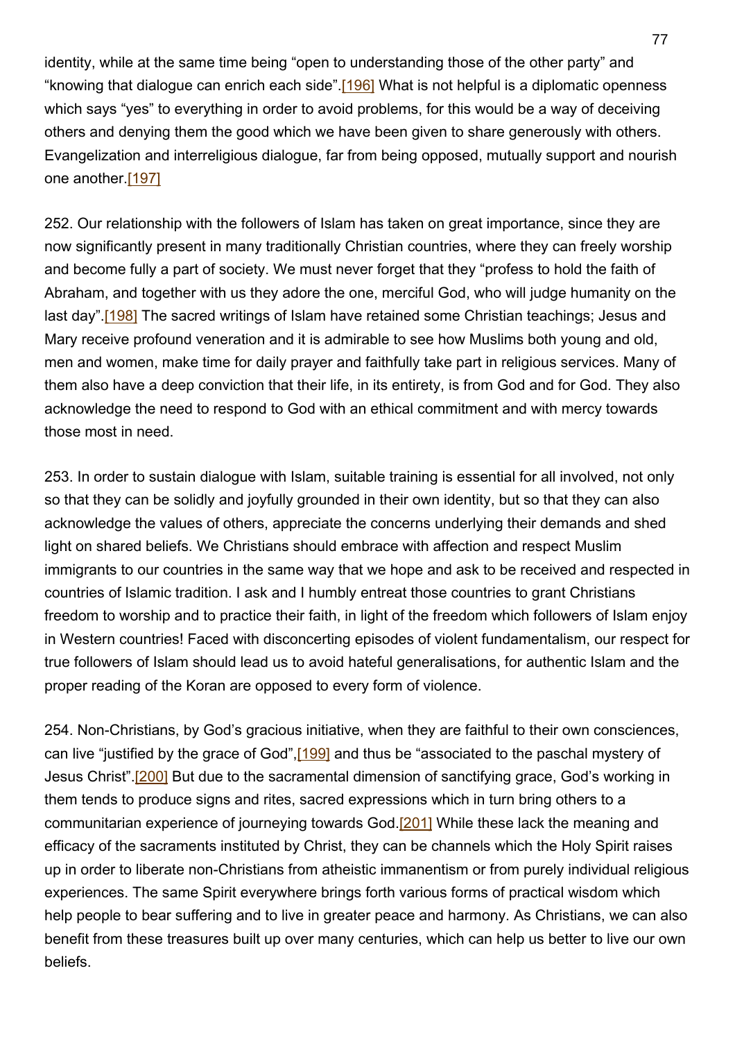identity, while at the same time being "open to understanding those of the other party" and "knowing that dialogue can enrich each side".[196] What is not helpful is a diplomatic openness which says "yes" to everything in order to avoid problems, for this would be a way of deceiving others and denying them the good which we have been given to share generously with others. Evangelization and interreligious dialogue, far from being opposed, mutually support and nourish one another.[197]

252. Our relationship with the followers of Islam has taken on great importance, since they are now significantly present in many traditionally Christian countries, where they can freely worship and become fully a part of society. We must never forget that they "profess to hold the faith of Abraham, and together with us they adore the one, merciful God, who will judge humanity on the last day".[198] The sacred writings of Islam have retained some Christian teachings; Jesus and Mary receive profound veneration and it is admirable to see how Muslims both young and old, men and women, make time for daily prayer and faithfully take part in religious services. Many of them also have a deep conviction that their life, in its entirety, is from God and for God. They also acknowledge the need to respond to God with an ethical commitment and with mercy towards those most in need.

253. In order to sustain dialogue with Islam, suitable training is essential for all involved, not only so that they can be solidly and joyfully grounded in their own identity, but so that they can also acknowledge the values of others, appreciate the concerns underlying their demands and shed light on shared beliefs. We Christians should embrace with affection and respect Muslim immigrants to our countries in the same way that we hope and ask to be received and respected in countries of Islamic tradition. I ask and I humbly entreat those countries to grant Christians freedom to worship and to practice their faith, in light of the freedom which followers of Islam enjoy in Western countries! Faced with disconcerting episodes of violent fundamentalism, our respect for true followers of Islam should lead us to avoid hateful generalisations, for authentic Islam and the proper reading of the Koran are opposed to every form of violence.

254. Non-Christians, by God's gracious initiative, when they are faithful to their own consciences, can live "justified by the grace of God",[199] and thus be "associated to the paschal mystery of Jesus Christ".[200] But due to the sacramental dimension of sanctifying grace, God's working in them tends to produce signs and rites, sacred expressions which in turn bring others to a communitarian experience of journeying towards God.[201] While these lack the meaning and efficacy of the sacraments instituted by Christ, they can be channels which the Holy Spirit raises up in order to liberate non-Christians from atheistic immanentism or from purely individual religious experiences. The same Spirit everywhere brings forth various forms of practical wisdom which help people to bear suffering and to live in greater peace and harmony. As Christians, we can also benefit from these treasures built up over many centuries, which can help us better to live our own beliefs.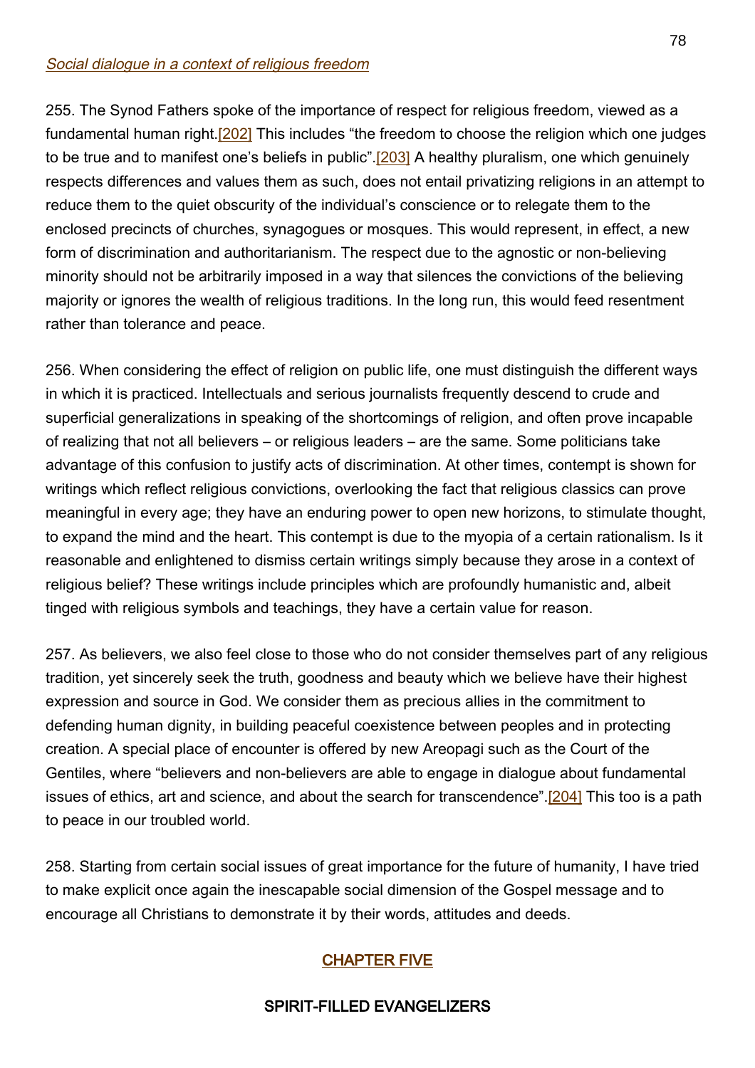*Social dialogue in a context of religious freedom*

255. The Synod Fathers spoke of the importance of respect for religious freedom, viewed as a fundamental human right.[202] This includes “the freedom to choose the religion which one judges to be true and to manifest one’s beliefs in public”.[203] A healthy pluralism, one which genuinely respects differences and values them as such, does not entail privatizing religions in an attempt to reduce them to the quiet obscurity of the individual’s conscience or to relegate them to the enclosed precincts of churches, synagogues or mosques. This would represent, in effect, a new form of discrimination and authoritarianism. The respect due to the agnostic or non-believing minority should not be arbitrarily imposed in a way that silences the convictions of the believing majority or ignores the wealth of religious traditions. In the long run, this would feed resentment rather than tolerance and peace.

256. When considering the effect of religion on public life, one must distinguish the different ways in which it is practiced. Intellectuals and serious journalists frequently descend to crude and superficial generalizations in speaking of the shortcomings of religion, and often prove incapable of realizing that not all believers – or religious leaders – are the same. Some politicians take advantage of this confusion to justify acts of discrimination. At other times, contempt is shown for writings which reflect religious convictions, overlooking the fact that religious classics can prove meaningful in every age; they have an enduring power to open new horizons, to stimulate thought, to expand the mind and the heart. This contempt is due to the myopia of a certain rationalism. Is it reasonable and enlightened to dismiss certain writings simply because they arose in a context of religious belief? These writings include principles which are profoundly humanistic and, albeit tinged with religious symbols and teachings, they have a certain value for reason.

257. As believers, we also feel close to those who do not consider themselves part of any religious tradition, yet sincerely seek the truth, goodness and beauty which we believe have their highest expression and source in God. We consider them as precious allies in the commitment to defending human dignity, in building peaceful coexistence between peoples and in protecting creation. A special place of encounter is offered by new Areopagi such as the Court of the Gentiles, where “believers and non-believers are able to engage in dialogue about fundamental issues of ethics, art and science, and about the search for transcendence”.[204] This too is a path to peace in our troubled world.

258. Starting from certain social issues of great importance for the future of humanity, I have tried to make explicit once again the inescapable social dimension of the Gospel message and to encourage all Christians to demonstrate it by their words, attitudes and deeds.

## CHAPTER FIVE

## SPIRIT-FILLED EVANGELIZERS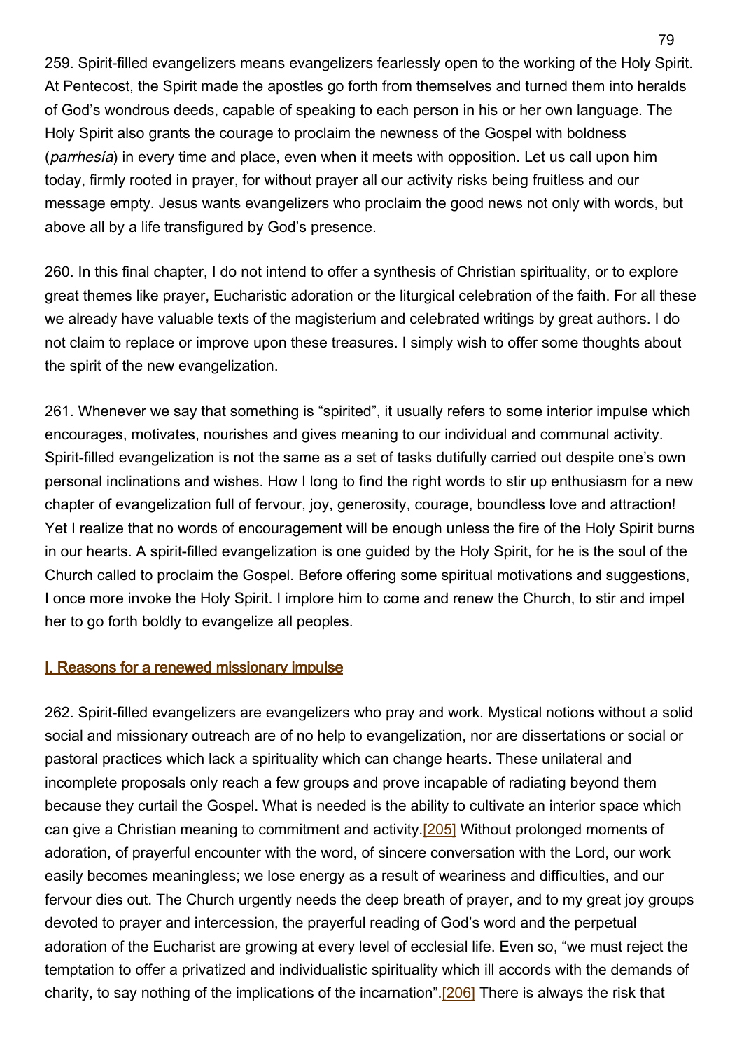259. Spirit-filled evangelizers means evangelizers fearlessly open to the working of the Holy Spirit. At Pentecost, the Spirit made the apostles go forth from themselves and turned them into heralds of God's wondrous deeds, capable of speaking to each person in his or her own language. The Holy Spirit also grants the courage to proclaim the newness of the Gospel with boldness (*parrhesía*) in every time and place, even when it meets with opposition. Let us call upon him today, firmly rooted in prayer, for without prayer all our activity risks being fruitless and our message empty. Jesus wants evangelizers who proclaim the good news not only with words, but above all by a life transfigured by God's presence.

260. In this final chapter, I do not intend to offer a synthesis of Christian spirituality, or to explore great themes like prayer, Eucharistic adoration or the liturgical celebration of the faith. For all these we already have valuable texts of the magisterium and celebrated writings by great authors. I do not claim to replace or improve upon these treasures. I simply wish to offer some thoughts about the spirit of the new evangelization.

261. Whenever we say that something is "spirited", it usually refers to some interior impulse which encourages, motivates, nourishes and gives meaning to our individual and communal activity. Spirit-filled evangelization is not the same as a set of tasks dutifully carried out despite one's own personal inclinations and wishes. How I long to find the right words to stir up enthusiasm for a new chapter of evangelization full of fervour, joy, generosity, courage, boundless love and attraction! Yet I realize that no words of encouragement will be enough unless the fire of the Holy Spirit burns in our hearts. A spirit-filled evangelization is one guided by the Holy Spirit, for he is the soul of the Church called to proclaim the Gospel. Before offering some spiritual motivations and suggestions, I once more invoke the Holy Spirit. I implore him to come and renew the Church, to stir and impel her to go forth boldly to evangelize all peoples.

## I. Reasons for a renewed missionary impulse

262. Spirit-filled evangelizers are evangelizers who pray and work. Mystical notions without a solid social and missionary outreach are of no help to evangelization, nor are dissertations or social or pastoral practices which lack a spirituality which can change hearts. These unilateral and incomplete proposals only reach a few groups and prove incapable of radiating beyond them because they curtail the Gospel. What is needed is the ability to cultivate an interior space which can give a Christian meaning to commitment and activity.[205] Without prolonged moments of adoration, of prayerful encounter with the word, of sincere conversation with the Lord, our work easily becomes meaningless; we lose energy as a result of weariness and difficulties, and our fervour dies out. The Church urgently needs the deep breath of prayer, and to my great joy groups devoted to prayer and intercession, the prayerful reading of God's word and the perpetual adoration of the Eucharist are growing at every level of ecclesial life. Even so, "we must reject the temptation to offer a privatized and individualistic spirituality which ill accords with the demands of charity, to say nothing of the implications of the incarnation".[206] There is always the risk that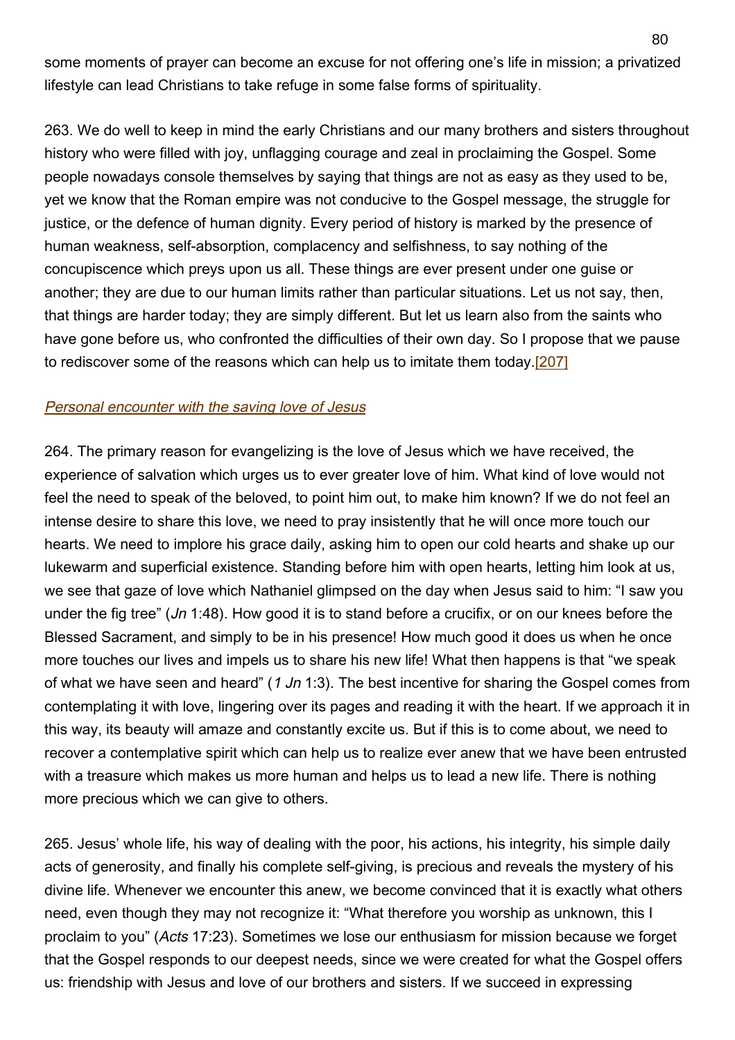some moments of prayer can become an excuse for not offering one's life in mission; a privatized lifestyle can lead Christians to take refuge in some false forms of spirituality.

263. We do well to keep in mind the early Christians and our many brothers and sisters throughout history who were filled with joy, unflagging courage and zeal in proclaiming the Gospel. Some people nowadays console themselves by saying that things are not as easy as they used to be, yet we know that the Roman empire was not conducive to the Gospel message, the struggle for justice, or the defence of human dignity. Every period of history is marked by the presence of human weakness, self-absorption, complacency and selfishness, to say nothing of the concupiscence which preys upon us all. These things are ever present under one guise or another; they are due to our human limits rather than particular situations. Let us not say, then, that things are harder today; they are simply different. But let us learn also from the saints who have gone before us, who confronted the difficulties of their own day. So I propose that we pause to rediscover some of the reasons which can help us to imitate them today.[207]

### *Personal encounter with the saving love of Jesus*

264. The primary reason for evangelizing is the love of Jesus which we have received, the experience of salvation which urges us to ever greater love of him. What kind of love would not feel the need to speak of the beloved, to point him out, to make him known? If we do not feel an intense desire to share this love, we need to pray insistently that he will once more touch our hearts. We need to implore his grace daily, asking him to open our cold hearts and shake up our lukewarm and superficial existence. Standing before him with open hearts, letting him look at us, we see that gaze of love which Nathaniel glimpsed on the day when Jesus said to him: "I saw you under the fig tree" (*Jn* 1:48). How good it is to stand before a crucifix, or on our knees before the Blessed Sacrament, and simply to be in his presence! How much good it does us when he once more touches our lives and impels us to share his new life! What then happens is that "we speak of what we have seen and heard" (*1 Jn* 1:3). The best incentive for sharing the Gospel comes from contemplating it with love, lingering over its pages and reading it with the heart. If we approach it in this way, its beauty will amaze and constantly excite us. But if this is to come about, we need to recover a contemplative spirit which can help us to realize ever anew that we have been entrusted with a treasure which makes us more human and helps us to lead a new life. There is nothing more precious which we can give to others.

265. Jesus' whole life, his way of dealing with the poor, his actions, his integrity, his simple daily acts of generosity, and finally his complete self-giving, is precious and reveals the mystery of his divine life. Whenever we encounter this anew, we become convinced that it is exactly what others need, even though they may not recognize it: "What therefore you worship as unknown, this I proclaim to you" (*Acts* 17:23). Sometimes we lose our enthusiasm for mission because we forget that the Gospel responds to our deepest needs, since we were created for what the Gospel offers us: friendship with Jesus and love of our brothers and sisters. If we succeed in expressing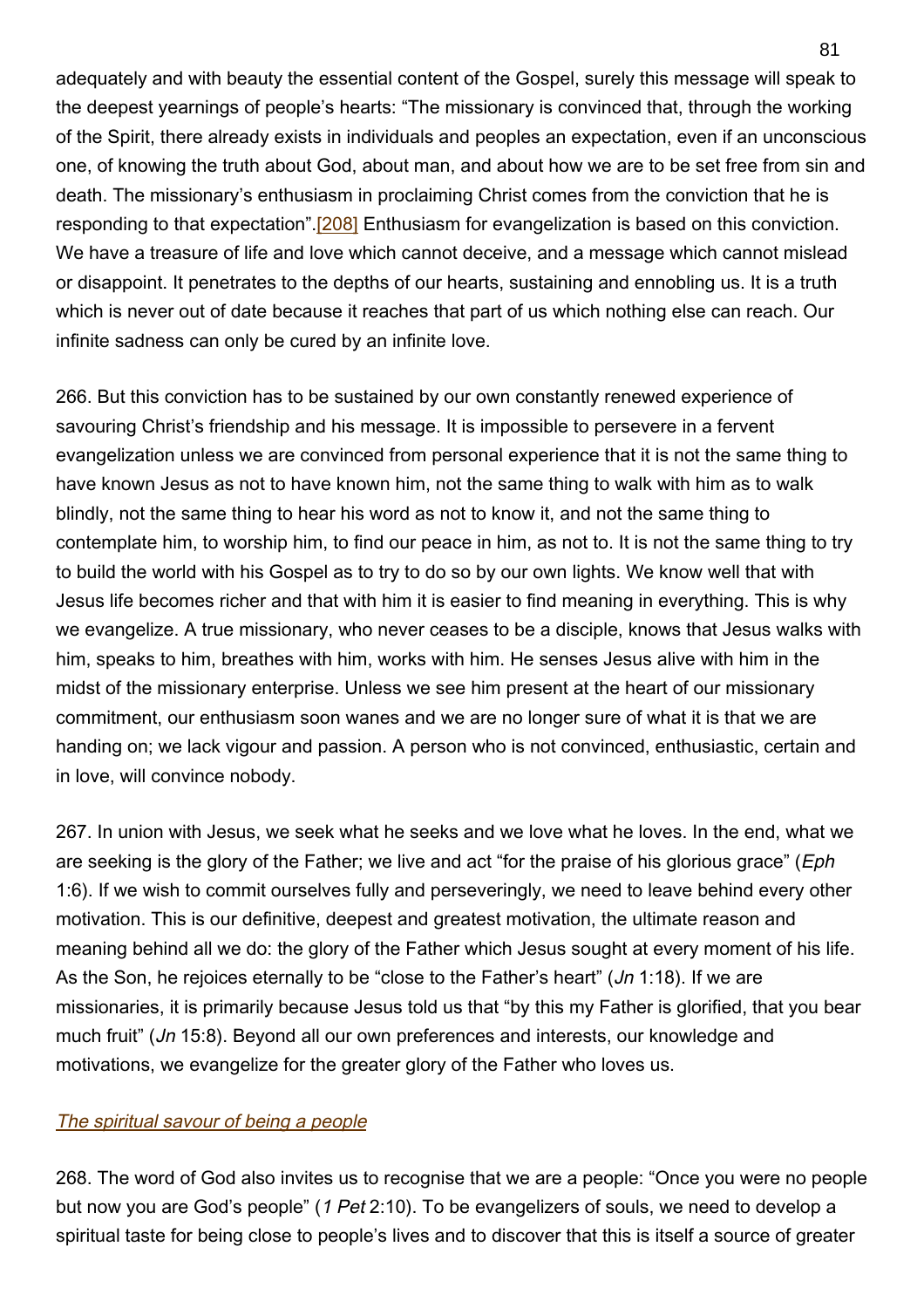adequately and with beauty the essential content of the Gospel, surely this message will speak to the deepest yearnings of people's hearts: "The missionary is convinced that, through the working of the Spirit, there already exists in individuals and peoples an expectation, even if an unconscious one, of knowing the truth about God, about man, and about how we are to be set free from sin and death. The missionary's enthusiasm in proclaiming Christ comes from the conviction that he is responding to that expectation".[208] Enthusiasm for evangelization is based on this conviction. We have a treasure of life and love which cannot deceive, and a message which cannot mislead or disappoint. It penetrates to the depths of our hearts, sustaining and ennobling us. It is a truth which is never out of date because it reaches that part of us which nothing else can reach. Our infinite sadness can only be cured by an infinite love.

266. But this conviction has to be sustained by our own constantly renewed experience of savouring Christ's friendship and his message. It is impossible to persevere in a fervent evangelization unless we are convinced from personal experience that it is not the same thing to have known Jesus as not to have known him, not the same thing to walk with him as to walk blindly, not the same thing to hear his word as not to know it, and not the same thing to contemplate him, to worship him, to find our peace in him, as not to. It is not the same thing to try to build the world with his Gospel as to try to do so by our own lights. We know well that with Jesus life becomes richer and that with him it is easier to find meaning in everything. This is why we evangelize. A true missionary, who never ceases to be a disciple, knows that Jesus walks with him, speaks to him, breathes with him, works with him. He senses Jesus alive with him in the midst of the missionary enterprise. Unless we see him present at the heart of our missionary commitment, our enthusiasm soon wanes and we are no longer sure of what it is that we are handing on; we lack vigour and passion. A person who is not convinced, enthusiastic, certain and in love, will convince nobody.

267. In union with Jesus, we seek what he seeks and we love what he loves. In the end, what we are seeking is the glory of the Father; we live and act "for the praise of his glorious grace" (*Eph* 1:6). If we wish to commit ourselves fully and perseveringly, we need to leave behind every other motivation. This is our definitive, deepest and greatest motivation, the ultimate reason and meaning behind all we do: the glory of the Father which Jesus sought at every moment of his life. As the Son, he rejoices eternally to be "close to the Father's heart" (*Jn* 1:18). If we are missionaries, it is primarily because Jesus told us that "by this my Father is glorified, that you bear much fruit" (*Jn* 15:8). Beyond all our own preferences and interests, our knowledge and motivations, we evangelize for the greater glory of the Father who loves us.

### *The spiritual savour of being a people*

268. The word of God also invites us to recognise that we are a people: "Once you were no people but now you are God's people" (*1 Pet* 2:10). To be evangelizers of souls, we need to develop a spiritual taste for being close to people's lives and to discover that this is itself a source of greater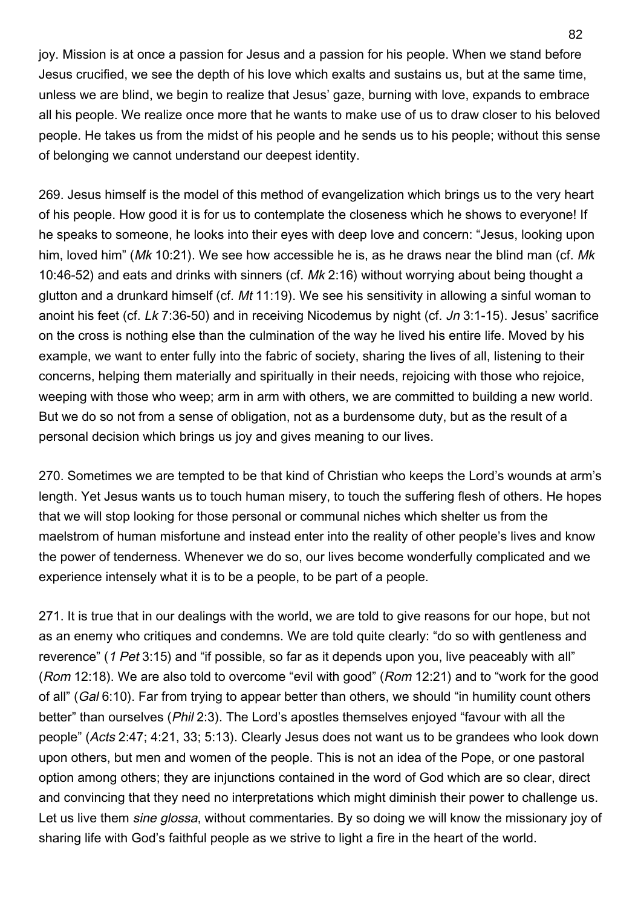joy. Mission is at once a passion for Jesus and a passion for his people. When we stand before Jesus crucified, we see the depth of his love which exalts and sustains us, but at the same time, unless we are blind, we begin to realize that Jesus' gaze, burning with love, expands to embrace all his people. We realize once more that he wants to make use of us to draw closer to his beloved people. He takes us from the midst of his people and he sends us to his people; without this sense of belonging we cannot understand our deepest identity.

269. Jesus himself is the model of this method of evangelization which brings us to the very heart of his people. How good it is for us to contemplate the closeness which he shows to everyone! If he speaks to someone, he looks into their eyes with deep love and concern: "Jesus, looking upon him, loved him" (*Mk* 10:21). We see how accessible he is, as he draws near the blind man (cf. *Mk* 10:46-52) and eats and drinks with sinners (cf. *Mk* 2:16) without worrying about being thought a glutton and a drunkard himself (cf. *Mt* 11:19). We see his sensitivity in allowing a sinful woman to anoint his feet (cf. *Lk* 7:36-50) and in receiving Nicodemus by night (cf. *Jn* 3:1-15). Jesus' sacrifice on the cross is nothing else than the culmination of the way he lived his entire life. Moved by his example, we want to enter fully into the fabric of society, sharing the lives of all, listening to their concerns, helping them materially and spiritually in their needs, rejoicing with those who rejoice, weeping with those who weep; arm in arm with others, we are committed to building a new world. But we do so not from a sense of obligation, not as a burdensome duty, but as the result of a personal decision which brings us joy and gives meaning to our lives.

270. Sometimes we are tempted to be that kind of Christian who keeps the Lord's wounds at arm's length. Yet Jesus wants us to touch human misery, to touch the suffering flesh of others. He hopes that we will stop looking for those personal or communal niches which shelter us from the maelstrom of human misfortune and instead enter into the reality of other people's lives and know the power of tenderness. Whenever we do so, our lives become wonderfully complicated and we experience intensely what it is to be a people, to be part of a people.

271. It is true that in our dealings with the world, we are told to give reasons for our hope, but not as an enemy who critiques and condemns. We are told quite clearly: "do so with gentleness and reverence" (*1 Pet* 3:15) and "if possible, so far as it depends upon you, live peaceably with all" (*Rom* 12:18). We are also told to overcome "evil with good" (*Rom* 12:21) and to "work for the good of all" (*Gal* 6:10). Far from trying to appear better than others, we should "in humility count others better" than ourselves (*Phil* 2:3). The Lord's apostles themselves enjoyed "favour with all the people" (*Acts* 2:47; 4:21, 33; 5:13). Clearly Jesus does not want us to be grandees who look down upon others, but men and women of the people. This is not an idea of the Pope, or one pastoral option among others; they are injunctions contained in the word of God which are so clear, direct and convincing that they need no interpretations which might diminish their power to challenge us. Let us live them *sine glossa*, without commentaries. By so doing we will know the missionary joy of sharing life with God's faithful people as we strive to light a fire in the heart of the world.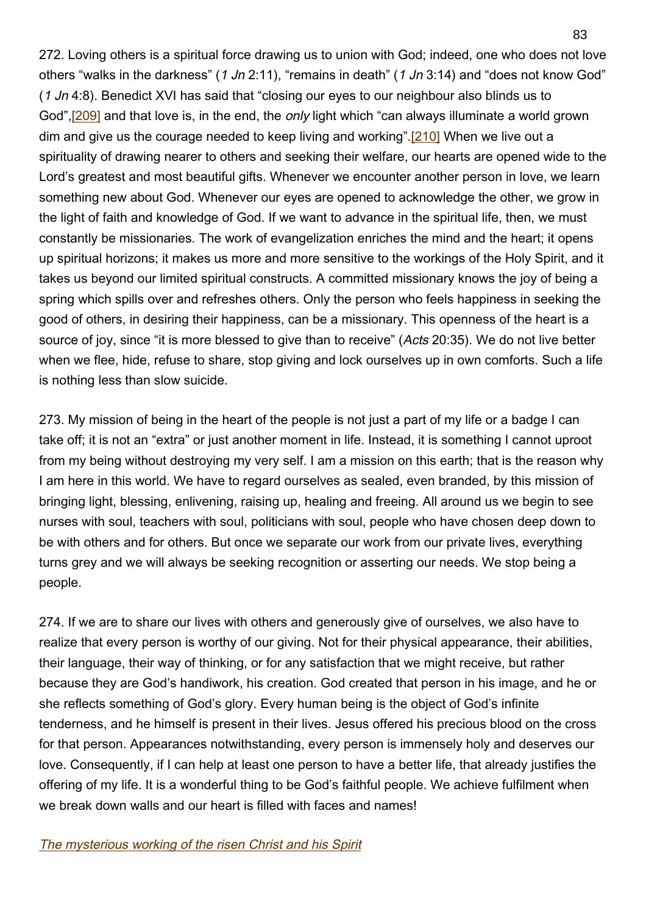272. Loving others is a spiritual force drawing us to union with God; indeed, one who does not love others "walks in the darkness" (*1 Jn* 2:11), "remains in death" (*1 Jn* 3:14) and "does not know God" (*1 Jn* 4:8). Benedict XVI has said that "closing our eyes to our neighbour also blinds us to God",[209] and that love is, in the end, the *only* light which "can always illuminate a world grown dim and give us the courage needed to keep living and working".[210] When we live out a spirituality of drawing nearer to others and seeking their welfare, our hearts are opened wide to the Lord's greatest and most beautiful gifts. Whenever we encounter another person in love, we learn something new about God. Whenever our eyes are opened to acknowledge the other, we grow in the light of faith and knowledge of God. If we want to advance in the spiritual life, then, we must constantly be missionaries. The work of evangelization enriches the mind and the heart; it opens up spiritual horizons; it makes us more and more sensitive to the workings of the Holy Spirit, and it takes us beyond our limited spiritual constructs. A committed missionary knows the joy of being a spring which spills over and refreshes others. Only the person who feels happiness in seeking the good of others, in desiring their happiness, can be a missionary. This openness of the heart is a source of joy, since "it is more blessed to give than to receive" (*Acts* 20:35). We do not live better when we flee, hide, refuse to share, stop giving and lock ourselves up in own comforts. Such a life is nothing less than slow suicide.

273. My mission of being in the heart of the people is not just a part of my life or a badge I can take off; it is not an "extra" or just another moment in life. Instead, it is something I cannot uproot from my being without destroying my very self. I am a mission on this earth; that is the reason why I am here in this world. We have to regard ourselves as sealed, even branded, by this mission of bringing light, blessing, enlivening, raising up, healing and freeing. All around us we begin to see nurses with soul, teachers with soul, politicians with soul, people who have chosen deep down to be with others and for others. But once we separate our work from our private lives, everything turns grey and we will always be seeking recognition or asserting our needs. We stop being a people.

274. If we are to share our lives with others and generously give of ourselves, we also have to realize that every person is worthy of our giving. Not for their physical appearance, their abilities, their language, their way of thinking, or for any satisfaction that we might receive, but rather because they are God's handiwork, his creation. God created that person in his image, and he or she reflects something of God's glory. Every human being is the object of God's infinite tenderness, and he himself is present in their lives. Jesus offered his precious blood on the cross for that person. Appearances notwithstanding, every person is immensely holy and deserves our love. Consequently, if I can help at least one person to have a better life, that already justifies the offering of my life. It is a wonderful thing to be God's faithful people. We achieve fulfilment when we break down walls and our heart is filled with faces and names!

### *The mysterious working of the risen Christ and his Spirit*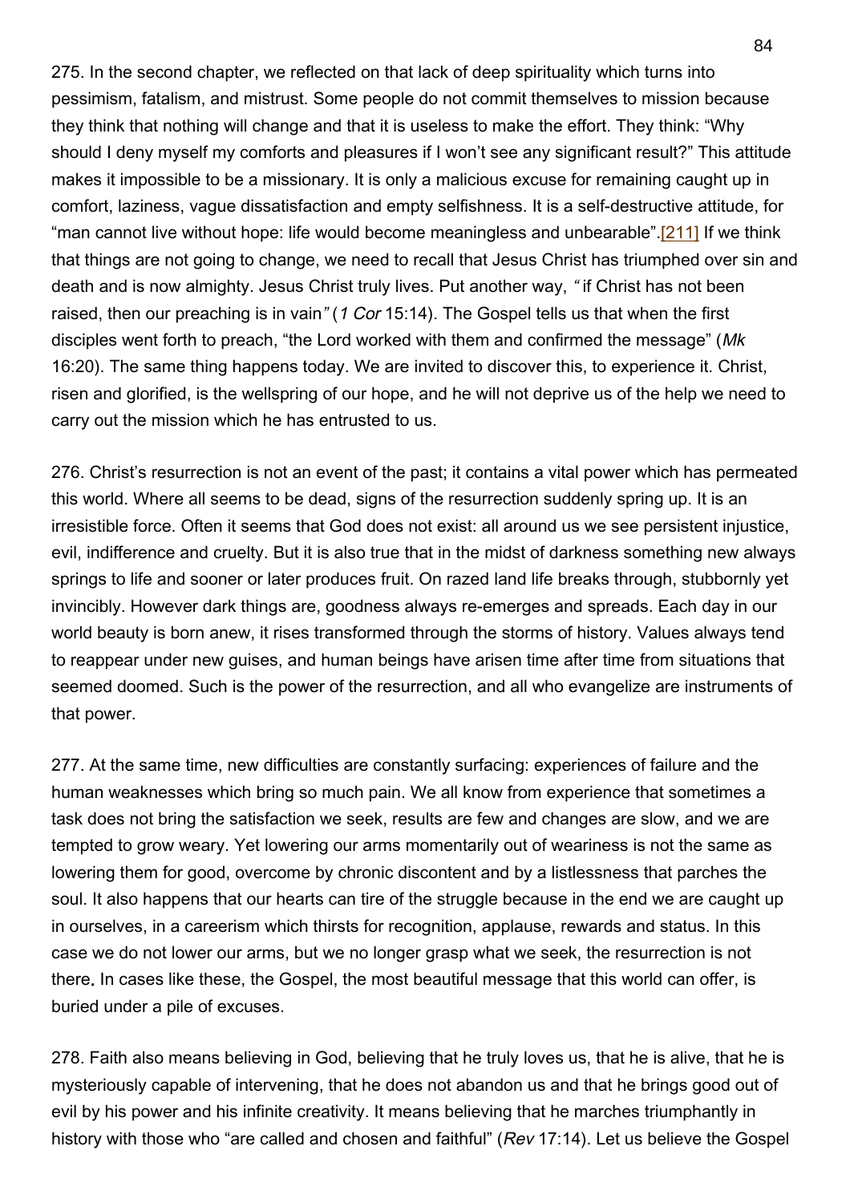275. In the second chapter, we reflected on that lack of deep spirituality which turns into pessimism, fatalism, and mistrust. Some people do not commit themselves to mission because they think that nothing will change and that it is useless to make the effort. They think: "Why should I deny myself my comforts and pleasures if I won't see any significant result?" This attitude makes it impossible to be a missionary. It is only a malicious excuse for remaining caught up in comfort, laziness, vague dissatisfaction and empty selfishness. It is a self-destructive attitude, for "man cannot live without hope: life would become meaningless and unbearable".[211] If we think that things are not going to change, we need to recall that Jesus Christ has triumphed over sin and death and is now almighty. Jesus Christ truly lives. Put another way, *"* if Christ has not been raised, then our preaching is in vain*"* (*1 Cor* 15:14). The Gospel tells us that when the first disciples went forth to preach, "the Lord worked with them and confirmed the message" (*Mk* 16:20). The same thing happens today. We are invited to discover this, to experience it. Christ, risen and glorified, is the wellspring of our hope, and he will not deprive us of the help we need to carry out the mission which he has entrusted to us.

276. Christ's resurrection is not an event of the past; it contains a vital power which has permeated this world. Where all seems to be dead, signs of the resurrection suddenly spring up. It is an irresistible force. Often it seems that God does not exist: all around us we see persistent injustice, evil, indifference and cruelty. But it is also true that in the midst of darkness something new always springs to life and sooner or later produces fruit. On razed land life breaks through, stubbornly yet invincibly. However dark things are, goodness always re-emerges and spreads. Each day in our world beauty is born anew, it rises transformed through the storms of history. Values always tend to reappear under new guises, and human beings have arisen time after time from situations that seemed doomed. Such is the power of the resurrection, and all who evangelize are instruments of that power.

277. At the same time, new difficulties are constantly surfacing: experiences of failure and the human weaknesses which bring so much pain. We all know from experience that sometimes a task does not bring the satisfaction we seek, results are few and changes are slow, and we are tempted to grow weary. Yet lowering our arms momentarily out of weariness is not the same as lowering them for good, overcome by chronic discontent and by a listlessness that parches the soul. It also happens that our hearts can tire of the struggle because in the end we are caught up in ourselves, in a careerism which thirsts for recognition, applause, rewards and status. In this case we do not lower our arms, but we no longer grasp what we seek, the resurrection is not there**.** In cases like these, the Gospel, the most beautiful message that this world can offer, is buried under a pile of excuses.

278. Faith also means believing in God, believing that he truly loves us, that he is alive, that he is mysteriously capable of intervening, that he does not abandon us and that he brings good out of evil by his power and his infinite creativity. It means believing that he marches triumphantly in history with those who "are called and chosen and faithful" (*Rev* 17:14). Let us believe the Gospel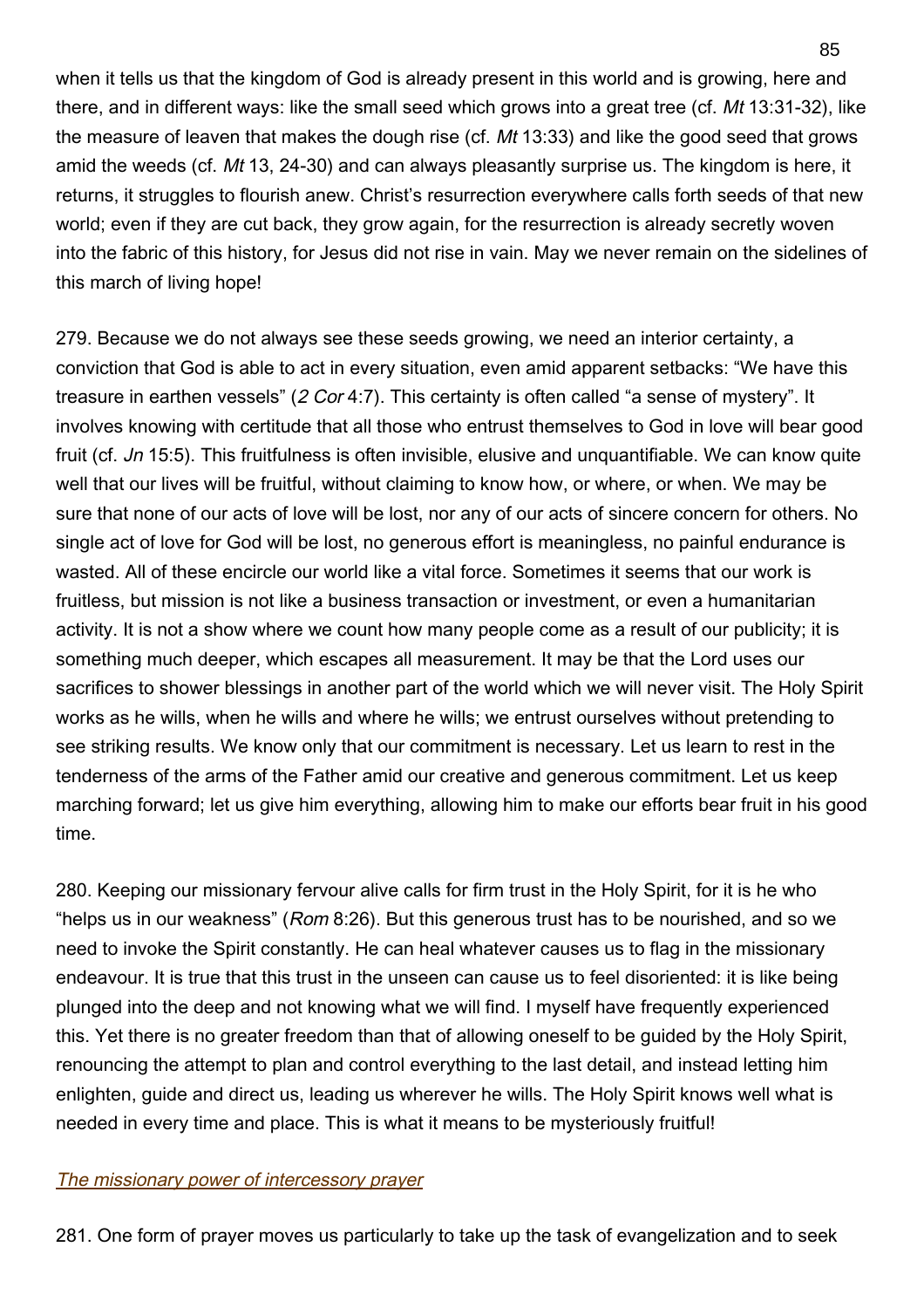when it tells us that the kingdom of God is already present in this world and is growing, here and there, and in different ways: like the small seed which grows into a great tree (cf. *Mt* 13:31-32), like the measure of leaven that makes the dough rise (cf. *Mt* 13:33) and like the good seed that grows amid the weeds (cf. *Mt* 13, 24-30) and can always pleasantly surprise us. The kingdom is here, it returns, it struggles to flourish anew. Christ's resurrection everywhere calls forth seeds of that new world; even if they are cut back, they grow again, for the resurrection is already secretly woven into the fabric of this history, for Jesus did not rise in vain. May we never remain on the sidelines of this march of living hope!

279. Because we do not always see these seeds growing, we need an interior certainty, a conviction that God is able to act in every situation, even amid apparent setbacks: "We have this treasure in earthen vessels" (*2 Cor* 4:7). This certainty is often called "a sense of mystery". It involves knowing with certitude that all those who entrust themselves to God in love will bear good fruit (cf. *Jn* 15:5). This fruitfulness is often invisible, elusive and unquantifiable. We can know quite well that our lives will be fruitful, without claiming to know how, or where, or when. We may be sure that none of our acts of love will be lost, nor any of our acts of sincere concern for others. No single act of love for God will be lost, no generous effort is meaningless, no painful endurance is wasted. All of these encircle our world like a vital force. Sometimes it seems that our work is fruitless, but mission is not like a business transaction or investment, or even a humanitarian activity. It is not a show where we count how many people come as a result of our publicity; it is something much deeper, which escapes all measurement. It may be that the Lord uses our sacrifices to shower blessings in another part of the world which we will never visit. The Holy Spirit works as he wills, when he wills and where he wills; we entrust ourselves without pretending to see striking results. We know only that our commitment is necessary. Let us learn to rest in the tenderness of the arms of the Father amid our creative and generous commitment. Let us keep marching forward; let us give him everything, allowing him to make our efforts bear fruit in his good time.

280. Keeping our missionary fervour alive calls for firm trust in the Holy Spirit, for it is he who "helps us in our weakness" (*Rom* 8:26). But this generous trust has to be nourished, and so we need to invoke the Spirit constantly. He can heal whatever causes us to flag in the missionary endeavour. It is true that this trust in the unseen can cause us to feel disoriented: it is like being plunged into the deep and not knowing what we will find. I myself have frequently experienced this. Yet there is no greater freedom than that of allowing oneself to be guided by the Holy Spirit, renouncing the attempt to plan and control everything to the last detail, and instead letting him enlighten, guide and direct us, leading us wherever he wills. The Holy Spirit knows well what is needed in every time and place. This is what it means to be mysteriously fruitful!

### *The missionary power of intercessory prayer*

281. One form of prayer moves us particularly to take up the task of evangelization and to seek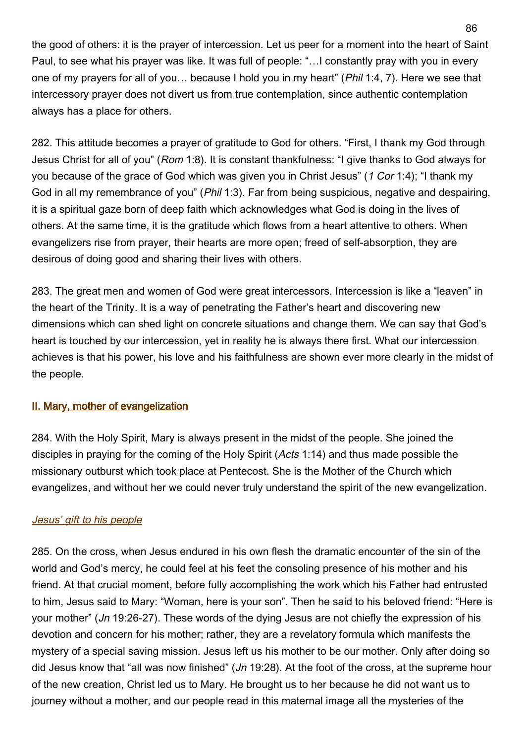the good of others: it is the prayer of intercession. Let us peer for a moment into the heart of Saint Paul, to see what his prayer was like. It was full of people: "…I constantly pray with you in every one of my prayers for all of you… because I hold you in my heart" (*Phil* 1:4, 7). Here we see that intercessory prayer does not divert us from true contemplation, since authentic contemplation always has a place for others.

282. This attitude becomes a prayer of gratitude to God for others. "First, I thank my God through Jesus Christ for all of you" (*Rom* 1:8). It is constant thankfulness: "I give thanks to God always for you because of the grace of God which was given you in Christ Jesus" (*1 Cor* 1:4); "I thank my God in all my remembrance of you" (*Phil* 1:3). Far from being suspicious, negative and despairing, it is a spiritual gaze born of deep faith which acknowledges what God is doing in the lives of others. At the same time, it is the gratitude which flows from a heart attentive to others. When evangelizers rise from prayer, their hearts are more open; freed of self-absorption, they are desirous of doing good and sharing their lives with others.

283. The great men and women of God were great intercessors. Intercession is like a "leaven" in the heart of the Trinity. It is a way of penetrating the Father's heart and discovering new dimensions which can shed light on concrete situations and change them. We can say that God's heart is touched by our intercession, yet in reality he is always there first. What our intercession achieves is that his power, his love and his faithfulness are shown ever more clearly in the midst of the people.

## II. Mary, mother of evangelization

284. With the Holy Spirit, Mary is always present in the midst of the people. She joined the disciples in praying for the coming of the Holy Spirit (*Acts* 1:14) and thus made possible the missionary outburst which took place at Pentecost. She is the Mother of the Church which evangelizes, and without her we could never truly understand the spirit of the new evangelization.

### *Jesus' gift to his people*

285. On the cross, when Jesus endured in his own flesh the dramatic encounter of the sin of the world and God's mercy, he could feel at his feet the consoling presence of his mother and his friend. At that crucial moment, before fully accomplishing the work which his Father had entrusted to him, Jesus said to Mary: "Woman, here is your son". Then he said to his beloved friend: "Here is your mother" (*Jn* 19:26-27). These words of the dying Jesus are not chiefly the expression of his devotion and concern for his mother; rather, they are a revelatory formula which manifests the mystery of a special saving mission. Jesus left us his mother to be our mother. Only after doing so did Jesus know that "all was now finished" (*Jn* 19:28). At the foot of the cross, at the supreme hour of the new creation, Christ led us to Mary. He brought us to her because he did not want us to journey without a mother, and our people read in this maternal image all the mysteries of the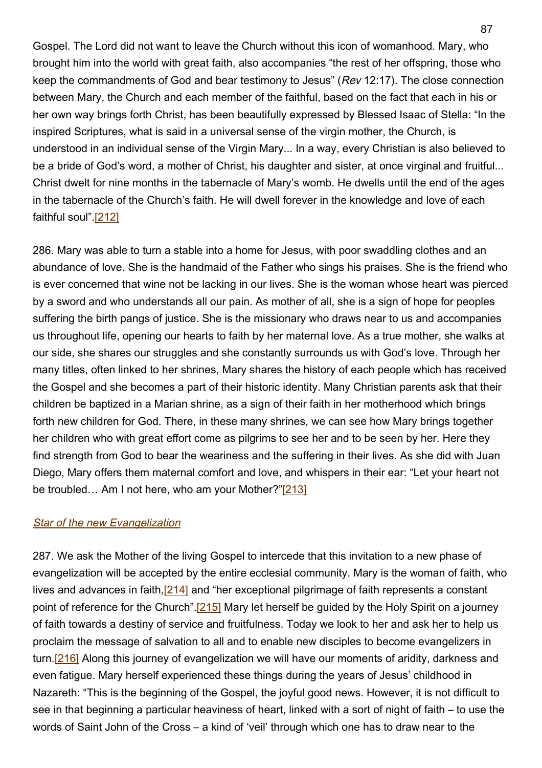Gospel. The Lord did not want to leave the Church without this icon of womanhood. Mary, who brought him into the world with great faith, also accompanies "the rest of her offspring, those who keep the commandments of God and bear testimony to Jesus" (*Rev* 12:17). The close connection between Mary, the Church and each member of the faithful, based on the fact that each in his or her own way brings forth Christ, has been beautifully expressed by Blessed Isaac of Stella: "In the inspired Scriptures, what is said in a universal sense of the virgin mother, the Church, is understood in an individual sense of the Virgin Mary... In a way, every Christian is also believed to be a bride of God's word, a mother of Christ, his daughter and sister, at once virginal and fruitful... Christ dwelt for nine months in the tabernacle of Mary's womb. He dwells until the end of the ages in the tabernacle of the Church's faith. He will dwell forever in the knowledge and love of each faithful soul".[212]

286. Mary was able to turn a stable into a home for Jesus, with poor swaddling clothes and an abundance of love. She is the handmaid of the Father who sings his praises. She is the friend who is ever concerned that wine not be lacking in our lives. She is the woman whose heart was pierced by a sword and who understands all our pain. As mother of all, she is a sign of hope for peoples suffering the birth pangs of justice. She is the missionary who draws near to us and accompanies us throughout life, opening our hearts to faith by her maternal love. As a true mother, she walks at our side, she shares our struggles and she constantly surrounds us with God's love. Through her many titles, often linked to her shrines, Mary shares the history of each people which has received the Gospel and she becomes a part of their historic identity. Many Christian parents ask that their children be baptized in a Marian shrine, as a sign of their faith in her motherhood which brings forth new children for God. There, in these many shrines, we can see how Mary brings together her children who with great effort come as pilgrims to see her and to be seen by her. Here they find strength from God to bear the weariness and the suffering in their lives. As she did with Juan Diego, Mary offers them maternal comfort and love, and whispers in their ear: "Let your heart not be troubled… Am I not here, who am your Mother?"[213]

### *Star of the new Evangelization*

287. We ask the Mother of the living Gospel to intercede that this invitation to a new phase of evangelization will be accepted by the entire ecclesial community. Mary is the woman of faith, who lives and advances in faith,[214] and "her exceptional pilgrimage of faith represents a constant point of reference for the Church".[215] Mary let herself be guided by the Holy Spirit on a journey of faith towards a destiny of service and fruitfulness. Today we look to her and ask her to help us proclaim the message of salvation to all and to enable new disciples to become evangelizers in turn.[216] Along this journey of evangelization we will have our moments of aridity, darkness and even fatigue. Mary herself experienced these things during the years of Jesus' childhood in Nazareth: "This is the beginning of the Gospel, the joyful good news. However, it is not difficult to see in that beginning a particular heaviness of heart, linked with a sort of night of faith – to use the words of Saint John of the Cross – a kind of 'veil' through which one has to draw near to the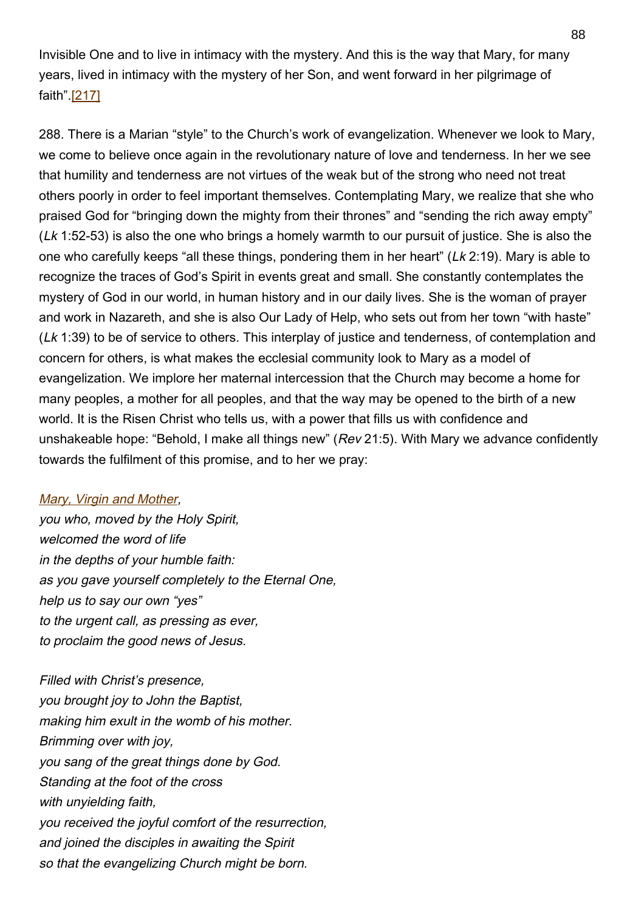Invisible One and to live in intimacy with the mystery. And this is the way that Mary, for many years, lived in intimacy with the mystery of her Son, and went forward in her pilgrimage of faith”.[217]

288. There is a Marian “style” to the Church’s work of evangelization. Whenever we look to Mary, we come to believe once again in the revolutionary nature of love and tenderness. In her we see that humility and tenderness are not virtues of the weak but of the strong who need not treat others poorly in order to feel important themselves. Contemplating Mary, we realize that she who praised God for “bringing down the mighty from their thrones” and “sending the rich away empty” (*Lk* 1:52-53) is also the one who brings a homely warmth to our pursuit of justice. She is also the one who carefully keeps “all these things, pondering them in her heart” (*Lk* 2:19). Mary is able to recognize the traces of God’s Spirit in events great and small. She constantly contemplates the mystery of God in our world, in human history and in our daily lives. She is the woman of prayer and work in Nazareth, and she is also Our Lady of Help, who sets out from her town “with haste” (*Lk* 1:39) to be of service to others. This interplay of justice and tenderness, of contemplation and concern for others, is what makes the ecclesial community look to Mary as a model of evangelization. We implore her maternal intercession that the Church may become a home for many peoples, a mother for all peoples, and that the way may be opened to the birth of a new world. It is the Risen Christ who tells us, with a power that fills us with confidence and unshakeable hope: “Behold, I make all things new” (*Rev* 21:5). With Mary we advance confidently towards the fulfilment of this promise, and to her we pray:

*Mary, Virgin and Mother,*
*you who, moved by the Holy Spirit,*
*welcomed the word of life*
*in the depths of your humble faith:*
*as you gave yourself completely to the Eternal One,*
*help us to say our own “yes”*
*to the urgent call, as pressing as ever,*
*to proclaim the good news of Jesus.*

*Filled with Christ’s presence,*
*you brought joy to John the Baptist,*
*making him exult in the womb of his mother.*
*Brimming over with joy,*
*you sang of the great things done by God.*
*Standing at the foot of the cross*
*with unyielding faith,*
*you received the joyful comfort of the resurrection,*
*and joined the disciples in awaiting the Spirit*
*so that the evangelizing Church might be born.*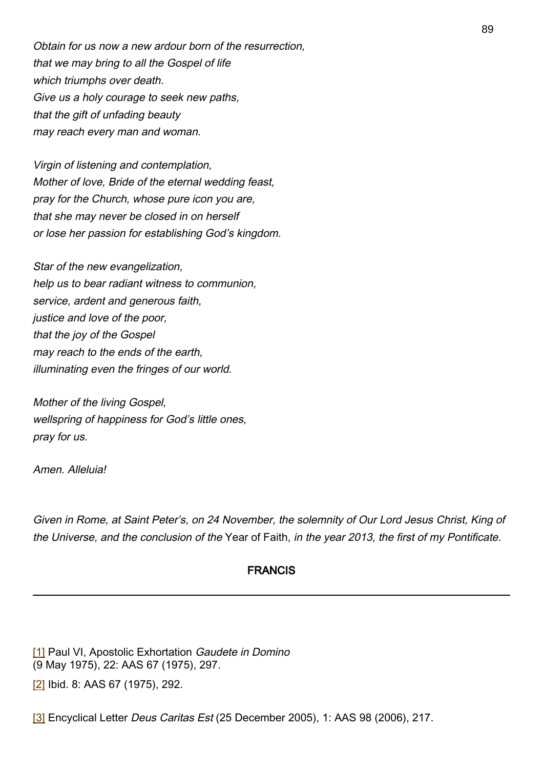*Obtain for us now a new ardour born of the resurrection,*
*that we may bring to all the Gospel of life*
*which triumphs over death.*
*Give us a holy courage to seek new paths,*
*that the gift of unfading beauty*
*may reach every man and woman.*

*Virgin of listening and contemplation,*
*Mother of love, Bride of the eternal wedding feast,*
*pray for the Church, whose pure icon you are,*
*that she may never be closed in on herself*
*or lose her passion for establishing God's kingdom.*

*Star of the new evangelization,*
*help us to bear radiant witness to communion,*
*service, ardent and generous faith,*
*justice and love of the poor,*
*that the joy of the Gospel*
*may reach to the ends of the earth,*
*illuminating even the fringes of our world.*

*Mother of the living Gospel,*
*wellspring of happiness for God's little ones,*
*pray for us.*

*Amen. Alleluia!*

*Given in Rome, at Saint Peter's, on 24 November, the solemnity of Our Lord Jesus Christ, King of the Universe, and the conclusion of the* Year of Faith*, in the year 2013, the first of my Pontificate.*

**FRANCIS**

---

[1] Paul VI, Apostolic Exhortation *Gaudete in Domino* (9 May 1975), 22: AAS 67 (1975), 297.

[2] Ibid. 8: AAS 67 (1975), 292.

[3] Encyclical Letter *Deus Caritas Est* (25 December 2005), 1: AAS 98 (2006), 217.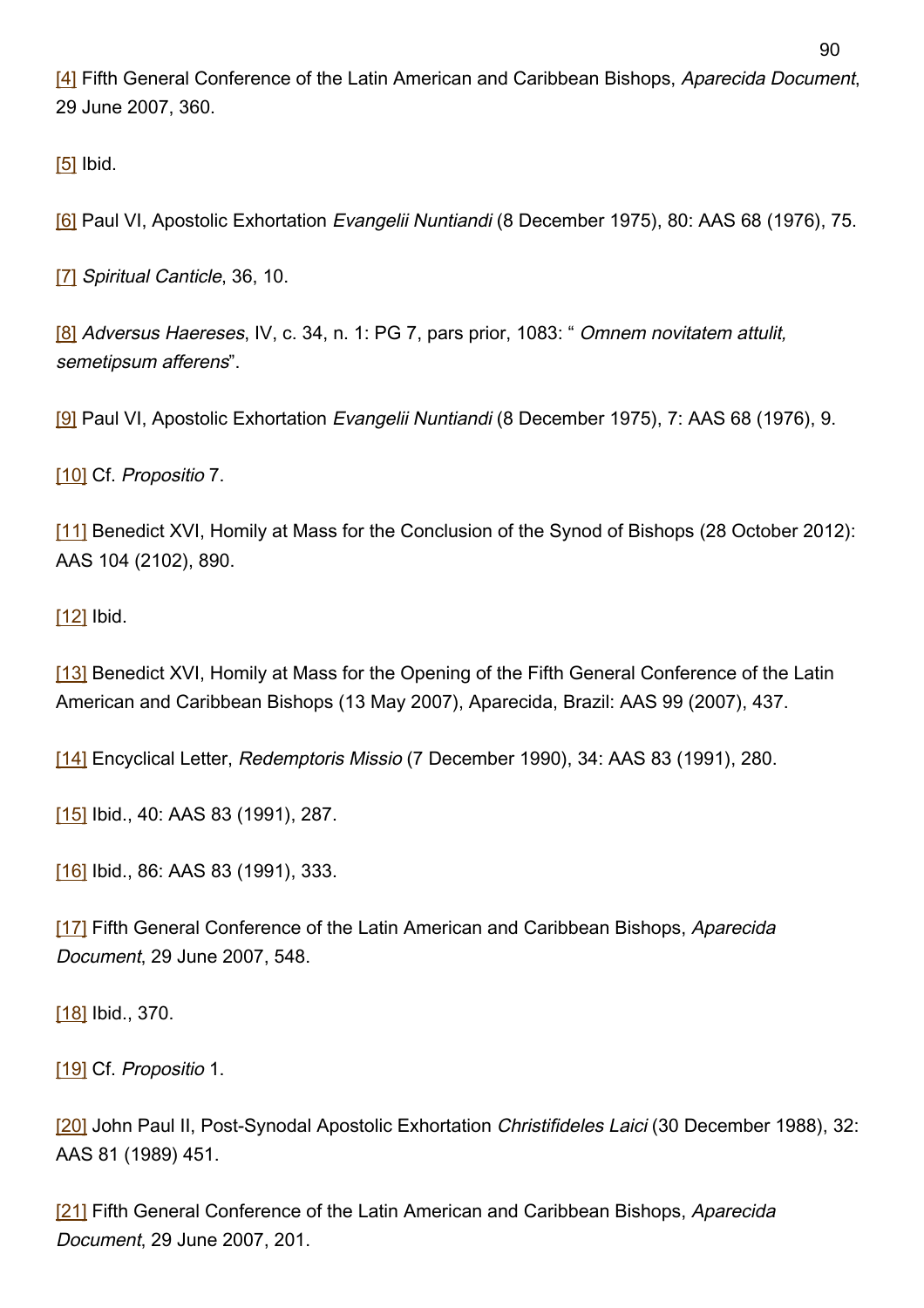[4] Fifth General Conference of the Latin American and Caribbean Bishops, *Aparecida Document*, 29 June 2007, 360.

[5] Ibid.

[6] Paul VI, Apostolic Exhortation *Evangelii Nuntiandi* (8 December 1975), 80: AAS 68 (1976), 75.

[7] *Spiritual Canticle*, 36, 10.

[8] *Adversus Haereses*, IV, c. 34, n. 1: PG 7, pars prior, 1083: " *Omnem novitatem attulit, semetipsum afferens*".

[9] Paul VI, Apostolic Exhortation *Evangelii Nuntiandi* (8 December 1975), 7: AAS 68 (1976), 9.

[10] Cf. *Propositio* 7.

[11] Benedict XVI, Homily at Mass for the Conclusion of the Synod of Bishops (28 October 2012): AAS 104 (2102), 890.

[12] Ibid.

[13] Benedict XVI, Homily at Mass for the Opening of the Fifth General Conference of the Latin American and Caribbean Bishops (13 May 2007), Aparecida, Brazil: AAS 99 (2007), 437.

[14] Encyclical Letter, *Redemptoris Missio* (7 December 1990), 34: AAS 83 (1991), 280.

[15] Ibid., 40: AAS 83 (1991), 287.

[16] Ibid., 86: AAS 83 (1991), 333.

[17] Fifth General Conference of the Latin American and Caribbean Bishops, *Aparecida Document*, 29 June 2007, 548.

[18] Ibid., 370.

[19] Cf. *Propositio* 1.

[20] John Paul II, Post-Synodal Apostolic Exhortation *Christifideles Laici* (30 December 1988), 32: AAS 81 (1989) 451.

[21] Fifth General Conference of the Latin American and Caribbean Bishops, *Aparecida Document*, 29 June 2007, 201.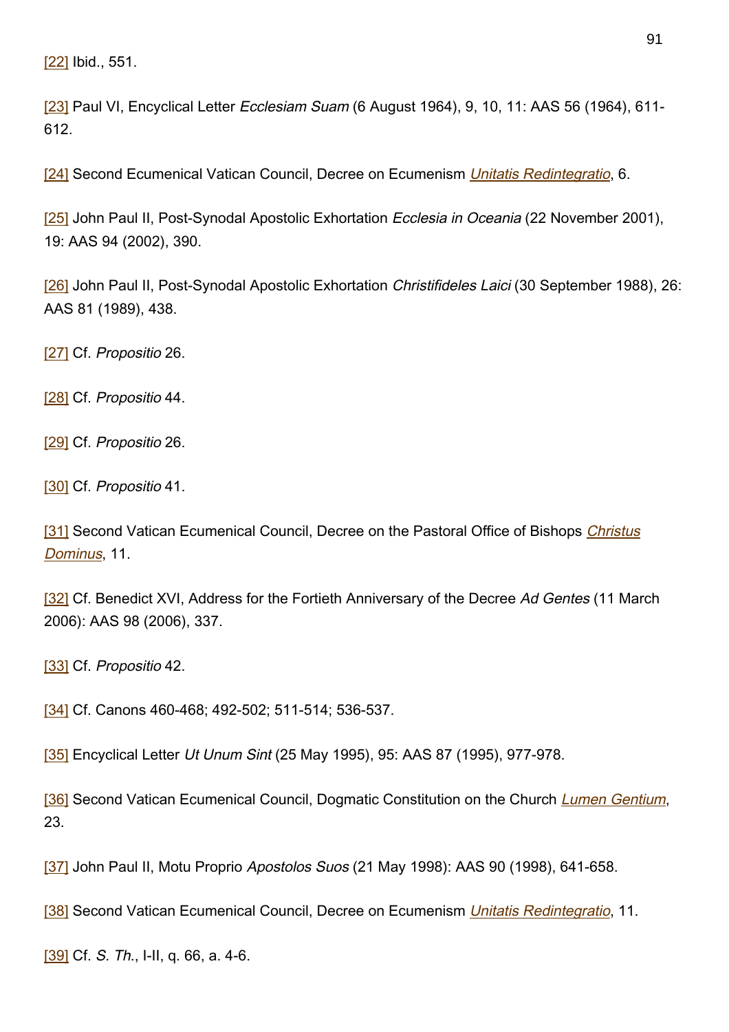[22] Ibid., 551.

[23] Paul VI, Encyclical Letter *Ecclesiam Suam* (6 August 1964), 9, 10, 11: AAS 56 (1964), 611-612.

[24] Second Ecumenical Vatican Council, Decree on Ecumenism *Unitatis Redintegratio*, 6.

[25] John Paul II, Post-Synodal Apostolic Exhortation *Ecclesia in Oceania* (22 November 2001), 19: AAS 94 (2002), 390.

[26] John Paul II, Post-Synodal Apostolic Exhortation *Christifideles Laici* (30 September 1988), 26: AAS 81 (1989), 438.

[27] Cf. *Propositio* 26.

[28] Cf. *Propositio* 44.

[29] Cf. *Propositio* 26.

[30] Cf. *Propositio* 41.

[31] Second Vatican Ecumenical Council, Decree on the Pastoral Office of Bishops *Christus Dominus*, 11.

[32] Cf. Benedict XVI, Address for the Fortieth Anniversary of the Decree *Ad Gentes* (11 March 2006): AAS 98 (2006), 337.

[33] Cf. *Propositio* 42.

[34] Cf. Canons 460-468; 492-502; 511-514; 536-537.

[35] Encyclical Letter *Ut Unum Sint* (25 May 1995), 95: AAS 87 (1995), 977-978.

[36] Second Vatican Ecumenical Council, Dogmatic Constitution on the Church *Lumen Gentium*, 23.

[37] John Paul II, Motu Proprio *Apostolos Suos* (21 May 1998): AAS 90 (1998), 641-658.

[38] Second Vatican Ecumenical Council, Decree on Ecumenism *Unitatis Redintegratio*, 11.

[39] Cf. *S. Th.*, I-II, q. 66, a. 4-6.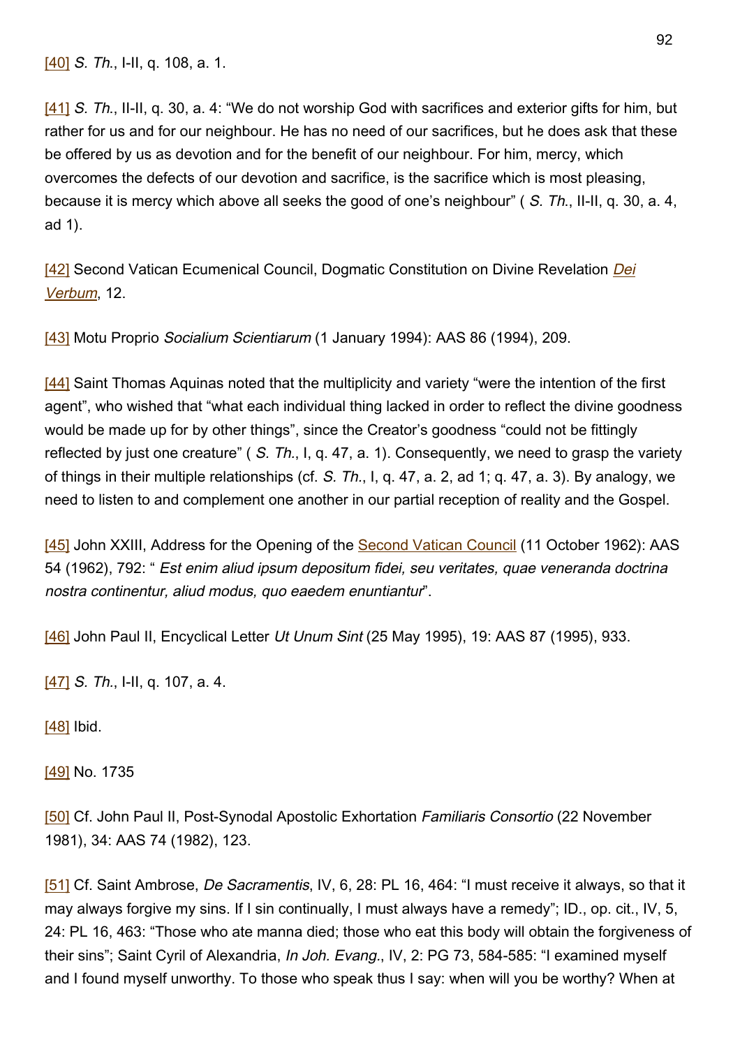[40] *S. Th.*, I-II, q. 108, a. 1.

[41] *S. Th.*, II-II, q. 30, a. 4: "We do not worship God with sacrifices and exterior gifts for him, but rather for us and for our neighbour. He has no need of our sacrifices, but he does ask that these be offered by us as devotion and for the benefit of our neighbour. For him, mercy, which overcomes the defects of our devotion and sacrifice, is the sacrifice which is most pleasing, because it is mercy which above all seeks the good of one's neighbour" ( *S. Th.*, II-II, q. 30, a. 4, ad 1).

[42] Second Vatican Ecumenical Council, Dogmatic Constitution on Divine Revelation *Dei Verbum*, 12.

[43] Motu Proprio *Socialium Scientiarum* (1 January 1994): AAS 86 (1994), 209.

[44] Saint Thomas Aquinas noted that the multiplicity and variety "were the intention of the first agent", who wished that "what each individual thing lacked in order to reflect the divine goodness would be made up for by other things", since the Creator's goodness "could not be fittingly reflected by just one creature" ( *S. Th.*, I, q. 47, a. 1). Consequently, we need to grasp the variety of things in their multiple relationships (cf. *S. Th.*, I, q. 47, a. 2, ad 1; q. 47, a. 3). By analogy, we need to listen to and complement one another in our partial reception of reality and the Gospel.

[45] John XXIII, Address for the Opening of the Second Vatican Council (11 October 1962): AAS 54 (1962), 792: " *Est enim aliud ipsum depositum fidei, seu veritates, quae veneranda doctrina nostra continentur, aliud modus, quo eaedem enuntiantur*".

[46] John Paul II, Encyclical Letter *Ut Unum Sint* (25 May 1995), 19: AAS 87 (1995), 933.

[47] *S. Th.*, I-II, q. 107, a. 4.

[48] Ibid.

[49] No. 1735

[50] Cf. John Paul II, Post-Synodal Apostolic Exhortation *Familiaris Consortio* (22 November 1981), 34: AAS 74 (1982), 123.

[51] Cf. Saint Ambrose, *De Sacramentis*, IV, 6, 28: PL 16, 464: "I must receive it always, so that it may always forgive my sins. If I sin continually, I must always have a remedy"; ID., op. cit., IV, 5, 24: PL 16, 463: "Those who ate manna died; those who eat this body will obtain the forgiveness of their sins"; Saint Cyril of Alexandria, *In Joh. Evang.*, IV, 2: PG 73, 584-585: "I examined myself and I found myself unworthy. To those who speak thus I say: when will you be worthy? When at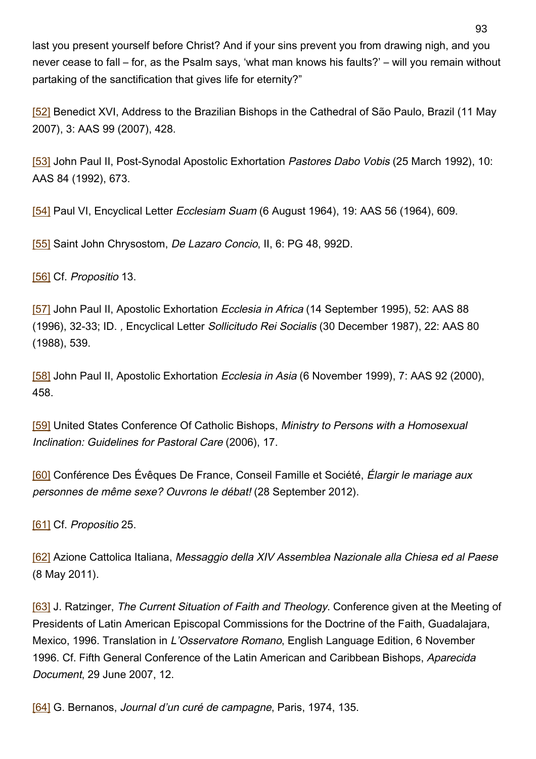last you present yourself before Christ? And if your sins prevent you from drawing nigh, and you never cease to fall – for, as the Psalm says, 'what man knows his faults?' – will you remain without partaking of the sanctification that gives life for eternity?"

[52] Benedict XVI, Address to the Brazilian Bishops in the Cathedral of São Paulo, Brazil (11 May 2007), 3: AAS 99 (2007), 428.

[53] John Paul II, Post-Synodal Apostolic Exhortation *Pastores Dabo Vobis* (25 March 1992), 10: AAS 84 (1992), 673.

[54] Paul VI, Encyclical Letter *Ecclesiam Suam* (6 August 1964), 19: AAS 56 (1964), 609.

[55] Saint John Chrysostom, *De Lazaro Concio*, II, 6: PG 48, 992D.

[56] Cf. *Propositio* 13.

[57] John Paul II, Apostolic Exhortation *Ecclesia in Africa* (14 September 1995), 52: AAS 88 (1996), 32-33; ID. *,* Encyclical Letter *Sollicitudo Rei Socialis* (30 December 1987), 22: AAS 80 (1988), 539.

[58] John Paul II, Apostolic Exhortation *Ecclesia in Asia* (6 November 1999), 7: AAS 92 (2000), 458.

[59] United States Conference Of Catholic Bishops, *Ministry to Persons with a Homosexual Inclination: Guidelines for Pastoral Care* (2006), 17.

[60] Conférence Des Évêques De France, Conseil Famille et Société, *Élargir le mariage aux personnes de même sexe? Ouvrons le débat!* (28 September 2012).

[61] Cf. *Propositio* 25.

[62] Azione Cattolica Italiana, *Messaggio della XIV Assemblea Nazionale alla Chiesa ed al Paese* (8 May 2011).

[63] J. Ratzinger, *The Current Situation of Faith and Theology*. Conference given at the Meeting of Presidents of Latin American Episcopal Commissions for the Doctrine of the Faith, Guadalajara, Mexico, 1996. Translation in *L'Osservatore Romano*, English Language Edition, 6 November 1996. Cf. Fifth General Conference of the Latin American and Caribbean Bishops, *Aparecida Document*, 29 June 2007, 12.

[64] G. Bernanos, *Journal d'un curé de campagne*, Paris, 1974, 135.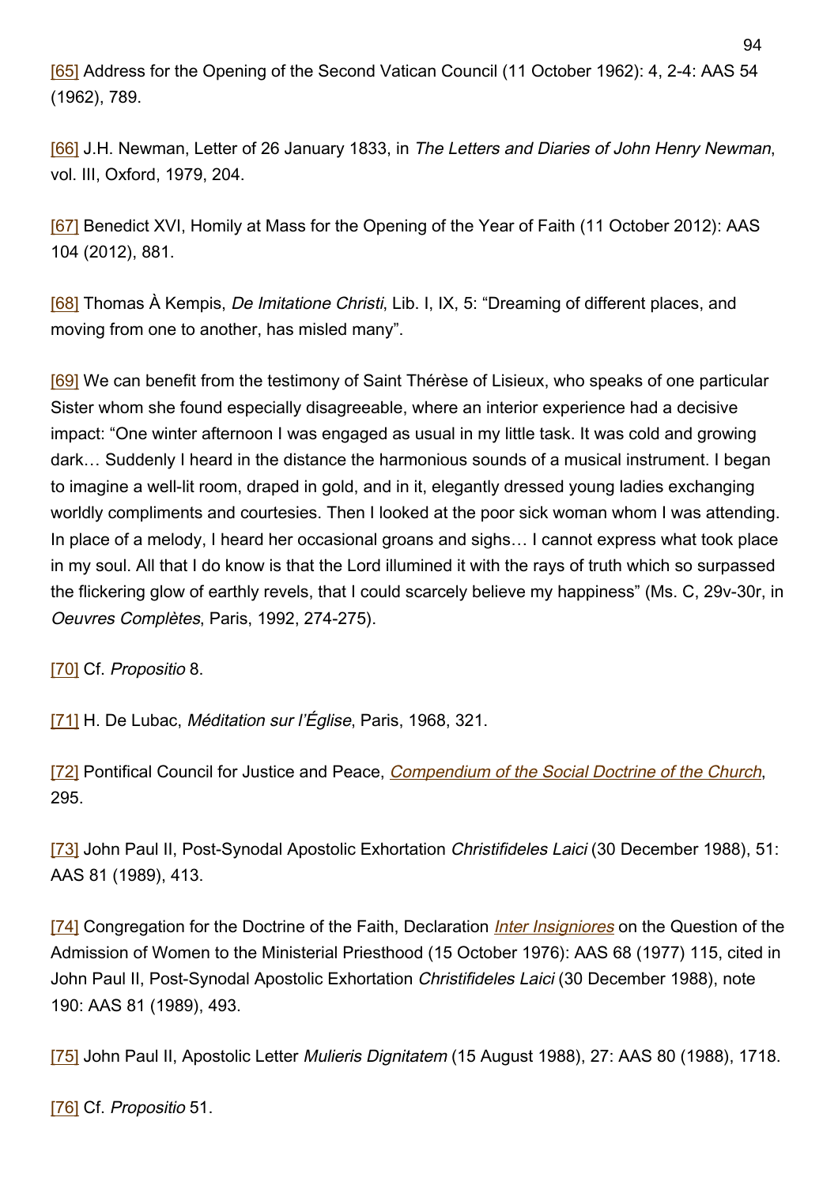[65] Address for the Opening of the Second Vatican Council (11 October 1962): 4, 2-4: AAS 54 (1962), 789.

[66] J.H. Newman, Letter of 26 January 1833, in *The Letters and Diaries of John Henry Newman*, vol. III, Oxford, 1979, 204.

[67] Benedict XVI, Homily at Mass for the Opening of the Year of Faith (11 October 2012): AAS 104 (2012), 881.

[68] Thomas À Kempis, *De Imitatione Christi*, Lib. I, IX, 5: "Dreaming of different places, and moving from one to another, has misled many".

[69] We can benefit from the testimony of Saint Thérèse of Lisieux, who speaks of one particular Sister whom she found especially disagreeable, where an interior experience had a decisive impact: "One winter afternoon I was engaged as usual in my little task. It was cold and growing dark… Suddenly I heard in the distance the harmonious sounds of a musical instrument. I began to imagine a well-lit room, draped in gold, and in it, elegantly dressed young ladies exchanging worldly compliments and courtesies. Then I looked at the poor sick woman whom I was attending. In place of a melody, I heard her occasional groans and sighs… I cannot express what took place in my soul. All that I do know is that the Lord illumined it with the rays of truth which so surpassed the flickering glow of earthly revels, that I could scarcely believe my happiness" (Ms. C, 29v-30r, in *Oeuvres Complètes*, Paris, 1992, 274-275).

[70] Cf. *Propositio* 8.

[71] H. De Lubac, *Méditation sur l'Église*, Paris, 1968, 321.

[72] Pontifical Council for Justice and Peace, *Compendium of the Social Doctrine of the Church*, 295.

[73] John Paul II, Post-Synodal Apostolic Exhortation *Christifideles Laici* (30 December 1988), 51: AAS 81 (1989), 413.

[74] Congregation for the Doctrine of the Faith, Declaration *Inter Insigniores* on the Question of the Admission of Women to the Ministerial Priesthood (15 October 1976): AAS 68 (1977) 115, cited in John Paul II, Post-Synodal Apostolic Exhortation *Christifideles Laici* (30 December 1988), note 190: AAS 81 (1989), 493.

[75] John Paul II, Apostolic Letter *Mulieris Dignitatem* (15 August 1988), 27: AAS 80 (1988), 1718.

[76] Cf. *Propositio* 51.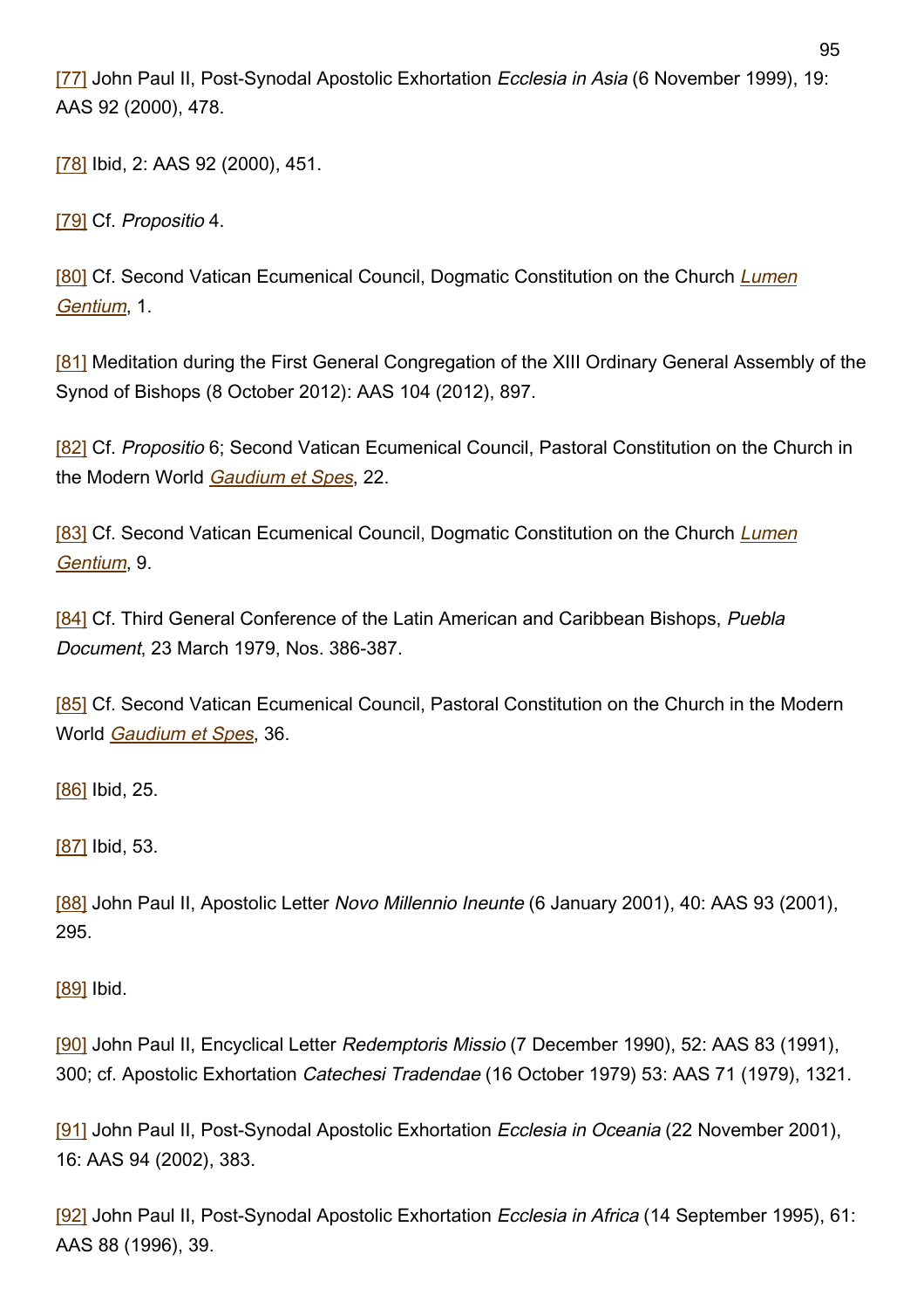[77] John Paul II, Post-Synodal Apostolic Exhortation *Ecclesia in Asia* (6 November 1999), 19: AAS 92 (2000), 478.

[78] Ibid, 2: AAS 92 (2000), 451.

[79] Cf. *Propositio* 4.

[80] Cf. Second Vatican Ecumenical Council, Dogmatic Constitution on the Church *Lumen Gentium*, 1.

[81] Meditation during the First General Congregation of the XIII Ordinary General Assembly of the Synod of Bishops (8 October 2012): AAS 104 (2012), 897.

[82] Cf. *Propositio* 6; Second Vatican Ecumenical Council, Pastoral Constitution on the Church in the Modern World *Gaudium et Spes*, 22.

[83] Cf. Second Vatican Ecumenical Council, Dogmatic Constitution on the Church *Lumen Gentium*, 9.

[84] Cf. Third General Conference of the Latin American and Caribbean Bishops, *Puebla Document*, 23 March 1979, Nos. 386-387.

[85] Cf. Second Vatican Ecumenical Council, Pastoral Constitution on the Church in the Modern World *Gaudium et Spes*, 36.

[86] Ibid, 25.

[87] Ibid, 53.

[88] John Paul II, Apostolic Letter *Novo Millennio Ineunte* (6 January 2001), 40: AAS 93 (2001), 295.

[89] Ibid.

[90] John Paul II, Encyclical Letter *Redemptoris Missio* (7 December 1990), 52: AAS 83 (1991), 300; cf. Apostolic Exhortation *Catechesi Tradendae* (16 October 1979) 53: AAS 71 (1979), 1321.

[91] John Paul II, Post-Synodal Apostolic Exhortation *Ecclesia in Oceania* (22 November 2001), 16: AAS 94 (2002), 383.

[92] John Paul II, Post-Synodal Apostolic Exhortation *Ecclesia in Africa* (14 September 1995), 61: AAS 88 (1996), 39.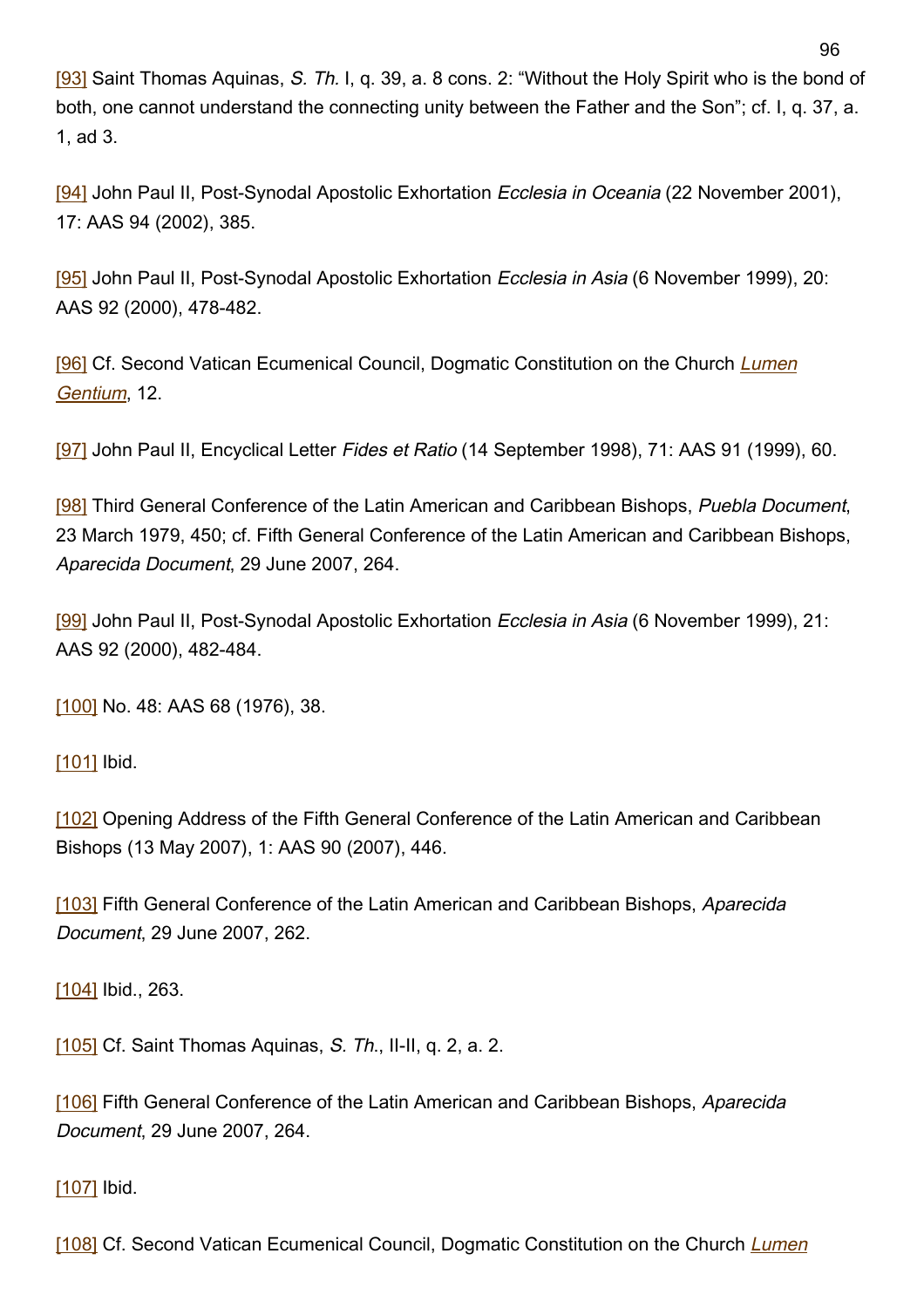[93] Saint Thomas Aquinas, *S. Th.* I, q. 39, a. 8 cons. 2: "Without the Holy Spirit who is the bond of both, one cannot understand the connecting unity between the Father and the Son"; cf. I, q. 37, a. 1, ad 3.

[94] John Paul II, Post-Synodal Apostolic Exhortation *Ecclesia in Oceania* (22 November 2001), 17: AAS 94 (2002), 385.

[95] John Paul II, Post-Synodal Apostolic Exhortation *Ecclesia in Asia* (6 November 1999), 20: AAS 92 (2000), 478-482.

[96] Cf. Second Vatican Ecumenical Council, Dogmatic Constitution on the Church *Lumen Gentium*, 12.

[97] John Paul II, Encyclical Letter *Fides et Ratio* (14 September 1998), 71: AAS 91 (1999), 60.

[98] Third General Conference of the Latin American and Caribbean Bishops, *Puebla Document*, 23 March 1979, 450; cf. Fifth General Conference of the Latin American and Caribbean Bishops, *Aparecida Document*, 29 June 2007, 264.

[99] John Paul II, Post-Synodal Apostolic Exhortation *Ecclesia in Asia* (6 November 1999), 21: AAS 92 (2000), 482-484.

[100] No. 48: AAS 68 (1976), 38.

[101] Ibid.

[102] Opening Address of the Fifth General Conference of the Latin American and Caribbean Bishops (13 May 2007), 1: AAS 90 (2007), 446.

[103] Fifth General Conference of the Latin American and Caribbean Bishops, *Aparecida Document*, 29 June 2007, 262.

[104] Ibid., 263.

[105] Cf. Saint Thomas Aquinas, *S. Th.*, II-II, q. 2, a. 2.

[106] Fifth General Conference of the Latin American and Caribbean Bishops, *Aparecida Document*, 29 June 2007, 264.

[107] Ibid.

[108] Cf. Second Vatican Ecumenical Council, Dogmatic Constitution on the Church *Lumen*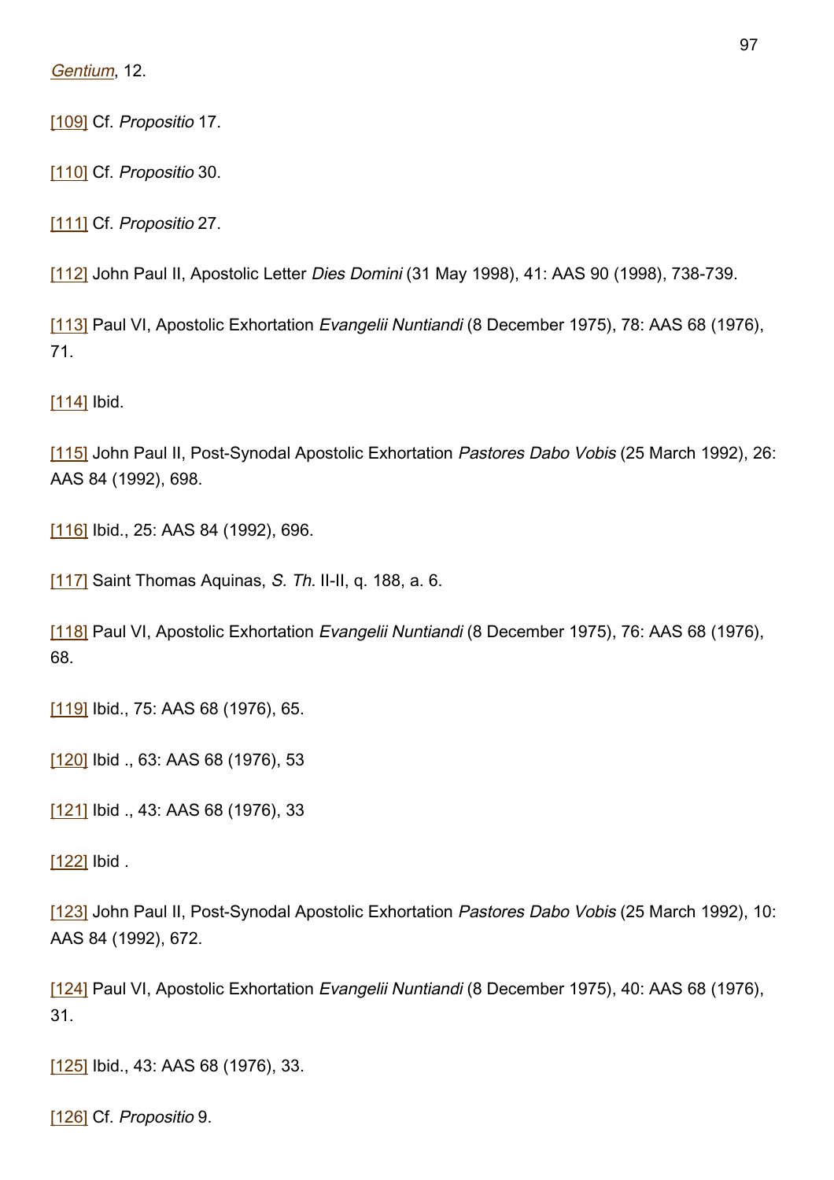*Gentium*, 12.

[109] Cf. *Propositio* 17.

[110] Cf. *Propositio* 30.

[111] Cf. *Propositio* 27.

[112] John Paul II, Apostolic Letter *Dies Domini* (31 May 1998), 41: AAS 90 (1998), 738-739.

[113] Paul VI, Apostolic Exhortation *Evangelii Nuntiandi* (8 December 1975), 78: AAS 68 (1976), 71.

[114] Ibid.

[115] John Paul II, Post-Synodal Apostolic Exhortation *Pastores Dabo Vobis* (25 March 1992), 26: AAS 84 (1992), 698.

[116] Ibid., 25: AAS 84 (1992), 696.

[117] Saint Thomas Aquinas, *S. Th.* II-II, q. 188, a. 6.

[118] Paul VI, Apostolic Exhortation *Evangelii Nuntiandi* (8 December 1975), 76: AAS 68 (1976), 68.

[119] Ibid., 75: AAS 68 (1976), 65.

[120] Ibid ., 63: AAS 68 (1976), 53

[121] Ibid ., 43: AAS 68 (1976), 33

[122] Ibid .

[123] John Paul II, Post-Synodal Apostolic Exhortation *Pastores Dabo Vobis* (25 March 1992), 10: AAS 84 (1992), 672.

[124] Paul VI, Apostolic Exhortation *Evangelii Nuntiandi* (8 December 1975), 40: AAS 68 (1976), 31.

[125] Ibid., 43: AAS 68 (1976), 33.

[126] Cf. *Propositio* 9.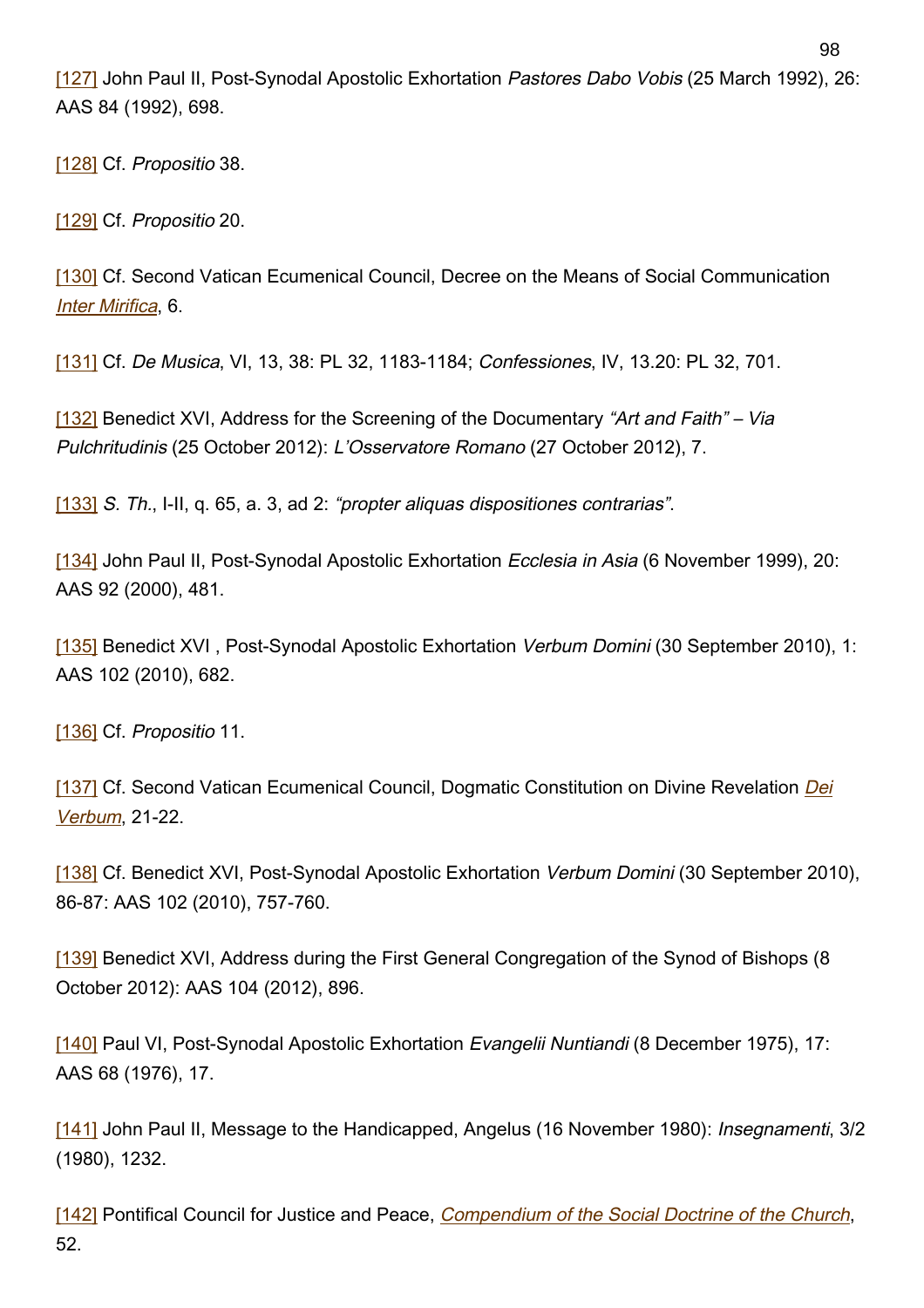[127] John Paul II, Post-Synodal Apostolic Exhortation *Pastores Dabo Vobis* (25 March 1992), 26: AAS 84 (1992), 698.

[128] Cf. *Propositio* 38.

[129] Cf. *Propositio* 20.

[130] Cf. Second Vatican Ecumenical Council, Decree on the Means of Social Communication *Inter Mirifica*, 6.

[131] Cf. *De Musica*, VI, 13, 38: PL 32, 1183-1184; *Confessiones*, IV, 13.20: PL 32, 701.

[132] Benedict XVI, Address for the Screening of the Documentary *"Art and Faith" – Via Pulchritudinis* (25 October 2012): *L'Osservatore Romano* (27 October 2012), 7.

[133] *S. Th.*, I-II, q. 65, a. 3, ad 2: *"propter aliquas dispositiones contrarias"*.

[134] John Paul II, Post-Synodal Apostolic Exhortation *Ecclesia in Asia* (6 November 1999), 20: AAS 92 (2000), 481.

[135] Benedict XVI , Post-Synodal Apostolic Exhortation *Verbum Domini* (30 September 2010), 1: AAS 102 (2010), 682.

[136] Cf. *Propositio* 11.

[137] Cf. Second Vatican Ecumenical Council, Dogmatic Constitution on Divine Revelation *Dei Verbum*, 21-22.

[138] Cf. Benedict XVI, Post-Synodal Apostolic Exhortation *Verbum Domini* (30 September 2010), 86-87: AAS 102 (2010), 757-760.

[139] Benedict XVI, Address during the First General Congregation of the Synod of Bishops (8 October 2012): AAS 104 (2012), 896.

[140] Paul VI, Post-Synodal Apostolic Exhortation *Evangelii Nuntiandi* (8 December 1975), 17: AAS 68 (1976), 17.

[141] John Paul II, Message to the Handicapped, Angelus (16 November 1980): *Insegnamenti*, 3/2 (1980), 1232.

[142] Pontifical Council for Justice and Peace, *Compendium of the Social Doctrine of the Church*, 52.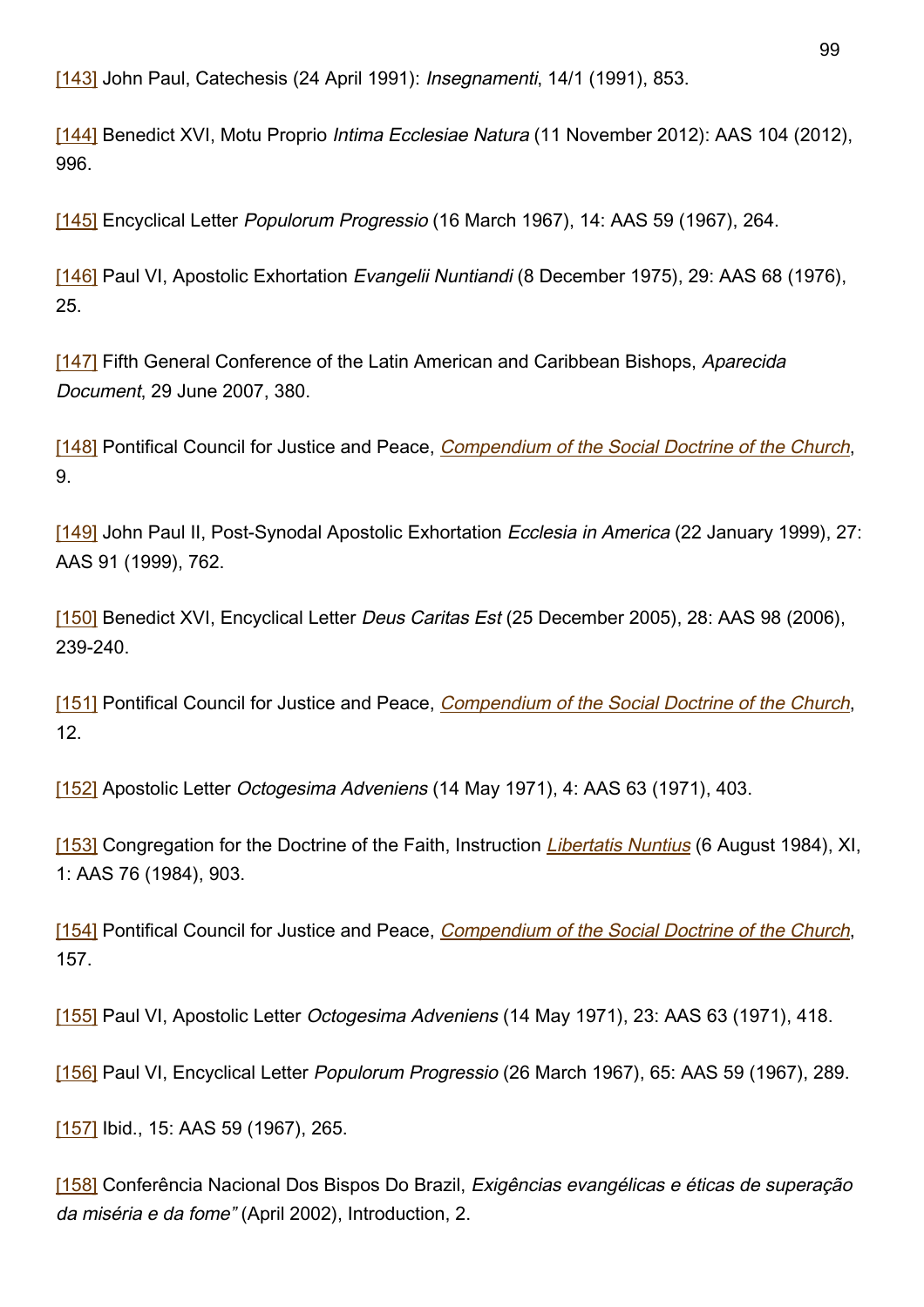[143] John Paul, Catechesis (24 April 1991): *Insegnamenti*, 14/1 (1991), 853.

[144] Benedict XVI, Motu Proprio *Intima Ecclesiae Natura* (11 November 2012): AAS 104 (2012), 996.

[145] Encyclical Letter *Populorum Progressio* (16 March 1967), 14: AAS 59 (1967), 264.

[146] Paul VI, Apostolic Exhortation *Evangelii Nuntiandi* (8 December 1975), 29: AAS 68 (1976), 25.

[147] Fifth General Conference of the Latin American and Caribbean Bishops, *Aparecida Document*, 29 June 2007, 380.

[148] Pontifical Council for Justice and Peace, *Compendium of the Social Doctrine of the Church*, 9.

[149] John Paul II, Post-Synodal Apostolic Exhortation *Ecclesia in America* (22 January 1999), 27: AAS 91 (1999), 762.

[150] Benedict XVI, Encyclical Letter *Deus Caritas Est* (25 December 2005), 28: AAS 98 (2006), 239-240.

[151] Pontifical Council for Justice and Peace, *Compendium of the Social Doctrine of the Church*, 12.

[152] Apostolic Letter *Octogesima Adveniens* (14 May 1971), 4: AAS 63 (1971), 403.

[153] Congregation for the Doctrine of the Faith, Instruction *Libertatis Nuntius* (6 August 1984), XI, 1: AAS 76 (1984), 903.

[154] Pontifical Council for Justice and Peace, *Compendium of the Social Doctrine of the Church*, 157.

[155] Paul VI, Apostolic Letter *Octogesima Adveniens* (14 May 1971), 23: AAS 63 (1971), 418.

[156] Paul VI, Encyclical Letter *Populorum Progressio* (26 March 1967), 65: AAS 59 (1967), 289.

[157] Ibid., 15: AAS 59 (1967), 265.

[158] Conferência Nacional Dos Bispos Do Brazil, *Exigências evangélicas e éticas de superação da miséria e da fome"* (April 2002), Introduction, 2.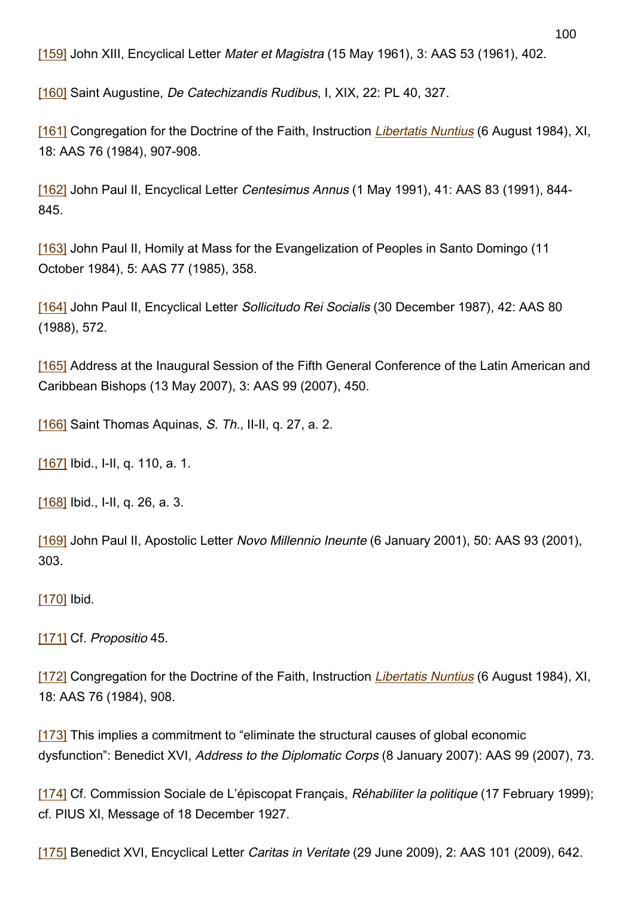[159] John XIII, Encyclical Letter *Mater et Magistra* (15 May 1961), 3: AAS 53 (1961), 402.

[160] Saint Augustine, *De Catechizandis Rudibus*, I, XIX, 22: PL 40, 327.

[161] Congregation for the Doctrine of the Faith, Instruction *Libertatis Nuntius* (6 August 1984), XI, 18: AAS 76 (1984), 907-908.

[162] John Paul II, Encyclical Letter *Centesimus Annus* (1 May 1991), 41: AAS 83 (1991), 844-845.

[163] John Paul II, Homily at Mass for the Evangelization of Peoples in Santo Domingo (11 October 1984), 5: AAS 77 (1985), 358.

[164] John Paul II, Encyclical Letter *Sollicitudo Rei Socialis* (30 December 1987), 42: AAS 80 (1988), 572.

[165] Address at the Inaugural Session of the Fifth General Conference of the Latin American and Caribbean Bishops (13 May 2007), 3: AAS 99 (2007), 450.

[166] Saint Thomas Aquinas, *S. Th.,* II-II, q. 27, a. 2.

[167] Ibid., I-II, q. 110, a. 1.

[168] Ibid., I-II, q. 26, a. 3.

[169] John Paul II, Apostolic Letter *Novo Millennio Ineunte* (6 January 2001), 50: AAS 93 (2001), 303.

[170] Ibid.

[171] Cf. *Propositio* 45.

[172] Congregation for the Doctrine of the Faith, Instruction *Libertatis Nuntius* (6 August 1984), XI, 18: AAS 76 (1984), 908.

[173] This implies a commitment to "eliminate the structural causes of global economic dysfunction": Benedict XVI, *Address to the Diplomatic Corps* (8 January 2007): AAS 99 (2007), 73.

[174] Cf. Commission Sociale de L'épiscopat Français, *Réhabiliter la politique* (17 February 1999); cf. PIUS XI, Message of 18 December 1927.

[175] Benedict XVI, Encyclical Letter *Caritas in Veritate* (29 June 2009), 2: AAS 101 (2009), 642.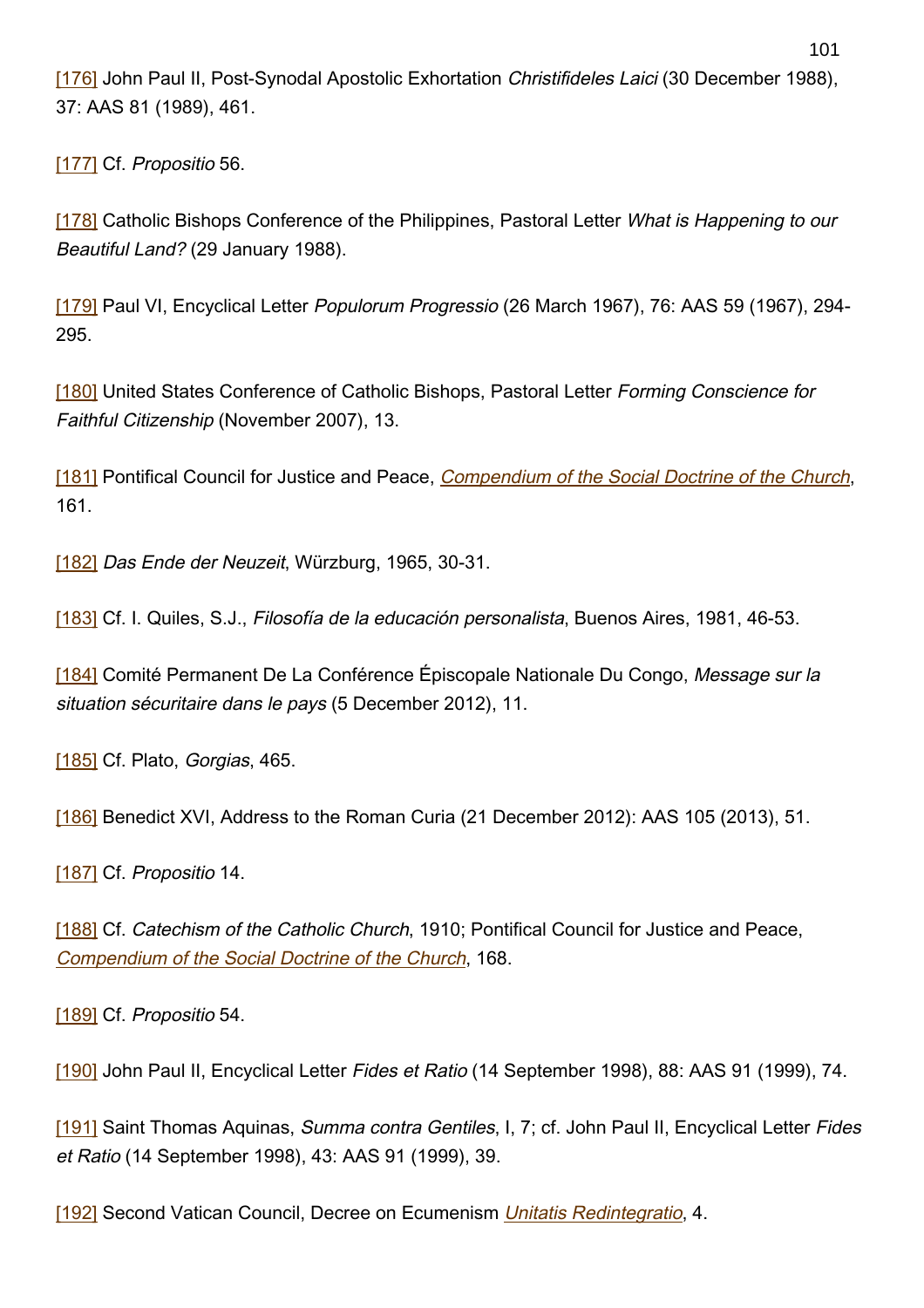[176] John Paul II, Post-Synodal Apostolic Exhortation *Christifideles Laici* (30 December 1988), 37: AAS 81 (1989), 461.

[177] Cf. *Propositio* 56.

[178] Catholic Bishops Conference of the Philippines, Pastoral Letter *What is Happening to our Beautiful Land?* (29 January 1988).

[179] Paul VI, Encyclical Letter *Populorum Progressio* (26 March 1967), 76: AAS 59 (1967), 294-295.

[180] United States Conference of Catholic Bishops, Pastoral Letter *Forming Conscience for Faithful Citizenship* (November 2007), 13.

[181] Pontifical Council for Justice and Peace, *Compendium of the Social Doctrine of the Church*, 161.

[182] *Das Ende der Neuzeit*, Würzburg, 1965, 30-31.

[183] Cf. I. Quiles, S.J., *Filosofía de la educación personalista*, Buenos Aires, 1981, 46-53.

[184] Comité Permanent De La Conférence Épiscopale Nationale Du Congo, *Message sur la situation sécuritaire dans le pays* (5 December 2012), 11.

[185] Cf. Plato, *Gorgias*, 465.

[186] Benedict XVI, Address to the Roman Curia (21 December 2012): AAS 105 (2013), 51.

[187] Cf. *Propositio* 14.

[188] Cf. *Catechism of the Catholic Church*, 1910; Pontifical Council for Justice and Peace, *Compendium of the Social Doctrine of the Church*, 168.

[189] Cf. *Propositio* 54.

[190] John Paul II, Encyclical Letter *Fides et Ratio* (14 September 1998), 88: AAS 91 (1999), 74.

[191] Saint Thomas Aquinas, *Summa contra Gentiles*, I, 7; cf. John Paul II, Encyclical Letter *Fides et Ratio* (14 September 1998), 43: AAS 91 (1999), 39.

[192] Second Vatican Council, Decree on Ecumenism *Unitatis Redintegratio*, 4.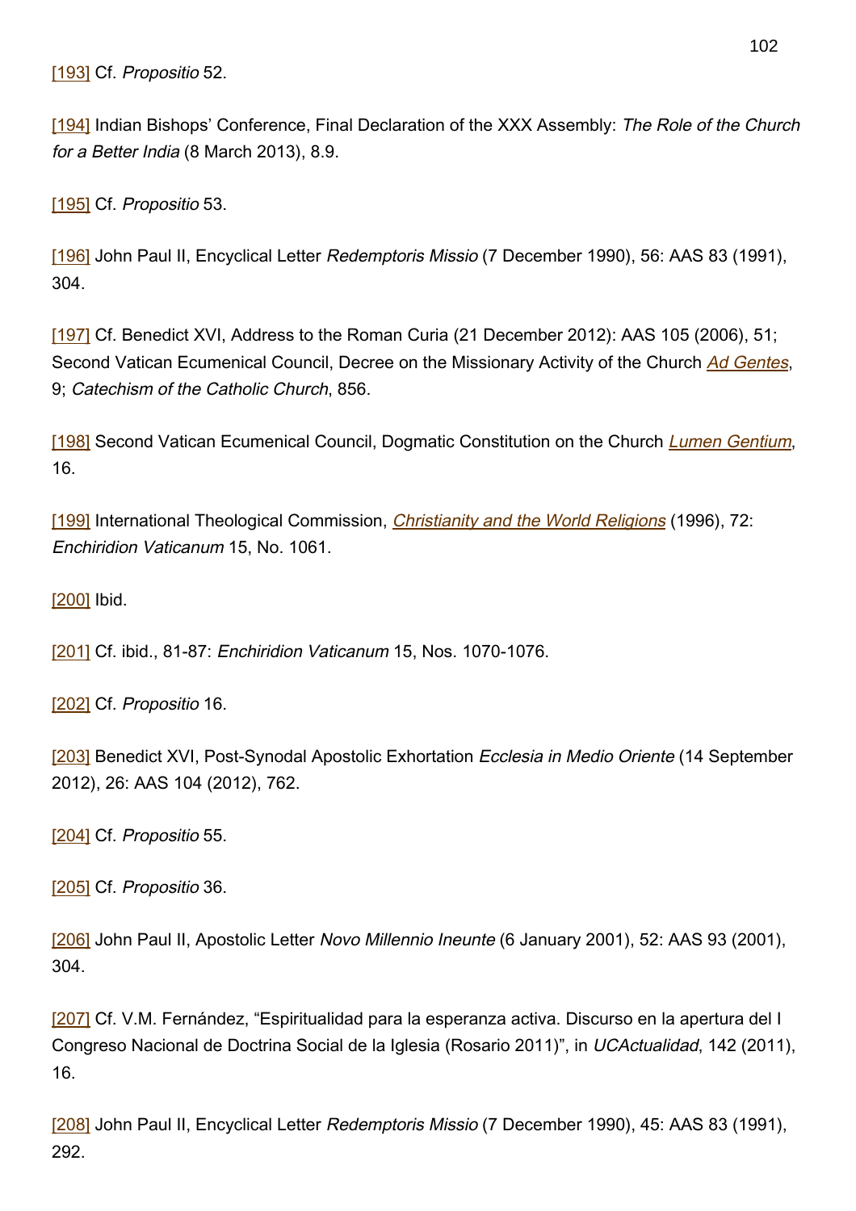[193] Cf. *Propositio* 52.

[194] Indian Bishops' Conference, Final Declaration of the XXX Assembly: *The Role of the Church for a Better India* (8 March 2013), 8.9.

[195] Cf. *Propositio* 53.

[196] John Paul II, Encyclical Letter *Redemptoris Missio* (7 December 1990), 56: AAS 83 (1991), 304.

[197] Cf. Benedict XVI, Address to the Roman Curia (21 December 2012): AAS 105 (2006), 51; Second Vatican Ecumenical Council, Decree on the Missionary Activity of the Church *Ad Gentes*, 9; *Catechism of the Catholic Church*, 856.

[198] Second Vatican Ecumenical Council, Dogmatic Constitution on the Church *Lumen Gentium*, 16.

[199] International Theological Commission, *Christianity and the World Religions* (1996), 72: *Enchiridion Vaticanum* 15, No. 1061.

[200] Ibid.

[201] Cf. ibid., 81-87: *Enchiridion Vaticanum* 15, Nos. 1070-1076.

[202] Cf. *Propositio* 16.

[203] Benedict XVI, Post-Synodal Apostolic Exhortation *Ecclesia in Medio Oriente* (14 September 2012), 26: AAS 104 (2012), 762.

[204] Cf. *Propositio* 55.

[205] Cf. *Propositio* 36.

[206] John Paul II, Apostolic Letter *Novo Millennio Ineunte* (6 January 2001), 52: AAS 93 (2001), 304.

[207] Cf. V.M. Fernández, "Espiritualidad para la esperanza activa. Discurso en la apertura del I Congreso Nacional de Doctrina Social de la Iglesia (Rosario 2011)", in *UCActualidad*, 142 (2011), 16.

[208] John Paul II, Encyclical Letter *Redemptoris Missio* (7 December 1990), 45: AAS 83 (1991), 292.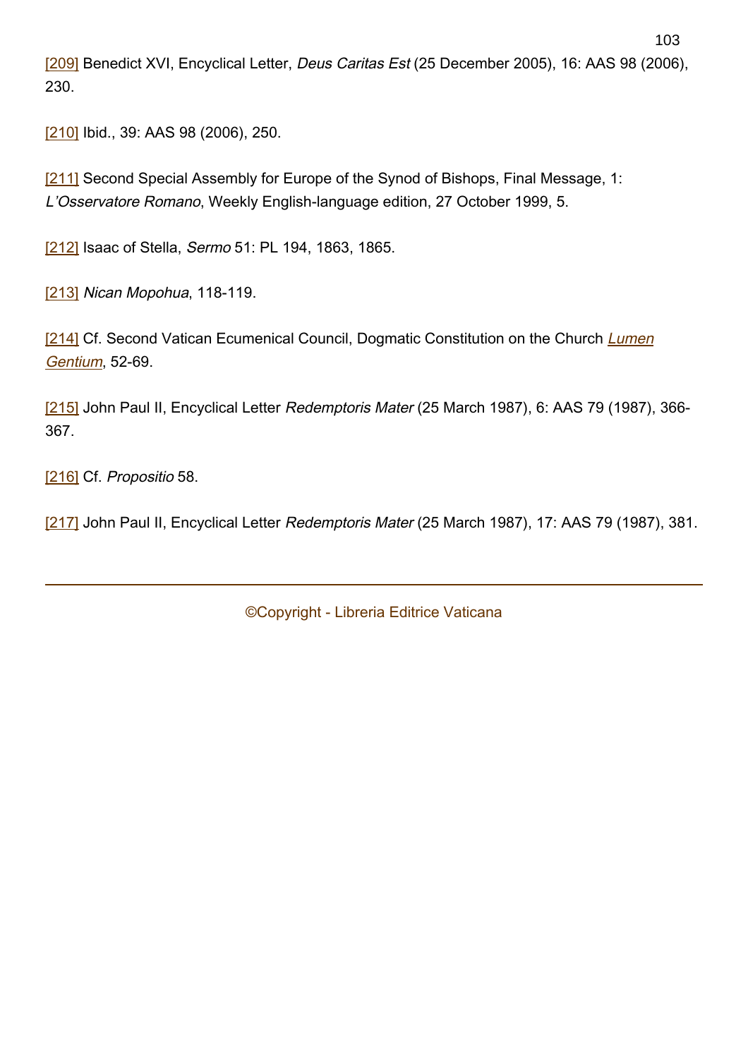[209] Benedict XVI, Encyclical Letter, *Deus Caritas Est* (25 December 2005), 16: AAS 98 (2006), 230.

[210] Ibid., 39: AAS 98 (2006), 250.

[211] Second Special Assembly for Europe of the Synod of Bishops, Final Message, 1: *L'Osservatore Romano*, Weekly English-language edition, 27 October 1999, 5.

[212] Isaac of Stella, *Sermo* 51: PL 194, 1863, 1865.

[213] *Nican Mopohua*, 118-119.

[214] Cf. Second Vatican Ecumenical Council, Dogmatic Constitution on the Church *Lumen Gentium*, 52-69.

[215] John Paul II, Encyclical Letter *Redemptoris Mater* (25 March 1987), 6: AAS 79 (1987), 366-367.

[216] Cf. *Propositio* 58.

[217] John Paul II, Encyclical Letter *Redemptoris Mater* (25 March 1987), 17: AAS 79 (1987), 381.

---

©Copyright - Libreria Editrice Vaticana